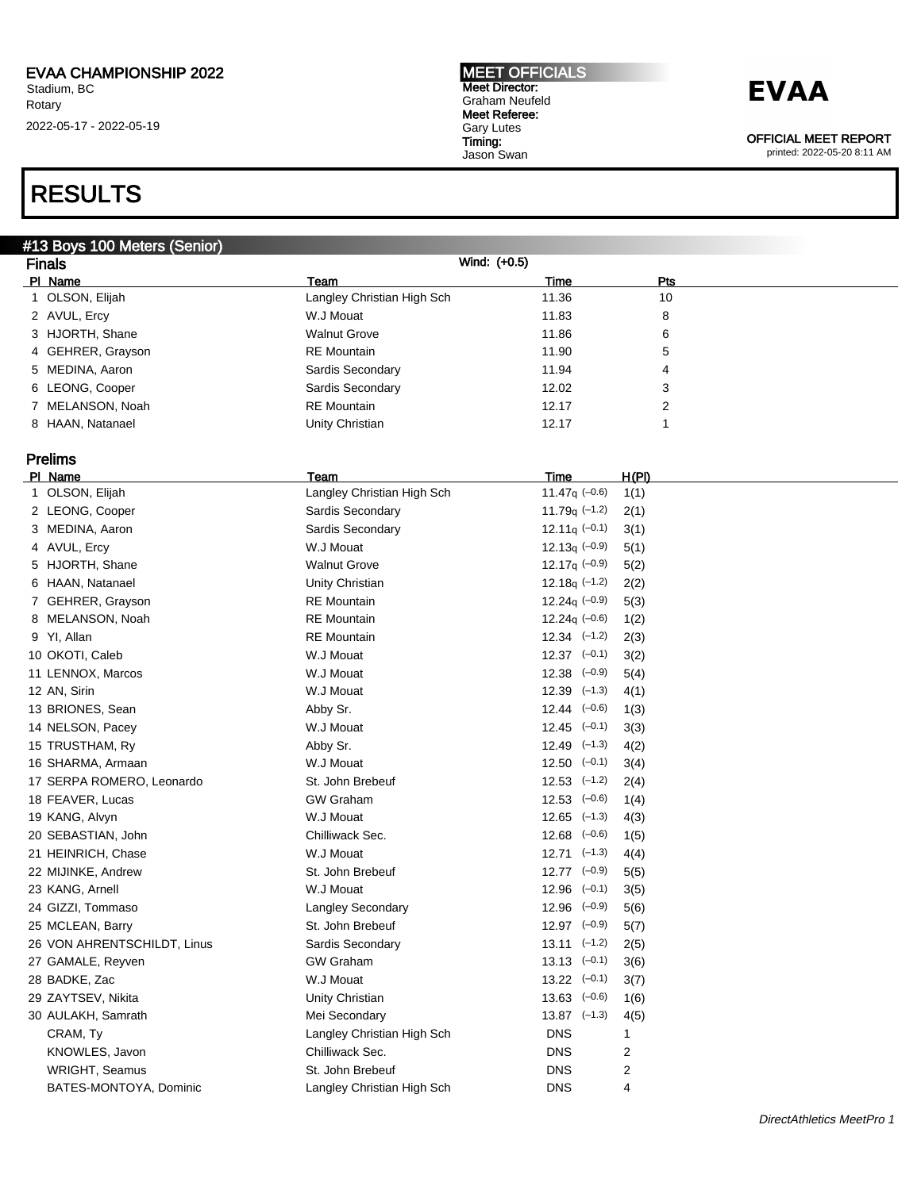**EVAA CHAMPIONSHIP 2022**
Stadium, BC
Rotary
2022-05-17 - 2022-05-19

**MEET OFFICIALS**
**Meet Director:** Graham Neufeld
**Meet Referee:** Gary Lutes
**Timing:** Jason Swan

**EVAA**

**OFFICIAL MEET REPORT**
printed: 2022-05-20 8:11 AM

# RESULTS

## #13 Boys 100 Meters (Senior)

### Finals

Wind: (+0.5)

| Pl | Name | Team | Time | Pts |
|---|---|---|---|---|
| 1 | OLSON, Elijah | Langley Christian High Sch | 11.36 | 10 |
| 2 | AVUL, Ercy | W.J Mouat | 11.83 | 8 |
| 3 | HJORTH, Shane | Walnut Grove | 11.86 | 6 |
| 4 | GEHRER, Grayson | RE Mountain | 11.90 | 5 |
| 5 | MEDINA, Aaron | Sardis Secondary | 11.94 | 4 |
| 6 | LEONG, Cooper | Sardis Secondary | 12.02 | 3 |
| 7 | MELANSON, Noah | RE Mountain | 12.17 | 2 |
| 8 | HAAN, Natanael | Unity Christian | 12.17 | 1 |

### Prelims

| Pl | Name | Team | Time | H(Pl) |
|---|---|---|---|---|
| 1 | OLSON, Elijah | Langley Christian High Sch | 11.47q (–0.6) | 1(1) |
| 2 | LEONG, Cooper | Sardis Secondary | 11.79q (–1.2) | 2(1) |
| 3 | MEDINA, Aaron | Sardis Secondary | 12.11q (–0.1) | 3(1) |
| 4 | AVUL, Ercy | W.J Mouat | 12.13q (–0.9) | 5(1) |
| 5 | HJORTH, Shane | Walnut Grove | 12.17q (–0.9) | 5(2) |
| 6 | HAAN, Natanael | Unity Christian | 12.18q (–1.2) | 2(2) |
| 7 | GEHRER, Grayson | RE Mountain | 12.24q (–0.9) | 5(3) |
| 8 | MELANSON, Noah | RE Mountain | 12.24q (–0.6) | 1(2) |
| 9 | YI, Allan | RE Mountain | 12.34 (–1.2) | 2(3) |
| 10 | OKOTI, Caleb | W.J Mouat | 12.37 (–0.1) | 3(2) |
| 11 | LENNOX, Marcos | W.J Mouat | 12.38 (–0.9) | 5(4) |
| 12 | AN, Sirin | W.J Mouat | 12.39 (–1.3) | 4(1) |
| 13 | BRIONES, Sean | Abby Sr. | 12.44 (–0.6) | 1(3) |
| 14 | NELSON, Pacey | W.J Mouat | 12.45 (–0.1) | 3(3) |
| 15 | TRUSTHAM, Ry | Abby Sr. | 12.49 (–1.3) | 4(2) |
| 16 | SHARMA, Armaan | W.J Mouat | 12.50 (–0.1) | 3(4) |
| 17 | SERPA ROMERO, Leonardo | St. John Brebeuf | 12.53 (–1.2) | 2(4) |
| 18 | FEAVER, Lucas | GW Graham | 12.53 (–0.6) | 1(4) |
| 19 | KANG, Alvyn | W.J Mouat | 12.65 (–1.3) | 4(3) |
| 20 | SEBASTIAN, John | Chilliwack Sec. | 12.68 (–0.6) | 1(5) |
| 21 | HEINRICH, Chase | W.J Mouat | 12.71 (–1.3) | 4(4) |
| 22 | MIJINKE, Andrew | St. John Brebeuf | 12.77 (–0.9) | 5(5) |
| 23 | KANG, Arnell | W.J Mouat | 12.96 (–0.1) | 3(5) |
| 24 | GIZZI, Tommaso | Langley Secondary | 12.96 (–0.9) | 5(6) |
| 25 | MCLEAN, Barry | St. John Brebeuf | 12.97 (–0.9) | 5(7) |
| 26 | VON AHRENTSCHILDT, Linus | Sardis Secondary | 13.11 (–1.2) | 2(5) |
| 27 | GAMALE, Reyven | GW Graham | 13.13 (–0.1) | 3(6) |
| 28 | BADKE, Zac | W.J Mouat | 13.22 (–0.1) | 3(7) |
| 29 | ZAYTSEV, Nikita | Unity Christian | 13.63 (–0.6) | 1(6) |
| 30 | AULAKH, Samrath | Mei Secondary | 13.87 (–1.3) | 4(5) |
| | CRAM, Ty | Langley Christian High Sch | DNS | 1 |
| | KNOWLES, Javon | Chilliwack Sec. | DNS | 2 |
| | WRIGHT, Seamus | St. John Brebeuf | DNS | 2 |
| | BATES-MONTOYA, Dominic | Langley Christian High Sch | DNS | 4 |

*DirectAthletics MeetPro 1*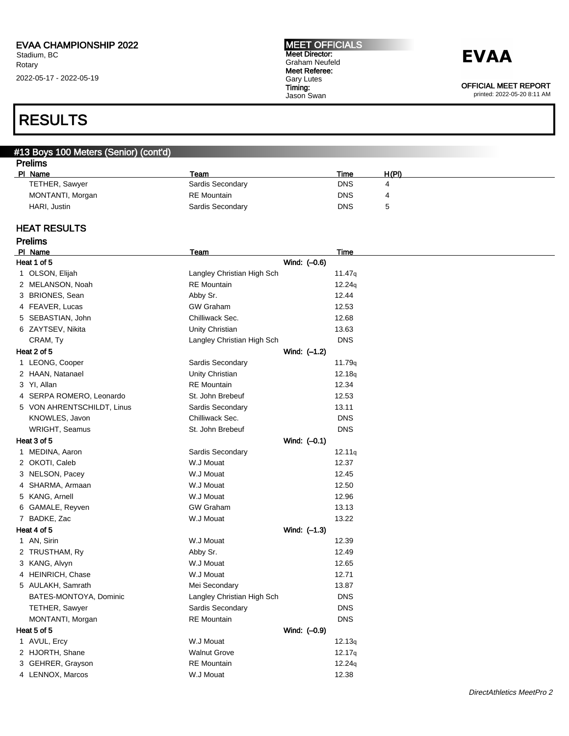# RESULTS

## #13 Boys 100 Meters (Senior) (cont'd)

### Prelims

| Pl | Name | Team | Time | H(Pl) |
|---|---|---|---|---|
| | TETHER, Sawyer | Sardis Secondary | DNS | 4 |
| | MONTANTI, Morgan | RE Mountain | DNS | 4 |
| | HARI, Justin | Sardis Secondary | DNS | 5 |

## HEAT RESULTS

### Prelims

| Pl | Name | Team | Wind | Time |
|---|---|---|---|---|
| **Heat 1 of 5** | | | Wind: (–0.6) | |
| 1 | OLSON, Elijah | Langley Christian High Sch | | 11.47q |
| 2 | MELANSON, Noah | RE Mountain | | 12.24q |
| 3 | BRIONES, Sean | Abby Sr. | | 12.44 |
| 4 | FEAVER, Lucas | GW Graham | | 12.53 |
| 5 | SEBASTIAN, John | Chilliwack Sec. | | 12.68 |
| 6 | ZAYTSEV, Nikita | Unity Christian | | 13.63 |
| | CRAM, Ty | Langley Christian High Sch | | DNS |
| **Heat 2 of 5** | | | Wind: (–1.2) | |
| 1 | LEONG, Cooper | Sardis Secondary | | 11.79q |
| 2 | HAAN, Natanael | Unity Christian | | 12.18q |
| 3 | YI, Allan | RE Mountain | | 12.34 |
| 4 | SERPA ROMERO, Leonardo | St. John Brebeuf | | 12.53 |
| 5 | VON AHRENTSCHILDT, Linus | Sardis Secondary | | 13.11 |
| | KNOWLES, Javon | Chilliwack Sec. | | DNS |
| | WRIGHT, Seamus | St. John Brebeuf | | DNS |
| **Heat 3 of 5** | | | Wind: (–0.1) | |
| 1 | MEDINA, Aaron | Sardis Secondary | | 12.11q |
| 2 | OKOTI, Caleb | W.J Mouat | | 12.37 |
| 3 | NELSON, Pacey | W.J Mouat | | 12.45 |
| 4 | SHARMA, Armaan | W.J Mouat | | 12.50 |
| 5 | KANG, Arnell | W.J Mouat | | 12.96 |
| 6 | GAMALE, Reyven | GW Graham | | 13.13 |
| 7 | BADKE, Zac | W.J Mouat | | 13.22 |
| **Heat 4 of 5** | | | Wind: (–1.3) | |
| 1 | AN, Sirin | W.J Mouat | | 12.39 |
| 2 | TRUSTHAM, Ry | Abby Sr. | | 12.49 |
| 3 | KANG, Alvyn | W.J Mouat | | 12.65 |
| 4 | HEINRICH, Chase | W.J Mouat | | 12.71 |
| 5 | AULAKH, Samrath | Mei Secondary | | 13.87 |
| | BATES-MONTOYA, Dominic | Langley Christian High Sch | | DNS |
| | TETHER, Sawyer | Sardis Secondary | | DNS |
| | MONTANTI, Morgan | RE Mountain | | DNS |
| **Heat 5 of 5** | | | Wind: (–0.9) | |
| 1 | AVUL, Ercy | W.J Mouat | | 12.13q |
| 2 | HJORTH, Shane | Walnut Grove | | 12.17q |
| 3 | GEHRER, Grayson | RE Mountain | | 12.24q |
| 4 | LENNOX, Marcos | W.J Mouat | | 12.38 |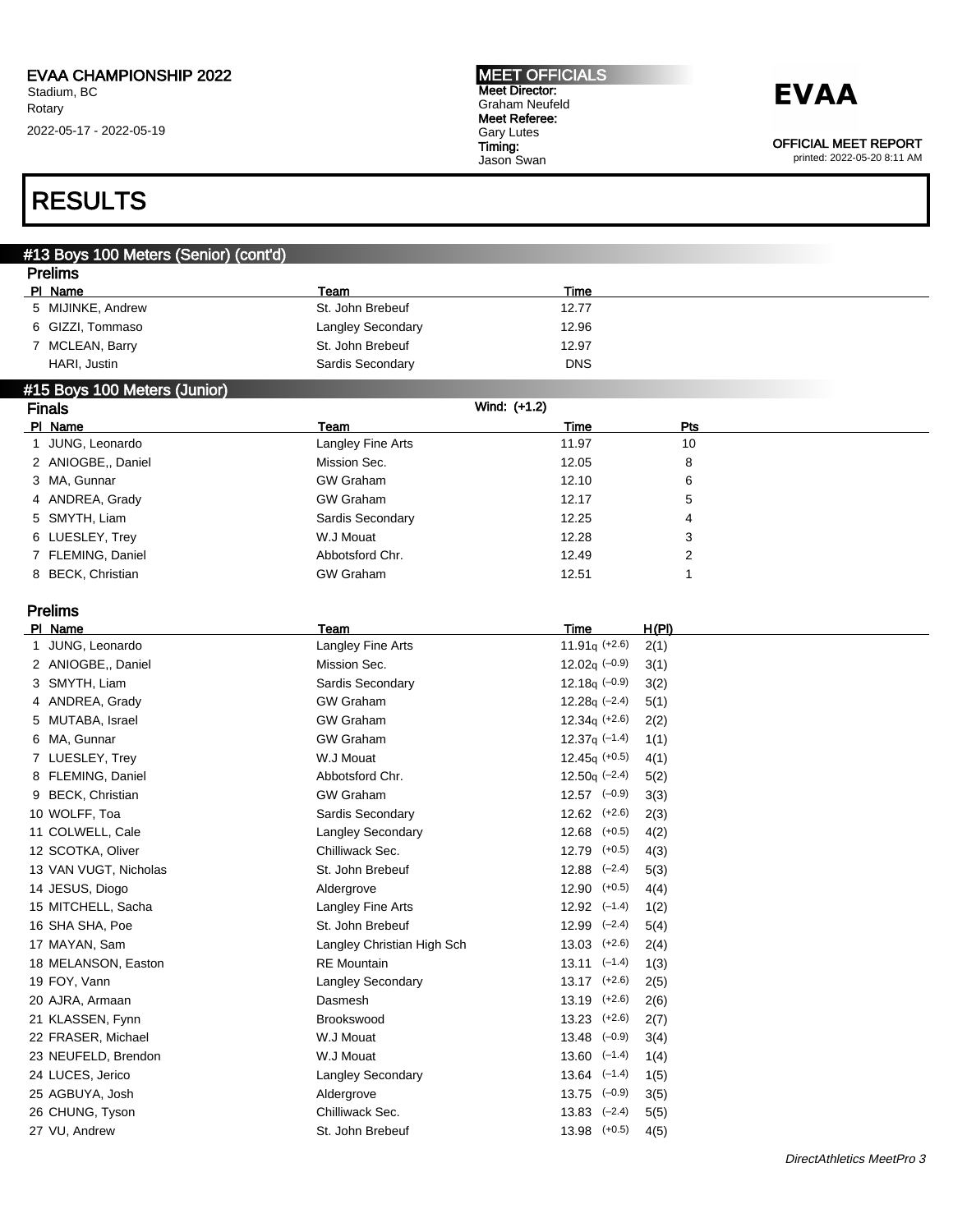# RESULTS

## #13 Boys 100 Meters (Senior) (cont'd)

### Prelims

| Pl | Name | Team | Time |
|---|---|---|---|
| 5 | MIJINKE, Andrew | St. John Brebeuf | 12.77 |
| 6 | GIZZI, Tommaso | Langley Secondary | 12.96 |
| 7 | MCLEAN, Barry | St. John Brebeuf | 12.97 |
| | HARI, Justin | Sardis Secondary | DNS |

## #15 Boys 100 Meters (Junior)

### Finals

Wind: (+1.2)

| Pl | Name | Team | Time | Pts |
|---|---|---|---|---|
| 1 | JUNG, Leonardo | Langley Fine Arts | 11.97 | 10 |
| 2 | ANIOGBE,, Daniel | Mission Sec. | 12.05 | 8 |
| 3 | MA, Gunnar | GW Graham | 12.10 | 6 |
| 4 | ANDREA, Grady | GW Graham | 12.17 | 5 |
| 5 | SMYTH, Liam | Sardis Secondary | 12.25 | 4 |
| 6 | LUESLEY, Trey | W.J Mouat | 12.28 | 3 |
| 7 | FLEMING, Daniel | Abbotsford Chr. | 12.49 | 2 |
| 8 | BECK, Christian | GW Graham | 12.51 | 1 |

### Prelims

| Pl | Name | Team | Time | H(Pl) |
|---|---|---|---|---|
| 1 | JUNG, Leonardo | Langley Fine Arts | 11.91q (+2.6) | 2(1) |
| 2 | ANIOGBE,, Daniel | Mission Sec. | 12.02q (–0.9) | 3(1) |
| 3 | SMYTH, Liam | Sardis Secondary | 12.18q (–0.9) | 3(2) |
| 4 | ANDREA, Grady | GW Graham | 12.28q (–2.4) | 5(1) |
| 5 | MUTABA, Israel | GW Graham | 12.34q (+2.6) | 2(2) |
| 6 | MA, Gunnar | GW Graham | 12.37q (–1.4) | 1(1) |
| 7 | LUESLEY, Trey | W.J Mouat | 12.45q (+0.5) | 4(1) |
| 8 | FLEMING, Daniel | Abbotsford Chr. | 12.50q (–2.4) | 5(2) |
| 9 | BECK, Christian | GW Graham | 12.57 (–0.9) | 3(3) |
| 10 | WOLFF, Toa | Sardis Secondary | 12.62 (+2.6) | 2(3) |
| 11 | COLWELL, Cale | Langley Secondary | 12.68 (+0.5) | 4(2) |
| 12 | SCOTKA, Oliver | Chilliwack Sec. | 12.79 (+0.5) | 4(3) |
| 13 | VAN VUGT, Nicholas | St. John Brebeuf | 12.88 (–2.4) | 5(3) |
| 14 | JESUS, Diogo | Aldergrove | 12.90 (+0.5) | 4(4) |
| 15 | MITCHELL, Sacha | Langley Fine Arts | 12.92 (–1.4) | 1(2) |
| 16 | SHA SHA, Poe | St. John Brebeuf | 12.99 (–2.4) | 5(4) |
| 17 | MAYAN, Sam | Langley Christian High Sch | 13.03 (+2.6) | 2(4) |
| 18 | MELANSON, Easton | RE Mountain | 13.11 (–1.4) | 1(3) |
| 19 | FOY, Vann | Langley Secondary | 13.17 (+2.6) | 2(5) |
| 20 | AJRA, Armaan | Dasmesh | 13.19 (+2.6) | 2(6) |
| 21 | KLASSEN, Fynn | Brookswood | 13.23 (+2.6) | 2(7) |
| 22 | FRASER, Michael | W.J Mouat | 13.48 (–0.9) | 3(4) |
| 23 | NEUFELD, Brendon | W.J Mouat | 13.60 (–1.4) | 1(4) |
| 24 | LUCES, Jerico | Langley Secondary | 13.64 (–1.4) | 1(5) |
| 25 | AGBUYA, Josh | Aldergrove | 13.75 (–0.9) | 3(5) |
| 26 | CHUNG, Tyson | Chilliwack Sec. | 13.83 (–2.4) | 5(5) |
| 27 | VU, Andrew | St. John Brebeuf | 13.98 (+0.5) | 4(5) |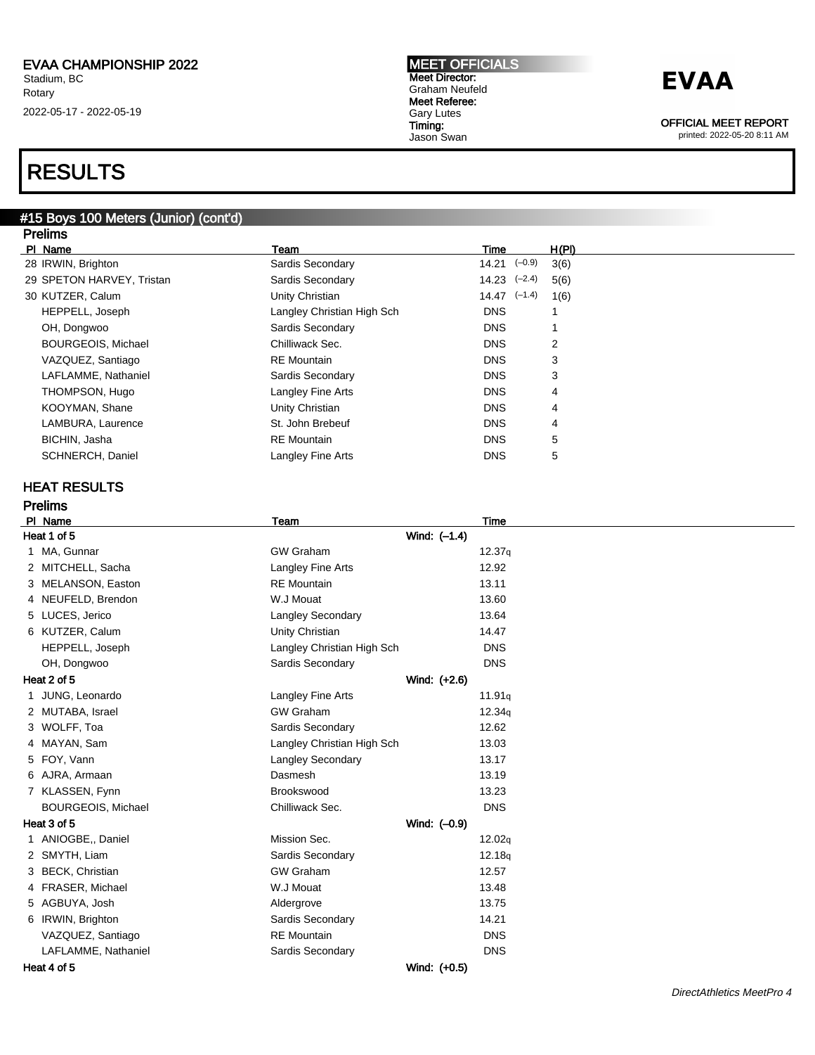# RESULTS

## #15 Boys 100 Meters (Junior) (cont'd)

### Prelims

| Pl | Name | Team | Time | | H(Pl) |
|---|---|---|---|---|---|
| 28 | IRWIN, Brighton | Sardis Secondary | 14.21 | (–0.9) | 3(6) |
| 29 | SPETON HARVEY, Tristan | Sardis Secondary | 14.23 | (–2.4) | 5(6) |
| 30 | KUTZER, Calum | Unity Christian | 14.47 | (–1.4) | 1(6) |
| | HEPPELL, Joseph | Langley Christian High Sch | DNS | | 1 |
| | OH, Dongwoo | Sardis Secondary | DNS | | 1 |
| | BOURGEOIS, Michael | Chilliwack Sec. | DNS | | 2 |
| | VAZQUEZ, Santiago | RE Mountain | DNS | | 3 |
| | LAFLAMME, Nathaniel | Sardis Secondary | DNS | | 3 |
| | THOMPSON, Hugo | Langley Fine Arts | DNS | | 4 |
| | KOOYMAN, Shane | Unity Christian | DNS | | 4 |
| | LAMBURA, Laurence | St. John Brebeuf | DNS | | 4 |
| | BICHIN, Jasha | RE Mountain | DNS | | 5 |
| | SCHNERCH, Daniel | Langley Fine Arts | DNS | | 5 |

### HEAT RESULTS

#### Prelims

| Pl | Name | Team | Time |
|---|---|---|---|
| **Heat 1 of 5** | | Wind: (–1.4) | |
| 1 | MA, Gunnar | GW Graham | 12.37q |
| 2 | MITCHELL, Sacha | Langley Fine Arts | 12.92 |
| 3 | MELANSON, Easton | RE Mountain | 13.11 |
| 4 | NEUFELD, Brendon | W.J Mouat | 13.60 |
| 5 | LUCES, Jerico | Langley Secondary | 13.64 |
| 6 | KUTZER, Calum | Unity Christian | 14.47 |
| | HEPPELL, Joseph | Langley Christian High Sch | DNS |
| | OH, Dongwoo | Sardis Secondary | DNS |
| **Heat 2 of 5** | | Wind: (+2.6) | |
| 1 | JUNG, Leonardo | Langley Fine Arts | 11.91q |
| 2 | MUTABA, Israel | GW Graham | 12.34q |
| 3 | WOLFF, Toa | Sardis Secondary | 12.62 |
| 4 | MAYAN, Sam | Langley Christian High Sch | 13.03 |
| 5 | FOY, Vann | Langley Secondary | 13.17 |
| 6 | AJRA, Armaan | Dasmesh | 13.19 |
| 7 | KLASSEN, Fynn | Brookswood | 13.23 |
| | BOURGEOIS, Michael | Chilliwack Sec. | DNS |
| **Heat 3 of 5** | | Wind: (–0.9) | |
| 1 | ANIOGBE,, Daniel | Mission Sec. | 12.02q |
| 2 | SMYTH, Liam | Sardis Secondary | 12.18q |
| 3 | BECK, Christian | GW Graham | 12.57 |
| 4 | FRASER, Michael | W.J Mouat | 13.48 |
| 5 | AGBUYA, Josh | Aldergrove | 13.75 |
| 6 | IRWIN, Brighton | Sardis Secondary | 14.21 |
| | VAZQUEZ, Santiago | RE Mountain | DNS |
| | LAFLAMME, Nathaniel | Sardis Secondary | DNS |
| **Heat 4 of 5** | | Wind: (+0.5) | |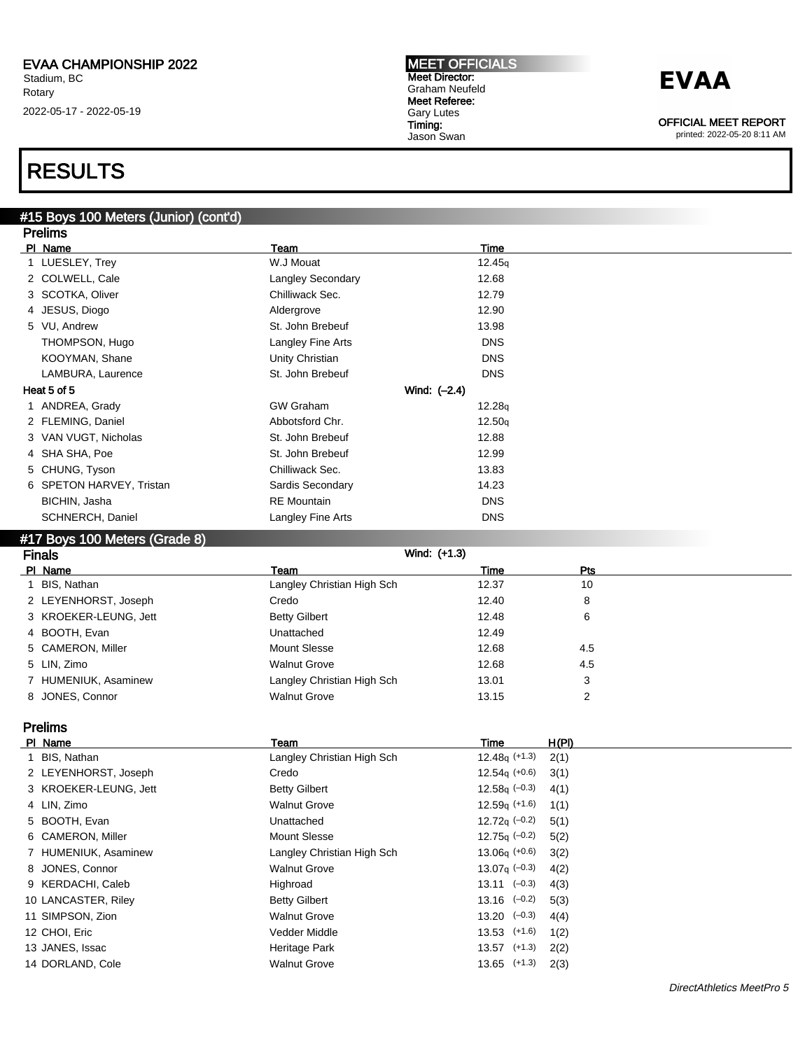# RESULTS

## #15 Boys 100 Meters (Junior) (cont'd)

### Prelims

| Pl | Name | Team | Time |
|---|---|---|---|
| 1 | LUESLEY, Trey | W.J Mouat | 12.45q |
| 2 | COLWELL, Cale | Langley Secondary | 12.68 |
| 3 | SCOTKA, Oliver | Chilliwack Sec. | 12.79 |
| 4 | JESUS, Diogo | Aldergrove | 12.90 |
| 5 | VU, Andrew | St. John Brebeuf | 13.98 |
| | THOMPSON, Hugo | Langley Fine Arts | DNS |
| | KOOYMAN, Shane | Unity Christian | DNS |
| | LAMBURA, Laurence | St. John Brebeuf | DNS |

**Heat 5 of 5** Wind: (–2.4)

| Pl | Name | Team | Time |
|---|---|---|---|
| 1 | ANDREA, Grady | GW Graham | 12.28q |
| 2 | FLEMING, Daniel | Abbotsford Chr. | 12.50q |
| 3 | VAN VUGT, Nicholas | St. John Brebeuf | 12.88 |
| 4 | SHA SHA, Poe | St. John Brebeuf | 12.99 |
| 5 | CHUNG, Tyson | Chilliwack Sec. | 13.83 |
| 6 | SPETON HARVEY, Tristan | Sardis Secondary | 14.23 |
| | BICHIN, Jasha | RE Mountain | DNS |
| | SCHNERCH, Daniel | Langley Fine Arts | DNS |

## #17 Boys 100 Meters (Grade 8)

### Finals

Wind: (+1.3)

| Pl | Name | Team | Time | Pts |
|---|---|---|---|---|
| 1 | BIS, Nathan | Langley Christian High Sch | 12.37 | 10 |
| 2 | LEYENHORST, Joseph | Credo | 12.40 | 8 |
| 3 | KROEKER-LEUNG, Jett | Betty Gilbert | 12.48 | 6 |
| 4 | BOOTH, Evan | Unattached | 12.49 | |
| 5 | CAMERON, Miller | Mount Slesse | 12.68 | 4.5 |
| 5 | LIN, Zimo | Walnut Grove | 12.68 | 4.5 |
| 7 | HUMENIUK, Asaminew | Langley Christian High Sch | 13.01 | 3 |
| 8 | JONES, Connor | Walnut Grove | 13.15 | 2 |

### Prelims

| Pl | Name | Team | Time | H(Pl) |
|---|---|---|---|---|
| 1 | BIS, Nathan | Langley Christian High Sch | 12.48q (+1.3) | 2(1) |
| 2 | LEYENHORST, Joseph | Credo | 12.54q (+0.6) | 3(1) |
| 3 | KROEKER-LEUNG, Jett | Betty Gilbert | 12.58q (–0.3) | 4(1) |
| 4 | LIN, Zimo | Walnut Grove | 12.59q (+1.6) | 1(1) |
| 5 | BOOTH, Evan | Unattached | 12.72q (–0.2) | 5(1) |
| 6 | CAMERON, Miller | Mount Slesse | 12.75q (–0.2) | 5(2) |
| 7 | HUMENIUK, Asaminew | Langley Christian High Sch | 13.06q (+0.6) | 3(2) |
| 8 | JONES, Connor | Walnut Grove | 13.07q (–0.3) | 4(2) |
| 9 | KERDACHI, Caleb | Highroad | 13.11 (–0.3) | 4(3) |
| 10 | LANCASTER, Riley | Betty Gilbert | 13.16 (–0.2) | 5(3) |
| 11 | SIMPSON, Zion | Walnut Grove | 13.20 (–0.3) | 4(4) |
| 12 | CHOI, Eric | Vedder Middle | 13.53 (+1.6) | 1(2) |
| 13 | JANES, Issac | Heritage Park | 13.57 (+1.3) | 2(2) |
| 14 | DORLAND, Cole | Walnut Grove | 13.65 (+1.3) | 2(3) |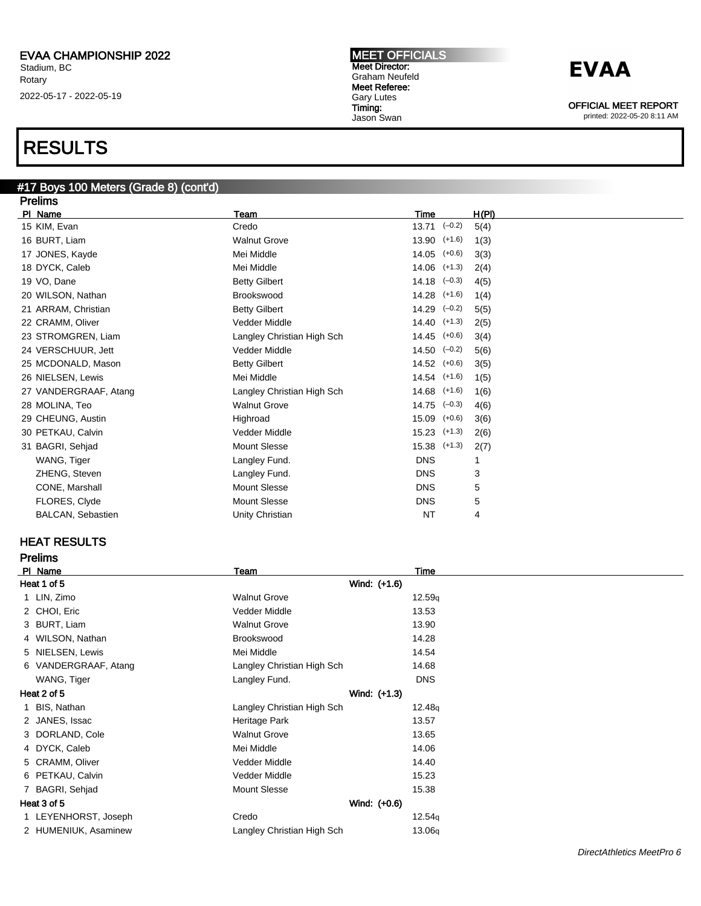EVAA CHAMPIONSHIP 2022
Stadium, BC
Rotary
2022-05-17 - 2022-05-19

**MEET OFFICIALS**
Meet Director:
Graham Neufeld
Meet Referee:
Gary Lutes
Timing:
Jason Swan

**EVAA**

OFFICIAL MEET REPORT
printed: 2022-05-20 8:11 AM

# RESULTS

## #17 Boys 100 Meters (Grade 8) (cont'd)

### Prelims

| Pl | Name | Team | Time | | H(Pl) |
|---|---|---|---|---|---|
| 15 | KIM, Evan | Credo | 13.71 | (−0.2) | 5(4) |
| 16 | BURT, Liam | Walnut Grove | 13.90 | (+1.6) | 1(3) |
| 17 | JONES, Kayde | Mei Middle | 14.05 | (+0.6) | 3(3) |
| 18 | DYCK, Caleb | Mei Middle | 14.06 | (+1.3) | 2(4) |
| 19 | VO, Dane | Betty Gilbert | 14.18 | (−0.3) | 4(5) |
| 20 | WILSON, Nathan | Brookswood | 14.28 | (+1.6) | 1(4) |
| 21 | ARRAM, Christian | Betty Gilbert | 14.29 | (−0.2) | 5(5) |
| 22 | CRAMM, Oliver | Vedder Middle | 14.40 | (+1.3) | 2(5) |
| 23 | STROMGREN, Liam | Langley Christian High Sch | 14.45 | (+0.6) | 3(4) |
| 24 | VERSCHUUR, Jett | Vedder Middle | 14.50 | (−0.2) | 5(6) |
| 25 | MCDONALD, Mason | Betty Gilbert | 14.52 | (+0.6) | 3(5) |
| 26 | NIELSEN, Lewis | Mei Middle | 14.54 | (+1.6) | 1(5) |
| 27 | VANDERGRAAF, Atang | Langley Christian High Sch | 14.68 | (+1.6) | 1(6) |
| 28 | MOLINA, Teo | Walnut Grove | 14.75 | (−0.3) | 4(6) |
| 29 | CHEUNG, Austin | Highroad | 15.09 | (+0.6) | 3(6) |
| 30 | PETKAU, Calvin | Vedder Middle | 15.23 | (+1.3) | 2(6) |
| 31 | BAGRI, Sehjad | Mount Slesse | 15.38 | (+1.3) | 2(7) |
| | WANG, Tiger | Langley Fund. | DNS | | 1 |
| | ZHENG, Steven | Langley Fund. | DNS | | 3 |
| | CONE, Marshall | Mount Slesse | DNS | | 5 |
| | FLORES, Clyde | Mount Slesse | DNS | | 5 |
| | BALCAN, Sebastien | Unity Christian | NT | | 4 |

### HEAT RESULTS

### Prelims

| Pl | Name | Team | Time |
|---|---|---|---|
| **Heat 1 of 5** | | Wind: (+1.6) | |
| 1 | LIN, Zimo | Walnut Grove | 12.59q |
| 2 | CHOI, Eric | Vedder Middle | 13.53 |
| 3 | BURT, Liam | Walnut Grove | 13.90 |
| 4 | WILSON, Nathan | Brookswood | 14.28 |
| 5 | NIELSEN, Lewis | Mei Middle | 14.54 |
| 6 | VANDERGRAAF, Atang | Langley Christian High Sch | 14.68 |
| | WANG, Tiger | Langley Fund. | DNS |
| **Heat 2 of 5** | | Wind: (+1.3) | |
| 1 | BIS, Nathan | Langley Christian High Sch | 12.48q |
| 2 | JANES, Issac | Heritage Park | 13.57 |
| 3 | DORLAND, Cole | Walnut Grove | 13.65 |
| 4 | DYCK, Caleb | Mei Middle | 14.06 |
| 5 | CRAMM, Oliver | Vedder Middle | 14.40 |
| 6 | PETKAU, Calvin | Vedder Middle | 15.23 |
| 7 | BAGRI, Sehjad | Mount Slesse | 15.38 |
| **Heat 3 of 5** | | Wind: (+0.6) | |
| 1 | LEYENHORST, Joseph | Credo | 12.54q |
| 2 | HUMENIUK, Asaminew | Langley Christian High Sch | 13.06q |

DirectAthletics MeetPro 6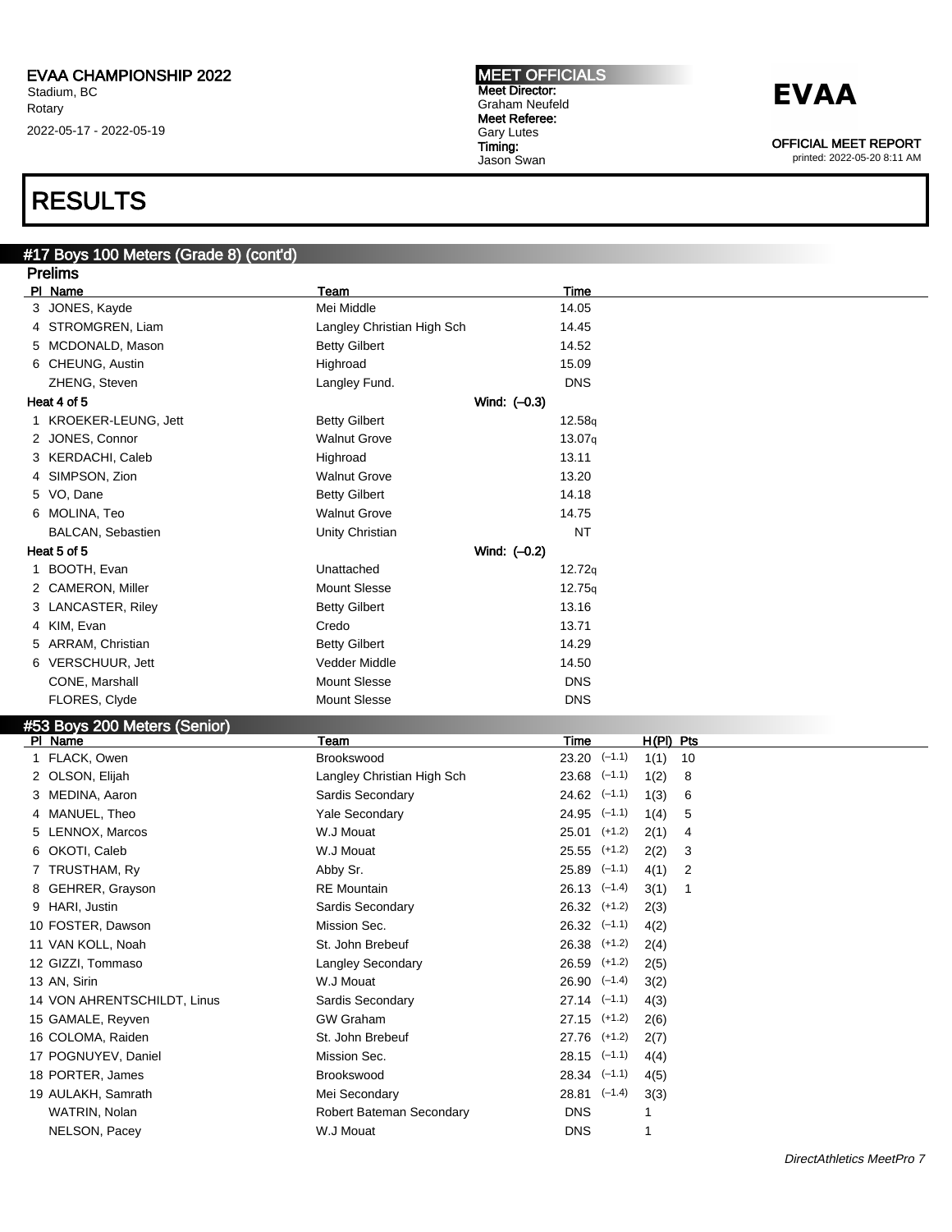# EVAA CHAMPIONSHIP 2022

Stadium, BC
Rotary
2022-05-17 - 2022-05-19

**MEET OFFICIALS**
**Meet Director:** Graham Neufeld
**Meet Referee:** Gary Lutes
**Timing:** Jason Swan

**EVAA**

**OFFICIAL MEET REPORT**
printed: 2022-05-20 8:11 AM

# RESULTS

## #17 Boys 100 Meters (Grade 8) (cont'd)

### Prelims

| Pl | Name | Team | Time |
|---|---|---|---|
| 3 | JONES, Kayde | Mei Middle | 14.05 |
| 4 | STROMGREN, Liam | Langley Christian High Sch | 14.45 |
| 5 | MCDONALD, Mason | Betty Gilbert | 14.52 |
| 6 | CHEUNG, Austin | Highroad | 15.09 |
| | ZHENG, Steven | Langley Fund. | DNS |
| **Heat 4 of 5** | | **Wind: (–0.3)** | |
| 1 | KROEKER-LEUNG, Jett | Betty Gilbert | 12.58q |
| 2 | JONES, Connor | Walnut Grove | 13.07q |
| 3 | KERDACHI, Caleb | Highroad | 13.11 |
| 4 | SIMPSON, Zion | Walnut Grove | 13.20 |
| 5 | VO, Dane | Betty Gilbert | 14.18 |
| 6 | MOLINA, Teo | Walnut Grove | 14.75 |
| | BALCAN, Sebastien | Unity Christian | NT |
| **Heat 5 of 5** | | **Wind: (–0.2)** | |
| 1 | BOOTH, Evan | Unattached | 12.72q |
| 2 | CAMERON, Miller | Mount Slesse | 12.75q |
| 3 | LANCASTER, Riley | Betty Gilbert | 13.16 |
| 4 | KIM, Evan | Credo | 13.71 |
| 5 | ARRAM, Christian | Betty Gilbert | 14.29 |
| 6 | VERSCHUUR, Jett | Vedder Middle | 14.50 |
| | CONE, Marshall | Mount Slesse | DNS |
| | FLORES, Clyde | Mount Slesse | DNS |

## #53 Boys 200 Meters (Senior)

| Pl | Name | Team | Time | Wind | H(Pl) | Pts |
|---|---|---|---|---|---|---|
| 1 | FLACK, Owen | Brookswood | 23.20 | (–1.1) | 1(1) | 10 |
| 2 | OLSON, Elijah | Langley Christian High Sch | 23.68 | (–1.1) | 1(2) | 8 |
| 3 | MEDINA, Aaron | Sardis Secondary | 24.62 | (–1.1) | 1(3) | 6 |
| 4 | MANUEL, Theo | Yale Secondary | 24.95 | (–1.1) | 1(4) | 5 |
| 5 | LENNOX, Marcos | W.J Mouat | 25.01 | (+1.2) | 2(1) | 4 |
| 6 | OKOTI, Caleb | W.J Mouat | 25.55 | (+1.2) | 2(2) | 3 |
| 7 | TRUSTHAM, Ry | Abby Sr. | 25.89 | (–1.1) | 4(1) | 2 |
| 8 | GEHRER, Grayson | RE Mountain | 26.13 | (–1.4) | 3(1) | 1 |
| 9 | HARI, Justin | Sardis Secondary | 26.32 | (+1.2) | 2(3) | |
| 10 | FOSTER, Dawson | Mission Sec. | 26.32 | (–1.1) | 4(2) | |
| 11 | VAN KOLL, Noah | St. John Brebeuf | 26.38 | (+1.2) | 2(4) | |
| 12 | GIZZI, Tommaso | Langley Secondary | 26.59 | (+1.2) | 2(5) | |
| 13 | AN, Sirin | W.J Mouat | 26.90 | (–1.4) | 3(2) | |
| 14 | VON AHRENTSCHILDT, Linus | Sardis Secondary | 27.14 | (–1.1) | 4(3) | |
| 15 | GAMALE, Reyven | GW Graham | 27.15 | (+1.2) | 2(6) | |
| 16 | COLOMA, Raiden | St. John Brebeuf | 27.76 | (+1.2) | 2(7) | |
| 17 | POGNUYEV, Daniel | Mission Sec. | 28.15 | (–1.1) | 4(4) | |
| 18 | PORTER, James | Brookswood | 28.34 | (–1.1) | 4(5) | |
| 19 | AULAKH, Samrath | Mei Secondary | 28.81 | (–1.4) | 3(3) | |
| | WATRIN, Nolan | Robert Bateman Secondary | DNS | | 1 | |
| | NELSON, Pacey | W.J Mouat | DNS | | 1 | |

*DirectAthletics MeetPro 7*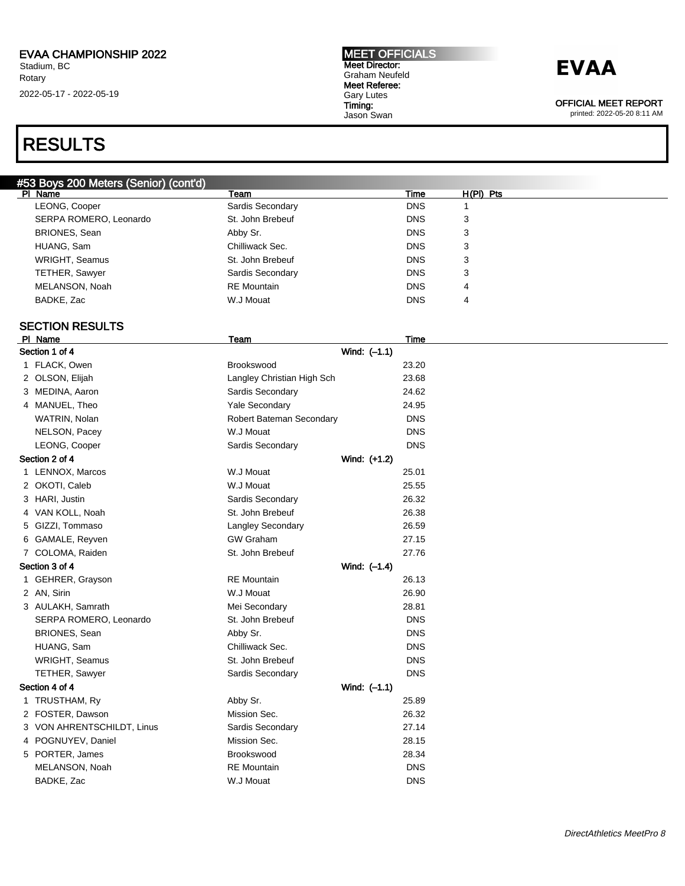# RESULTS

## #53 Boys 200 Meters (Senior) (cont'd)

| Pl | Name | Team | Time | H(Pl) | Pts |
|---|---|---|---|---|---|
| | LEONG, Cooper | Sardis Secondary | DNS | 1 | |
| | SERPA ROMERO, Leonardo | St. John Brebeuf | DNS | 3 | |
| | BRIONES, Sean | Abby Sr. | DNS | 3 | |
| | HUANG, Sam | Chilliwack Sec. | DNS | 3 | |
| | WRIGHT, Seamus | St. John Brebeuf | DNS | 3 | |
| | TETHER, Sawyer | Sardis Secondary | DNS | 3 | |
| | MELANSON, Noah | RE Mountain | DNS | 4 | |
| | BADKE, Zac | W.J Mouat | DNS | 4 | |

### SECTION RESULTS

| Pl | Name | Team | Time |
|---|---|---|---|
| **Section 1 of 4** | | Wind: (–1.1) | |
| 1 | FLACK, Owen | Brookswood | 23.20 |
| 2 | OLSON, Elijah | Langley Christian High Sch | 23.68 |
| 3 | MEDINA, Aaron | Sardis Secondary | 24.62 |
| 4 | MANUEL, Theo | Yale Secondary | 24.95 |
| | WATRIN, Nolan | Robert Bateman Secondary | DNS |
| | NELSON, Pacey | W.J Mouat | DNS |
| | LEONG, Cooper | Sardis Secondary | DNS |
| **Section 2 of 4** | | Wind: (+1.2) | |
| 1 | LENNOX, Marcos | W.J Mouat | 25.01 |
| 2 | OKOTI, Caleb | W.J Mouat | 25.55 |
| 3 | HARI, Justin | Sardis Secondary | 26.32 |
| 4 | VAN KOLL, Noah | St. John Brebeuf | 26.38 |
| 5 | GIZZI, Tommaso | Langley Secondary | 26.59 |
| 6 | GAMALE, Reyven | GW Graham | 27.15 |
| 7 | COLOMA, Raiden | St. John Brebeuf | 27.76 |
| **Section 3 of 4** | | Wind: (–1.4) | |
| 1 | GEHRER, Grayson | RE Mountain | 26.13 |
| 2 | AN, Sirin | W.J Mouat | 26.90 |
| 3 | AULAKH, Samrath | Mei Secondary | 28.81 |
| | SERPA ROMERO, Leonardo | St. John Brebeuf | DNS |
| | BRIONES, Sean | Abby Sr. | DNS |
| | HUANG, Sam | Chilliwack Sec. | DNS |
| | WRIGHT, Seamus | St. John Brebeuf | DNS |
| | TETHER, Sawyer | Sardis Secondary | DNS |
| **Section 4 of 4** | | Wind: (–1.1) | |
| 1 | TRUSTHAM, Ry | Abby Sr. | 25.89 |
| 2 | FOSTER, Dawson | Mission Sec. | 26.32 |
| 3 | VON AHRENTSCHILDT, Linus | Sardis Secondary | 27.14 |
| 4 | POGNUYEV, Daniel | Mission Sec. | 28.15 |
| 5 | PORTER, James | Brookswood | 28.34 |
| | MELANSON, Noah | RE Mountain | DNS |
| | BADKE, Zac | W.J Mouat | DNS |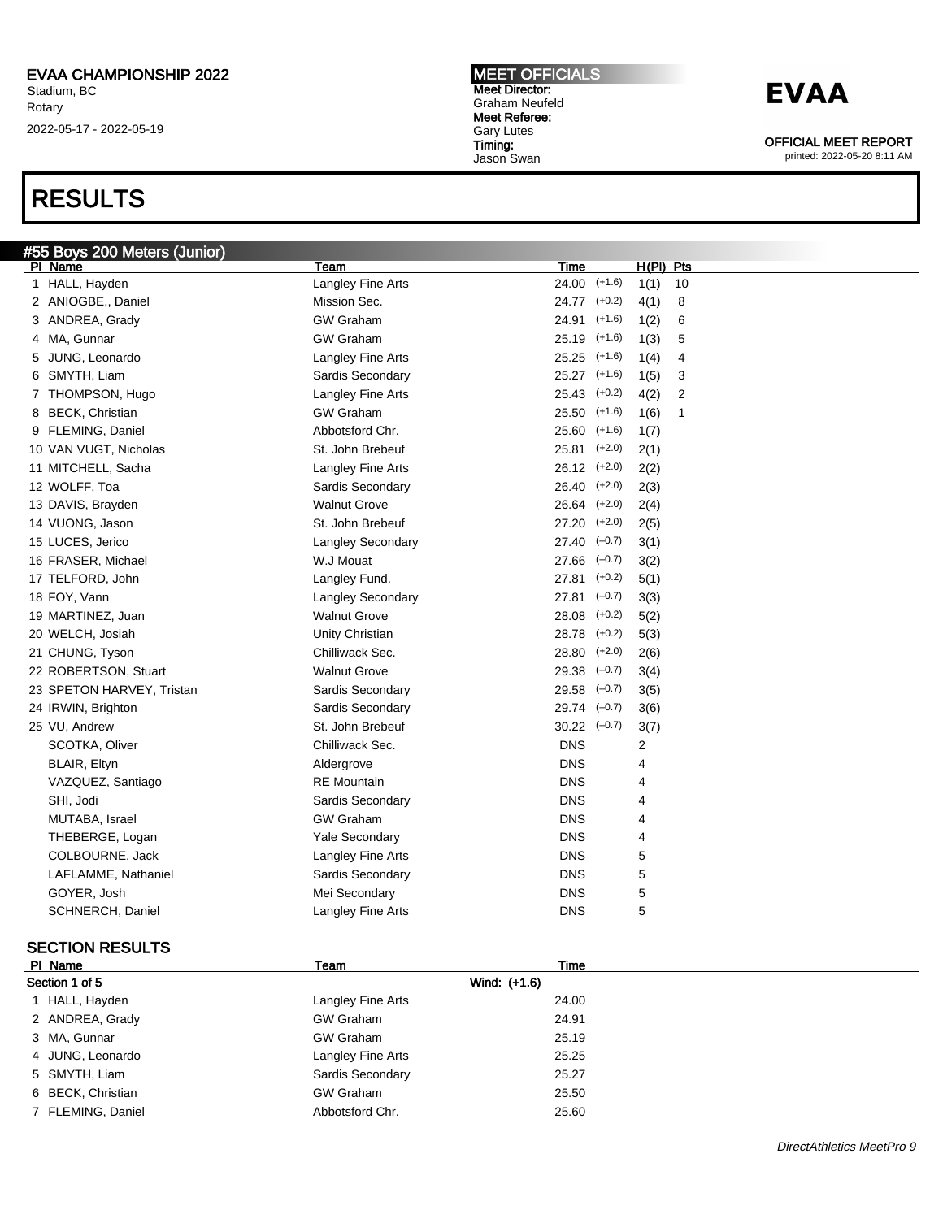EVAA CHAMPIONSHIP 2022
Stadium, BC
Rotary
2022-05-17 - 2022-05-19

MEET OFFICIALS
Meet Director:
Graham Neufeld
Meet Referee:
Gary Lutes
Timing:
Jason Swan

**EVAA**

OFFICIAL MEET REPORT
printed: 2022-05-20 8:11 AM

# RESULTS

## #55 Boys 200 Meters (Junior)

| Pl | Name | Team | Time | Wind | H(Pl) | Pts |
|---|---|---|---|---|---|---|
| 1 | HALL, Hayden | Langley Fine Arts | 24.00 | (+1.6) | 1(1) | 10 |
| 2 | ANIOGBE,, Daniel | Mission Sec. | 24.77 | (+0.2) | 4(1) | 8 |
| 3 | ANDREA, Grady | GW Graham | 24.91 | (+1.6) | 1(2) | 6 |
| 4 | MA, Gunnar | GW Graham | 25.19 | (+1.6) | 1(3) | 5 |
| 5 | JUNG, Leonardo | Langley Fine Arts | 25.25 | (+1.6) | 1(4) | 4 |
| 6 | SMYTH, Liam | Sardis Secondary | 25.27 | (+1.6) | 1(5) | 3 |
| 7 | THOMPSON, Hugo | Langley Fine Arts | 25.43 | (+0.2) | 4(2) | 2 |
| 8 | BECK, Christian | GW Graham | 25.50 | (+1.6) | 1(6) | 1 |
| 9 | FLEMING, Daniel | Abbotsford Chr. | 25.60 | (+1.6) | 1(7) | |
| 10 | VAN VUGT, Nicholas | St. John Brebeuf | 25.81 | (+2.0) | 2(1) | |
| 11 | MITCHELL, Sacha | Langley Fine Arts | 26.12 | (+2.0) | 2(2) | |
| 12 | WOLFF, Toa | Sardis Secondary | 26.40 | (+2.0) | 2(3) | |
| 13 | DAVIS, Brayden | Walnut Grove | 26.64 | (+2.0) | 2(4) | |
| 14 | VUONG, Jason | St. John Brebeuf | 27.20 | (+2.0) | 2(5) | |
| 15 | LUCES, Jerico | Langley Secondary | 27.40 | (–0.7) | 3(1) | |
| 16 | FRASER, Michael | W.J Mouat | 27.66 | (–0.7) | 3(2) | |
| 17 | TELFORD, John | Langley Fund. | 27.81 | (+0.2) | 5(1) | |
| 18 | FOY, Vann | Langley Secondary | 27.81 | (–0.7) | 3(3) | |
| 19 | MARTINEZ, Juan | Walnut Grove | 28.08 | (+0.2) | 5(2) | |
| 20 | WELCH, Josiah | Unity Christian | 28.78 | (+0.2) | 5(3) | |
| 21 | CHUNG, Tyson | Chilliwack Sec. | 28.80 | (+2.0) | 2(6) | |
| 22 | ROBERTSON, Stuart | Walnut Grove | 29.38 | (–0.7) | 3(4) | |
| 23 | SPETON HARVEY, Tristan | Sardis Secondary | 29.58 | (–0.7) | 3(5) | |
| 24 | IRWIN, Brighton | Sardis Secondary | 29.74 | (–0.7) | 3(6) | |
| 25 | VU, Andrew | St. John Brebeuf | 30.22 | (–0.7) | 3(7) | |
| | SCOTKA, Oliver | Chilliwack Sec. | DNS | | 2 | |
| | BLAIR, Eltyn | Aldergrove | DNS | | 4 | |
| | VAZQUEZ, Santiago | RE Mountain | DNS | | 4 | |
| | SHI, Jodi | Sardis Secondary | DNS | | 4 | |
| | MUTABA, Israel | GW Graham | DNS | | 4 | |
| | THEBERGE, Logan | Yale Secondary | DNS | | 4 | |
| | COLBOURNE, Jack | Langley Fine Arts | DNS | | 5 | |
| | LAFLAMME, Nathaniel | Sardis Secondary | DNS | | 5 | |
| | GOYER, Josh | Mei Secondary | DNS | | 5 | |
| | SCHNERCH, Daniel | Langley Fine Arts | DNS | | 5 | |

### SECTION RESULTS

| Pl | Name | Team | Time |
|---|---|---|---|
| Section 1 of 5 | | Wind: (+1.6) | |
| 1 | HALL, Hayden | Langley Fine Arts | 24.00 |
| 2 | ANDREA, Grady | GW Graham | 24.91 |
| 3 | MA, Gunnar | GW Graham | 25.19 |
| 4 | JUNG, Leonardo | Langley Fine Arts | 25.25 |
| 5 | SMYTH, Liam | Sardis Secondary | 25.27 |
| 6 | BECK, Christian | GW Graham | 25.50 |
| 7 | FLEMING, Daniel | Abbotsford Chr. | 25.60 |

*DirectAthletics MeetPro 9*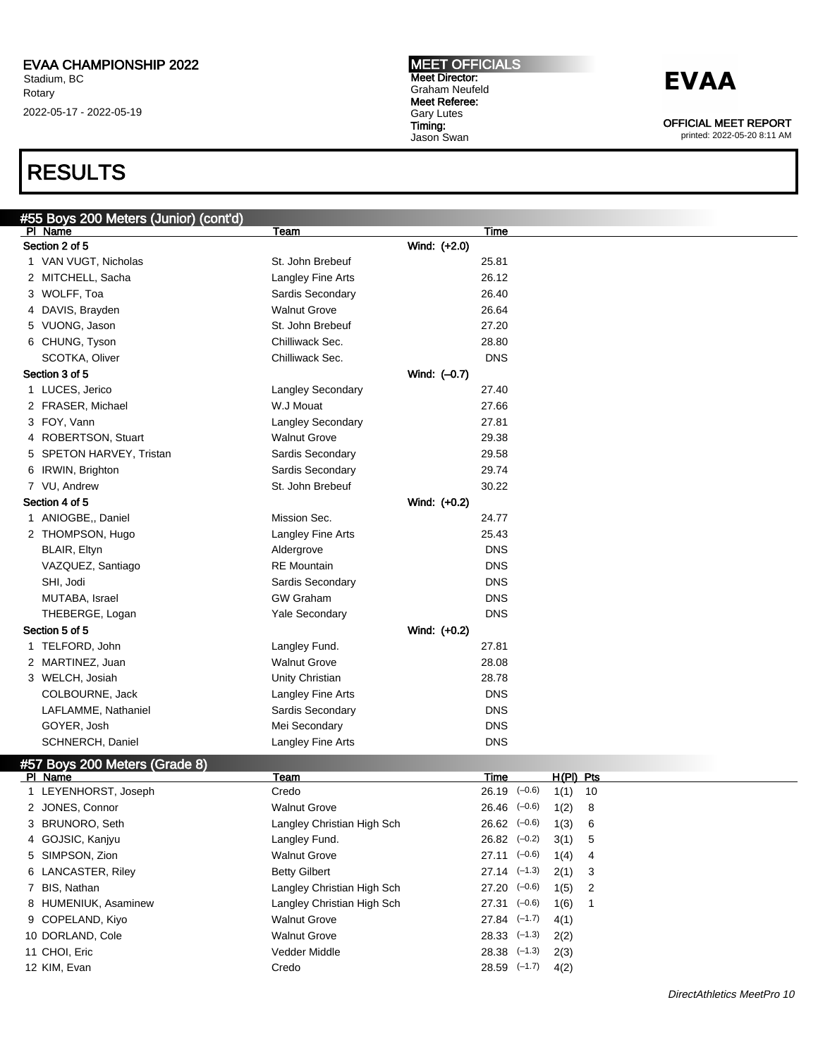## RESULTS

### #55 Boys 200 Meters (Junior) (cont'd)

| Pl | Name | Team | Time |
|---|---|---|---|
| **Section 2 of 5** | | Wind: (+2.0) | |
| 1 | VAN VUGT, Nicholas | St. John Brebeuf | 25.81 |
| 2 | MITCHELL, Sacha | Langley Fine Arts | 26.12 |
| 3 | WOLFF, Toa | Sardis Secondary | 26.40 |
| 4 | DAVIS, Brayden | Walnut Grove | 26.64 |
| 5 | VUONG, Jason | St. John Brebeuf | 27.20 |
| 6 | CHUNG, Tyson | Chilliwack Sec. | 28.80 |
| | SCOTKA, Oliver | Chilliwack Sec. | DNS |
| **Section 3 of 5** | | Wind: (–0.7) | |
| 1 | LUCES, Jerico | Langley Secondary | 27.40 |
| 2 | FRASER, Michael | W.J Mouat | 27.66 |
| 3 | FOY, Vann | Langley Secondary | 27.81 |
| 4 | ROBERTSON, Stuart | Walnut Grove | 29.38 |
| 5 | SPETON HARVEY, Tristan | Sardis Secondary | 29.58 |
| 6 | IRWIN, Brighton | Sardis Secondary | 29.74 |
| 7 | VU, Andrew | St. John Brebeuf | 30.22 |
| **Section 4 of 5** | | Wind: (+0.2) | |
| 1 | ANIOGBE,, Daniel | Mission Sec. | 24.77 |
| 2 | THOMPSON, Hugo | Langley Fine Arts | 25.43 |
| | BLAIR, Eltyn | Aldergrove | DNS |
| | VAZQUEZ, Santiago | RE Mountain | DNS |
| | SHI, Jodi | Sardis Secondary | DNS |
| | MUTABA, Israel | GW Graham | DNS |
| | THEBERGE, Logan | Yale Secondary | DNS |
| **Section 5 of 5** | | Wind: (+0.2) | |
| 1 | TELFORD, John | Langley Fund. | 27.81 |
| 2 | MARTINEZ, Juan | Walnut Grove | 28.08 |
| 3 | WELCH, Josiah | Unity Christian | 28.78 |
| | COLBOURNE, Jack | Langley Fine Arts | DNS |
| | LAFLAMME, Nathaniel | Sardis Secondary | DNS |
| | GOYER, Josh | Mei Secondary | DNS |
| | SCHNERCH, Daniel | Langley Fine Arts | DNS |

### #57 Boys 200 Meters (Grade 8)

| Pl | Name | Team | Time | H(Pl) | Pts |
|---|---|---|---|---|---|
| 1 | LEYENHORST, Joseph | Credo | 26.19 (–0.6) | 1(1) | 10 |
| 2 | JONES, Connor | Walnut Grove | 26.46 (–0.6) | 1(2) | 8 |
| 3 | BRUNORO, Seth | Langley Christian High Sch | 26.62 (–0.6) | 1(3) | 6 |
| 4 | GOJSIC, Kanjyu | Langley Fund. | 26.82 (–0.2) | 3(1) | 5 |
| 5 | SIMPSON, Zion | Walnut Grove | 27.11 (–0.6) | 1(4) | 4 |
| 6 | LANCASTER, Riley | Betty Gilbert | 27.14 (–1.3) | 2(1) | 3 |
| 7 | BIS, Nathan | Langley Christian High Sch | 27.20 (–0.6) | 1(5) | 2 |
| 8 | HUMENIUK, Asaminew | Langley Christian High Sch | 27.31 (–0.6) | 1(6) | 1 |
| 9 | COPELAND, Kiyo | Walnut Grove | 27.84 (–1.7) | 4(1) | |
| 10 | DORLAND, Cole | Walnut Grove | 28.33 (–1.3) | 2(2) | |
| 11 | CHOI, Eric | Vedder Middle | 28.38 (–1.3) | 2(3) | |
| 12 | KIM, Evan | Credo | 28.59 (–1.7) | 4(2) | |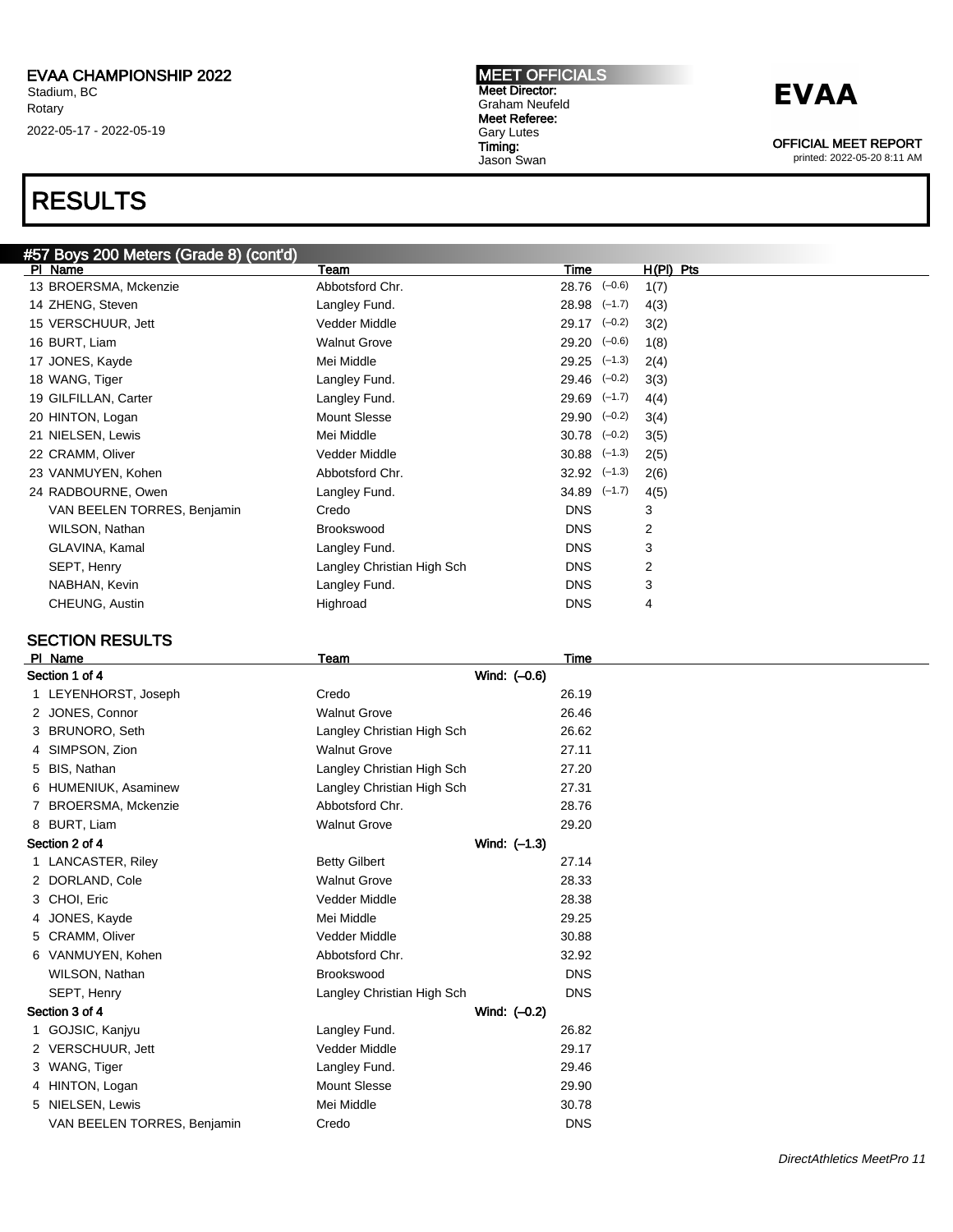# EVAA CHAMPIONSHIP 2022

Stadium, BC
Rotary
2022-05-17 - 2022-05-19

**MEET OFFICIALS**
**Meet Director:** Graham Neufeld
**Meet Referee:** Gary Lutes
**Timing:** Jason Swan

**EVAA**

**OFFICIAL MEET REPORT**
printed: 2022-05-20 8:11 AM

# RESULTS

## #57 Boys 200 Meters (Grade 8) (cont'd)

| Pl | Name | Team | Time | | H(Pl) | Pts |
|---|---|---|---|---|---|---|
| 13 | BROERSMA, Mckenzie | Abbotsford Chr. | 28.76 | (–0.6) | 1(7) | |
| 14 | ZHENG, Steven | Langley Fund. | 28.98 | (–1.7) | 4(3) | |
| 15 | VERSCHUUR, Jett | Vedder Middle | 29.17 | (–0.2) | 3(2) | |
| 16 | BURT, Liam | Walnut Grove | 29.20 | (–0.6) | 1(8) | |
| 17 | JONES, Kayde | Mei Middle | 29.25 | (–1.3) | 2(4) | |
| 18 | WANG, Tiger | Langley Fund. | 29.46 | (–0.2) | 3(3) | |
| 19 | GILFILLAN, Carter | Langley Fund. | 29.69 | (–1.7) | 4(4) | |
| 20 | HINTON, Logan | Mount Slesse | 29.90 | (–0.2) | 3(4) | |
| 21 | NIELSEN, Lewis | Mei Middle | 30.78 | (–0.2) | 3(5) | |
| 22 | CRAMM, Oliver | Vedder Middle | 30.88 | (–1.3) | 2(5) | |
| 23 | VANMUYEN, Kohen | Abbotsford Chr. | 32.92 | (–1.3) | 2(6) | |
| 24 | RADBOURNE, Owen | Langley Fund. | 34.89 | (–1.7) | 4(5) | |
| | VAN BEELEN TORRES, Benjamin | Credo | DNS | | 3 | |
| | WILSON, Nathan | Brookswood | DNS | | 2 | |
| | GLAVINA, Kamal | Langley Fund. | DNS | | 3 | |
| | SEPT, Henry | Langley Christian High Sch | DNS | | 2 | |
| | NABHAN, Kevin | Langley Fund. | DNS | | 3 | |
| | CHEUNG, Austin | Highroad | DNS | | 4 | |

### SECTION RESULTS

| Pl | Name | Team | Time |
|---|---|---|---|
| **Section 1 of 4** | | Wind: (–0.6) | |
| 1 | LEYENHORST, Joseph | Credo | 26.19 |
| 2 | JONES, Connor | Walnut Grove | 26.46 |
| 3 | BRUNORO, Seth | Langley Christian High Sch | 26.62 |
| 4 | SIMPSON, Zion | Walnut Grove | 27.11 |
| 5 | BIS, Nathan | Langley Christian High Sch | 27.20 |
| 6 | HUMENIUK, Asaminew | Langley Christian High Sch | 27.31 |
| 7 | BROERSMA, Mckenzie | Abbotsford Chr. | 28.76 |
| 8 | BURT, Liam | Walnut Grove | 29.20 |
| **Section 2 of 4** | | Wind: (–1.3) | |
| 1 | LANCASTER, Riley | Betty Gilbert | 27.14 |
| 2 | DORLAND, Cole | Walnut Grove | 28.33 |
| 3 | CHOI, Eric | Vedder Middle | 28.38 |
| 4 | JONES, Kayde | Mei Middle | 29.25 |
| 5 | CRAMM, Oliver | Vedder Middle | 30.88 |
| 6 | VANMUYEN, Kohen | Abbotsford Chr. | 32.92 |
| | WILSON, Nathan | Brookswood | DNS |
| | SEPT, Henry | Langley Christian High Sch | DNS |
| **Section 3 of 4** | | Wind: (–0.2) | |
| 1 | GOJSIC, Kanjyu | Langley Fund. | 26.82 |
| 2 | VERSCHUUR, Jett | Vedder Middle | 29.17 |
| 3 | WANG, Tiger | Langley Fund. | 29.46 |
| 4 | HINTON, Logan | Mount Slesse | 29.90 |
| 5 | NIELSEN, Lewis | Mei Middle | 30.78 |
| | VAN BEELEN TORRES, Benjamin | Credo | DNS |

*DirectAthletics MeetPro 11*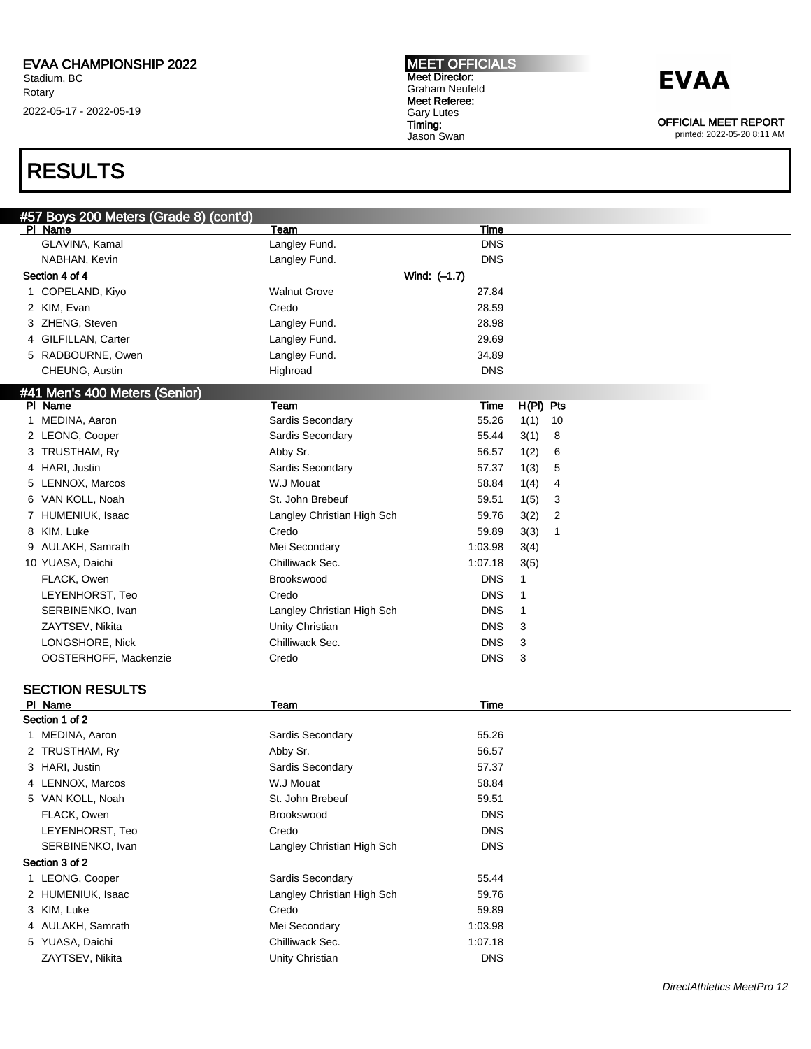## RESULTS

### #57 Boys 200 Meters (Grade 8) (cont'd)

| Pl | Name | Team | Time |
|---|---|---|---|
| | GLAVINA, Kamal | Langley Fund. | DNS |
| | NABHAN, Kevin | Langley Fund. | DNS |
| **Section 4 of 4** | | **Wind: (–1.7)** | |
| 1 | COPELAND, Kiyo | Walnut Grove | 27.84 |
| 2 | KIM, Evan | Credo | 28.59 |
| 3 | ZHENG, Steven | Langley Fund. | 28.98 |
| 4 | GILFILLAN, Carter | Langley Fund. | 29.69 |
| 5 | RADBOURNE, Owen | Langley Fund. | 34.89 |
| | CHEUNG, Austin | Highroad | DNS |

### #41 Men's 400 Meters (Senior)

| Pl | Name | Team | Time | H(Pl) | Pts |
|---|---|---|---|---|---|
| 1 | MEDINA, Aaron | Sardis Secondary | 55.26 | 1(1) | 10 |
| 2 | LEONG, Cooper | Sardis Secondary | 55.44 | 3(1) | 8 |
| 3 | TRUSTHAM, Ry | Abby Sr. | 56.57 | 1(2) | 6 |
| 4 | HARI, Justin | Sardis Secondary | 57.37 | 1(3) | 5 |
| 5 | LENNOX, Marcos | W.J Mouat | 58.84 | 1(4) | 4 |
| 6 | VAN KOLL, Noah | St. John Brebeuf | 59.51 | 1(5) | 3 |
| 7 | HUMENIUK, Isaac | Langley Christian High Sch | 59.76 | 3(2) | 2 |
| 8 | KIM, Luke | Credo | 59.89 | 3(3) | 1 |
| 9 | AULAKH, Samrath | Mei Secondary | 1:03.98 | 3(4) | |
| 10 | YUASA, Daichi | Chilliwack Sec. | 1:07.18 | 3(5) | |
| | FLACK, Owen | Brookswood | DNS | 1 | |
| | LEYENHORST, Teo | Credo | DNS | 1 | |
| | SERBINENKO, Ivan | Langley Christian High Sch | DNS | 1 | |
| | ZAYTSEV, Nikita | Unity Christian | DNS | 3 | |
| | LONGSHORE, Nick | Chilliwack Sec. | DNS | 3 | |
| | OOSTERHOFF, Mackenzie | Credo | DNS | 3 | |

#### SECTION RESULTS

| Pl | Name | Team | Time |
|---|---|---|---|
| **Section 1 of 2** | | | |
| 1 | MEDINA, Aaron | Sardis Secondary | 55.26 |
| 2 | TRUSTHAM, Ry | Abby Sr. | 56.57 |
| 3 | HARI, Justin | Sardis Secondary | 57.37 |
| 4 | LENNOX, Marcos | W.J Mouat | 58.84 |
| 5 | VAN KOLL, Noah | St. John Brebeuf | 59.51 |
| | FLACK, Owen | Brookswood | DNS |
| | LEYENHORST, Teo | Credo | DNS |
| | SERBINENKO, Ivan | Langley Christian High Sch | DNS |
| **Section 3 of 2** | | | |
| 1 | LEONG, Cooper | Sardis Secondary | 55.44 |
| 2 | HUMENIUK, Isaac | Langley Christian High Sch | 59.76 |
| 3 | KIM, Luke | Credo | 59.89 |
| 4 | AULAKH, Samrath | Mei Secondary | 1:03.98 |
| 5 | YUASA, Daichi | Chilliwack Sec. | 1:07.18 |
| | ZAYTSEV, Nikita | Unity Christian | DNS |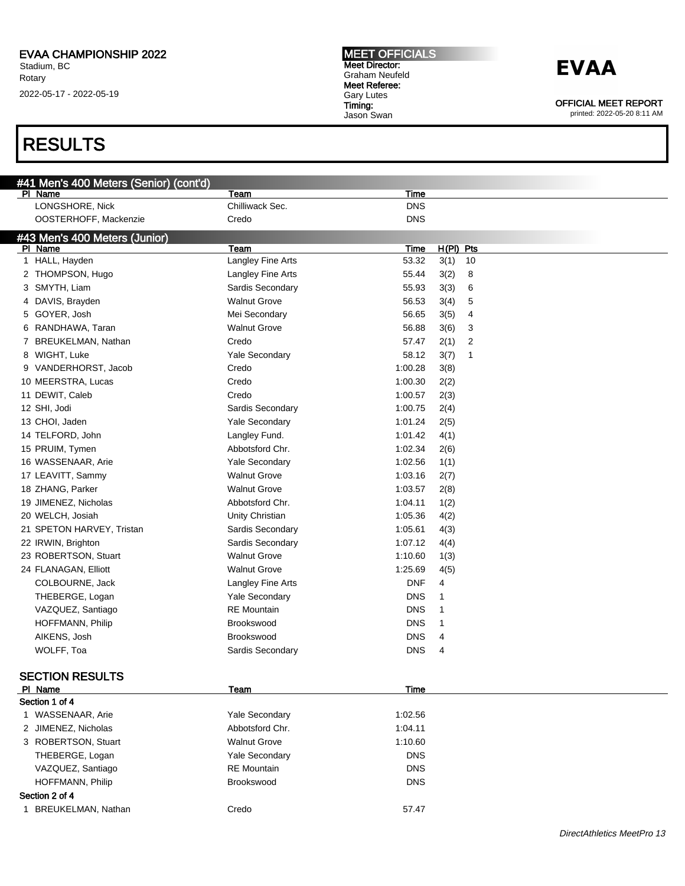# RESULTS

## #41 Men's 400 Meters (Senior) (cont'd)

| Pl | Name | Team | Time |
|---|---|---|---|
| | LONGSHORE, Nick | Chilliwack Sec. | DNS |
| | OOSTERHOFF, Mackenzie | Credo | DNS |

## #43 Men's 400 Meters (Junior)

| Pl | Name | Team | Time | H(Pl) | Pts |
|---|---|---|---|---|---|
| 1 | HALL, Hayden | Langley Fine Arts | 53.32 | 3(1) | 10 |
| 2 | THOMPSON, Hugo | Langley Fine Arts | 55.44 | 3(2) | 8 |
| 3 | SMYTH, Liam | Sardis Secondary | 55.93 | 3(3) | 6 |
| 4 | DAVIS, Brayden | Walnut Grove | 56.53 | 3(4) | 5 |
| 5 | GOYER, Josh | Mei Secondary | 56.65 | 3(5) | 4 |
| 6 | RANDHAWA, Taran | Walnut Grove | 56.88 | 3(6) | 3 |
| 7 | BREUKELMAN, Nathan | Credo | 57.47 | 2(1) | 2 |
| 8 | WIGHT, Luke | Yale Secondary | 58.12 | 3(7) | 1 |
| 9 | VANDERHORST, Jacob | Credo | 1:00.28 | 3(8) | |
| 10 | MEERSTRA, Lucas | Credo | 1:00.30 | 2(2) | |
| 11 | DEWIT, Caleb | Credo | 1:00.57 | 2(3) | |
| 12 | SHI, Jodi | Sardis Secondary | 1:00.75 | 2(4) | |
| 13 | CHOI, Jaden | Yale Secondary | 1:01.24 | 2(5) | |
| 14 | TELFORD, John | Langley Fund. | 1:01.42 | 4(1) | |
| 15 | PRUIM, Tymen | Abbotsford Chr. | 1:02.34 | 2(6) | |
| 16 | WASSENAAR, Arie | Yale Secondary | 1:02.56 | 1(1) | |
| 17 | LEAVITT, Sammy | Walnut Grove | 1:03.16 | 2(7) | |
| 18 | ZHANG, Parker | Walnut Grove | 1:03.57 | 2(8) | |
| 19 | JIMENEZ, Nicholas | Abbotsford Chr. | 1:04.11 | 1(2) | |
| 20 | WELCH, Josiah | Unity Christian | 1:05.36 | 4(2) | |
| 21 | SPETON HARVEY, Tristan | Sardis Secondary | 1:05.61 | 4(3) | |
| 22 | IRWIN, Brighton | Sardis Secondary | 1:07.12 | 4(4) | |
| 23 | ROBERTSON, Stuart | Walnut Grove | 1:10.60 | 1(3) | |
| 24 | FLANAGAN, Elliott | Walnut Grove | 1:25.69 | 4(5) | |
| | COLBOURNE, Jack | Langley Fine Arts | DNF | 4 | |
| | THEBERGE, Logan | Yale Secondary | DNS | 1 | |
| | VAZQUEZ, Santiago | RE Mountain | DNS | 1 | |
| | HOFFMANN, Philip | Brookswood | DNS | 1 | |
| | AIKENS, Josh | Brookswood | DNS | 4 | |
| | WOLFF, Toa | Sardis Secondary | DNS | 4 | |

### SECTION RESULTS

| Pl | Name | Team | Time |
|---|---|---|---|
| **Section 1 of 4** | | | |
| 1 | WASSENAAR, Arie | Yale Secondary | 1:02.56 |
| 2 | JIMENEZ, Nicholas | Abbotsford Chr. | 1:04.11 |
| 3 | ROBERTSON, Stuart | Walnut Grove | 1:10.60 |
| | THEBERGE, Logan | Yale Secondary | DNS |
| | VAZQUEZ, Santiago | RE Mountain | DNS |
| | HOFFMANN, Philip | Brookswood | DNS |
| **Section 2 of 4** | | | |
| 1 | BREUKELMAN, Nathan | Credo | 57.47 |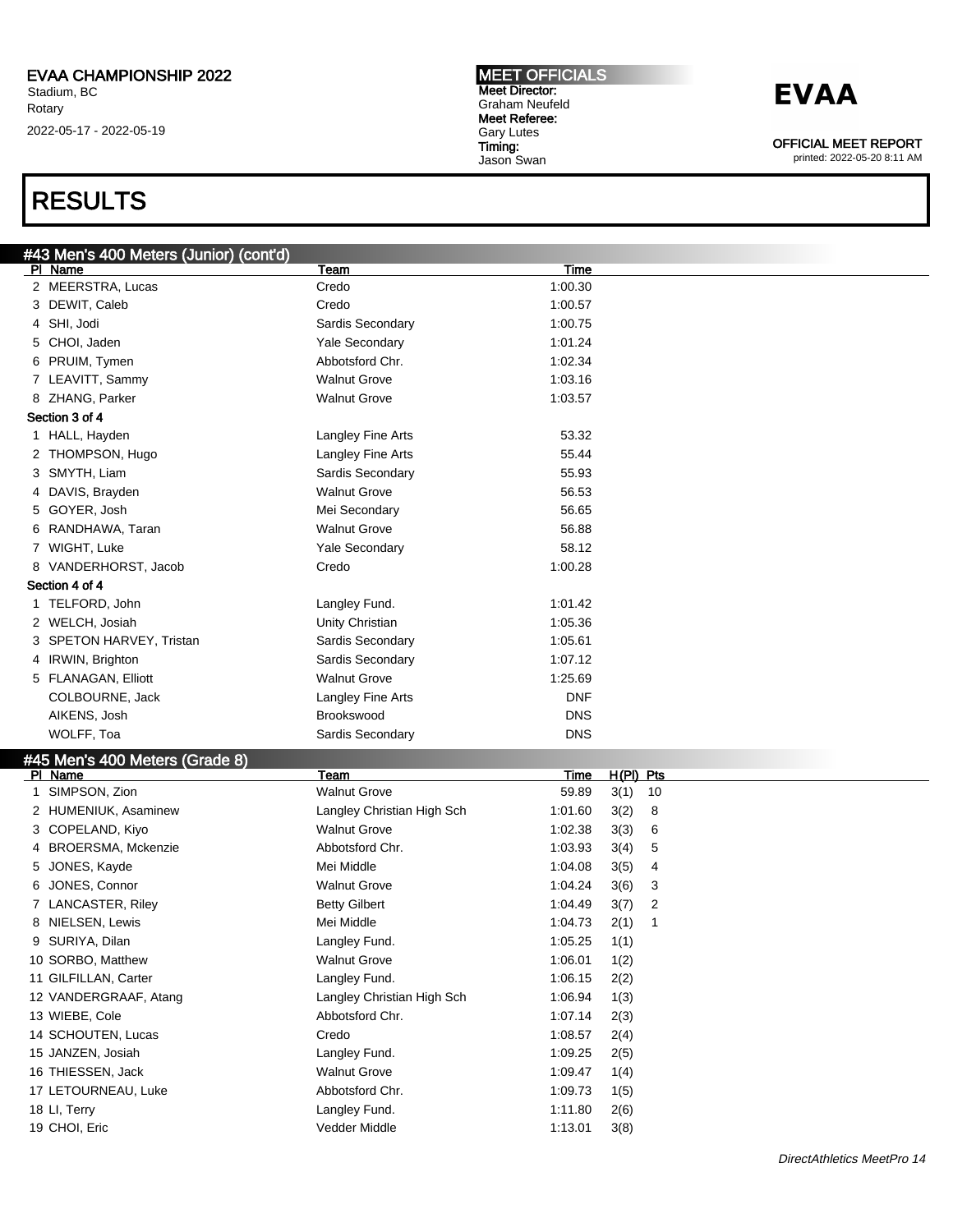## RESULTS

### #43 Men's 400 Meters (Junior) (cont'd)

| Pl | Name | Team | Time |
|---|---|---|---|
| 2 | MEERSTRA, Lucas | Credo | 1:00.30 |
| 3 | DEWIT, Caleb | Credo | 1:00.57 |
| 4 | SHI, Jodi | Sardis Secondary | 1:00.75 |
| 5 | CHOI, Jaden | Yale Secondary | 1:01.24 |
| 6 | PRUIM, Tymen | Abbotsford Chr. | 1:02.34 |
| 7 | LEAVITT, Sammy | Walnut Grove | 1:03.16 |
| 8 | ZHANG, Parker | Walnut Grove | 1:03.57 |
| **Section 3 of 4** | | | |
| 1 | HALL, Hayden | Langley Fine Arts | 53.32 |
| 2 | THOMPSON, Hugo | Langley Fine Arts | 55.44 |
| 3 | SMYTH, Liam | Sardis Secondary | 55.93 |
| 4 | DAVIS, Brayden | Walnut Grove | 56.53 |
| 5 | GOYER, Josh | Mei Secondary | 56.65 |
| 6 | RANDHAWA, Taran | Walnut Grove | 56.88 |
| 7 | WIGHT, Luke | Yale Secondary | 58.12 |
| 8 | VANDERHORST, Jacob | Credo | 1:00.28 |
| **Section 4 of 4** | | | |
| 1 | TELFORD, John | Langley Fund. | 1:01.42 |
| 2 | WELCH, Josiah | Unity Christian | 1:05.36 |
| 3 | SPETON HARVEY, Tristan | Sardis Secondary | 1:05.61 |
| 4 | IRWIN, Brighton | Sardis Secondary | 1:07.12 |
| 5 | FLANAGAN, Elliott | Walnut Grove | 1:25.69 |
| | COLBOURNE, Jack | Langley Fine Arts | DNF |
| | AIKENS, Josh | Brookswood | DNS |
| | WOLFF, Toa | Sardis Secondary | DNS |

### #45 Men's 400 Meters (Grade 8)

| Pl | Name | Team | Time | H(Pl) | Pts |
|---|---|---|---|---|---|
| 1 | SIMPSON, Zion | Walnut Grove | 59.89 | 3(1) | 10 |
| 2 | HUMENIUK, Asaminew | Langley Christian High Sch | 1:01.60 | 3(2) | 8 |
| 3 | COPELAND, Kiyo | Walnut Grove | 1:02.38 | 3(3) | 6 |
| 4 | BROERSMA, Mckenzie | Abbotsford Chr. | 1:03.93 | 3(4) | 5 |
| 5 | JONES, Kayde | Mei Middle | 1:04.08 | 3(5) | 4 |
| 6 | JONES, Connor | Walnut Grove | 1:04.24 | 3(6) | 3 |
| 7 | LANCASTER, Riley | Betty Gilbert | 1:04.49 | 3(7) | 2 |
| 8 | NIELSEN, Lewis | Mei Middle | 1:04.73 | 2(1) | 1 |
| 9 | SURIYA, Dilan | Langley Fund. | 1:05.25 | 1(1) | |
| 10 | SORBO, Matthew | Walnut Grove | 1:06.01 | 1(2) | |
| 11 | GILFILLAN, Carter | Langley Fund. | 1:06.15 | 2(2) | |
| 12 | VANDERGRAAF, Atang | Langley Christian High Sch | 1:06.94 | 1(3) | |
| 13 | WIEBE, Cole | Abbotsford Chr. | 1:07.14 | 2(3) | |
| 14 | SCHOUTEN, Lucas | Credo | 1:08.57 | 2(4) | |
| 15 | JANZEN, Josiah | Langley Fund. | 1:09.25 | 2(5) | |
| 16 | THIESSEN, Jack | Walnut Grove | 1:09.47 | 1(4) | |
| 17 | LETOURNEAU, Luke | Abbotsford Chr. | 1:09.73 | 1(5) | |
| 18 | LI, Terry | Langley Fund. | 1:11.80 | 2(6) | |
| 19 | CHOI, Eric | Vedder Middle | 1:13.01 | 3(8) | |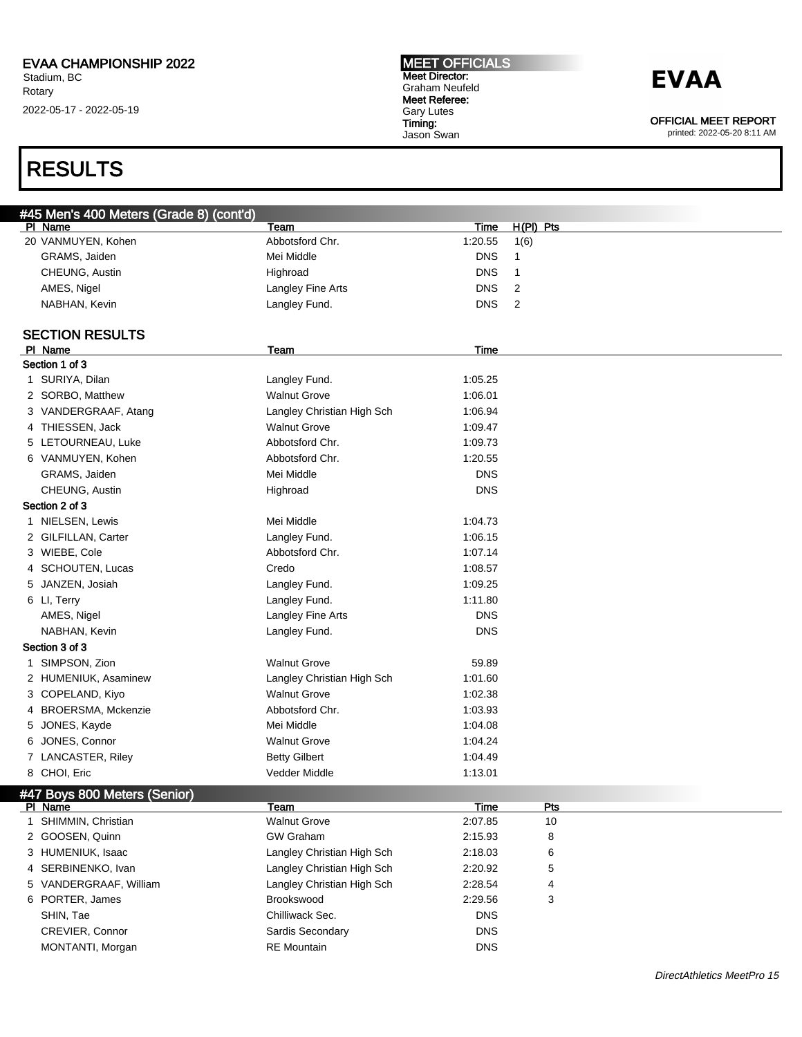# RESULTS

## #45 Men's 400 Meters (Grade 8) (cont'd)

| Pl | Name | Team | Time | H(Pl) | Pts |
|---|---|---|---|---|---|
| 20 | VANMUYEN, Kohen | Abbotsford Chr. | 1:20.55 | 1(6) | |
| | GRAMS, Jaiden | Mei Middle | DNS | 1 | |
| | CHEUNG, Austin | Highroad | DNS | 1 | |
| | AMES, Nigel | Langley Fine Arts | DNS | 2 | |
| | NABHAN, Kevin | Langley Fund. | DNS | 2 | |

### SECTION RESULTS

| Pl | Name | Team | Time |
|---|---|---|---|
| **Section 1 of 3** | | | |
| 1 | SURIYA, Dilan | Langley Fund. | 1:05.25 |
| 2 | SORBO, Matthew | Walnut Grove | 1:06.01 |
| 3 | VANDERGRAAF, Atang | Langley Christian High Sch | 1:06.94 |
| 4 | THIESSEN, Jack | Walnut Grove | 1:09.47 |
| 5 | LETOURNEAU, Luke | Abbotsford Chr. | 1:09.73 |
| 6 | VANMUYEN, Kohen | Abbotsford Chr. | 1:20.55 |
| | GRAMS, Jaiden | Mei Middle | DNS |
| | CHEUNG, Austin | Highroad | DNS |
| **Section 2 of 3** | | | |
| 1 | NIELSEN, Lewis | Mei Middle | 1:04.73 |
| 2 | GILFILLAN, Carter | Langley Fund. | 1:06.15 |
| 3 | WIEBE, Cole | Abbotsford Chr. | 1:07.14 |
| 4 | SCHOUTEN, Lucas | Credo | 1:08.57 |
| 5 | JANZEN, Josiah | Langley Fund. | 1:09.25 |
| 6 | LI, Terry | Langley Fund. | 1:11.80 |
| | AMES, Nigel | Langley Fine Arts | DNS |
| | NABHAN, Kevin | Langley Fund. | DNS |
| **Section 3 of 3** | | | |
| 1 | SIMPSON, Zion | Walnut Grove | 59.89 |
| 2 | HUMENIUK, Asaminew | Langley Christian High Sch | 1:01.60 |
| 3 | COPELAND, Kiyo | Walnut Grove | 1:02.38 |
| 4 | BROERSMA, Mckenzie | Abbotsford Chr. | 1:03.93 |
| 5 | JONES, Kayde | Mei Middle | 1:04.08 |
| 6 | JONES, Connor | Walnut Grove | 1:04.24 |
| 7 | LANCASTER, Riley | Betty Gilbert | 1:04.49 |
| 8 | CHOI, Eric | Vedder Middle | 1:13.01 |

## #47 Boys 800 Meters (Senior)

| Pl | Name | Team | Time | Pts |
|---|---|---|---|---|
| 1 | SHIMMIN, Christian | Walnut Grove | 2:07.85 | 10 |
| 2 | GOOSEN, Quinn | GW Graham | 2:15.93 | 8 |
| 3 | HUMENIUK, Isaac | Langley Christian High Sch | 2:18.03 | 6 |
| 4 | SERBINENKO, Ivan | Langley Christian High Sch | 2:20.92 | 5 |
| 5 | VANDERGRAAF, William | Langley Christian High Sch | 2:28.54 | 4 |
| 6 | PORTER, James | Brookswood | 2:29.56 | 3 |
| | SHIN, Tae | Chilliwack Sec. | DNS | |
| | CREVIER, Connor | Sardis Secondary | DNS | |
| | MONTANTI, Morgan | RE Mountain | DNS | |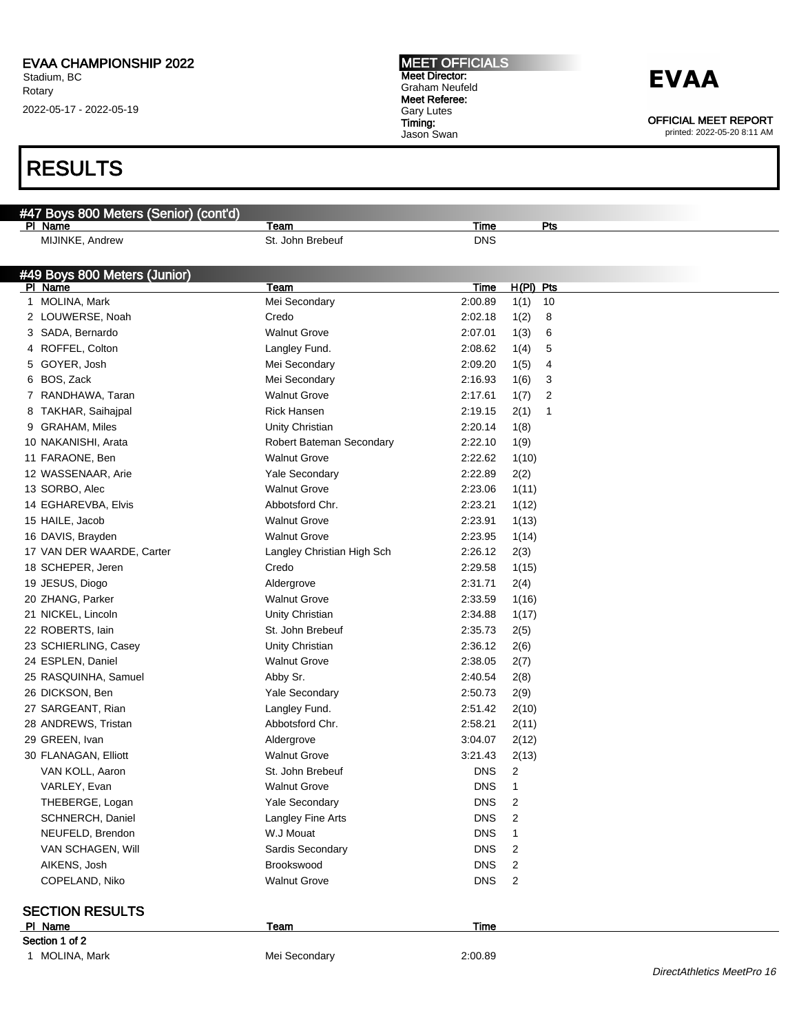EVAA CHAMPIONSHIP 2022
Stadium, BC
Rotary
2022-05-17 - 2022-05-19

MEET OFFICIALS
Meet Director:
Graham Neufeld
Meet Referee:
Gary Lutes
Timing:
Jason Swan

EVAA

OFFICIAL MEET REPORT
printed: 2022-05-20 8:11 AM

# RESULTS

## #47 Boys 800 Meters (Senior) (cont'd)

| Pl | Name | Team | Time | Pts |
|---|---|---|---|---|
| | MIJINKE, Andrew | St. John Brebeuf | DNS | |

## #49 Boys 800 Meters (Junior)

| Pl | Name | Team | Time | H(Pl) | Pts |
|---|---|---|---|---|---|
| 1 | MOLINA, Mark | Mei Secondary | 2:00.89 | 1(1) | 10 |
| 2 | LOUWERSE, Noah | Credo | 2:02.18 | 1(2) | 8 |
| 3 | SADA, Bernardo | Walnut Grove | 2:07.01 | 1(3) | 6 |
| 4 | ROFFEL, Colton | Langley Fund. | 2:08.62 | 1(4) | 5 |
| 5 | GOYER, Josh | Mei Secondary | 2:09.20 | 1(5) | 4 |
| 6 | BOS, Zack | Mei Secondary | 2:16.93 | 1(6) | 3 |
| 7 | RANDHAWA, Taran | Walnut Grove | 2:17.61 | 1(7) | 2 |
| 8 | TAKHAR, Saihajpal | Rick Hansen | 2:19.15 | 2(1) | 1 |
| 9 | GRAHAM, Miles | Unity Christian | 2:20.14 | 1(8) | |
| 10 | NAKANISHI, Arata | Robert Bateman Secondary | 2:22.10 | 1(9) | |
| 11 | FARAONE, Ben | Walnut Grove | 2:22.62 | 1(10) | |
| 12 | WASSENAAR, Arie | Yale Secondary | 2:22.89 | 2(2) | |
| 13 | SORBO, Alec | Walnut Grove | 2:23.06 | 1(11) | |
| 14 | EGHAREVBA, Elvis | Abbotsford Chr. | 2:23.21 | 1(12) | |
| 15 | HAILE, Jacob | Walnut Grove | 2:23.91 | 1(13) | |
| 16 | DAVIS, Brayden | Walnut Grove | 2:23.95 | 1(14) | |
| 17 | VAN DER WAARDE, Carter | Langley Christian High Sch | 2:26.12 | 2(3) | |
| 18 | SCHEPER, Jeren | Credo | 2:29.58 | 1(15) | |
| 19 | JESUS, Diogo | Aldergrove | 2:31.71 | 2(4) | |
| 20 | ZHANG, Parker | Walnut Grove | 2:33.59 | 1(16) | |
| 21 | NICKEL, Lincoln | Unity Christian | 2:34.88 | 1(17) | |
| 22 | ROBERTS, Iain | St. John Brebeuf | 2:35.73 | 2(5) | |
| 23 | SCHIERLING, Casey | Unity Christian | 2:36.12 | 2(6) | |
| 24 | ESPLEN, Daniel | Walnut Grove | 2:38.05 | 2(7) | |
| 25 | RASQUINHA, Samuel | Abby Sr. | 2:40.54 | 2(8) | |
| 26 | DICKSON, Ben | Yale Secondary | 2:50.73 | 2(9) | |
| 27 | SARGEANT, Rian | Langley Fund. | 2:51.42 | 2(10) | |
| 28 | ANDREWS, Tristan | Abbotsford Chr. | 2:58.21 | 2(11) | |
| 29 | GREEN, Ivan | Aldergrove | 3:04.07 | 2(12) | |
| 30 | FLANAGAN, Elliott | Walnut Grove | 3:21.43 | 2(13) | |
| | VAN KOLL, Aaron | St. John Brebeuf | DNS | 2 | |
| | VARLEY, Evan | Walnut Grove | DNS | 1 | |
| | THEBERGE, Logan | Yale Secondary | DNS | 2 | |
| | SCHNERCH, Daniel | Langley Fine Arts | DNS | 2 | |
| | NEUFELD, Brendon | W.J Mouat | DNS | 1 | |
| | VAN SCHAGEN, Will | Sardis Secondary | DNS | 2 | |
| | AIKENS, Josh | Brookswood | DNS | 2 | |
| | COPELAND, Niko | Walnut Grove | DNS | 2 | |

### SECTION RESULTS

| Pl | Name | Team | Time |
|---|---|---|---|
| **Section 1 of 2** | | | |
| 1 | MOLINA, Mark | Mei Secondary | 2:00.89 |

*DirectAthletics MeetPro 16*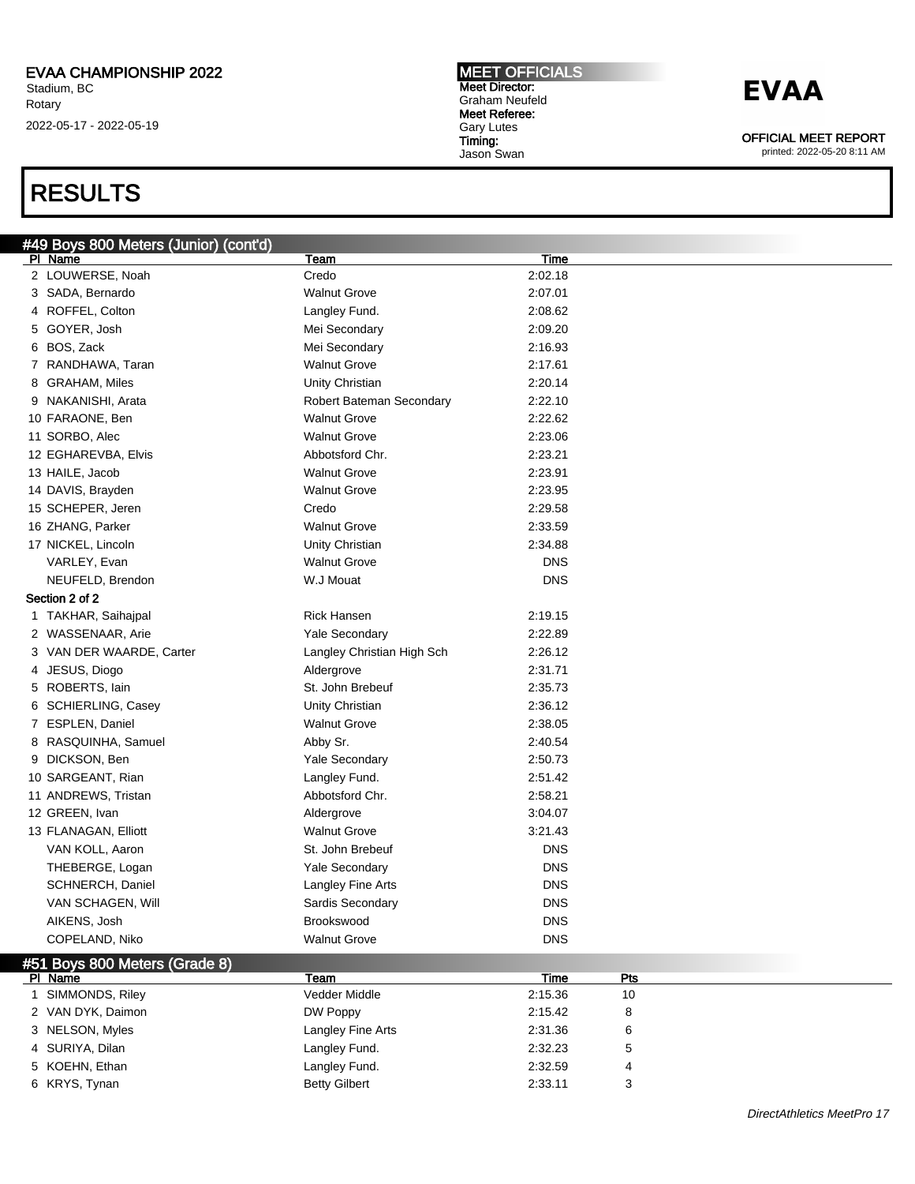# RESULTS

## #49 Boys 800 Meters (Junior) (cont'd)

| Pl | Name | Team | Time |
|---|---|---|---|
| 2 | LOUWERSE, Noah | Credo | 2:02.18 |
| 3 | SADA, Bernardo | Walnut Grove | 2:07.01 |
| 4 | ROFFEL, Colton | Langley Fund. | 2:08.62 |
| 5 | GOYER, Josh | Mei Secondary | 2:09.20 |
| 6 | BOS, Zack | Mei Secondary | 2:16.93 |
| 7 | RANDHAWA, Taran | Walnut Grove | 2:17.61 |
| 8 | GRAHAM, Miles | Unity Christian | 2:20.14 |
| 9 | NAKANISHI, Arata | Robert Bateman Secondary | 2:22.10 |
| 10 | FARAONE, Ben | Walnut Grove | 2:22.62 |
| 11 | SORBO, Alec | Walnut Grove | 2:23.06 |
| 12 | EGHAREVBA, Elvis | Abbotsford Chr. | 2:23.21 |
| 13 | HAILE, Jacob | Walnut Grove | 2:23.91 |
| 14 | DAVIS, Brayden | Walnut Grove | 2:23.95 |
| 15 | SCHEPER, Jeren | Credo | 2:29.58 |
| 16 | ZHANG, Parker | Walnut Grove | 2:33.59 |
| 17 | NICKEL, Lincoln | Unity Christian | 2:34.88 |
| | VARLEY, Evan | Walnut Grove | DNS |
| | NEUFELD, Brendon | W.J Mouat | DNS |

**Section 2 of 2**

| Pl | Name | Team | Time |
|---|---|---|---|
| 1 | TAKHAR, Saihajpal | Rick Hansen | 2:19.15 |
| 2 | WASSENAAR, Arie | Yale Secondary | 2:22.89 |
| 3 | VAN DER WAARDE, Carter | Langley Christian High Sch | 2:26.12 |
| 4 | JESUS, Diogo | Aldergrove | 2:31.71 |
| 5 | ROBERTS, Iain | St. John Brebeuf | 2:35.73 |
| 6 | SCHIERLING, Casey | Unity Christian | 2:36.12 |
| 7 | ESPLEN, Daniel | Walnut Grove | 2:38.05 |
| 8 | RASQUINHA, Samuel | Abby Sr. | 2:40.54 |
| 9 | DICKSON, Ben | Yale Secondary | 2:50.73 |
| 10 | SARGEANT, Rian | Langley Fund. | 2:51.42 |
| 11 | ANDREWS, Tristan | Abbotsford Chr. | 2:58.21 |
| 12 | GREEN, Ivan | Aldergrove | 3:04.07 |
| 13 | FLANAGAN, Elliott | Walnut Grove | 3:21.43 |
| | VAN KOLL, Aaron | St. John Brebeuf | DNS |
| | THEBERGE, Logan | Yale Secondary | DNS |
| | SCHNERCH, Daniel | Langley Fine Arts | DNS |
| | VAN SCHAGEN, Will | Sardis Secondary | DNS |
| | AIKENS, Josh | Brookswood | DNS |
| | COPELAND, Niko | Walnut Grove | DNS |

## #51 Boys 800 Meters (Grade 8)

| Pl | Name | Team | Time | Pts |
|---|---|---|---|---|
| 1 | SIMMONDS, Riley | Vedder Middle | 2:15.36 | 10 |
| 2 | VAN DYK, Daimon | DW Poppy | 2:15.42 | 8 |
| 3 | NELSON, Myles | Langley Fine Arts | 2:31.36 | 6 |
| 4 | SURIYA, Dilan | Langley Fund. | 2:32.23 | 5 |
| 5 | KOEHN, Ethan | Langley Fund. | 2:32.59 | 4 |
| 6 | KRYS, Tynan | Betty Gilbert | 2:33.11 | 3 |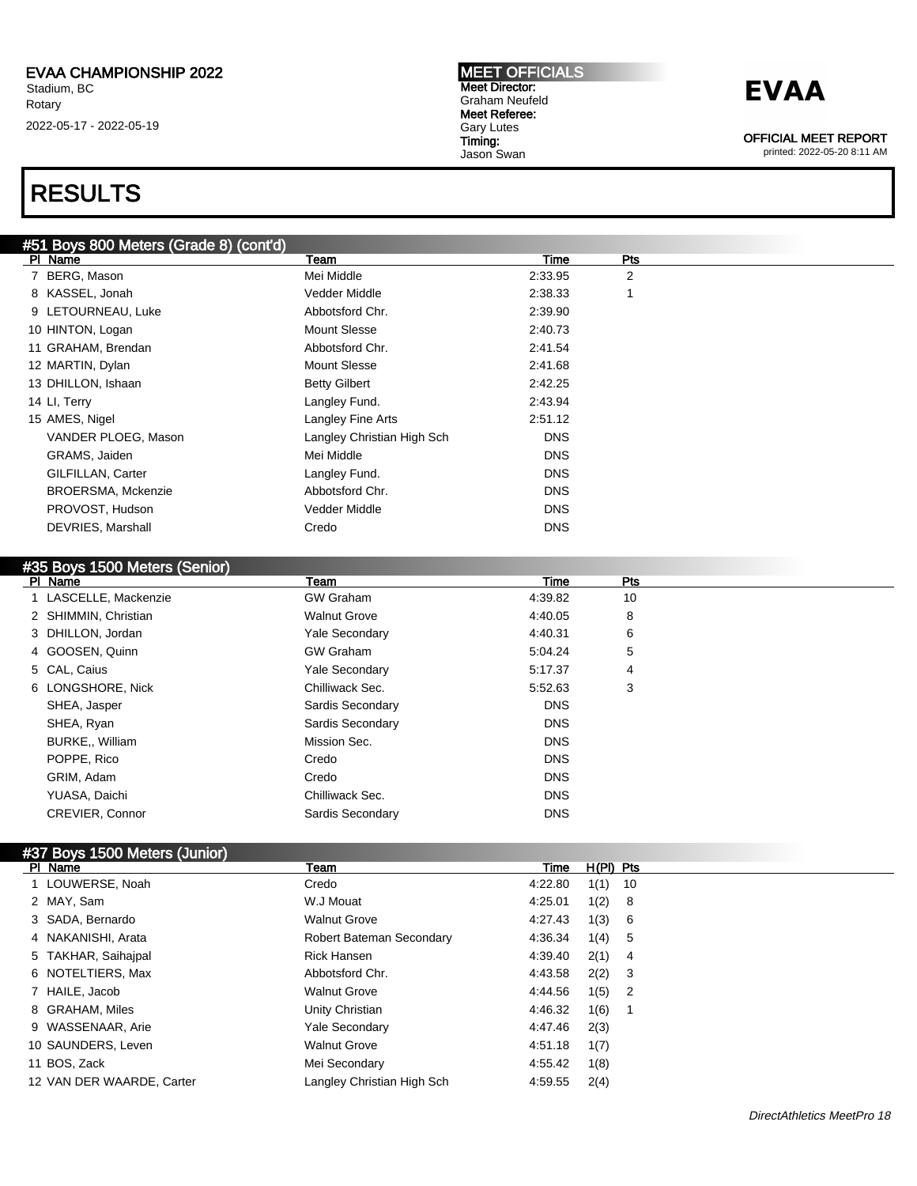# RESULTS

## #51 Boys 800 Meters (Grade 8) (cont'd)

| Pl | Name | Team | Time | Pts |
|---|---|---|---|---|
| 7 | BERG, Mason | Mei Middle | 2:33.95 | 2 |
| 8 | KASSEL, Jonah | Vedder Middle | 2:38.33 | 1 |
| 9 | LETOURNEAU, Luke | Abbotsford Chr. | 2:39.90 | |
| 10 | HINTON, Logan | Mount Slesse | 2:40.73 | |
| 11 | GRAHAM, Brendan | Abbotsford Chr. | 2:41.54 | |
| 12 | MARTIN, Dylan | Mount Slesse | 2:41.68 | |
| 13 | DHILLON, Ishaan | Betty Gilbert | 2:42.25 | |
| 14 | LI, Terry | Langley Fund. | 2:43.94 | |
| 15 | AMES, Nigel | Langley Fine Arts | 2:51.12 | |
| | VANDER PLOEG, Mason | Langley Christian High Sch | DNS | |
| | GRAMS, Jaiden | Mei Middle | DNS | |
| | GILFILLAN, Carter | Langley Fund. | DNS | |
| | BROERSMA, Mckenzie | Abbotsford Chr. | DNS | |
| | PROVOST, Hudson | Vedder Middle | DNS | |
| | DEVRIES, Marshall | Credo | DNS | |

## #35 Boys 1500 Meters (Senior)

| Pl | Name | Team | Time | Pts |
|---|---|---|---|---|
| 1 | LASCELLE, Mackenzie | GW Graham | 4:39.82 | 10 |
| 2 | SHIMMIN, Christian | Walnut Grove | 4:40.05 | 8 |
| 3 | DHILLON, Jordan | Yale Secondary | 4:40.31 | 6 |
| 4 | GOOSEN, Quinn | GW Graham | 5:04.24 | 5 |
| 5 | CAL, Caius | Yale Secondary | 5:17.37 | 4 |
| 6 | LONGSHORE, Nick | Chilliwack Sec. | 5:52.63 | 3 |
| | SHEA, Jasper | Sardis Secondary | DNS | |
| | SHEA, Ryan | Sardis Secondary | DNS | |
| | BURKE,, William | Mission Sec. | DNS | |
| | POPPE, Rico | Credo | DNS | |
| | GRIM, Adam | Credo | DNS | |
| | YUASA, Daichi | Chilliwack Sec. | DNS | |
| | CREVIER, Connor | Sardis Secondary | DNS | |

## #37 Boys 1500 Meters (Junior)

| Pl | Name | Team | Time | H(Pl) | Pts |
|---|---|---|---|---|---|
| 1 | LOUWERSE, Noah | Credo | 4:22.80 | 1(1) | 10 |
| 2 | MAY, Sam | W.J Mouat | 4:25.01 | 1(2) | 8 |
| 3 | SADA, Bernardo | Walnut Grove | 4:27.43 | 1(3) | 6 |
| 4 | NAKANISHI, Arata | Robert Bateman Secondary | 4:36.34 | 1(4) | 5 |
| 5 | TAKHAR, Saihajpal | Rick Hansen | 4:39.40 | 2(1) | 4 |
| 6 | NOTELTIERS, Max | Abbotsford Chr. | 4:43.58 | 2(2) | 3 |
| 7 | HAILE, Jacob | Walnut Grove | 4:44.56 | 1(5) | 2 |
| 8 | GRAHAM, Miles | Unity Christian | 4:46.32 | 1(6) | 1 |
| 9 | WASSENAAR, Arie | Yale Secondary | 4:47.46 | 2(3) | |
| 10 | SAUNDERS, Leven | Walnut Grove | 4:51.18 | 1(7) | |
| 11 | BOS, Zack | Mei Secondary | 4:55.42 | 1(8) | |
| 12 | VAN DER WAARDE, Carter | Langley Christian High Sch | 4:59.55 | 2(4) | |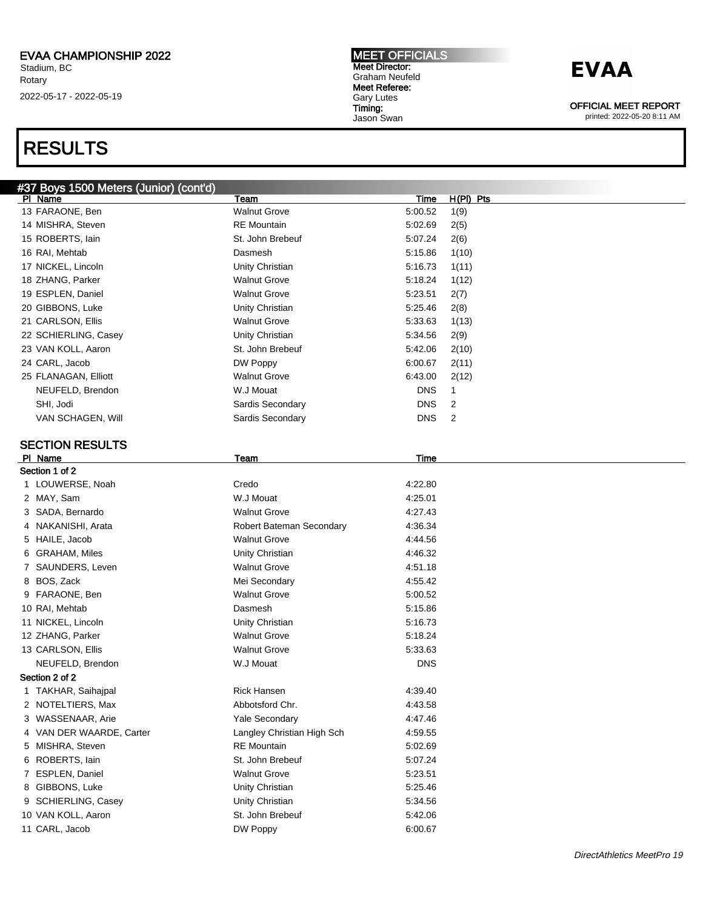# RESULTS

## #37 Boys 1500 Meters (Junior) (cont'd)

| Pl | Name | Team | Time | H(Pl) | Pts |
|---|---|---|---|---|---|
| 13 | FARAONE, Ben | Walnut Grove | 5:00.52 | 1(9) | |
| 14 | MISHRA, Steven | RE Mountain | 5:02.69 | 2(5) | |
| 15 | ROBERTS, Iain | St. John Brebeuf | 5:07.24 | 2(6) | |
| 16 | RAI, Mehtab | Dasmesh | 5:15.86 | 1(10) | |
| 17 | NICKEL, Lincoln | Unity Christian | 5:16.73 | 1(11) | |
| 18 | ZHANG, Parker | Walnut Grove | 5:18.24 | 1(12) | |
| 19 | ESPLEN, Daniel | Walnut Grove | 5:23.51 | 2(7) | |
| 20 | GIBBONS, Luke | Unity Christian | 5:25.46 | 2(8) | |
| 21 | CARLSON, Ellis | Walnut Grove | 5:33.63 | 1(13) | |
| 22 | SCHIERLING, Casey | Unity Christian | 5:34.56 | 2(9) | |
| 23 | VAN KOLL, Aaron | St. John Brebeuf | 5:42.06 | 2(10) | |
| 24 | CARL, Jacob | DW Poppy | 6:00.67 | 2(11) | |
| 25 | FLANAGAN, Elliott | Walnut Grove | 6:43.00 | 2(12) | |
| | NEUFELD, Brendon | W.J Mouat | DNS | 1 | |
| | SHI, Jodi | Sardis Secondary | DNS | 2 | |
| | VAN SCHAGEN, Will | Sardis Secondary | DNS | 2 | |

### SECTION RESULTS

| Pl | Name | Team | Time |
|---|---|---|---|
| **Section 1 of 2** | | | |
| 1 | LOUWERSE, Noah | Credo | 4:22.80 |
| 2 | MAY, Sam | W.J Mouat | 4:25.01 |
| 3 | SADA, Bernardo | Walnut Grove | 4:27.43 |
| 4 | NAKANISHI, Arata | Robert Bateman Secondary | 4:36.34 |
| 5 | HAILE, Jacob | Walnut Grove | 4:44.56 |
| 6 | GRAHAM, Miles | Unity Christian | 4:46.32 |
| 7 | SAUNDERS, Leven | Walnut Grove | 4:51.18 |
| 8 | BOS, Zack | Mei Secondary | 4:55.42 |
| 9 | FARAONE, Ben | Walnut Grove | 5:00.52 |
| 10 | RAI, Mehtab | Dasmesh | 5:15.86 |
| 11 | NICKEL, Lincoln | Unity Christian | 5:16.73 |
| 12 | ZHANG, Parker | Walnut Grove | 5:18.24 |
| 13 | CARLSON, Ellis | Walnut Grove | 5:33.63 |
| | NEUFELD, Brendon | W.J Mouat | DNS |
| **Section 2 of 2** | | | |
| 1 | TAKHAR, Saihajpal | Rick Hansen | 4:39.40 |
| 2 | NOTELTIERS, Max | Abbotsford Chr. | 4:43.58 |
| 3 | WASSENAAR, Arie | Yale Secondary | 4:47.46 |
| 4 | VAN DER WAARDE, Carter | Langley Christian High Sch | 4:59.55 |
| 5 | MISHRA, Steven | RE Mountain | 5:02.69 |
| 6 | ROBERTS, Iain | St. John Brebeuf | 5:07.24 |
| 7 | ESPLEN, Daniel | Walnut Grove | 5:23.51 |
| 8 | GIBBONS, Luke | Unity Christian | 5:25.46 |
| 9 | SCHIERLING, Casey | Unity Christian | 5:34.56 |
| 10 | VAN KOLL, Aaron | St. John Brebeuf | 5:42.06 |
| 11 | CARL, Jacob | DW Poppy | 6:00.67 |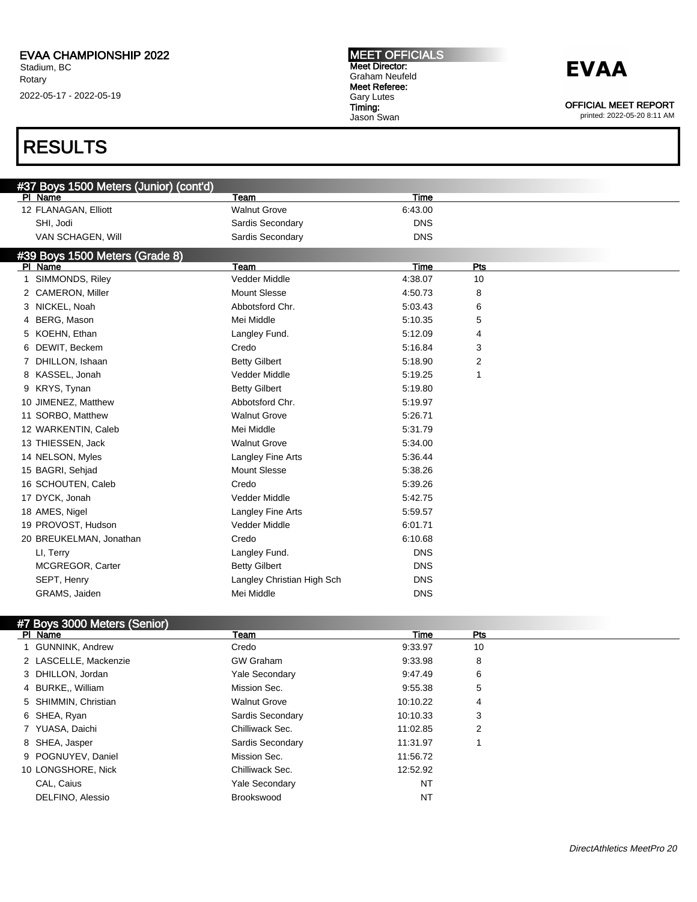## RESULTS

### #37 Boys 1500 Meters (Junior) (cont'd)

| Pl | Name | Team | Time |
|---|---|---|---|
| 12 | FLANAGAN, Elliott | Walnut Grove | 6:43.00 |
| | SHI, Jodi | Sardis Secondary | DNS |
| | VAN SCHAGEN, Will | Sardis Secondary | DNS |

### #39 Boys 1500 Meters (Grade 8)

| Pl | Name | Team | Time | Pts |
|---|---|---|---|---|
| 1 | SIMMONDS, Riley | Vedder Middle | 4:38.07 | 10 |
| 2 | CAMERON, Miller | Mount Slesse | 4:50.73 | 8 |
| 3 | NICKEL, Noah | Abbotsford Chr. | 5:03.43 | 6 |
| 4 | BERG, Mason | Mei Middle | 5:10.35 | 5 |
| 5 | KOEHN, Ethan | Langley Fund. | 5:12.09 | 4 |
| 6 | DEWIT, Beckem | Credo | 5:16.84 | 3 |
| 7 | DHILLON, Ishaan | Betty Gilbert | 5:18.90 | 2 |
| 8 | KASSEL, Jonah | Vedder Middle | 5:19.25 | 1 |
| 9 | KRYS, Tynan | Betty Gilbert | 5:19.80 | |
| 10 | JIMENEZ, Matthew | Abbotsford Chr. | 5:19.97 | |
| 11 | SORBO, Matthew | Walnut Grove | 5:26.71 | |
| 12 | WARKENTIN, Caleb | Mei Middle | 5:31.79 | |
| 13 | THIESSEN, Jack | Walnut Grove | 5:34.00 | |
| 14 | NELSON, Myles | Langley Fine Arts | 5:36.44 | |
| 15 | BAGRI, Sehjad | Mount Slesse | 5:38.26 | |
| 16 | SCHOUTEN, Caleb | Credo | 5:39.26 | |
| 17 | DYCK, Jonah | Vedder Middle | 5:42.75 | |
| 18 | AMES, Nigel | Langley Fine Arts | 5:59.57 | |
| 19 | PROVOST, Hudson | Vedder Middle | 6:01.71 | |
| 20 | BREUKELMAN, Jonathan | Credo | 6:10.68 | |
| | LI, Terry | Langley Fund. | DNS | |
| | MCGREGOR, Carter | Betty Gilbert | DNS | |
| | SEPT, Henry | Langley Christian High Sch | DNS | |
| | GRAMS, Jaiden | Mei Middle | DNS | |

### #7 Boys 3000 Meters (Senior)

| Pl | Name | Team | Time | Pts |
|---|---|---|---|---|
| 1 | GUNNINK, Andrew | Credo | 9:33.97 | 10 |
| 2 | LASCELLE, Mackenzie | GW Graham | 9:33.98 | 8 |
| 3 | DHILLON, Jordan | Yale Secondary | 9:47.49 | 6 |
| 4 | BURKE,, William | Mission Sec. | 9:55.38 | 5 |
| 5 | SHIMMIN, Christian | Walnut Grove | 10:10.22 | 4 |
| 6 | SHEA, Ryan | Sardis Secondary | 10:10.33 | 3 |
| 7 | YUASA, Daichi | Chilliwack Sec. | 11:02.85 | 2 |
| 8 | SHEA, Jasper | Sardis Secondary | 11:31.97 | 1 |
| 9 | POGNUYEV, Daniel | Mission Sec. | 11:56.72 | |
| 10 | LONGSHORE, Nick | Chilliwack Sec. | 12:52.92 | |
| | CAL, Caius | Yale Secondary | NT | |
| | DELFINO, Alessio | Brookswood | NT | |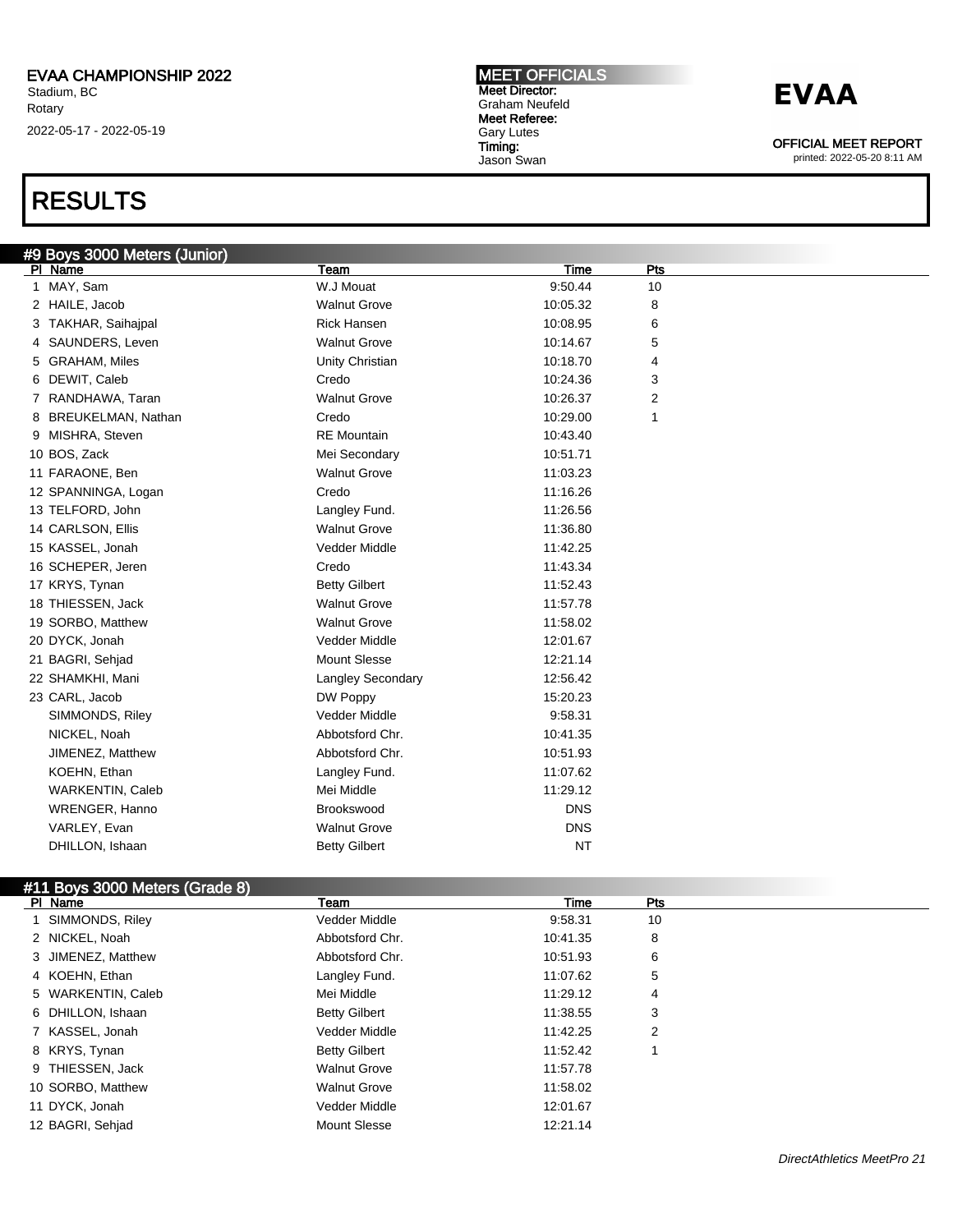EVAA CHAMPIONSHIP 2022
Stadium, BC
Rotary
2022-05-17 - 2022-05-19

**MEET OFFICIALS**
**Meet Director:**
Graham Neufeld
**Meet Referee:**
Gary Lutes
**Timing:**
Jason Swan

**EVAA**

OFFICIAL MEET REPORT
printed: 2022-05-20 8:11 AM

# RESULTS

## #9 Boys 3000 Meters (Junior)

| Pl | Name | Team | Time | Pts |
|---|---|---|---|---|
| 1 | MAY, Sam | W.J Mouat | 9:50.44 | 10 |
| 2 | HAILE, Jacob | Walnut Grove | 10:05.32 | 8 |
| 3 | TAKHAR, Saihajpal | Rick Hansen | 10:08.95 | 6 |
| 4 | SAUNDERS, Leven | Walnut Grove | 10:14.67 | 5 |
| 5 | GRAHAM, Miles | Unity Christian | 10:18.70 | 4 |
| 6 | DEWIT, Caleb | Credo | 10:24.36 | 3 |
| 7 | RANDHAWA, Taran | Walnut Grove | 10:26.37 | 2 |
| 8 | BREUKELMAN, Nathan | Credo | 10:29.00 | 1 |
| 9 | MISHRA, Steven | RE Mountain | 10:43.40 | |
| 10 | BOS, Zack | Mei Secondary | 10:51.71 | |
| 11 | FARAONE, Ben | Walnut Grove | 11:03.23 | |
| 12 | SPANNINGA, Logan | Credo | 11:16.26 | |
| 13 | TELFORD, John | Langley Fund. | 11:26.56 | |
| 14 | CARLSON, Ellis | Walnut Grove | 11:36.80 | |
| 15 | KASSEL, Jonah | Vedder Middle | 11:42.25 | |
| 16 | SCHEPER, Jeren | Credo | 11:43.34 | |
| 17 | KRYS, Tynan | Betty Gilbert | 11:52.43 | |
| 18 | THIESSEN, Jack | Walnut Grove | 11:57.78 | |
| 19 | SORBO, Matthew | Walnut Grove | 11:58.02 | |
| 20 | DYCK, Jonah | Vedder Middle | 12:01.67 | |
| 21 | BAGRI, Sehjad | Mount Slesse | 12:21.14 | |
| 22 | SHAMKHI, Mani | Langley Secondary | 12:56.42 | |
| 23 | CARL, Jacob | DW Poppy | 15:20.23 | |
| | SIMMONDS, Riley | Vedder Middle | 9:58.31 | |
| | NICKEL, Noah | Abbotsford Chr. | 10:41.35 | |
| | JIMENEZ, Matthew | Abbotsford Chr. | 10:51.93 | |
| | KOEHN, Ethan | Langley Fund. | 11:07.62 | |
| | WARKENTIN, Caleb | Mei Middle | 11:29.12 | |
| | WRENGER, Hanno | Brookswood | DNS | |
| | VARLEY, Evan | Walnut Grove | DNS | |
| | DHILLON, Ishaan | Betty Gilbert | NT | |

## #11 Boys 3000 Meters (Grade 8)

| Pl | Name | Team | Time | Pts |
|---|---|---|---|---|
| 1 | SIMMONDS, Riley | Vedder Middle | 9:58.31 | 10 |
| 2 | NICKEL, Noah | Abbotsford Chr. | 10:41.35 | 8 |
| 3 | JIMENEZ, Matthew | Abbotsford Chr. | 10:51.93 | 6 |
| 4 | KOEHN, Ethan | Langley Fund. | 11:07.62 | 5 |
| 5 | WARKENTIN, Caleb | Mei Middle | 11:29.12 | 4 |
| 6 | DHILLON, Ishaan | Betty Gilbert | 11:38.55 | 3 |
| 7 | KASSEL, Jonah | Vedder Middle | 11:42.25 | 2 |
| 8 | KRYS, Tynan | Betty Gilbert | 11:52.42 | 1 |
| 9 | THIESSEN, Jack | Walnut Grove | 11:57.78 | |
| 10 | SORBO, Matthew | Walnut Grove | 11:58.02 | |
| 11 | DYCK, Jonah | Vedder Middle | 12:01.67 | |
| 12 | BAGRI, Sehjad | Mount Slesse | 12:21.14 | |

*DirectAthletics MeetPro 21*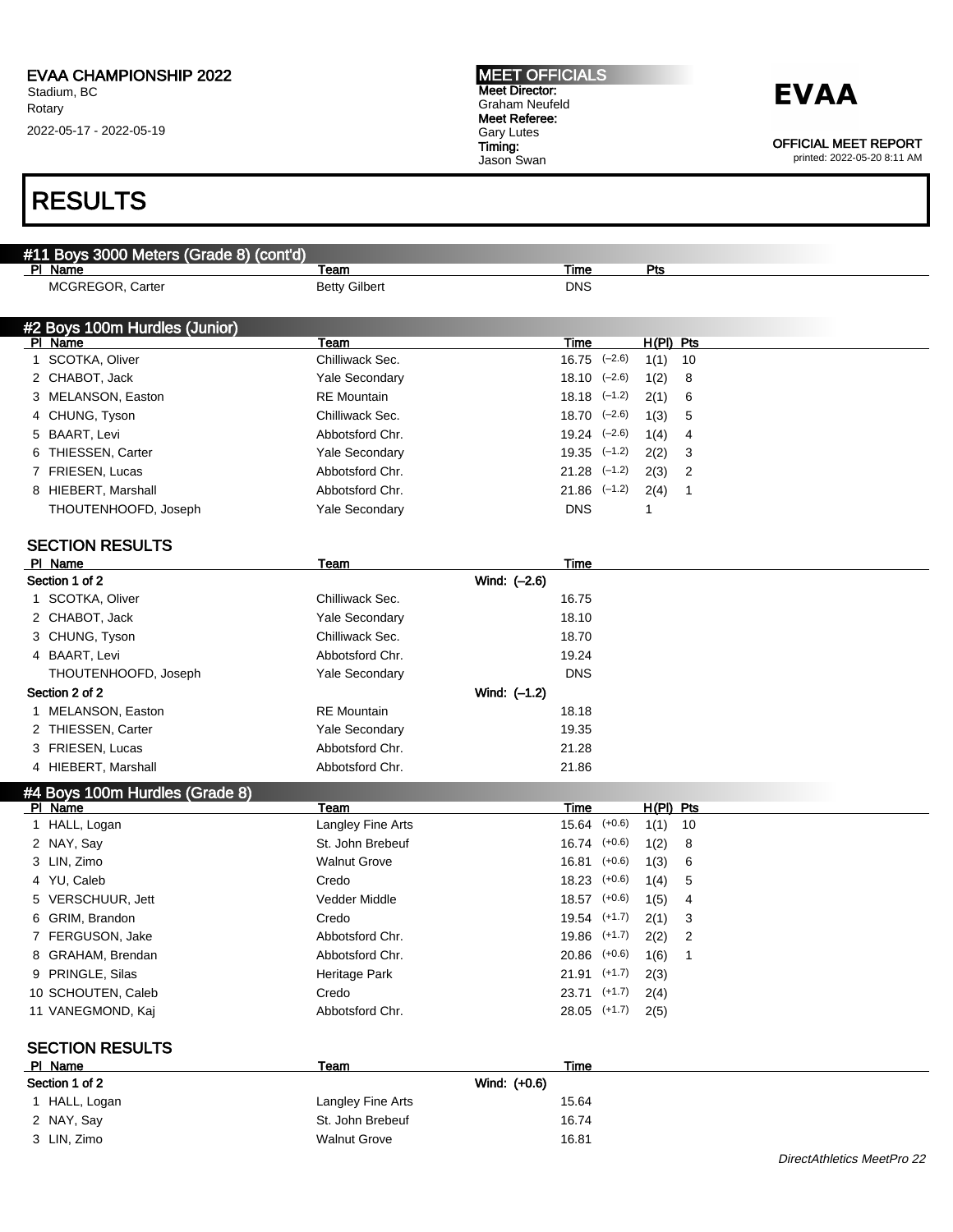EVAA CHAMPIONSHIP 2022
Stadium, BC
Rotary
2022-05-17 - 2022-05-19

**MEET OFFICIALS**
**Meet Director:** Graham Neufeld
**Meet Referee:** Gary Lutes
**Timing:** Jason Swan

**EVAA**

OFFICIAL MEET REPORT
printed: 2022-05-20 8:11 AM

# RESULTS

## #11 Boys 3000 Meters (Grade 8) (cont'd)

| Pl | Name | Team | Time | Pts |
|---|---|---|---|---|
| | MCGREGOR, Carter | Betty Gilbert | DNS | |

## #2 Boys 100m Hurdles (Junior)

| Pl | Name | Team | Time | Wind | H(Pl) | Pts |
|---|---|---|---|---|---|---|
| 1 | SCOTKA, Oliver | Chilliwack Sec. | 16.75 | (–2.6) | 1(1) | 10 |
| 2 | CHABOT, Jack | Yale Secondary | 18.10 | (–2.6) | 1(2) | 8 |
| 3 | MELANSON, Easton | RE Mountain | 18.18 | (–1.2) | 2(1) | 6 |
| 4 | CHUNG, Tyson | Chilliwack Sec. | 18.70 | (–2.6) | 1(3) | 5 |
| 5 | BAART, Levi | Abbotsford Chr. | 19.24 | (–2.6) | 1(4) | 4 |
| 6 | THIESSEN, Carter | Yale Secondary | 19.35 | (–1.2) | 2(2) | 3 |
| 7 | FRIESEN, Lucas | Abbotsford Chr. | 21.28 | (–1.2) | 2(3) | 2 |
| 8 | HIEBERT, Marshall | Abbotsford Chr. | 21.86 | (–1.2) | 2(4) | 1 |
| | THOUTENHOOFD, Joseph | Yale Secondary | DNS | | 1 | |

### SECTION RESULTS

| Pl | Name | Team | Time |
|---|---|---|---|
| **Section 1 of 2** | | Wind: (–2.6) | |
| 1 | SCOTKA, Oliver | Chilliwack Sec. | 16.75 |
| 2 | CHABOT, Jack | Yale Secondary | 18.10 |
| 3 | CHUNG, Tyson | Chilliwack Sec. | 18.70 |
| 4 | BAART, Levi | Abbotsford Chr. | 19.24 |
| | THOUTENHOOFD, Joseph | Yale Secondary | DNS |
| **Section 2 of 2** | | Wind: (–1.2) | |
| 1 | MELANSON, Easton | RE Mountain | 18.18 |
| 2 | THIESSEN, Carter | Yale Secondary | 19.35 |
| 3 | FRIESEN, Lucas | Abbotsford Chr. | 21.28 |
| 4 | HIEBERT, Marshall | Abbotsford Chr. | 21.86 |

## #4 Boys 100m Hurdles (Grade 8)

| Pl | Name | Team | Time | Wind | H(Pl) | Pts |
|---|---|---|---|---|---|---|
| 1 | HALL, Logan | Langley Fine Arts | 15.64 | (+0.6) | 1(1) | 10 |
| 2 | NAY, Say | St. John Brebeuf | 16.74 | (+0.6) | 1(2) | 8 |
| 3 | LIN, Zimo | Walnut Grove | 16.81 | (+0.6) | 1(3) | 6 |
| 4 | YU, Caleb | Credo | 18.23 | (+0.6) | 1(4) | 5 |
| 5 | VERSCHUUR, Jett | Vedder Middle | 18.57 | (+0.6) | 1(5) | 4 |
| 6 | GRIM, Brandon | Credo | 19.54 | (+1.7) | 2(1) | 3 |
| 7 | FERGUSON, Jake | Abbotsford Chr. | 19.86 | (+1.7) | 2(2) | 2 |
| 8 | GRAHAM, Brendan | Abbotsford Chr. | 20.86 | (+0.6) | 1(6) | 1 |
| 9 | PRINGLE, Silas | Heritage Park | 21.91 | (+1.7) | 2(3) | |
| 10 | SCHOUTEN, Caleb | Credo | 23.71 | (+1.7) | 2(4) | |
| 11 | VANEGMOND, Kaj | Abbotsford Chr. | 28.05 | (+1.7) | 2(5) | |

### SECTION RESULTS

| Pl | Name | Team | Time |
|---|---|---|---|
| **Section 1 of 2** | | Wind: (+0.6) | |
| 1 | HALL, Logan | Langley Fine Arts | 15.64 |
| 2 | NAY, Say | St. John Brebeuf | 16.74 |
| 3 | LIN, Zimo | Walnut Grove | 16.81 |

*DirectAthletics MeetPro 22*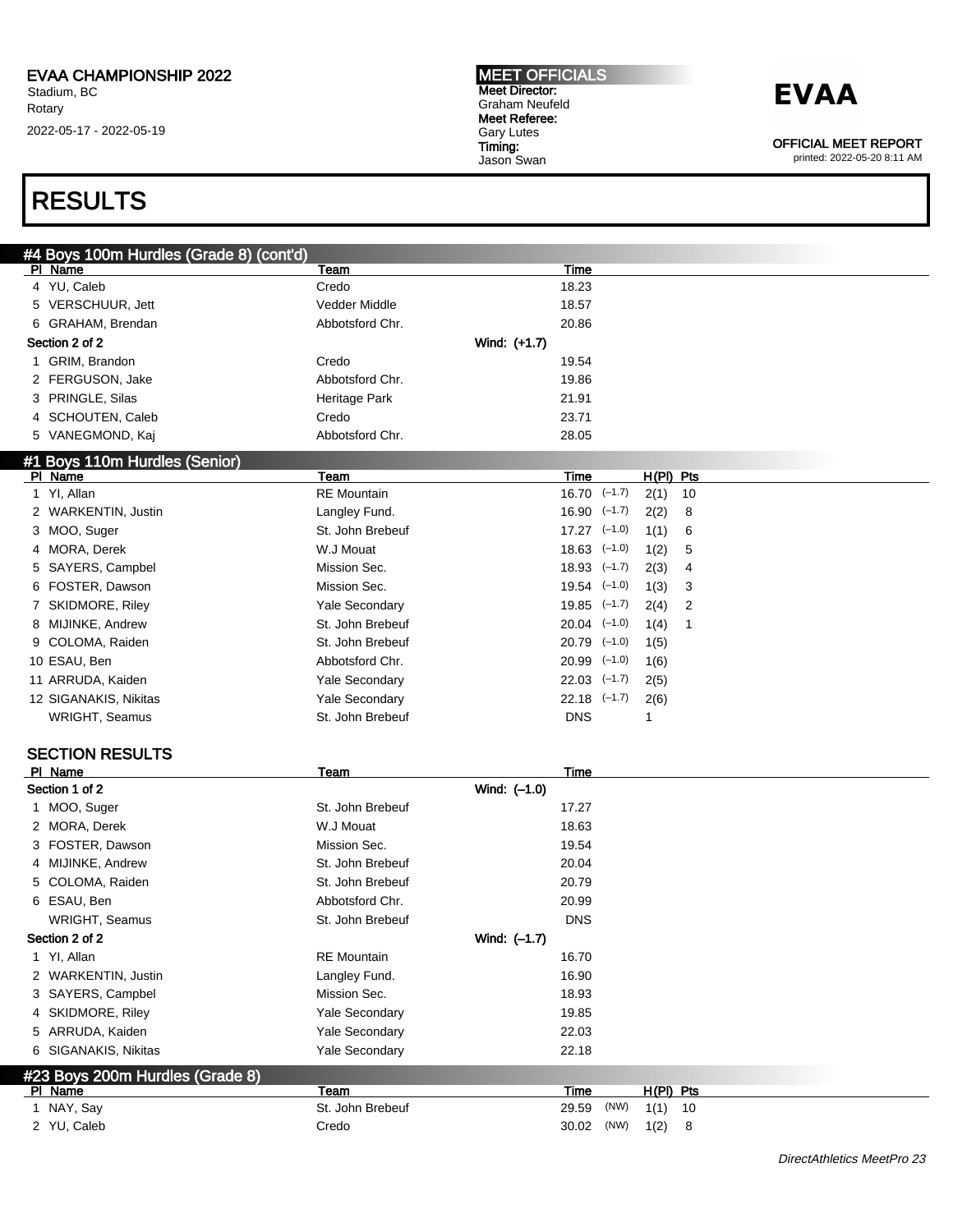# RESULTS

## #4 Boys 100m Hurdles (Grade 8) (cont'd)

| Pl | Name | Team | Time |
|---|---|---|---|
| 4 | YU, Caleb | Credo | 18.23 |
| 5 | VERSCHUUR, Jett | Vedder Middle | 18.57 |
| 6 | GRAHAM, Brendan | Abbotsford Chr. | 20.86 |
| **Section 2 of 2** | | Wind: (+1.7) | |
| 1 | GRIM, Brandon | Credo | 19.54 |
| 2 | FERGUSON, Jake | Abbotsford Chr. | 19.86 |
| 3 | PRINGLE, Silas | Heritage Park | 21.91 |
| 4 | SCHOUTEN, Caleb | Credo | 23.71 |
| 5 | VANEGMOND, Kaj | Abbotsford Chr. | 28.05 |

## #1 Boys 110m Hurdles (Senior)

| Pl | Name | Team | Time | Wind | H(Pl) | Pts |
|---|---|---|---|---|---|---|
| 1 | YI, Allan | RE Mountain | 16.70 | (–1.7) | 2(1) | 10 |
| 2 | WARKENTIN, Justin | Langley Fund. | 16.90 | (–1.7) | 2(2) | 8 |
| 3 | MOO, Suger | St. John Brebeuf | 17.27 | (–1.0) | 1(1) | 6 |
| 4 | MORA, Derek | W.J Mouat | 18.63 | (–1.0) | 1(2) | 5 |
| 5 | SAYERS, Campbel | Mission Sec. | 18.93 | (–1.7) | 2(3) | 4 |
| 6 | FOSTER, Dawson | Mission Sec. | 19.54 | (–1.0) | 1(3) | 3 |
| 7 | SKIDMORE, Riley | Yale Secondary | 19.85 | (–1.7) | 2(4) | 2 |
| 8 | MIJINKE, Andrew | St. John Brebeuf | 20.04 | (–1.0) | 1(4) | 1 |
| 9 | COLOMA, Raiden | St. John Brebeuf | 20.79 | (–1.0) | 1(5) | |
| 10 | ESAU, Ben | Abbotsford Chr. | 20.99 | (–1.0) | 1(6) | |
| 11 | ARRUDA, Kaiden | Yale Secondary | 22.03 | (–1.7) | 2(5) | |
| 12 | SIGANAKIS, Nikitas | Yale Secondary | 22.18 | (–1.7) | 2(6) | |
| | WRIGHT, Seamus | St. John Brebeuf | DNS | | 1 | |

### SECTION RESULTS

| Pl | Name | Team | Time |
|---|---|---|---|
| **Section 1 of 2** | | Wind: (–1.0) | |
| 1 | MOO, Suger | St. John Brebeuf | 17.27 |
| 2 | MORA, Derek | W.J Mouat | 18.63 |
| 3 | FOSTER, Dawson | Mission Sec. | 19.54 |
| 4 | MIJINKE, Andrew | St. John Brebeuf | 20.04 |
| 5 | COLOMA, Raiden | St. John Brebeuf | 20.79 |
| 6 | ESAU, Ben | Abbotsford Chr. | 20.99 |
| | WRIGHT, Seamus | St. John Brebeuf | DNS |
| **Section 2 of 2** | | Wind: (–1.7) | |
| 1 | YI, Allan | RE Mountain | 16.70 |
| 2 | WARKENTIN, Justin | Langley Fund. | 16.90 |
| 3 | SAYERS, Campbel | Mission Sec. | 18.93 |
| 4 | SKIDMORE, Riley | Yale Secondary | 19.85 |
| 5 | ARRUDA, Kaiden | Yale Secondary | 22.03 |
| 6 | SIGANAKIS, Nikitas | Yale Secondary | 22.18 |

## #23 Boys 200m Hurdles (Grade 8)

| Pl | Name | Team | Time | Wind | H(Pl) | Pts |
|---|---|---|---|---|---|---|
| 1 | NAY, Say | St. John Brebeuf | 29.59 | (NW) | 1(1) | 10 |
| 2 | YU, Caleb | Credo | 30.02 | (NW) | 1(2) | 8 |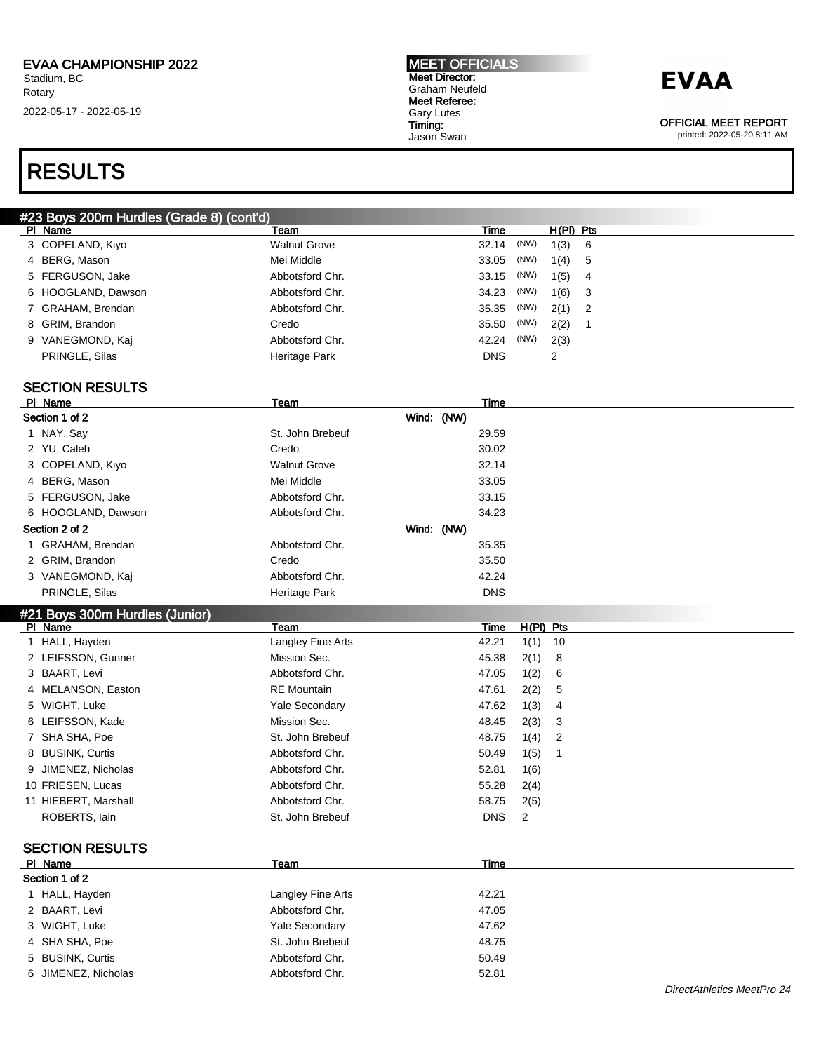## RESULTS

### #23 Boys 200m Hurdles (Grade 8) (cont'd)

| Pl | Name | Team | Time | | H(Pl) | Pts |
|---|---|---|---|---|---|---|
| 3 | COPELAND, Kiyo | Walnut Grove | 32.14 | (NW) | 1(3) | 6 |
| 4 | BERG, Mason | Mei Middle | 33.05 | (NW) | 1(4) | 5 |
| 5 | FERGUSON, Jake | Abbotsford Chr. | 33.15 | (NW) | 1(5) | 4 |
| 6 | HOOGLAND, Dawson | Abbotsford Chr. | 34.23 | (NW) | 1(6) | 3 |
| 7 | GRAHAM, Brendan | Abbotsford Chr. | 35.35 | (NW) | 2(1) | 2 |
| 8 | GRIM, Brandon | Credo | 35.50 | (NW) | 2(2) | 1 |
| 9 | VANEGMOND, Kaj | Abbotsford Chr. | 42.24 | (NW) | 2(3) | |
| | PRINGLE, Silas | Heritage Park | DNS | | 2 | |

#### SECTION RESULTS

| Pl | Name | Team | Time |
|---|---|---|---|
| **Section 1 of 2** | | Wind: (NW) | |
| 1 | NAY, Say | St. John Brebeuf | 29.59 |
| 2 | YU, Caleb | Credo | 30.02 |
| 3 | COPELAND, Kiyo | Walnut Grove | 32.14 |
| 4 | BERG, Mason | Mei Middle | 33.05 |
| 5 | FERGUSON, Jake | Abbotsford Chr. | 33.15 |
| 6 | HOOGLAND, Dawson | Abbotsford Chr. | 34.23 |
| **Section 2 of 2** | | Wind: (NW) | |
| 1 | GRAHAM, Brendan | Abbotsford Chr. | 35.35 |
| 2 | GRIM, Brandon | Credo | 35.50 |
| 3 | VANEGMOND, Kaj | Abbotsford Chr. | 42.24 |
| | PRINGLE, Silas | Heritage Park | DNS |

### #21 Boys 300m Hurdles (Junior)

| Pl | Name | Team | Time | H(Pl) | Pts |
|---|---|---|---|---|---|
| 1 | HALL, Hayden | Langley Fine Arts | 42.21 | 1(1) | 10 |
| 2 | LEIFSSON, Gunner | Mission Sec. | 45.38 | 2(1) | 8 |
| 3 | BAART, Levi | Abbotsford Chr. | 47.05 | 1(2) | 6 |
| 4 | MELANSON, Easton | RE Mountain | 47.61 | 2(2) | 5 |
| 5 | WIGHT, Luke | Yale Secondary | 47.62 | 1(3) | 4 |
| 6 | LEIFSSON, Kade | Mission Sec. | 48.45 | 2(3) | 3 |
| 7 | SHA SHA, Poe | St. John Brebeuf | 48.75 | 1(4) | 2 |
| 8 | BUSINK, Curtis | Abbotsford Chr. | 50.49 | 1(5) | 1 |
| 9 | JIMENEZ, Nicholas | Abbotsford Chr. | 52.81 | 1(6) | |
| 10 | FRIESEN, Lucas | Abbotsford Chr. | 55.28 | 2(4) | |
| 11 | HIEBERT, Marshall | Abbotsford Chr. | 58.75 | 2(5) | |
| | ROBERTS, Iain | St. John Brebeuf | DNS | 2 | |

#### SECTION RESULTS

| Pl | Name | Team | Time |
|---|---|---|---|
| **Section 1 of 2** | | | |
| 1 | HALL, Hayden | Langley Fine Arts | 42.21 |
| 2 | BAART, Levi | Abbotsford Chr. | 47.05 |
| 3 | WIGHT, Luke | Yale Secondary | 47.62 |
| 4 | SHA SHA, Poe | St. John Brebeuf | 48.75 |
| 5 | BUSINK, Curtis | Abbotsford Chr. | 50.49 |
| 6 | JIMENEZ, Nicholas | Abbotsford Chr. | 52.81 |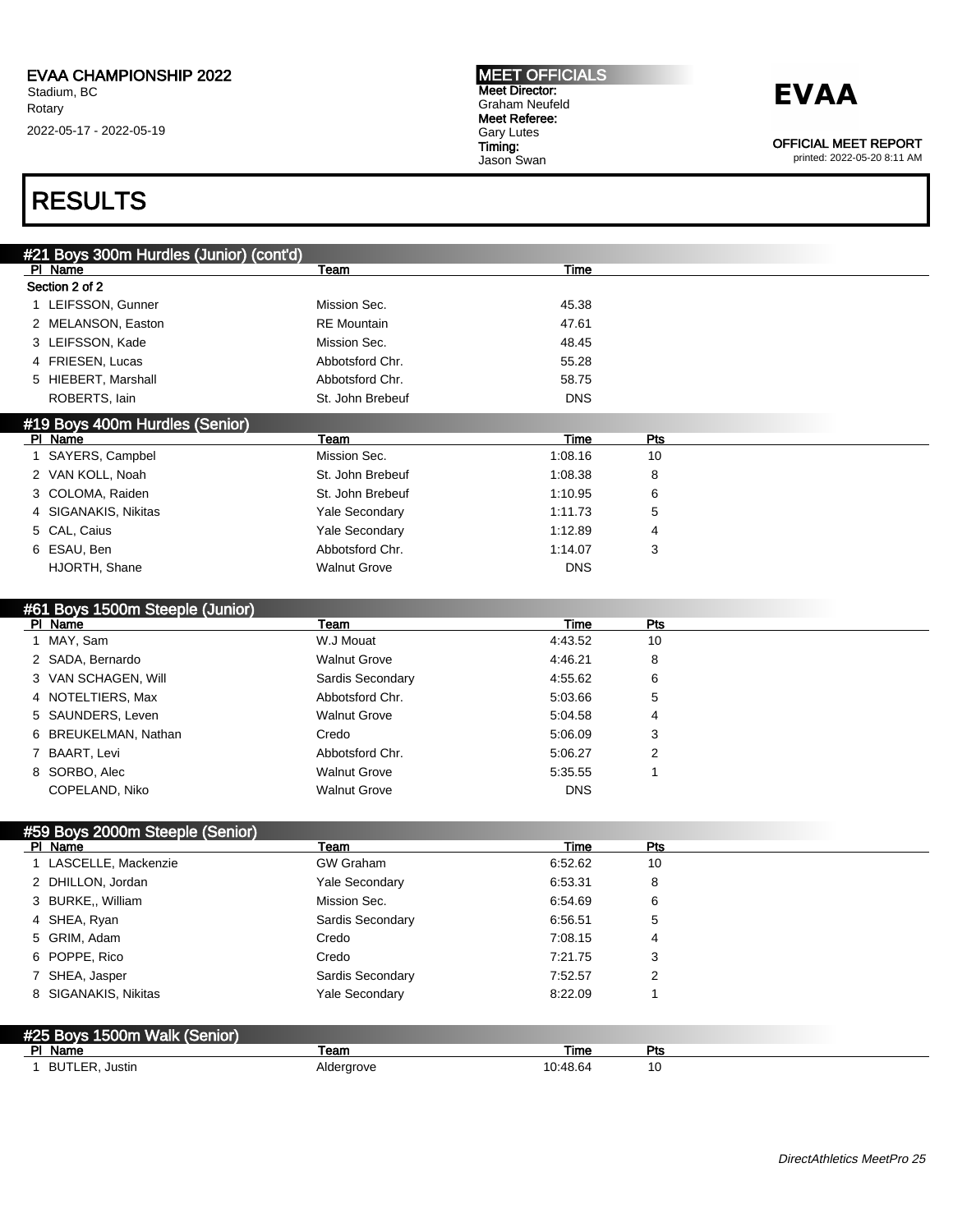# RESULTS

## #21 Boys 300m Hurdles (Junior) (cont'd)

| Pl | Name | Team | Time |
|---|---|---|---|
| Section 2 of 2 | | | |
| 1 | LEIFSSON, Gunner | Mission Sec. | 45.38 |
| 2 | MELANSON, Easton | RE Mountain | 47.61 |
| 3 | LEIFSSON, Kade | Mission Sec. | 48.45 |
| 4 | FRIESEN, Lucas | Abbotsford Chr. | 55.28 |
| 5 | HIEBERT, Marshall | Abbotsford Chr. | 58.75 |
| | ROBERTS, Iain | St. John Brebeuf | DNS |

## #19 Boys 400m Hurdles (Senior)

| Pl | Name | Team | Time | Pts |
|---|---|---|---|---|
| 1 | SAYERS, Campbel | Mission Sec. | 1:08.16 | 10 |
| 2 | VAN KOLL, Noah | St. John Brebeuf | 1:08.38 | 8 |
| 3 | COLOMA, Raiden | St. John Brebeuf | 1:10.95 | 6 |
| 4 | SIGANAKIS, Nikitas | Yale Secondary | 1:11.73 | 5 |
| 5 | CAL, Caius | Yale Secondary | 1:12.89 | 4 |
| 6 | ESAU, Ben | Abbotsford Chr. | 1:14.07 | 3 |
| | HJORTH, Shane | Walnut Grove | DNS | |

## #61 Boys 1500m Steeple (Junior)

| Pl | Name | Team | Time | Pts |
|---|---|---|---|---|
| 1 | MAY, Sam | W.J Mouat | 4:43.52 | 10 |
| 2 | SADA, Bernardo | Walnut Grove | 4:46.21 | 8 |
| 3 | VAN SCHAGEN, Will | Sardis Secondary | 4:55.62 | 6 |
| 4 | NOTELTIERS, Max | Abbotsford Chr. | 5:03.66 | 5 |
| 5 | SAUNDERS, Leven | Walnut Grove | 5:04.58 | 4 |
| 6 | BREUKELMAN, Nathan | Credo | 5:06.09 | 3 |
| 7 | BAART, Levi | Abbotsford Chr. | 5:06.27 | 2 |
| 8 | SORBO, Alec | Walnut Grove | 5:35.55 | 1 |
| | COPELAND, Niko | Walnut Grove | DNS | |

## #59 Boys 2000m Steeple (Senior)

| Pl | Name | Team | Time | Pts |
|---|---|---|---|---|
| 1 | LASCELLE, Mackenzie | GW Graham | 6:52.62 | 10 |
| 2 | DHILLON, Jordan | Yale Secondary | 6:53.31 | 8 |
| 3 | BURKE,, William | Mission Sec. | 6:54.69 | 6 |
| 4 | SHEA, Ryan | Sardis Secondary | 6:56.51 | 5 |
| 5 | GRIM, Adam | Credo | 7:08.15 | 4 |
| 6 | POPPE, Rico | Credo | 7:21.75 | 3 |
| 7 | SHEA, Jasper | Sardis Secondary | 7:52.57 | 2 |
| 8 | SIGANAKIS, Nikitas | Yale Secondary | 8:22.09 | 1 |

## #25 Boys 1500m Walk (Senior)

| Pl | Name | Team | Time | Pts |
|---|---|---|---|---|
| 1 | BUTLER, Justin | Aldergrove | 10:48.64 | 10 |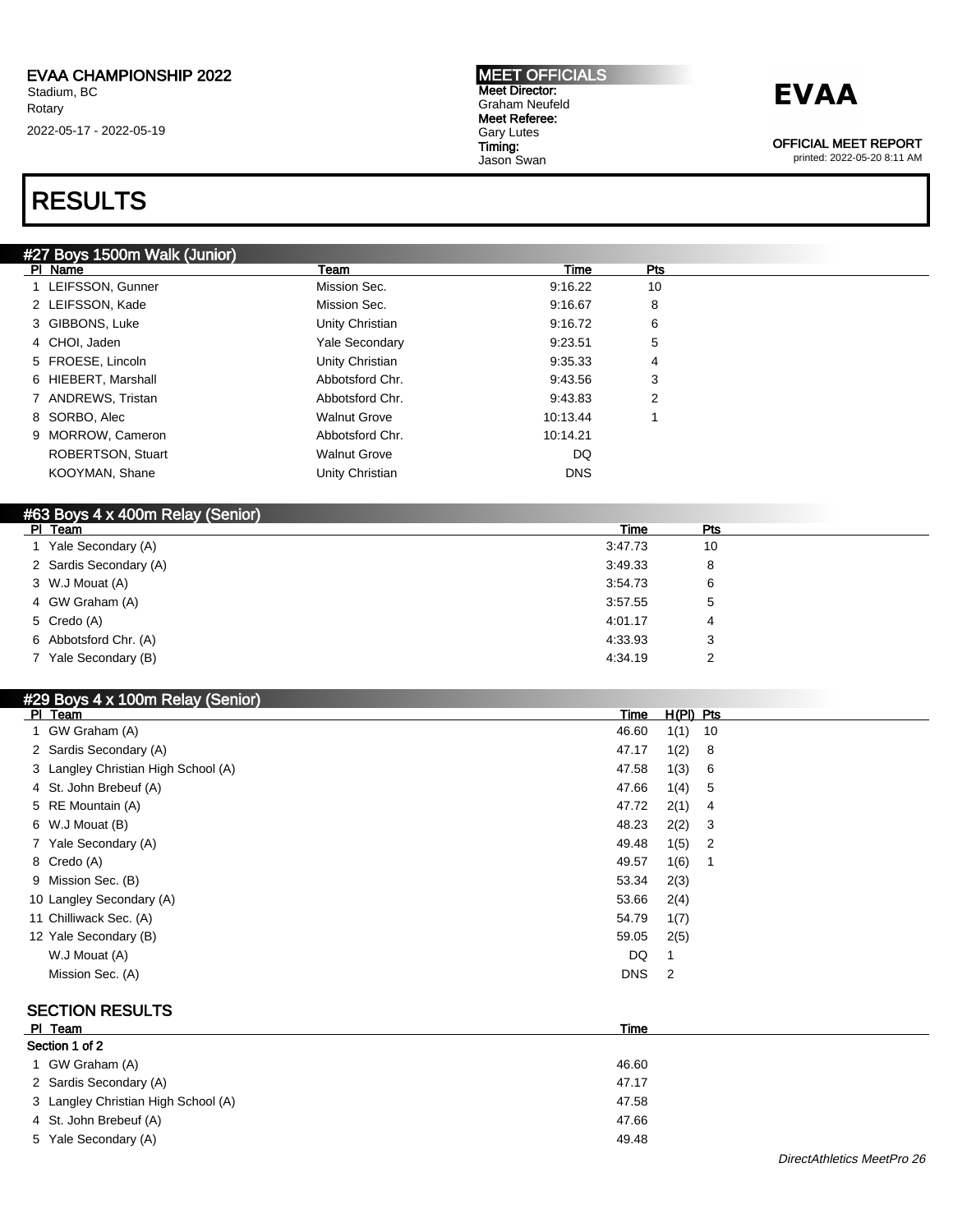EVAA CHAMPIONSHIP 2022
Stadium, BC
Rotary
2022-05-17 - 2022-05-19

**MEET OFFICIALS**
**Meet Director:**
Graham Neufeld
**Meet Referee:**
Gary Lutes
**Timing:**
Jason Swan

**EVAA**

**OFFICIAL MEET REPORT**
printed: 2022-05-20 8:11 AM

# RESULTS

## #27 Boys 1500m Walk (Junior)

| Pl | Name | Team | Time | Pts |
|---|---|---|---|---|
| 1 | LEIFSSON, Gunner | Mission Sec. | 9:16.22 | 10 |
| 2 | LEIFSSON, Kade | Mission Sec. | 9:16.67 | 8 |
| 3 | GIBBONS, Luke | Unity Christian | 9:16.72 | 6 |
| 4 | CHOI, Jaden | Yale Secondary | 9:23.51 | 5 |
| 5 | FROESE, Lincoln | Unity Christian | 9:35.33 | 4 |
| 6 | HIEBERT, Marshall | Abbotsford Chr. | 9:43.56 | 3 |
| 7 | ANDREWS, Tristan | Abbotsford Chr. | 9:43.83 | 2 |
| 8 | SORBO, Alec | Walnut Grove | 10:13.44 | 1 |
| 9 | MORROW, Cameron | Abbotsford Chr. | 10:14.21 | |
| | ROBERTSON, Stuart | Walnut Grove | DQ | |
| | KOOYMAN, Shane | Unity Christian | DNS | |

## #63 Boys 4 x 400m Relay (Senior)

| Pl | Team | Time | Pts |
|---|---|---|---|
| 1 | Yale Secondary (A) | 3:47.73 | 10 |
| 2 | Sardis Secondary (A) | 3:49.33 | 8 |
| 3 | W.J Mouat (A) | 3:54.73 | 6 |
| 4 | GW Graham (A) | 3:57.55 | 5 |
| 5 | Credo (A) | 4:01.17 | 4 |
| 6 | Abbotsford Chr. (A) | 4:33.93 | 3 |
| 7 | Yale Secondary (B) | 4:34.19 | 2 |

## #29 Boys 4 x 100m Relay (Senior)

| Pl | Team | Time | H(Pl) | Pts |
|---|---|---|---|---|
| 1 | GW Graham (A) | 46.60 | 1(1) | 10 |
| 2 | Sardis Secondary (A) | 47.17 | 1(2) | 8 |
| 3 | Langley Christian High School (A) | 47.58 | 1(3) | 6 |
| 4 | St. John Brebeuf (A) | 47.66 | 1(4) | 5 |
| 5 | RE Mountain (A) | 47.72 | 2(1) | 4 |
| 6 | W.J Mouat (B) | 48.23 | 2(2) | 3 |
| 7 | Yale Secondary (A) | 49.48 | 1(5) | 2 |
| 8 | Credo (A) | 49.57 | 1(6) | 1 |
| 9 | Mission Sec. (B) | 53.34 | 2(3) | |
| 10 | Langley Secondary (A) | 53.66 | 2(4) | |
| 11 | Chilliwack Sec. (A) | 54.79 | 1(7) | |
| 12 | Yale Secondary (B) | 59.05 | 2(5) | |
| | W.J Mouat (A) | DQ | 1 | |
| | Mission Sec. (A) | DNS | 2 | |

### SECTION RESULTS

| Pl | Team | Time |
|---|---|---|
| **Section 1 of 2** | | |
| 1 | GW Graham (A) | 46.60 |
| 2 | Sardis Secondary (A) | 47.17 |
| 3 | Langley Christian High School (A) | 47.58 |
| 4 | St. John Brebeuf (A) | 47.66 |
| 5 | Yale Secondary (A) | 49.48 |

*DirectAthletics MeetPro 26*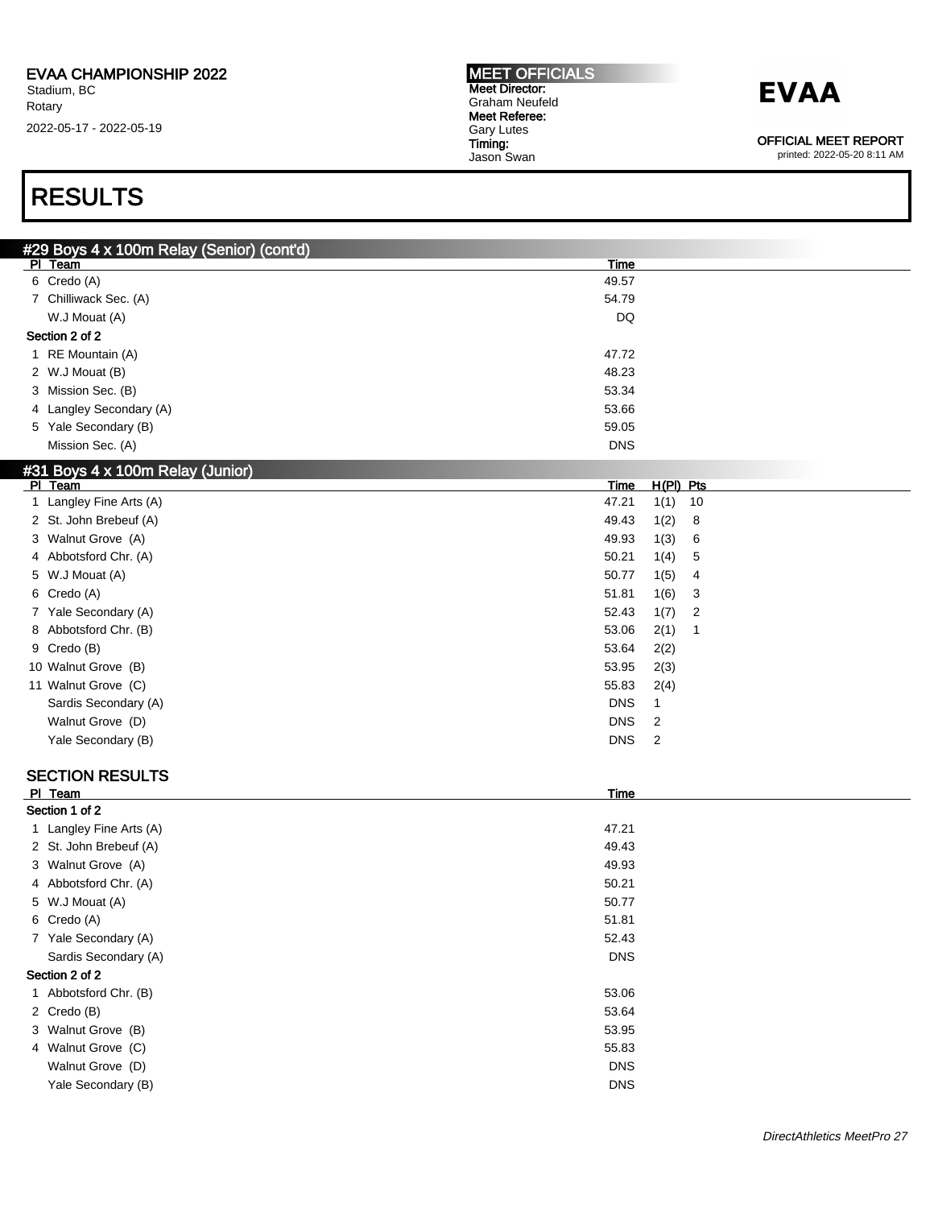## RESULTS

### #29 Boys 4 x 100m Relay (Senior) (cont'd)

| Pl | Team | Time |
|---|---|---|
| 6 | Credo (A) | 49.57 |
| 7 | Chilliwack Sec. (A) | 54.79 |
| | W.J Mouat (A) | DQ |
| **Section 2 of 2** | | |
| 1 | RE Mountain (A) | 47.72 |
| 2 | W.J Mouat (B) | 48.23 |
| 3 | Mission Sec. (B) | 53.34 |
| 4 | Langley Secondary (A) | 53.66 |
| 5 | Yale Secondary (B) | 59.05 |
| | Mission Sec. (A) | DNS |

### #31 Boys 4 x 100m Relay (Junior)

| Pl | Team | Time | H(Pl) | Pts |
|---|---|---|---|---|
| 1 | Langley Fine Arts (A) | 47.21 | 1(1) | 10 |
| 2 | St. John Brebeuf (A) | 49.43 | 1(2) | 8 |
| 3 | Walnut Grove (A) | 49.93 | 1(3) | 6 |
| 4 | Abbotsford Chr. (A) | 50.21 | 1(4) | 5 |
| 5 | W.J Mouat (A) | 50.77 | 1(5) | 4 |
| 6 | Credo (A) | 51.81 | 1(6) | 3 |
| 7 | Yale Secondary (A) | 52.43 | 1(7) | 2 |
| 8 | Abbotsford Chr. (B) | 53.06 | 2(1) | 1 |
| 9 | Credo (B) | 53.64 | 2(2) | |
| 10 | Walnut Grove (B) | 53.95 | 2(3) | |
| 11 | Walnut Grove (C) | 55.83 | 2(4) | |
| | Sardis Secondary (A) | DNS | 1 | |
| | Walnut Grove (D) | DNS | 2 | |
| | Yale Secondary (B) | DNS | 2 | |

#### SECTION RESULTS

| Pl | Team | Time |
|---|---|---|
| **Section 1 of 2** | | |
| 1 | Langley Fine Arts (A) | 47.21 |
| 2 | St. John Brebeuf (A) | 49.43 |
| 3 | Walnut Grove (A) | 49.93 |
| 4 | Abbotsford Chr. (A) | 50.21 |
| 5 | W.J Mouat (A) | 50.77 |
| 6 | Credo (A) | 51.81 |
| 7 | Yale Secondary (A) | 52.43 |
| | Sardis Secondary (A) | DNS |
| **Section 2 of 2** | | |
| 1 | Abbotsford Chr. (B) | 53.06 |
| 2 | Credo (B) | 53.64 |
| 3 | Walnut Grove (B) | 53.95 |
| 4 | Walnut Grove (C) | 55.83 |
| | Walnut Grove (D) | DNS |
| | Yale Secondary (B) | DNS |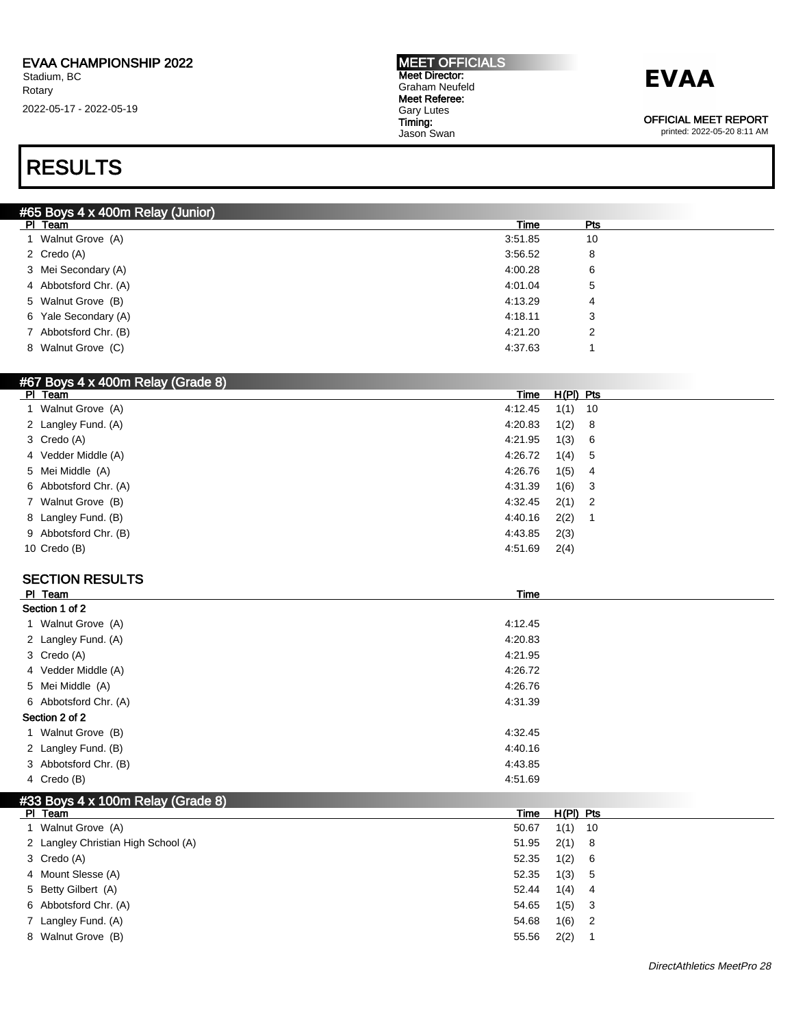EVAA CHAMPIONSHIP 2022
Stadium, BC
Rotary
2022-05-17 - 2022-05-19

**MEET OFFICIALS**
**Meet Director:** Graham Neufeld
**Meet Referee:** Gary Lutes
**Timing:** Jason Swan

**EVAA**

OFFICIAL MEET REPORT
printed: 2022-05-20 8:11 AM

# RESULTS

## #65 Boys 4 x 400m Relay (Junior)

| Pl | Team | Time | Pts |
|---|---|---|---|
| 1 | Walnut Grove (A) | 3:51.85 | 10 |
| 2 | Credo (A) | 3:56.52 | 8 |
| 3 | Mei Secondary (A) | 4:00.28 | 6 |
| 4 | Abbotsford Chr. (A) | 4:01.04 | 5 |
| 5 | Walnut Grove (B) | 4:13.29 | 4 |
| 6 | Yale Secondary (A) | 4:18.11 | 3 |
| 7 | Abbotsford Chr. (B) | 4:21.20 | 2 |
| 8 | Walnut Grove (C) | 4:37.63 | 1 |

## #67 Boys 4 x 400m Relay (Grade 8)

| Pl | Team | Time | H(Pl) | Pts |
|---|---|---|---|---|
| 1 | Walnut Grove (A) | 4:12.45 | 1(1) | 10 |
| 2 | Langley Fund. (A) | 4:20.83 | 1(2) | 8 |
| 3 | Credo (A) | 4:21.95 | 1(3) | 6 |
| 4 | Vedder Middle (A) | 4:26.72 | 1(4) | 5 |
| 5 | Mei Middle (A) | 4:26.76 | 1(5) | 4 |
| 6 | Abbotsford Chr. (A) | 4:31.39 | 1(6) | 3 |
| 7 | Walnut Grove (B) | 4:32.45 | 2(1) | 2 |
| 8 | Langley Fund. (B) | 4:40.16 | 2(2) | 1 |
| 9 | Abbotsford Chr. (B) | 4:43.85 | 2(3) | |
| 10 | Credo (B) | 4:51.69 | 2(4) | |

### SECTION RESULTS

| Pl | Team | Time |
|---|---|---|
| **Section 1 of 2** | | |
| 1 | Walnut Grove (A) | 4:12.45 |
| 2 | Langley Fund. (A) | 4:20.83 |
| 3 | Credo (A) | 4:21.95 |
| 4 | Vedder Middle (A) | 4:26.72 |
| 5 | Mei Middle (A) | 4:26.76 |
| 6 | Abbotsford Chr. (A) | 4:31.39 |
| **Section 2 of 2** | | |
| 1 | Walnut Grove (B) | 4:32.45 |
| 2 | Langley Fund. (B) | 4:40.16 |
| 3 | Abbotsford Chr. (B) | 4:43.85 |
| 4 | Credo (B) | 4:51.69 |

## #33 Boys 4 x 100m Relay (Grade 8)

| Pl | Team | Time | H(Pl) | Pts |
|---|---|---|---|---|
| 1 | Walnut Grove (A) | 50.67 | 1(1) | 10 |
| 2 | Langley Christian High School (A) | 51.95 | 2(1) | 8 |
| 3 | Credo (A) | 52.35 | 1(2) | 6 |
| 4 | Mount Slesse (A) | 52.35 | 1(3) | 5 |
| 5 | Betty Gilbert (A) | 52.44 | 1(4) | 4 |
| 6 | Abbotsford Chr. (A) | 54.65 | 1(5) | 3 |
| 7 | Langley Fund. (A) | 54.68 | 1(6) | 2 |
| 8 | Walnut Grove (B) | 55.56 | 2(2) | 1 |

*DirectAthletics MeetPro 28*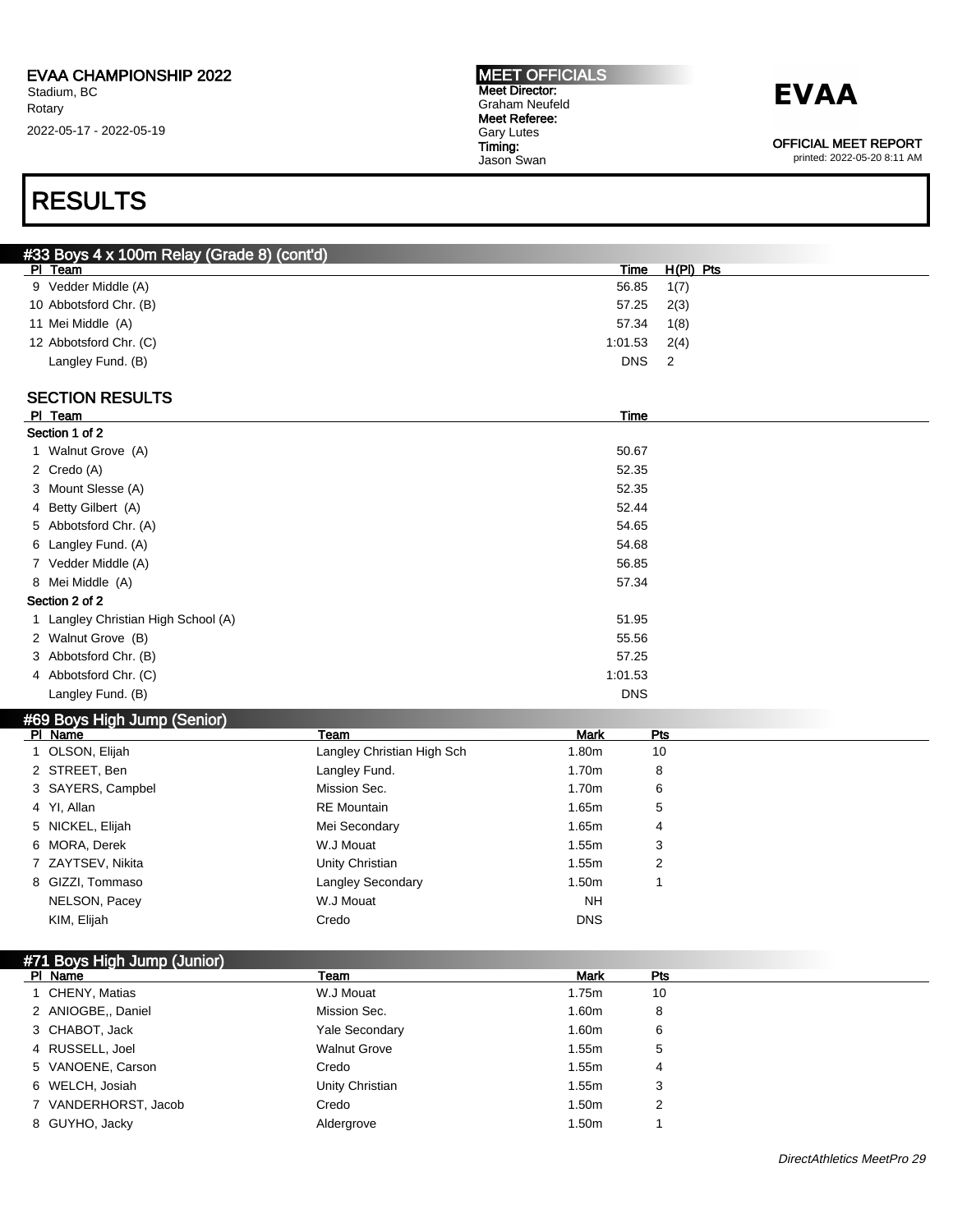## RESULTS

### #33 Boys 4 x 100m Relay (Grade 8) (cont'd)

| Pl | Team | Time | H(Pl) | Pts |
|---|---|---|---|---|
| 9 | Vedder Middle (A) | 56.85 | 1(7) | |
| 10 | Abbotsford Chr. (B) | 57.25 | 2(3) | |
| 11 | Mei Middle (A) | 57.34 | 1(8) | |
| 12 | Abbotsford Chr. (C) | 1:01.53 | 2(4) | |
| | Langley Fund. (B) | DNS | 2 | |

### SECTION RESULTS

| Pl | Team | Time |
|---|---|---|
| **Section 1 of 2** | | |
| 1 | Walnut Grove (A) | 50.67 |
| 2 | Credo (A) | 52.35 |
| 3 | Mount Slesse (A) | 52.35 |
| 4 | Betty Gilbert (A) | 52.44 |
| 5 | Abbotsford Chr. (A) | 54.65 |
| 6 | Langley Fund. (A) | 54.68 |
| 7 | Vedder Middle (A) | 56.85 |
| 8 | Mei Middle (A) | 57.34 |
| **Section 2 of 2** | | |
| 1 | Langley Christian High School (A) | 51.95 |
| 2 | Walnut Grove (B) | 55.56 |
| 3 | Abbotsford Chr. (B) | 57.25 |
| 4 | Abbotsford Chr. (C) | 1:01.53 |
| | Langley Fund. (B) | DNS |

### #69 Boys High Jump (Senior)

| Pl | Name | Team | Mark | Pts |
|---|---|---|---|---|
| 1 | OLSON, Elijah | Langley Christian High Sch | 1.80m | 10 |
| 2 | STREET, Ben | Langley Fund. | 1.70m | 8 |
| 3 | SAYERS, Campbel | Mission Sec. | 1.70m | 6 |
| 4 | YI, Allan | RE Mountain | 1.65m | 5 |
| 5 | NICKEL, Elijah | Mei Secondary | 1.65m | 4 |
| 6 | MORA, Derek | W.J Mouat | 1.55m | 3 |
| 7 | ZAYTSEV, Nikita | Unity Christian | 1.55m | 2 |
| 8 | GIZZI, Tommaso | Langley Secondary | 1.50m | 1 |
| | NELSON, Pacey | W.J Mouat | NH | |
| | KIM, Elijah | Credo | DNS | |

### #71 Boys High Jump (Junior)

| Pl | Name | Team | Mark | Pts |
|---|---|---|---|---|
| 1 | CHENY, Matias | W.J Mouat | 1.75m | 10 |
| 2 | ANIOGBE,, Daniel | Mission Sec. | 1.60m | 8 |
| 3 | CHABOT, Jack | Yale Secondary | 1.60m | 6 |
| 4 | RUSSELL, Joel | Walnut Grove | 1.55m | 5 |
| 5 | VANOENE, Carson | Credo | 1.55m | 4 |
| 6 | WELCH, Josiah | Unity Christian | 1.55m | 3 |
| 7 | VANDERHORST, Jacob | Credo | 1.50m | 2 |
| 8 | GUYHO, Jacky | Aldergrove | 1.50m | 1 |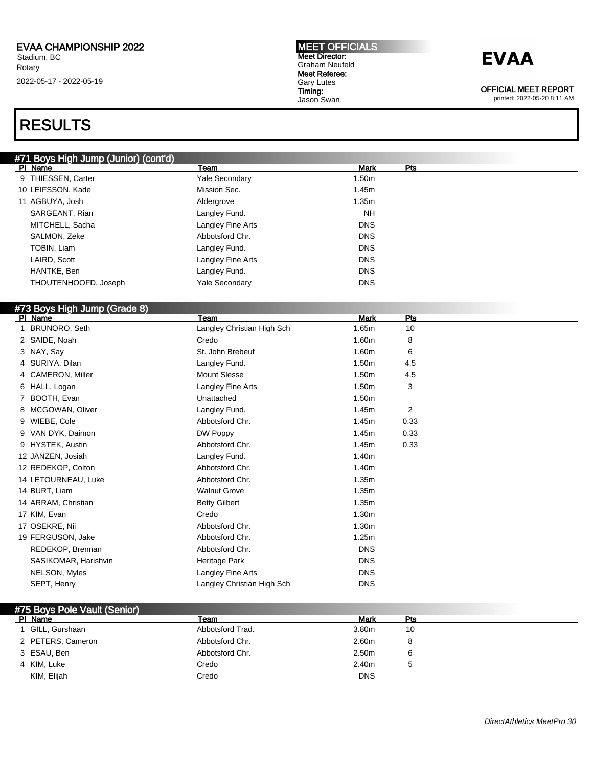# RESULTS

## #71 Boys High Jump (Junior) (cont'd)

| Pl | Name | Team | Mark | Pts |
|---|---|---|---|---|
| 9 | THIESSEN, Carter | Yale Secondary | 1.50m | |
| 10 | LEIFSSON, Kade | Mission Sec. | 1.45m | |
| 11 | AGBUYA, Josh | Aldergrove | 1.35m | |
| | SARGEANT, Rian | Langley Fund. | NH | |
| | MITCHELL, Sacha | Langley Fine Arts | DNS | |
| | SALMON, Zeke | Abbotsford Chr. | DNS | |
| | TOBIN, Liam | Langley Fund. | DNS | |
| | LAIRD, Scott | Langley Fine Arts | DNS | |
| | HANTKE, Ben | Langley Fund. | DNS | |
| | THOUTENHOOFD, Joseph | Yale Secondary | DNS | |

## #73 Boys High Jump (Grade 8)

| Pl | Name | Team | Mark | Pts |
|---|---|---|---|---|
| 1 | BRUNORO, Seth | Langley Christian High Sch | 1.65m | 10 |
| 2 | SAIDE, Noah | Credo | 1.60m | 8 |
| 3 | NAY, Say | St. John Brebeuf | 1.60m | 6 |
| 4 | SURIYA, Dilan | Langley Fund. | 1.50m | 4.5 |
| 4 | CAMERON, Miller | Mount Slesse | 1.50m | 4.5 |
| 6 | HALL, Logan | Langley Fine Arts | 1.50m | 3 |
| 7 | BOOTH, Evan | Unattached | 1.50m | |
| 8 | MCGOWAN, Oliver | Langley Fund. | 1.45m | 2 |
| 9 | WIEBE, Cole | Abbotsford Chr. | 1.45m | 0.33 |
| 9 | VAN DYK, Daimon | DW Poppy | 1.45m | 0.33 |
| 9 | HYSTEK, Austin | Abbotsford Chr. | 1.45m | 0.33 |
| 12 | JANZEN, Josiah | Langley Fund. | 1.40m | |
| 12 | REDEKOP, Colton | Abbotsford Chr. | 1.40m | |
| 14 | LETOURNEAU, Luke | Abbotsford Chr. | 1.35m | |
| 14 | BURT, Liam | Walnut Grove | 1.35m | |
| 14 | ARRAM, Christian | Betty Gilbert | 1.35m | |
| 17 | KIM, Evan | Credo | 1.30m | |
| 17 | OSEKRE, Nii | Abbotsford Chr. | 1.30m | |
| 19 | FERGUSON, Jake | Abbotsford Chr. | 1.25m | |
| | REDEKOP, Brennan | Abbotsford Chr. | DNS | |
| | SASIKOMAR, Harishvin | Heritage Park | DNS | |
| | NELSON, Myles | Langley Fine Arts | DNS | |
| | SEPT, Henry | Langley Christian High Sch | DNS | |

## #75 Boys Pole Vault (Senior)

| Pl | Name | Team | Mark | Pts |
|---|---|---|---|---|
| 1 | GILL, Gurshaan | Abbotsford Trad. | 3.80m | 10 |
| 2 | PETERS, Cameron | Abbotsford Chr. | 2.60m | 8 |
| 3 | ESAU, Ben | Abbotsford Chr. | 2.50m | 6 |
| 4 | KIM, Luke | Credo | 2.40m | 5 |
| | KIM, Elijah | Credo | DNS | |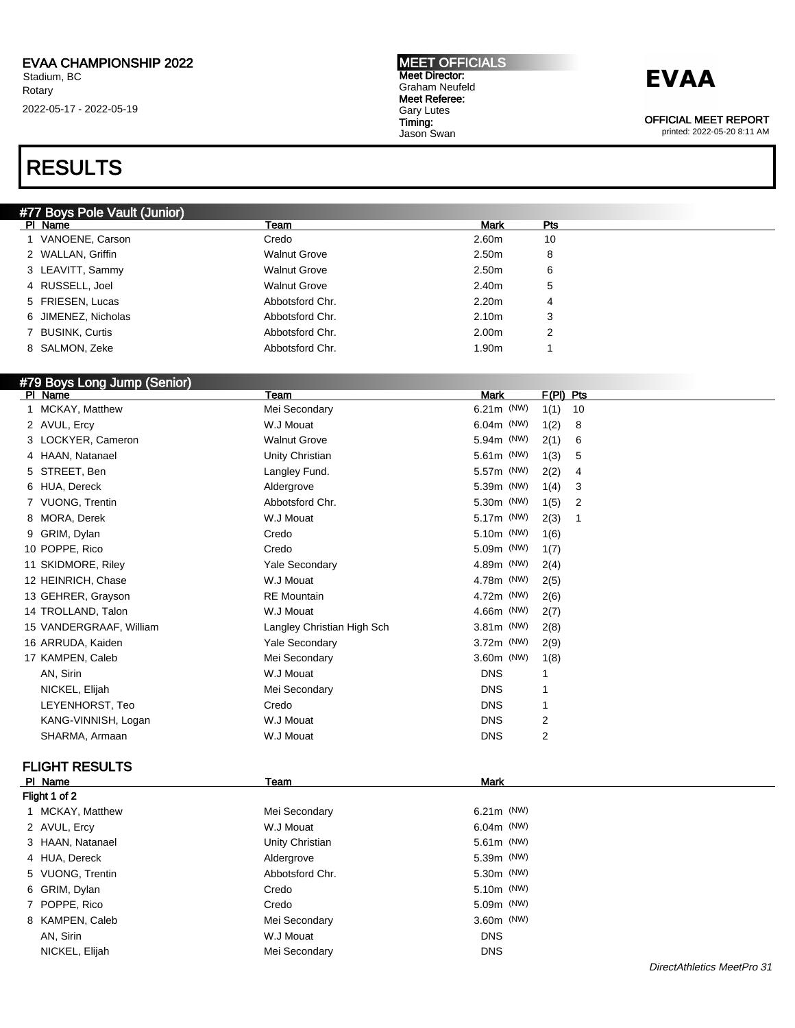EVAA CHAMPIONSHIP 2022
Stadium, BC
Rotary
2022-05-17 - 2022-05-19

MEET OFFICIALS
Meet Director:
Graham Neufeld
Meet Referee:
Gary Lutes
Timing:
Jason Swan

**EVAA**

OFFICIAL MEET REPORT
printed: 2022-05-20 8:11 AM

# RESULTS

## #77 Boys Pole Vault (Junior)

| Pl | Name | Team | Mark | Pts |
|---|---|---|---|---|
| 1 | VANOENE, Carson | Credo | 2.60m | 10 |
| 2 | WALLAN, Griffin | Walnut Grove | 2.50m | 8 |
| 3 | LEAVITT, Sammy | Walnut Grove | 2.50m | 6 |
| 4 | RUSSELL, Joel | Walnut Grove | 2.40m | 5 |
| 5 | FRIESEN, Lucas | Abbotsford Chr. | 2.20m | 4 |
| 6 | JIMENEZ, Nicholas | Abbotsford Chr. | 2.10m | 3 |
| 7 | BUSINK, Curtis | Abbotsford Chr. | 2.00m | 2 |
| 8 | SALMON, Zeke | Abbotsford Chr. | 1.90m | 1 |

## #79 Boys Long Jump (Senior)

| Pl | Name | Team | Mark | F(Pl) | Pts |
|---|---|---|---|---|---|
| 1 | MCKAY, Matthew | Mei Secondary | 6.21m (NW) | 1(1) | 10 |
| 2 | AVUL, Ercy | W.J Mouat | 6.04m (NW) | 1(2) | 8 |
| 3 | LOCKYER, Cameron | Walnut Grove | 5.94m (NW) | 2(1) | 6 |
| 4 | HAAN, Natanael | Unity Christian | 5.61m (NW) | 1(3) | 5 |
| 5 | STREET, Ben | Langley Fund. | 5.57m (NW) | 2(2) | 4 |
| 6 | HUA, Dereck | Aldergrove | 5.39m (NW) | 1(4) | 3 |
| 7 | VUONG, Trentin | Abbotsford Chr. | 5.30m (NW) | 1(5) | 2 |
| 8 | MORA, Derek | W.J Mouat | 5.17m (NW) | 2(3) | 1 |
| 9 | GRIM, Dylan | Credo | 5.10m (NW) | 1(6) | |
| 10 | POPPE, Rico | Credo | 5.09m (NW) | 1(7) | |
| 11 | SKIDMORE, Riley | Yale Secondary | 4.89m (NW) | 2(4) | |
| 12 | HEINRICH, Chase | W.J Mouat | 4.78m (NW) | 2(5) | |
| 13 | GEHRER, Grayson | RE Mountain | 4.72m (NW) | 2(6) | |
| 14 | TROLLAND, Talon | W.J Mouat | 4.66m (NW) | 2(7) | |
| 15 | VANDERGRAAF, William | Langley Christian High Sch | 3.81m (NW) | 2(8) | |
| 16 | ARRUDA, Kaiden | Yale Secondary | 3.72m (NW) | 2(9) | |
| 17 | KAMPEN, Caleb | Mei Secondary | 3.60m (NW) | 1(8) | |
| | AN, Sirin | W.J Mouat | DNS | 1 | |
| | NICKEL, Elijah | Mei Secondary | DNS | 1 | |
| | LEYENHORST, Teo | Credo | DNS | 1 | |
| | KANG-VINNISH, Logan | W.J Mouat | DNS | 2 | |
| | SHARMA, Armaan | W.J Mouat | DNS | 2 | |

### FLIGHT RESULTS

| Pl | Name | Team | Mark |
|---|---|---|---|
| **Flight 1 of 2** | | | |
| 1 | MCKAY, Matthew | Mei Secondary | 6.21m (NW) |
| 2 | AVUL, Ercy | W.J Mouat | 6.04m (NW) |
| 3 | HAAN, Natanael | Unity Christian | 5.61m (NW) |
| 4 | HUA, Dereck | Aldergrove | 5.39m (NW) |
| 5 | VUONG, Trentin | Abbotsford Chr. | 5.30m (NW) |
| 6 | GRIM, Dylan | Credo | 5.10m (NW) |
| 7 | POPPE, Rico | Credo | 5.09m (NW) |
| 8 | KAMPEN, Caleb | Mei Secondary | 3.60m (NW) |
| | AN, Sirin | W.J Mouat | DNS |
| | NICKEL, Elijah | Mei Secondary | DNS |

*DirectAthletics MeetPro 31*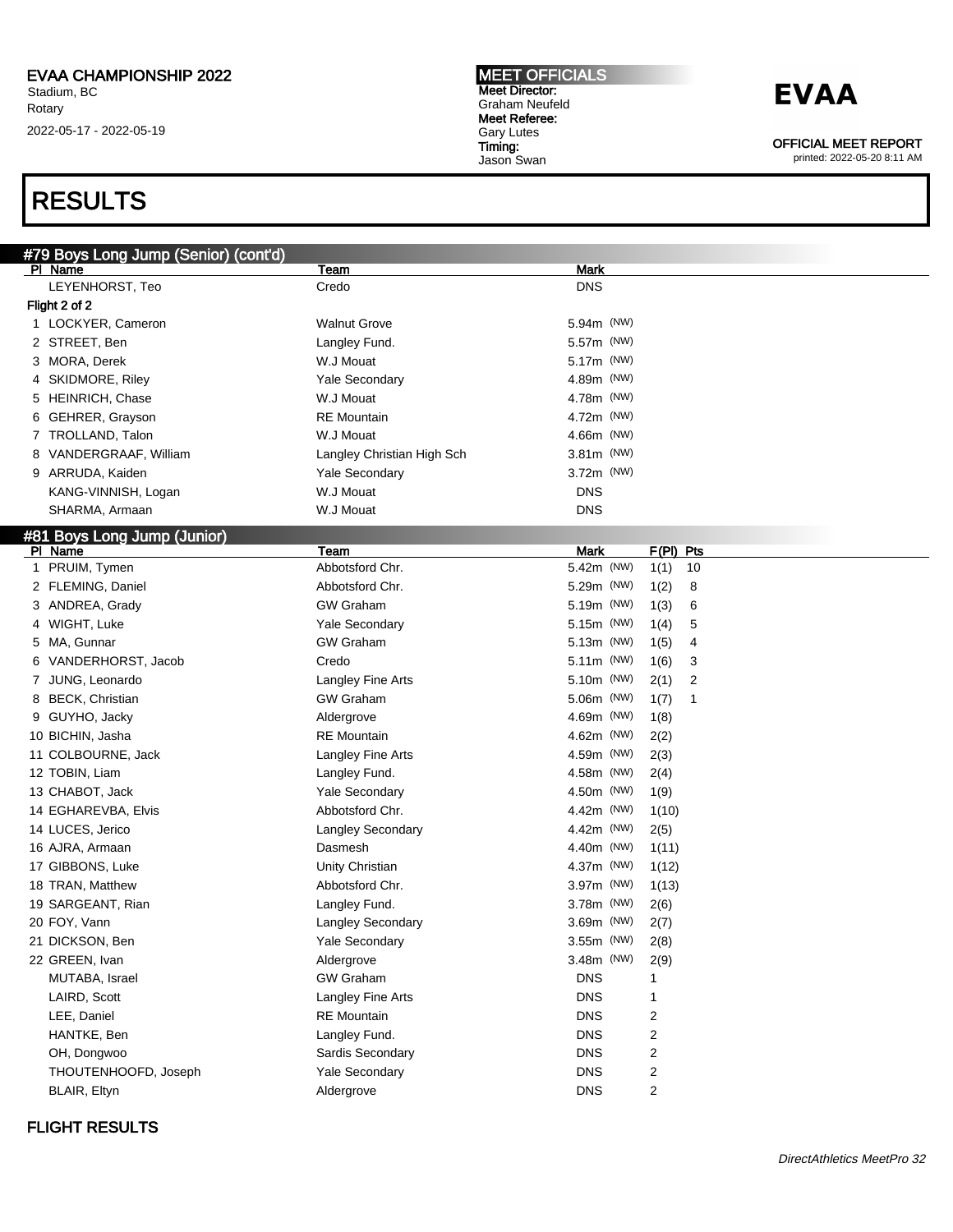EVAA CHAMPIONSHIP 2022
Stadium, BC
Rotary
2022-05-17 - 2022-05-19

**MEET OFFICIALS**
**Meet Director:** Graham Neufeld
**Meet Referee:** Gary Lutes
**Timing:** Jason Swan

**EVAA**

**OFFICIAL MEET REPORT**
printed: 2022-05-20 8:11 AM

# RESULTS

## #79 Boys Long Jump (Senior) (cont'd)

| Pl | Name | Team | Mark |
|---|---|---|---|
| | LEYENHORST, Teo | Credo | DNS |
| **Flight 2 of 2** | | | |
| 1 | LOCKYER, Cameron | Walnut Grove | 5.94m (NW) |
| 2 | STREET, Ben | Langley Fund. | 5.57m (NW) |
| 3 | MORA, Derek | W.J Mouat | 5.17m (NW) |
| 4 | SKIDMORE, Riley | Yale Secondary | 4.89m (NW) |
| 5 | HEINRICH, Chase | W.J Mouat | 4.78m (NW) |
| 6 | GEHRER, Grayson | RE Mountain | 4.72m (NW) |
| 7 | TROLLAND, Talon | W.J Mouat | 4.66m (NW) |
| 8 | VANDERGRAAF, William | Langley Christian High Sch | 3.81m (NW) |
| 9 | ARRUDA, Kaiden | Yale Secondary | 3.72m (NW) |
| | KANG-VINNISH, Logan | W.J Mouat | DNS |
| | SHARMA, Armaan | W.J Mouat | DNS |

## #81 Boys Long Jump (Junior)

| Pl | Name | Team | Mark | F(Pl) | Pts |
|---|---|---|---|---|---|
| 1 | PRUIM, Tymen | Abbotsford Chr. | 5.42m (NW) | 1(1) | 10 |
| 2 | FLEMING, Daniel | Abbotsford Chr. | 5.29m (NW) | 1(2) | 8 |
| 3 | ANDREA, Grady | GW Graham | 5.19m (NW) | 1(3) | 6 |
| 4 | WIGHT, Luke | Yale Secondary | 5.15m (NW) | 1(4) | 5 |
| 5 | MA, Gunnar | GW Graham | 5.13m (NW) | 1(5) | 4 |
| 6 | VANDERHORST, Jacob | Credo | 5.11m (NW) | 1(6) | 3 |
| 7 | JUNG, Leonardo | Langley Fine Arts | 5.10m (NW) | 2(1) | 2 |
| 8 | BECK, Christian | GW Graham | 5.06m (NW) | 1(7) | 1 |
| 9 | GUYHO, Jacky | Aldergrove | 4.69m (NW) | 1(8) | |
| 10 | BICHIN, Jasha | RE Mountain | 4.62m (NW) | 2(2) | |
| 11 | COLBOURNE, Jack | Langley Fine Arts | 4.59m (NW) | 2(3) | |
| 12 | TOBIN, Liam | Langley Fund. | 4.58m (NW) | 2(4) | |
| 13 | CHABOT, Jack | Yale Secondary | 4.50m (NW) | 1(9) | |
| 14 | EGHAREVBA, Elvis | Abbotsford Chr. | 4.42m (NW) | 1(10) | |
| 14 | LUCES, Jerico | Langley Secondary | 4.42m (NW) | 2(5) | |
| 16 | AJRA, Armaan | Dasmesh | 4.40m (NW) | 1(11) | |
| 17 | GIBBONS, Luke | Unity Christian | 4.37m (NW) | 1(12) | |
| 18 | TRAN, Matthew | Abbotsford Chr. | 3.97m (NW) | 1(13) | |
| 19 | SARGEANT, Rian | Langley Fund. | 3.78m (NW) | 2(6) | |
| 20 | FOY, Vann | Langley Secondary | 3.69m (NW) | 2(7) | |
| 21 | DICKSON, Ben | Yale Secondary | 3.55m (NW) | 2(8) | |
| 22 | GREEN, Ivan | Aldergrove | 3.48m (NW) | 2(9) | |
| | MUTABA, Israel | GW Graham | DNS | 1 | |
| | LAIRD, Scott | Langley Fine Arts | DNS | 1 | |
| | LEE, Daniel | RE Mountain | DNS | 2 | |
| | HANTKE, Ben | Langley Fund. | DNS | 2 | |
| | OH, Dongwoo | Sardis Secondary | DNS | 2 | |
| | THOUTENHOOFD, Joseph | Yale Secondary | DNS | 2 | |
| | BLAIR, Eltyn | Aldergrove | DNS | 2 | |

**FLIGHT RESULTS**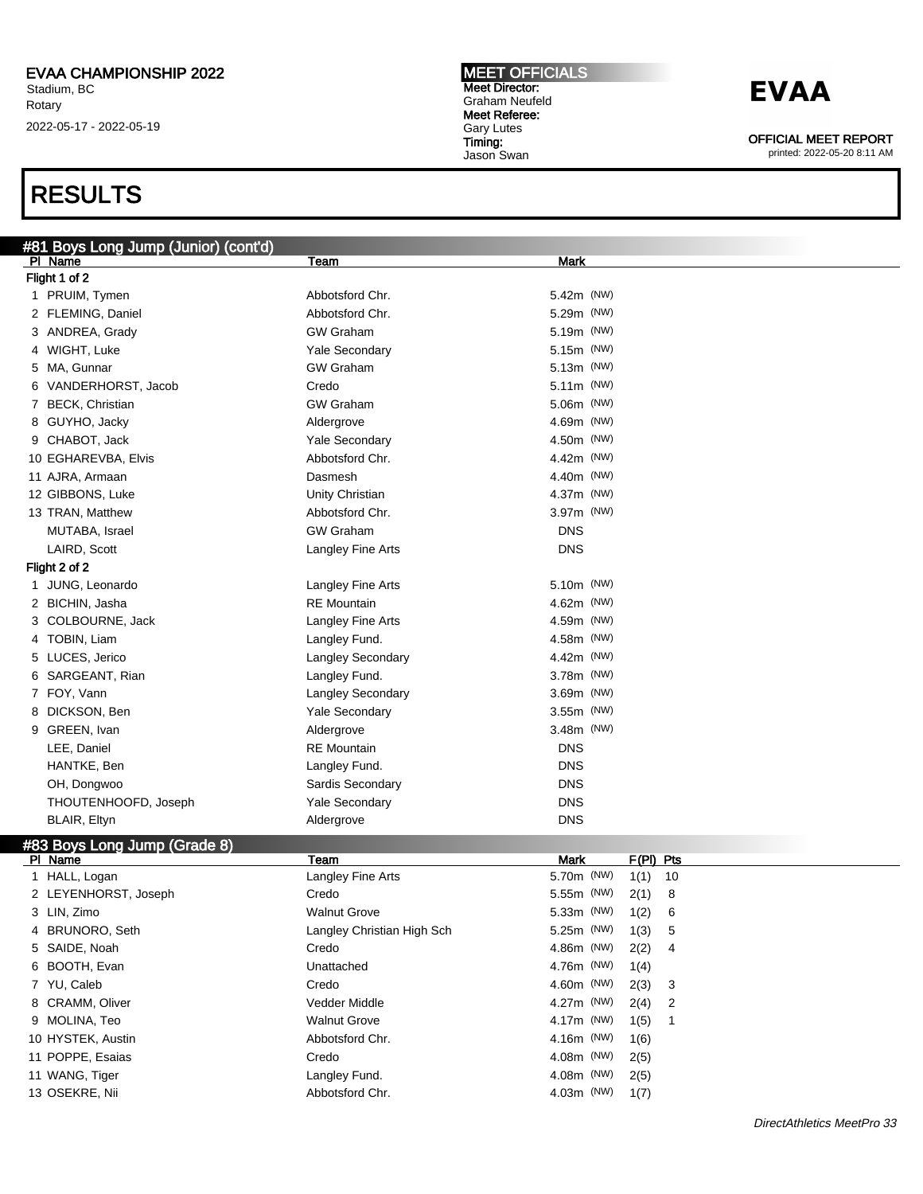# EVAA CHAMPIONSHIP 2022

Stadium, BC
Rotary
2022-05-17 - 2022-05-19

**MEET OFFICIALS**
Meet Director:
Graham Neufeld
Meet Referee:
Gary Lutes
Timing:
Jason Swan

**EVAA**

OFFICIAL MEET REPORT
printed: 2022-05-20 8:11 AM

# RESULTS

## #81 Boys Long Jump (Junior) (cont'd)

| Pl | Name | Team | Mark |
|---|---|---|---|
| **Flight 1 of 2** | | | |
| 1 | PRUIM, Tymen | Abbotsford Chr. | 5.42m (NW) |
| 2 | FLEMING, Daniel | Abbotsford Chr. | 5.29m (NW) |
| 3 | ANDREA, Grady | GW Graham | 5.19m (NW) |
| 4 | WIGHT, Luke | Yale Secondary | 5.15m (NW) |
| 5 | MA, Gunnar | GW Graham | 5.13m (NW) |
| 6 | VANDERHORST, Jacob | Credo | 5.11m (NW) |
| 7 | BECK, Christian | GW Graham | 5.06m (NW) |
| 8 | GUYHO, Jacky | Aldergrove | 4.69m (NW) |
| 9 | CHABOT, Jack | Yale Secondary | 4.50m (NW) |
| 10 | EGHAREVBA, Elvis | Abbotsford Chr. | 4.42m (NW) |
| 11 | AJRA, Armaan | Dasmesh | 4.40m (NW) |
| 12 | GIBBONS, Luke | Unity Christian | 4.37m (NW) |
| 13 | TRAN, Matthew | Abbotsford Chr. | 3.97m (NW) |
| | MUTABA, Israel | GW Graham | DNS |
| | LAIRD, Scott | Langley Fine Arts | DNS |
| **Flight 2 of 2** | | | |
| 1 | JUNG, Leonardo | Langley Fine Arts | 5.10m (NW) |
| 2 | BICHIN, Jasha | RE Mountain | 4.62m (NW) |
| 3 | COLBOURNE, Jack | Langley Fine Arts | 4.59m (NW) |
| 4 | TOBIN, Liam | Langley Fund. | 4.58m (NW) |
| 5 | LUCES, Jerico | Langley Secondary | 4.42m (NW) |
| 6 | SARGEANT, Rian | Langley Fund. | 3.78m (NW) |
| 7 | FOY, Vann | Langley Secondary | 3.69m (NW) |
| 8 | DICKSON, Ben | Yale Secondary | 3.55m (NW) |
| 9 | GREEN, Ivan | Aldergrove | 3.48m (NW) |
| | LEE, Daniel | RE Mountain | DNS |
| | HANTKE, Ben | Langley Fund. | DNS |
| | OH, Dongwoo | Sardis Secondary | DNS |
| | THOUTENHOOFD, Joseph | Yale Secondary | DNS |
| | BLAIR, Eltyn | Aldergrove | DNS |

## #83 Boys Long Jump (Grade 8)

| Pl | Name | Team | Mark | F(Pl) | Pts |
|---|---|---|---|---|---|
| 1 | HALL, Logan | Langley Fine Arts | 5.70m (NW) | 1(1) | 10 |
| 2 | LEYENHORST, Joseph | Credo | 5.55m (NW) | 2(1) | 8 |
| 3 | LIN, Zimo | Walnut Grove | 5.33m (NW) | 1(2) | 6 |
| 4 | BRUNORO, Seth | Langley Christian High Sch | 5.25m (NW) | 1(3) | 5 |
| 5 | SAIDE, Noah | Credo | 4.86m (NW) | 2(2) | 4 |
| 6 | BOOTH, Evan | Unattached | 4.76m (NW) | 1(4) | |
| 7 | YU, Caleb | Credo | 4.60m (NW) | 2(3) | 3 |
| 8 | CRAMM, Oliver | Vedder Middle | 4.27m (NW) | 2(4) | 2 |
| 9 | MOLINA, Teo | Walnut Grove | 4.17m (NW) | 1(5) | 1 |
| 10 | HYSTEK, Austin | Abbotsford Chr. | 4.16m (NW) | 1(6) | |
| 11 | POPPE, Esaias | Credo | 4.08m (NW) | 2(5) | |
| 11 | WANG, Tiger | Langley Fund. | 4.08m (NW) | 2(5) | |
| 13 | OSEKRE, Nii | Abbotsford Chr. | 4.03m (NW) | 1(7) | |

*DirectAthletics MeetPro 33*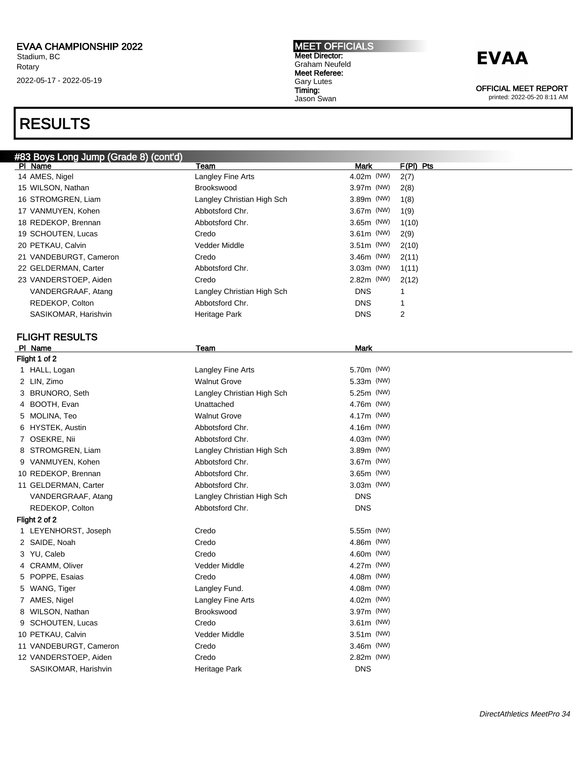## RESULTS

### #83 Boys Long Jump (Grade 8) (cont'd)

| Pl | Name | Team | Mark | F(Pl) | Pts |
|---|---|---|---|---|---|
| 14 | AMES, Nigel | Langley Fine Arts | 4.02m (NW) | 2(7) | |
| 15 | WILSON, Nathan | Brookswood | 3.97m (NW) | 2(8) | |
| 16 | STROMGREN, Liam | Langley Christian High Sch | 3.89m (NW) | 1(8) | |
| 17 | VANMUYEN, Kohen | Abbotsford Chr. | 3.67m (NW) | 1(9) | |
| 18 | REDEKOP, Brennan | Abbotsford Chr. | 3.65m (NW) | 1(10) | |
| 19 | SCHOUTEN, Lucas | Credo | 3.61m (NW) | 2(9) | |
| 20 | PETKAU, Calvin | Vedder Middle | 3.51m (NW) | 2(10) | |
| 21 | VANDEBURGT, Cameron | Credo | 3.46m (NW) | 2(11) | |
| 22 | GELDERMAN, Carter | Abbotsford Chr. | 3.03m (NW) | 1(11) | |
| 23 | VANDERSTOEP, Aiden | Credo | 2.82m (NW) | 2(12) | |
| | VANDERGRAAF, Atang | Langley Christian High Sch | DNS | 1 | |
| | REDEKOP, Colton | Abbotsford Chr. | DNS | 1 | |
| | SASIKOMAR, Harishvin | Heritage Park | DNS | 2 | |

### FLIGHT RESULTS

| Pl | Name | Team | Mark |
|---|---|---|---|
| **Flight 1 of 2** | | | |
| 1 | HALL, Logan | Langley Fine Arts | 5.70m (NW) |
| 2 | LIN, Zimo | Walnut Grove | 5.33m (NW) |
| 3 | BRUNORO, Seth | Langley Christian High Sch | 5.25m (NW) |
| 4 | BOOTH, Evan | Unattached | 4.76m (NW) |
| 5 | MOLINA, Teo | Walnut Grove | 4.17m (NW) |
| 6 | HYSTEK, Austin | Abbotsford Chr. | 4.16m (NW) |
| 7 | OSEKRE, Nii | Abbotsford Chr. | 4.03m (NW) |
| 8 | STROMGREN, Liam | Langley Christian High Sch | 3.89m (NW) |
| 9 | VANMUYEN, Kohen | Abbotsford Chr. | 3.67m (NW) |
| 10 | REDEKOP, Brennan | Abbotsford Chr. | 3.65m (NW) |
| 11 | GELDERMAN, Carter | Abbotsford Chr. | 3.03m (NW) |
| | VANDERGRAAF, Atang | Langley Christian High Sch | DNS |
| | REDEKOP, Colton | Abbotsford Chr. | DNS |
| **Flight 2 of 2** | | | |
| 1 | LEYENHORST, Joseph | Credo | 5.55m (NW) |
| 2 | SAIDE, Noah | Credo | 4.86m (NW) |
| 3 | YU, Caleb | Credo | 4.60m (NW) |
| 4 | CRAMM, Oliver | Vedder Middle | 4.27m (NW) |
| 5 | POPPE, Esaias | Credo | 4.08m (NW) |
| 5 | WANG, Tiger | Langley Fund. | 4.08m (NW) |
| 7 | AMES, Nigel | Langley Fine Arts | 4.02m (NW) |
| 8 | WILSON, Nathan | Brookswood | 3.97m (NW) |
| 9 | SCHOUTEN, Lucas | Credo | 3.61m (NW) |
| 10 | PETKAU, Calvin | Vedder Middle | 3.51m (NW) |
| 11 | VANDEBURGT, Cameron | Credo | 3.46m (NW) |
| 12 | VANDERSTOEP, Aiden | Credo | 2.82m (NW) |
| | SASIKOMAR, Harishvin | Heritage Park | DNS |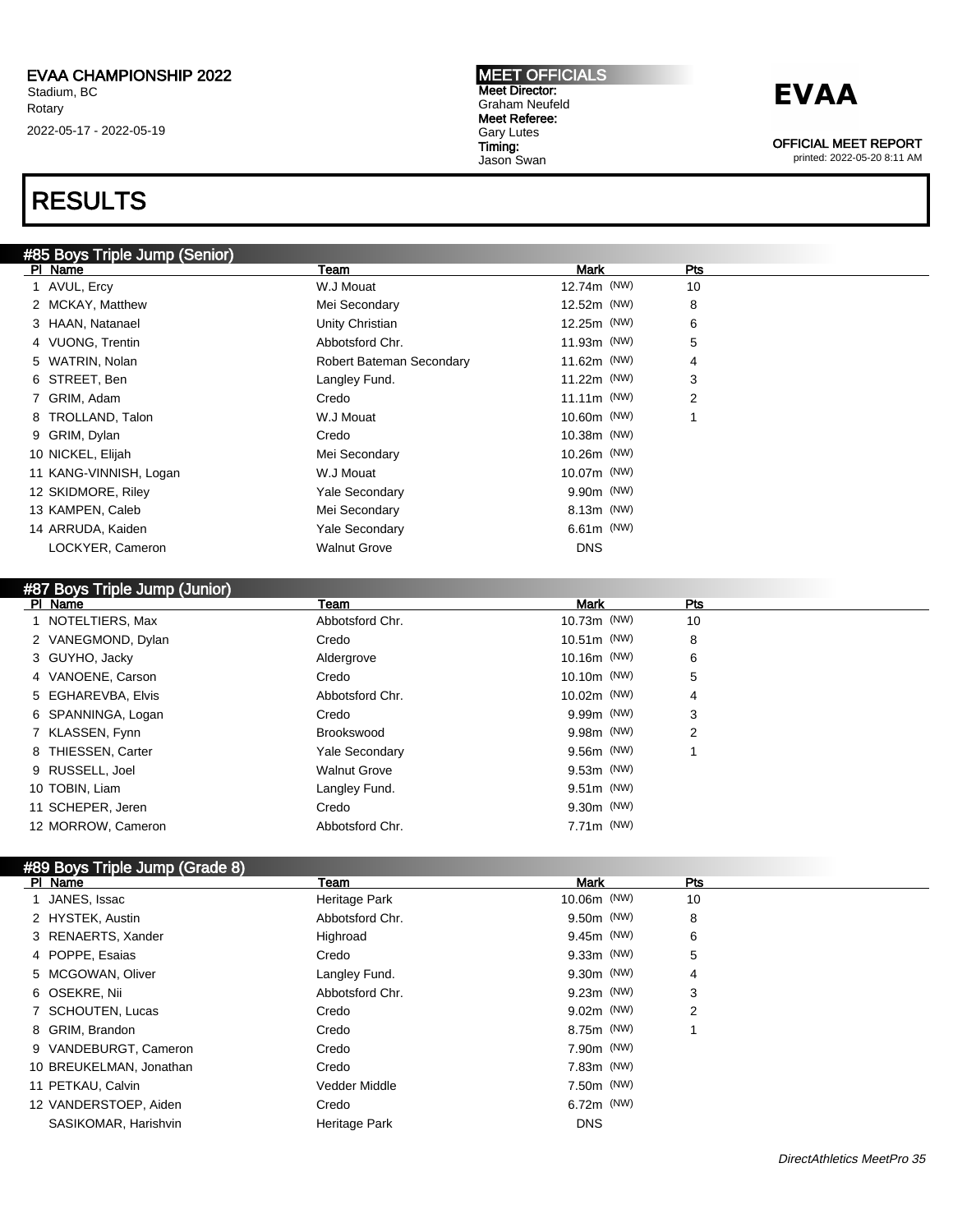EVAA CHAMPIONSHIP 2022
Stadium, BC
Rotary
2022-05-17 - 2022-05-19

MEET OFFICIALS
Meet Director:
Graham Neufeld
Meet Referee:
Gary Lutes
Timing:
Jason Swan

**EVAA**

OFFICIAL MEET REPORT
printed: 2022-05-20 8:11 AM

# RESULTS

## #85 Boys Triple Jump (Senior)

| Pl | Name | Team | Mark | Pts |
|---|---|---|---|---|
| 1 | AVUL, Ercy | W.J Mouat | 12.74m (NW) | 10 |
| 2 | MCKAY, Matthew | Mei Secondary | 12.52m (NW) | 8 |
| 3 | HAAN, Natanael | Unity Christian | 12.25m (NW) | 6 |
| 4 | VUONG, Trentin | Abbotsford Chr. | 11.93m (NW) | 5 |
| 5 | WATRIN, Nolan | Robert Bateman Secondary | 11.62m (NW) | 4 |
| 6 | STREET, Ben | Langley Fund. | 11.22m (NW) | 3 |
| 7 | GRIM, Adam | Credo | 11.11m (NW) | 2 |
| 8 | TROLLAND, Talon | W.J Mouat | 10.60m (NW) | 1 |
| 9 | GRIM, Dylan | Credo | 10.38m (NW) | |
| 10 | NICKEL, Elijah | Mei Secondary | 10.26m (NW) | |
| 11 | KANG-VINNISH, Logan | W.J Mouat | 10.07m (NW) | |
| 12 | SKIDMORE, Riley | Yale Secondary | 9.90m (NW) | |
| 13 | KAMPEN, Caleb | Mei Secondary | 8.13m (NW) | |
| 14 | ARRUDA, Kaiden | Yale Secondary | 6.61m (NW) | |
| | LOCKYER, Cameron | Walnut Grove | DNS | |

## #87 Boys Triple Jump (Junior)

| Pl | Name | Team | Mark | Pts |
|---|---|---|---|---|
| 1 | NOTELTIERS, Max | Abbotsford Chr. | 10.73m (NW) | 10 |
| 2 | VANEGMOND, Dylan | Credo | 10.51m (NW) | 8 |
| 3 | GUYHO, Jacky | Aldergrove | 10.16m (NW) | 6 |
| 4 | VANOENE, Carson | Credo | 10.10m (NW) | 5 |
| 5 | EGHAREVBA, Elvis | Abbotsford Chr. | 10.02m (NW) | 4 |
| 6 | SPANNINGA, Logan | Credo | 9.99m (NW) | 3 |
| 7 | KLASSEN, Fynn | Brookswood | 9.98m (NW) | 2 |
| 8 | THIESSEN, Carter | Yale Secondary | 9.56m (NW) | 1 |
| 9 | RUSSELL, Joel | Walnut Grove | 9.53m (NW) | |
| 10 | TOBIN, Liam | Langley Fund. | 9.51m (NW) | |
| 11 | SCHEPER, Jeren | Credo | 9.30m (NW) | |
| 12 | MORROW, Cameron | Abbotsford Chr. | 7.71m (NW) | |

## #89 Boys Triple Jump (Grade 8)

| Pl | Name | Team | Mark | Pts |
|---|---|---|---|---|
| 1 | JANES, Issac | Heritage Park | 10.06m (NW) | 10 |
| 2 | HYSTEK, Austin | Abbotsford Chr. | 9.50m (NW) | 8 |
| 3 | RENAERTS, Xander | Highroad | 9.45m (NW) | 6 |
| 4 | POPPE, Esaias | Credo | 9.33m (NW) | 5 |
| 5 | MCGOWAN, Oliver | Langley Fund. | 9.30m (NW) | 4 |
| 6 | OSEKRE, Nii | Abbotsford Chr. | 9.23m (NW) | 3 |
| 7 | SCHOUTEN, Lucas | Credo | 9.02m (NW) | 2 |
| 8 | GRIM, Brandon | Credo | 8.75m (NW) | 1 |
| 9 | VANDEBURGT, Cameron | Credo | 7.90m (NW) | |
| 10 | BREUKELMAN, Jonathan | Credo | 7.83m (NW) | |
| 11 | PETKAU, Calvin | Vedder Middle | 7.50m (NW) | |
| 12 | VANDERSTOEP, Aiden | Credo | 6.72m (NW) | |
| | SASIKOMAR, Harishvin | Heritage Park | DNS | |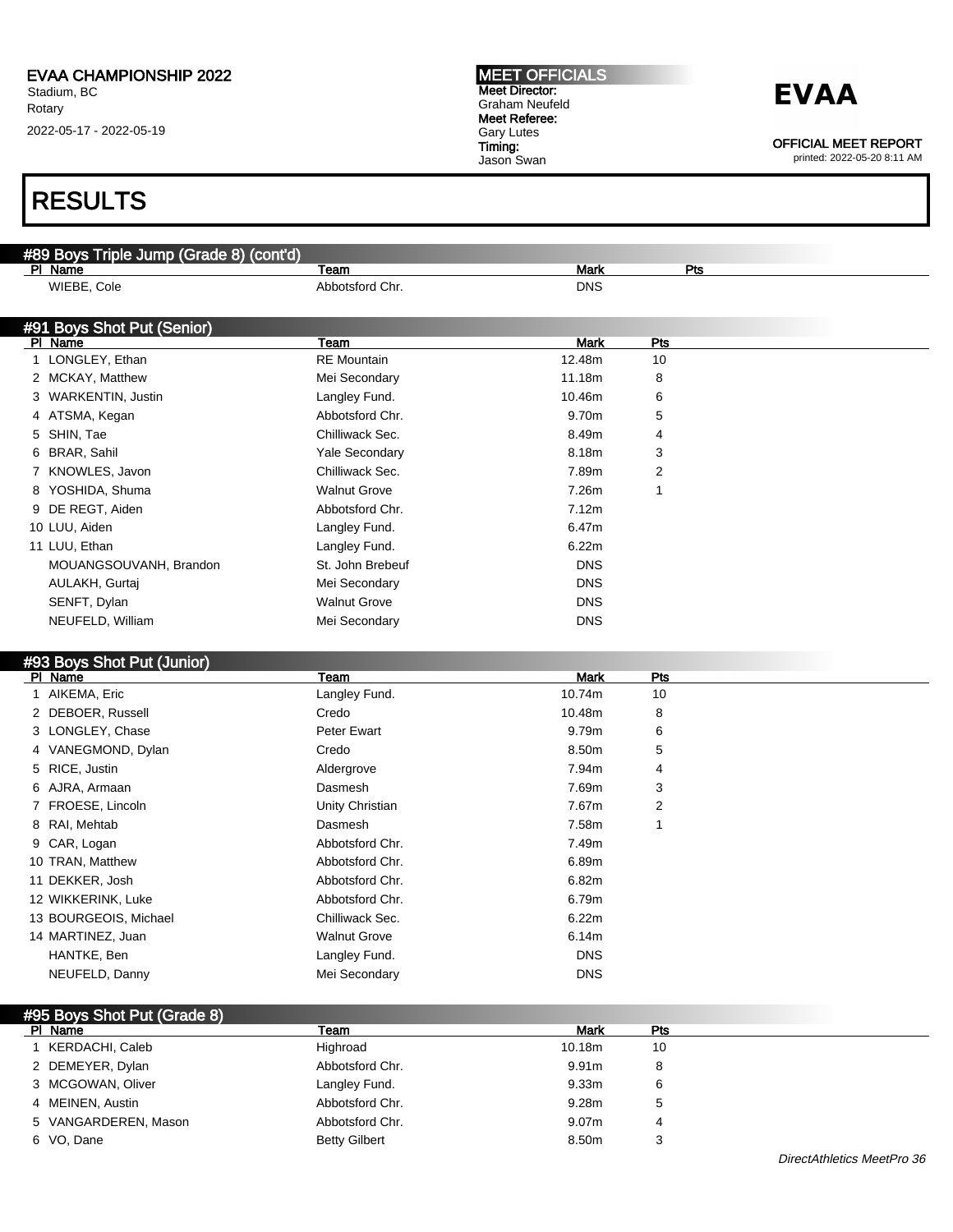## RESULTS

### #89 Boys Triple Jump (Grade 8) (cont'd)

| Pl | Name | Team | Mark | Pts |
|---|---|---|---|---|
| | WIEBE, Cole | Abbotsford Chr. | DNS | |

### #91 Boys Shot Put (Senior)

| Pl | Name | Team | Mark | Pts |
|---|---|---|---|---|
| 1 | LONGLEY, Ethan | RE Mountain | 12.48m | 10 |
| 2 | MCKAY, Matthew | Mei Secondary | 11.18m | 8 |
| 3 | WARKENTIN, Justin | Langley Fund. | 10.46m | 6 |
| 4 | ATSMA, Kegan | Abbotsford Chr. | 9.70m | 5 |
| 5 | SHIN, Tae | Chilliwack Sec. | 8.49m | 4 |
| 6 | BRAR, Sahil | Yale Secondary | 8.18m | 3 |
| 7 | KNOWLES, Javon | Chilliwack Sec. | 7.89m | 2 |
| 8 | YOSHIDA, Shuma | Walnut Grove | 7.26m | 1 |
| 9 | DE REGT, Aiden | Abbotsford Chr. | 7.12m | |
| 10 | LUU, Aiden | Langley Fund. | 6.47m | |
| 11 | LUU, Ethan | Langley Fund. | 6.22m | |
| | MOUANGSOUVANH, Brandon | St. John Brebeuf | DNS | |
| | AULAKH, Gurtaj | Mei Secondary | DNS | |
| | SENFT, Dylan | Walnut Grove | DNS | |
| | NEUFELD, William | Mei Secondary | DNS | |

### #93 Boys Shot Put (Junior)

| Pl | Name | Team | Mark | Pts |
|---|---|---|---|---|
| 1 | AIKEMA, Eric | Langley Fund. | 10.74m | 10 |
| 2 | DEBOER, Russell | Credo | 10.48m | 8 |
| 3 | LONGLEY, Chase | Peter Ewart | 9.79m | 6 |
| 4 | VANEGMOND, Dylan | Credo | 8.50m | 5 |
| 5 | RICE, Justin | Aldergrove | 7.94m | 4 |
| 6 | AJRA, Armaan | Dasmesh | 7.69m | 3 |
| 7 | FROESE, Lincoln | Unity Christian | 7.67m | 2 |
| 8 | RAI, Mehtab | Dasmesh | 7.58m | 1 |
| 9 | CAR, Logan | Abbotsford Chr. | 7.49m | |
| 10 | TRAN, Matthew | Abbotsford Chr. | 6.89m | |
| 11 | DEKKER, Josh | Abbotsford Chr. | 6.82m | |
| 12 | WIKKERINK, Luke | Abbotsford Chr. | 6.79m | |
| 13 | BOURGEOIS, Michael | Chilliwack Sec. | 6.22m | |
| 14 | MARTINEZ, Juan | Walnut Grove | 6.14m | |
| | HANTKE, Ben | Langley Fund. | DNS | |
| | NEUFELD, Danny | Mei Secondary | DNS | |

### #95 Boys Shot Put (Grade 8)

| Pl | Name | Team | Mark | Pts |
|---|---|---|---|---|
| 1 | KERDACHI, Caleb | Highroad | 10.18m | 10 |
| 2 | DEMEYER, Dylan | Abbotsford Chr. | 9.91m | 8 |
| 3 | MCGOWAN, Oliver | Langley Fund. | 9.33m | 6 |
| 4 | MEINEN, Austin | Abbotsford Chr. | 9.28m | 5 |
| 5 | VANGARDEREN, Mason | Abbotsford Chr. | 9.07m | 4 |
| 6 | VO, Dane | Betty Gilbert | 8.50m | 3 |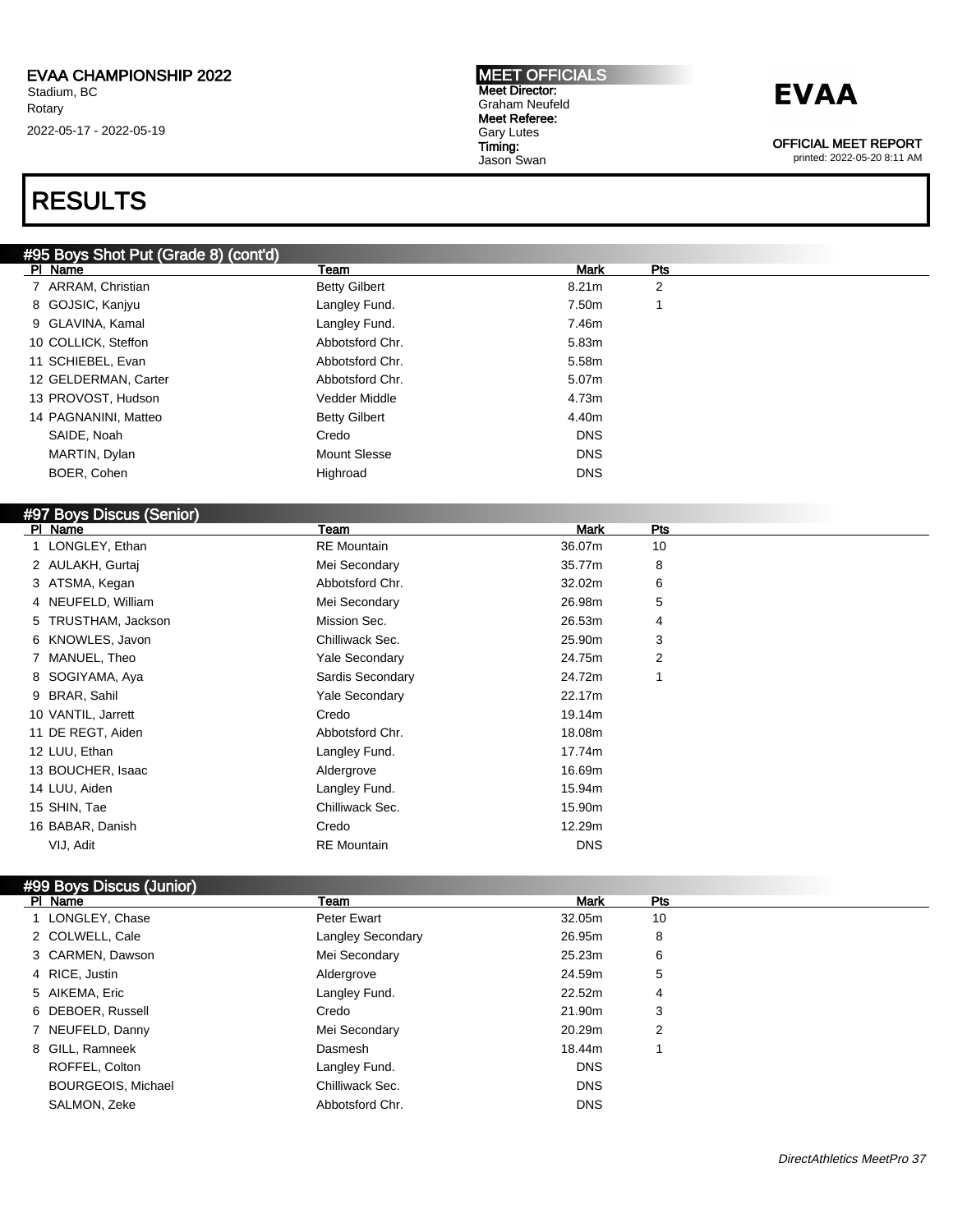EVAA CHAMPIONSHIP 2022
Stadium, BC
Rotary
2022-05-17 - 2022-05-19

MEET OFFICIALS
Meet Director:
Graham Neufeld
Meet Referee:
Gary Lutes
Timing:
Jason Swan

EVAA

OFFICIAL MEET REPORT
printed: 2022-05-20 8:11 AM

# RESULTS

## #95 Boys Shot Put (Grade 8) (cont'd)

| Pl | Name | Team | Mark | Pts |
|---|---|---|---|---|
| 7 | ARRAM, Christian | Betty Gilbert | 8.21m | 2 |
| 8 | GOJSIC, Kanjyu | Langley Fund. | 7.50m | 1 |
| 9 | GLAVINA, Kamal | Langley Fund. | 7.46m | |
| 10 | COLLICK, Steffon | Abbotsford Chr. | 5.83m | |
| 11 | SCHIEBEL, Evan | Abbotsford Chr. | 5.58m | |
| 12 | GELDERMAN, Carter | Abbotsford Chr. | 5.07m | |
| 13 | PROVOST, Hudson | Vedder Middle | 4.73m | |
| 14 | PAGNANINI, Matteo | Betty Gilbert | 4.40m | |
| | SAIDE, Noah | Credo | DNS | |
| | MARTIN, Dylan | Mount Slesse | DNS | |
| | BOER, Cohen | Highroad | DNS | |

## #97 Boys Discus (Senior)

| Pl | Name | Team | Mark | Pts |
|---|---|---|---|---|
| 1 | LONGLEY, Ethan | RE Mountain | 36.07m | 10 |
| 2 | AULAKH, Gurtaj | Mei Secondary | 35.77m | 8 |
| 3 | ATSMA, Kegan | Abbotsford Chr. | 32.02m | 6 |
| 4 | NEUFELD, William | Mei Secondary | 26.98m | 5 |
| 5 | TRUSTHAM, Jackson | Mission Sec. | 26.53m | 4 |
| 6 | KNOWLES, Javon | Chilliwack Sec. | 25.90m | 3 |
| 7 | MANUEL, Theo | Yale Secondary | 24.75m | 2 |
| 8 | SOGIYAMA, Aya | Sardis Secondary | 24.72m | 1 |
| 9 | BRAR, Sahil | Yale Secondary | 22.17m | |
| 10 | VANTIL, Jarrett | Credo | 19.14m | |
| 11 | DE REGT, Aiden | Abbotsford Chr. | 18.08m | |
| 12 | LUU, Ethan | Langley Fund. | 17.74m | |
| 13 | BOUCHER, Isaac | Aldergrove | 16.69m | |
| 14 | LUU, Aiden | Langley Fund. | 15.94m | |
| 15 | SHIN, Tae | Chilliwack Sec. | 15.90m | |
| 16 | BABAR, Danish | Credo | 12.29m | |
| | VIJ, Adit | RE Mountain | DNS | |

## #99 Boys Discus (Junior)

| Pl | Name | Team | Mark | Pts |
|---|---|---|---|---|
| 1 | LONGLEY, Chase | Peter Ewart | 32.05m | 10 |
| 2 | COLWELL, Cale | Langley Secondary | 26.95m | 8 |
| 3 | CARMEN, Dawson | Mei Secondary | 25.23m | 6 |
| 4 | RICE, Justin | Aldergrove | 24.59m | 5 |
| 5 | AIKEMA, Eric | Langley Fund. | 22.52m | 4 |
| 6 | DEBOER, Russell | Credo | 21.90m | 3 |
| 7 | NEUFELD, Danny | Mei Secondary | 20.29m | 2 |
| 8 | GILL, Ramneek | Dasmesh | 18.44m | 1 |
| | ROFFEL, Colton | Langley Fund. | DNS | |
| | BOURGEOIS, Michael | Chilliwack Sec. | DNS | |
| | SALMON, Zeke | Abbotsford Chr. | DNS | |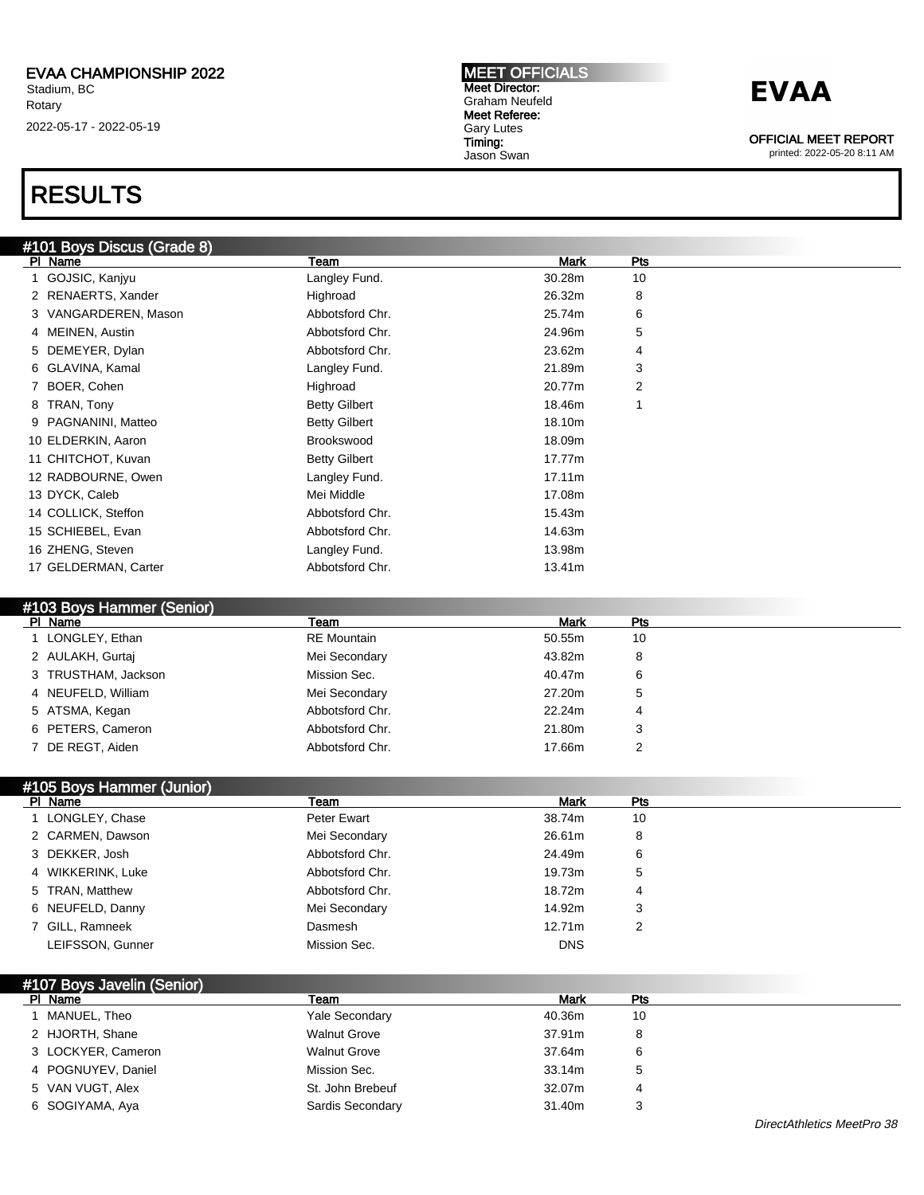EVAA CHAMPIONSHIP 2022
Stadium, BC
Rotary
2022-05-17 - 2022-05-19

**MEET OFFICIALS**
**Meet Director:** Graham Neufeld
**Meet Referee:** Gary Lutes
**Timing:** Jason Swan

**EVAA**

OFFICIAL MEET REPORT
printed: 2022-05-20 8:11 AM

# RESULTS

## #101 Boys Discus (Grade 8)

| Pl | Name | Team | Mark | Pts |
|---|---|---|---|---|
| 1 | GOJSIC, Kanjyu | Langley Fund. | 30.28m | 10 |
| 2 | RENAERTS, Xander | Highroad | 26.32m | 8 |
| 3 | VANGARDEREN, Mason | Abbotsford Chr. | 25.74m | 6 |
| 4 | MEINEN, Austin | Abbotsford Chr. | 24.96m | 5 |
| 5 | DEMEYER, Dylan | Abbotsford Chr. | 23.62m | 4 |
| 6 | GLAVINA, Kamal | Langley Fund. | 21.89m | 3 |
| 7 | BOER, Cohen | Highroad | 20.77m | 2 |
| 8 | TRAN, Tony | Betty Gilbert | 18.46m | 1 |
| 9 | PAGNANINI, Matteo | Betty Gilbert | 18.10m | |
| 10 | ELDERKIN, Aaron | Brookswood | 18.09m | |
| 11 | CHITCHOT, Kuvan | Betty Gilbert | 17.77m | |
| 12 | RADBOURNE, Owen | Langley Fund. | 17.11m | |
| 13 | DYCK, Caleb | Mei Middle | 17.08m | |
| 14 | COLLICK, Steffon | Abbotsford Chr. | 15.43m | |
| 15 | SCHIEBEL, Evan | Abbotsford Chr. | 14.63m | |
| 16 | ZHENG, Steven | Langley Fund. | 13.98m | |
| 17 | GELDERMAN, Carter | Abbotsford Chr. | 13.41m | |

## #103 Boys Hammer (Senior)

| Pl | Name | Team | Mark | Pts |
|---|---|---|---|---|
| 1 | LONGLEY, Ethan | RE Mountain | 50.55m | 10 |
| 2 | AULAKH, Gurtaj | Mei Secondary | 43.82m | 8 |
| 3 | TRUSTHAM, Jackson | Mission Sec. | 40.47m | 6 |
| 4 | NEUFELD, William | Mei Secondary | 27.20m | 5 |
| 5 | ATSMA, Kegan | Abbotsford Chr. | 22.24m | 4 |
| 6 | PETERS, Cameron | Abbotsford Chr. | 21.80m | 3 |
| 7 | DE REGT, Aiden | Abbotsford Chr. | 17.66m | 2 |

## #105 Boys Hammer (Junior)

| Pl | Name | Team | Mark | Pts |
|---|---|---|---|---|
| 1 | LONGLEY, Chase | Peter Ewart | 38.74m | 10 |
| 2 | CARMEN, Dawson | Mei Secondary | 26.61m | 8 |
| 3 | DEKKER, Josh | Abbotsford Chr. | 24.49m | 6 |
| 4 | WIKKERINK, Luke | Abbotsford Chr. | 19.73m | 5 |
| 5 | TRAN, Matthew | Abbotsford Chr. | 18.72m | 4 |
| 6 | NEUFELD, Danny | Mei Secondary | 14.92m | 3 |
| 7 | GILL, Ramneek | Dasmesh | 12.71m | 2 |
| | LEIFSSON, Gunner | Mission Sec. | DNS | |

## #107 Boys Javelin (Senior)

| Pl | Name | Team | Mark | Pts |
|---|---|---|---|---|
| 1 | MANUEL, Theo | Yale Secondary | 40.36m | 10 |
| 2 | HJORTH, Shane | Walnut Grove | 37.91m | 8 |
| 3 | LOCKYER, Cameron | Walnut Grove | 37.64m | 6 |
| 4 | POGNUYEV, Daniel | Mission Sec. | 33.14m | 5 |
| 5 | VAN VUGT, Alex | St. John Brebeuf | 32.07m | 4 |
| 6 | SOGIYAMA, Aya | Sardis Secondary | 31.40m | 3 |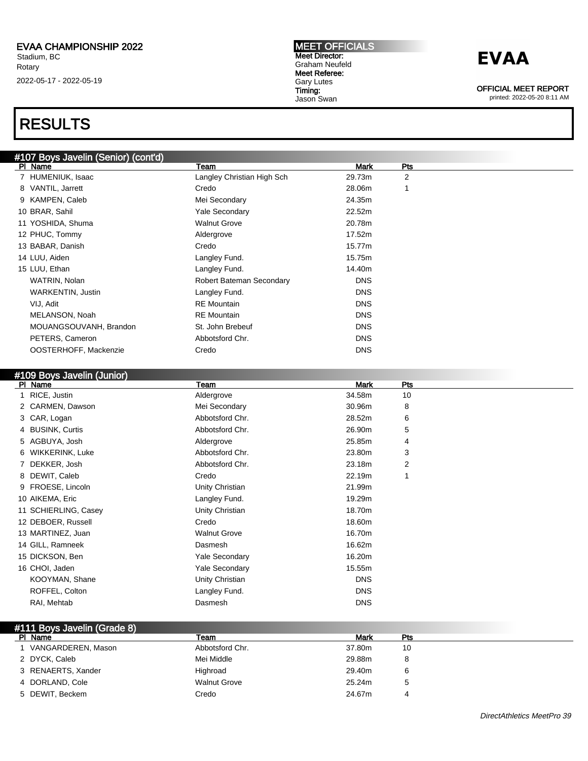# RESULTS

## #107 Boys Javelin (Senior) (cont'd)

| Pl | Name | Team | Mark | Pts |
|---|---|---|---|---|
| 7 | HUMENIUK, Isaac | Langley Christian High Sch | 29.73m | 2 |
| 8 | VANTIL, Jarrett | Credo | 28.06m | 1 |
| 9 | KAMPEN, Caleb | Mei Secondary | 24.35m | |
| 10 | BRAR, Sahil | Yale Secondary | 22.52m | |
| 11 | YOSHIDA, Shuma | Walnut Grove | 20.78m | |
| 12 | PHUC, Tommy | Aldergrove | 17.52m | |
| 13 | BABAR, Danish | Credo | 15.77m | |
| 14 | LUU, Aiden | Langley Fund. | 15.75m | |
| 15 | LUU, Ethan | Langley Fund. | 14.40m | |
| | WATRIN, Nolan | Robert Bateman Secondary | DNS | |
| | WARKENTIN, Justin | Langley Fund. | DNS | |
| | VIJ, Adit | RE Mountain | DNS | |
| | MELANSON, Noah | RE Mountain | DNS | |
| | MOUANGSOUVANH, Brandon | St. John Brebeuf | DNS | |
| | PETERS, Cameron | Abbotsford Chr. | DNS | |
| | OOSTERHOFF, Mackenzie | Credo | DNS | |

## #109 Boys Javelin (Junior)

| Pl | Name | Team | Mark | Pts |
|---|---|---|---|---|
| 1 | RICE, Justin | Aldergrove | 34.58m | 10 |
| 2 | CARMEN, Dawson | Mei Secondary | 30.96m | 8 |
| 3 | CAR, Logan | Abbotsford Chr. | 28.52m | 6 |
| 4 | BUSINK, Curtis | Abbotsford Chr. | 26.90m | 5 |
| 5 | AGBUYA, Josh | Aldergrove | 25.85m | 4 |
| 6 | WIKKERINK, Luke | Abbotsford Chr. | 23.80m | 3 |
| 7 | DEKKER, Josh | Abbotsford Chr. | 23.18m | 2 |
| 8 | DEWIT, Caleb | Credo | 22.19m | 1 |
| 9 | FROESE, Lincoln | Unity Christian | 21.99m | |
| 10 | AIKEMA, Eric | Langley Fund. | 19.29m | |
| 11 | SCHIERLING, Casey | Unity Christian | 18.70m | |
| 12 | DEBOER, Russell | Credo | 18.60m | |
| 13 | MARTINEZ, Juan | Walnut Grove | 16.70m | |
| 14 | GILL, Ramneek | Dasmesh | 16.62m | |
| 15 | DICKSON, Ben | Yale Secondary | 16.20m | |
| 16 | CHOI, Jaden | Yale Secondary | 15.55m | |
| | KOOYMAN, Shane | Unity Christian | DNS | |
| | ROFFEL, Colton | Langley Fund. | DNS | |
| | RAI, Mehtab | Dasmesh | DNS | |

## #111 Boys Javelin (Grade 8)

| Pl | Name | Team | Mark | Pts |
|---|---|---|---|---|
| 1 | VANGARDEREN, Mason | Abbotsford Chr. | 37.80m | 10 |
| 2 | DYCK, Caleb | Mei Middle | 29.88m | 8 |
| 3 | RENAERTS, Xander | Highroad | 29.40m | 6 |
| 4 | DORLAND, Cole | Walnut Grove | 25.24m | 5 |
| 5 | DEWIT, Beckem | Credo | 24.67m | 4 |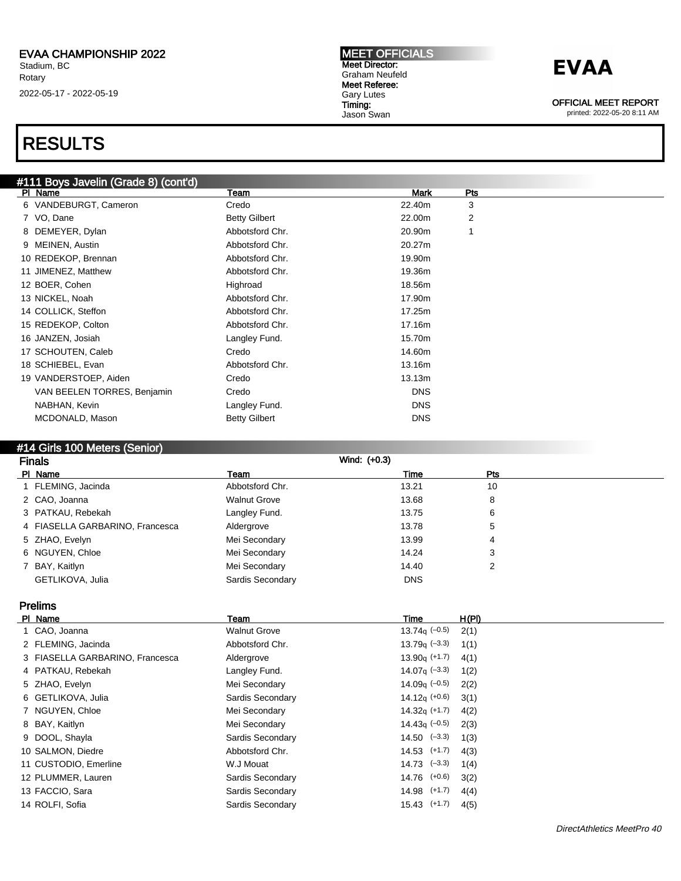EVAA CHAMPIONSHIP 2022
Stadium, BC
Rotary
2022-05-17 - 2022-05-19

MEET OFFICIALS
Meet Director:
Graham Neufeld
Meet Referee:
Gary Lutes
Timing:
Jason Swan

EVAA

OFFICIAL MEET REPORT
printed: 2022-05-20 8:11 AM

# RESULTS

## #111 Boys Javelin (Grade 8) (cont'd)

| Pl | Name | Team | Mark | Pts |
|---|---|---|---|---|
| 6 | VANDEBURGT, Cameron | Credo | 22.40m | 3 |
| 7 | VO, Dane | Betty Gilbert | 22.00m | 2 |
| 8 | DEMEYER, Dylan | Abbotsford Chr. | 20.90m | 1 |
| 9 | MEINEN, Austin | Abbotsford Chr. | 20.27m | |
| 10 | REDEKOP, Brennan | Abbotsford Chr. | 19.90m | |
| 11 | JIMENEZ, Matthew | Abbotsford Chr. | 19.36m | |
| 12 | BOER, Cohen | Highroad | 18.56m | |
| 13 | NICKEL, Noah | Abbotsford Chr. | 17.90m | |
| 14 | COLLICK, Steffon | Abbotsford Chr. | 17.25m | |
| 15 | REDEKOP, Colton | Abbotsford Chr. | 17.16m | |
| 16 | JANZEN, Josiah | Langley Fund. | 15.70m | |
| 17 | SCHOUTEN, Caleb | Credo | 14.60m | |
| 18 | SCHIEBEL, Evan | Abbotsford Chr. | 13.16m | |
| 19 | VANDERSTOEP, Aiden | Credo | 13.13m | |
| | VAN BEELEN TORRES, Benjamin | Credo | DNS | |
| | NABHAN, Kevin | Langley Fund. | DNS | |
| | MCDONALD, Mason | Betty Gilbert | DNS | |

## #14 Girls 100 Meters (Senior)

### Finals

Wind: (+0.3)

| Pl | Name | Team | Time | Pts |
|---|---|---|---|---|
| 1 | FLEMING, Jacinda | Abbotsford Chr. | 13.21 | 10 |
| 2 | CAO, Joanna | Walnut Grove | 13.68 | 8 |
| 3 | PATKAU, Rebekah | Langley Fund. | 13.75 | 6 |
| 4 | FIASELLA GARBARINO, Francesca | Aldergrove | 13.78 | 5 |
| 5 | ZHAO, Evelyn | Mei Secondary | 13.99 | 4 |
| 6 | NGUYEN, Chloe | Mei Secondary | 14.24 | 3 |
| 7 | BAY, Kaitlyn | Mei Secondary | 14.40 | 2 |
| | GETLIKOVA, Julia | Sardis Secondary | DNS | |

### Prelims

| Pl | Name | Team | Time | H(Pl) |
|---|---|---|---|---|
| 1 | CAO, Joanna | Walnut Grove | 13.74q (–0.5) | 2(1) |
| 2 | FLEMING, Jacinda | Abbotsford Chr. | 13.79q (–3.3) | 1(1) |
| 3 | FIASELLA GARBARINO, Francesca | Aldergrove | 13.90q (+1.7) | 4(1) |
| 4 | PATKAU, Rebekah | Langley Fund. | 14.07q (–3.3) | 1(2) |
| 5 | ZHAO, Evelyn | Mei Secondary | 14.09q (–0.5) | 2(2) |
| 6 | GETLIKOVA, Julia | Sardis Secondary | 14.12q (+0.6) | 3(1) |
| 7 | NGUYEN, Chloe | Mei Secondary | 14.32q (+1.7) | 4(2) |
| 8 | BAY, Kaitlyn | Mei Secondary | 14.43q (–0.5) | 2(3) |
| 9 | DOOL, Shayla | Sardis Secondary | 14.50 (–3.3) | 1(3) |
| 10 | SALMON, Diedre | Abbotsford Chr. | 14.53 (+1.7) | 4(3) |
| 11 | CUSTODIO, Emerline | W.J Mouat | 14.73 (–3.3) | 1(4) |
| 12 | PLUMMER, Lauren | Sardis Secondary | 14.76 (+0.6) | 3(2) |
| 13 | FACCIO, Sara | Sardis Secondary | 14.98 (+1.7) | 4(4) |
| 14 | ROLFI, Sofia | Sardis Secondary | 15.43 (+1.7) | 4(5) |

*DirectAthletics MeetPro 40*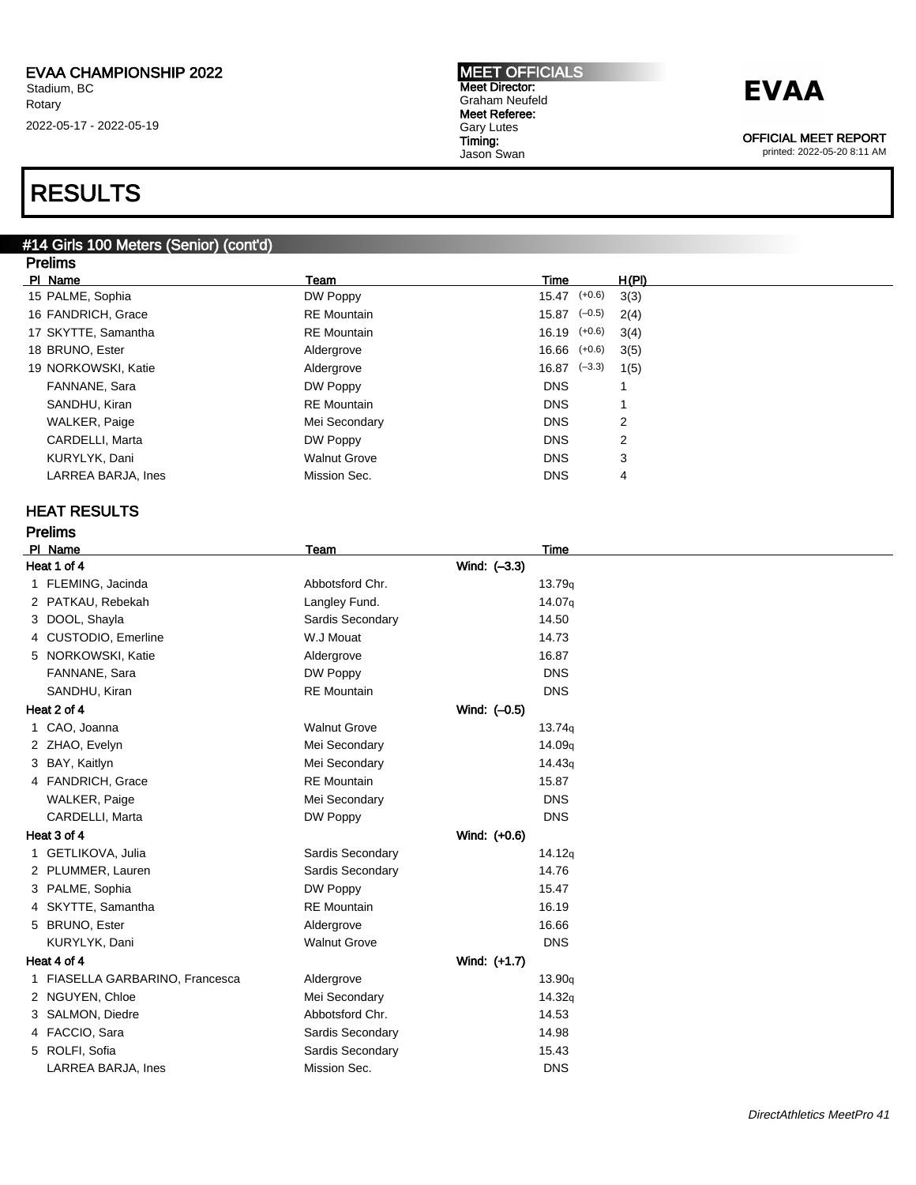EVAA CHAMPIONSHIP 2022
Stadium, BC
Rotary
2022-05-17 - 2022-05-19

MEET OFFICIALS
Meet Director:
Graham Neufeld
Meet Referee:
Gary Lutes
Timing:
Jason Swan

EVAA

OFFICIAL MEET REPORT
printed: 2022-05-20 8:11 AM

# RESULTS

## #14 Girls 100 Meters (Senior) (cont'd)

### Prelims

| Pl | Name | Team | Time | | H(Pl) |
|---|---|---|---|---|---|
| 15 | PALME, Sophia | DW Poppy | 15.47 | (+0.6) | 3(3) |
| 16 | FANDRICH, Grace | RE Mountain | 15.87 | (–0.5) | 2(4) |
| 17 | SKYTTE, Samantha | RE Mountain | 16.19 | (+0.6) | 3(4) |
| 18 | BRUNO, Ester | Aldergrove | 16.66 | (+0.6) | 3(5) |
| 19 | NORKOWSKI, Katie | Aldergrove | 16.87 | (–3.3) | 1(5) |
| | FANNANE, Sara | DW Poppy | DNS | | 1 |
| | SANDHU, Kiran | RE Mountain | DNS | | 1 |
| | WALKER, Paige | Mei Secondary | DNS | | 2 |
| | CARDELLI, Marta | DW Poppy | DNS | | 2 |
| | KURYLYK, Dani | Walnut Grove | DNS | | 3 |
| | LARREA BARJA, Ines | Mission Sec. | DNS | | 4 |

### HEAT RESULTS

### Prelims

| Pl | Name | Team | Wind | Time |
|---|---|---|---|---|
| **Heat 1 of 4** | | | Wind: (–3.3) | |
| 1 | FLEMING, Jacinda | Abbotsford Chr. | | 13.79q |
| 2 | PATKAU, Rebekah | Langley Fund. | | 14.07q |
| 3 | DOOL, Shayla | Sardis Secondary | | 14.50 |
| 4 | CUSTODIO, Emerline | W.J Mouat | | 14.73 |
| 5 | NORKOWSKI, Katie | Aldergrove | | 16.87 |
| | FANNANE, Sara | DW Poppy | | DNS |
| | SANDHU, Kiran | RE Mountain | | DNS |
| **Heat 2 of 4** | | | Wind: (–0.5) | |
| 1 | CAO, Joanna | Walnut Grove | | 13.74q |
| 2 | ZHAO, Evelyn | Mei Secondary | | 14.09q |
| 3 | BAY, Kaitlyn | Mei Secondary | | 14.43q |
| 4 | FANDRICH, Grace | RE Mountain | | 15.87 |
| | WALKER, Paige | Mei Secondary | | DNS |
| | CARDELLI, Marta | DW Poppy | | DNS |
| **Heat 3 of 4** | | | Wind: (+0.6) | |
| 1 | GETLIKOVA, Julia | Sardis Secondary | | 14.12q |
| 2 | PLUMMER, Lauren | Sardis Secondary | | 14.76 |
| 3 | PALME, Sophia | DW Poppy | | 15.47 |
| 4 | SKYTTE, Samantha | RE Mountain | | 16.19 |
| 5 | BRUNO, Ester | Aldergrove | | 16.66 |
| | KURYLYK, Dani | Walnut Grove | | DNS |
| **Heat 4 of 4** | | | Wind: (+1.7) | |
| 1 | FIASELLA GARBARINO, Francesca | Aldergrove | | 13.90q |
| 2 | NGUYEN, Chloe | Mei Secondary | | 14.32q |
| 3 | SALMON, Diedre | Abbotsford Chr. | | 14.53 |
| 4 | FACCIO, Sara | Sardis Secondary | | 14.98 |
| 5 | ROLFI, Sofia | Sardis Secondary | | 15.43 |
| | LARREA BARJA, Ines | Mission Sec. | | DNS |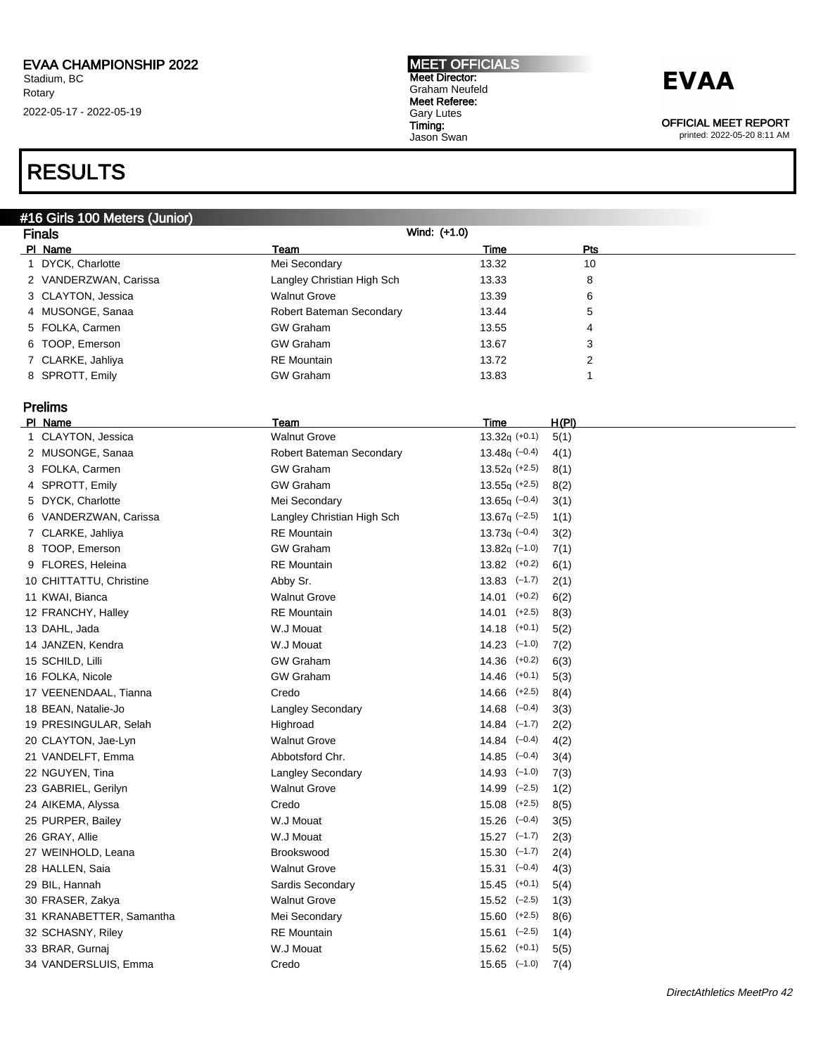# EVAA CHAMPIONSHIP 2022

Stadium, BC
Rotary
2022-05-17 - 2022-05-19

**MEET OFFICIALS**
**Meet Director:**
Graham Neufeld
**Meet Referee:**
Gary Lutes
**Timing:**
Jason Swan

**EVAA**

**OFFICIAL MEET REPORT**
printed: 2022-05-20 8:11 AM

# RESULTS

## #16 Girls 100 Meters (Junior)

### Finals

Wind: (+1.0)

| Pl | Name | Team | Time | Pts |
|---|---|---|---|---|
| 1 | DYCK, Charlotte | Mei Secondary | 13.32 | 10 |
| 2 | VANDERZWAN, Carissa | Langley Christian High Sch | 13.33 | 8 |
| 3 | CLAYTON, Jessica | Walnut Grove | 13.39 | 6 |
| 4 | MUSONGE, Sanaa | Robert Bateman Secondary | 13.44 | 5 |
| 5 | FOLKA, Carmen | GW Graham | 13.55 | 4 |
| 6 | TOOP, Emerson | GW Graham | 13.67 | 3 |
| 7 | CLARKE, Jahliya | RE Mountain | 13.72 | 2 |
| 8 | SPROTT, Emily | GW Graham | 13.83 | 1 |

### Prelims

| Pl | Name | Team | Time | H(Pl) |
|---|---|---|---|---|
| 1 | CLAYTON, Jessica | Walnut Grove | 13.32q (+0.1) | 5(1) |
| 2 | MUSONGE, Sanaa | Robert Bateman Secondary | 13.48q (–0.4) | 4(1) |
| 3 | FOLKA, Carmen | GW Graham | 13.52q (+2.5) | 8(1) |
| 4 | SPROTT, Emily | GW Graham | 13.55q (+2.5) | 8(2) |
| 5 | DYCK, Charlotte | Mei Secondary | 13.65q (–0.4) | 3(1) |
| 6 | VANDERZWAN, Carissa | Langley Christian High Sch | 13.67q (–2.5) | 1(1) |
| 7 | CLARKE, Jahliya | RE Mountain | 13.73q (–0.4) | 3(2) |
| 8 | TOOP, Emerson | GW Graham | 13.82q (–1.0) | 7(1) |
| 9 | FLORES, Heleina | RE Mountain | 13.82 (+0.2) | 6(1) |
| 10 | CHITTATTU, Christine | Abby Sr. | 13.83 (–1.7) | 2(1) |
| 11 | KWAI, Bianca | Walnut Grove | 14.01 (+0.2) | 6(2) |
| 12 | FRANCHY, Halley | RE Mountain | 14.01 (+2.5) | 8(3) |
| 13 | DAHL, Jada | W.J Mouat | 14.18 (+0.1) | 5(2) |
| 14 | JANZEN, Kendra | W.J Mouat | 14.23 (–1.0) | 7(2) |
| 15 | SCHILD, Lilli | GW Graham | 14.36 (+0.2) | 6(3) |
| 16 | FOLKA, Nicole | GW Graham | 14.46 (+0.1) | 5(3) |
| 17 | VEENENDAAL, Tianna | Credo | 14.66 (+2.5) | 8(4) |
| 18 | BEAN, Natalie-Jo | Langley Secondary | 14.68 (–0.4) | 3(3) |
| 19 | PRESINGULAR, Selah | Highroad | 14.84 (–1.7) | 2(2) |
| 20 | CLAYTON, Jae-Lyn | Walnut Grove | 14.84 (–0.4) | 4(2) |
| 21 | VANDELFT, Emma | Abbotsford Chr. | 14.85 (–0.4) | 3(4) |
| 22 | NGUYEN, Tina | Langley Secondary | 14.93 (–1.0) | 7(3) |
| 23 | GABRIEL, Gerilyn | Walnut Grove | 14.99 (–2.5) | 1(2) |
| 24 | AIKEMA, Alyssa | Credo | 15.08 (+2.5) | 8(5) |
| 25 | PURPER, Bailey | W.J Mouat | 15.26 (–0.4) | 3(5) |
| 26 | GRAY, Allie | W.J Mouat | 15.27 (–1.7) | 2(3) |
| 27 | WEINHOLD, Leana | Brookswood | 15.30 (–1.7) | 2(4) |
| 28 | HALLEN, Saia | Walnut Grove | 15.31 (–0.4) | 4(3) |
| 29 | BIL, Hannah | Sardis Secondary | 15.45 (+0.1) | 5(4) |
| 30 | FRASER, Zakya | Walnut Grove | 15.52 (–2.5) | 1(3) |
| 31 | KRANABETTER, Samantha | Mei Secondary | 15.60 (+2.5) | 8(6) |
| 32 | SCHASNY, Riley | RE Mountain | 15.61 (–2.5) | 1(4) |
| 33 | BRAR, Gurnaj | W.J Mouat | 15.62 (+0.1) | 5(5) |
| 34 | VANDERSLUIS, Emma | Credo | 15.65 (–1.0) | 7(4) |

*DirectAthletics MeetPro 42*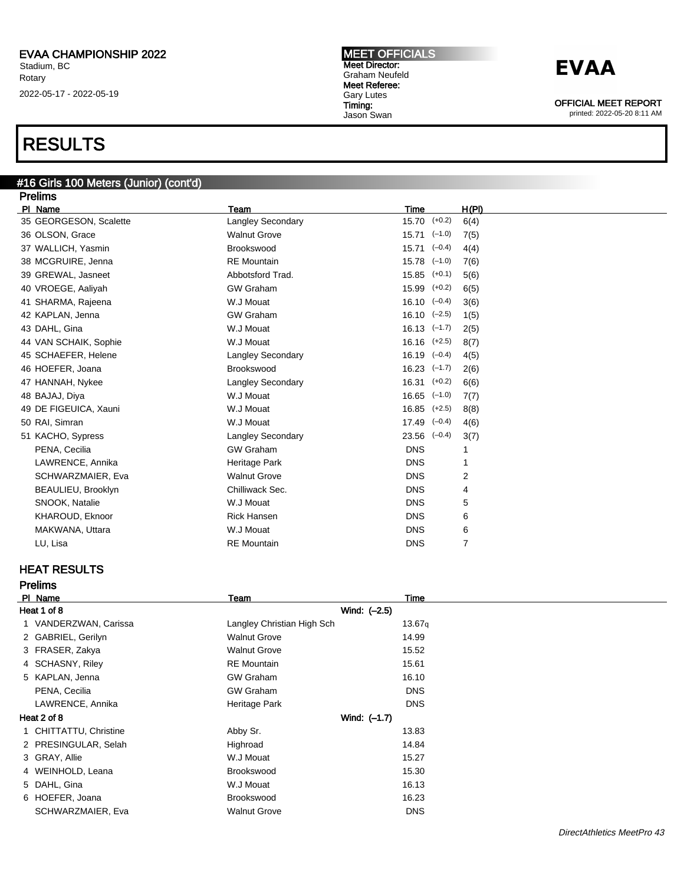## RESULTS

### #16 Girls 100 Meters (Junior) (cont'd)

**Prelims**

| Pl | Name | Team | Time | | H(Pl) |
|---|---|---|---|---|---|
| 35 | GEORGESON, Scalette | Langley Secondary | 15.70 | (+0.2) | 6(4) |
| 36 | OLSON, Grace | Walnut Grove | 15.71 | (–1.0) | 7(5) |
| 37 | WALLICH, Yasmin | Brookswood | 15.71 | (–0.4) | 4(4) |
| 38 | MCGRUIRE, Jenna | RE Mountain | 15.78 | (–1.0) | 7(6) |
| 39 | GREWAL, Jasneet | Abbotsford Trad. | 15.85 | (+0.1) | 5(6) |
| 40 | VROEGE, Aaliyah | GW Graham | 15.99 | (+0.2) | 6(5) |
| 41 | SHARMA, Rajeena | W.J Mouat | 16.10 | (–0.4) | 3(6) |
| 42 | KAPLAN, Jenna | GW Graham | 16.10 | (–2.5) | 1(5) |
| 43 | DAHL, Gina | W.J Mouat | 16.13 | (–1.7) | 2(5) |
| 44 | VAN SCHAIK, Sophie | W.J Mouat | 16.16 | (+2.5) | 8(7) |
| 45 | SCHAEFER, Helene | Langley Secondary | 16.19 | (–0.4) | 4(5) |
| 46 | HOEFER, Joana | Brookswood | 16.23 | (–1.7) | 2(6) |
| 47 | HANNAH, Nykee | Langley Secondary | 16.31 | (+0.2) | 6(6) |
| 48 | BAJAJ, Diya | W.J Mouat | 16.65 | (–1.0) | 7(7) |
| 49 | DE FIGEUICA, Xauni | W.J Mouat | 16.85 | (+2.5) | 8(8) |
| 50 | RAI, Simran | W.J Mouat | 17.49 | (–0.4) | 4(6) |
| 51 | KACHO, Sypress | Langley Secondary | 23.56 | (–0.4) | 3(7) |
| | PENA, Cecilia | GW Graham | DNS | | 1 |
| | LAWRENCE, Annika | Heritage Park | DNS | | 1 |
| | SCHWARZMAIER, Eva | Walnut Grove | DNS | | 2 |
| | BEAULIEU, Brooklyn | Chilliwack Sec. | DNS | | 4 |
| | SNOOK, Natalie | W.J Mouat | DNS | | 5 |
| | KHAROUD, Eknoor | Rick Hansen | DNS | | 6 |
| | MAKWANA, Uttara | W.J Mouat | DNS | | 6 |
| | LU, Lisa | RE Mountain | DNS | | 7 |

### HEAT RESULTS

**Prelims**

| Pl | Name | Team | Time |
|---|---|---|---|
| **Heat 1 of 8** | | Wind: (–2.5) | |
| 1 | VANDERZWAN, Carissa | Langley Christian High Sch | 13.67q |
| 2 | GABRIEL, Gerilyn | Walnut Grove | 14.99 |
| 3 | FRASER, Zakya | Walnut Grove | 15.52 |
| 4 | SCHASNY, Riley | RE Mountain | 15.61 |
| 5 | KAPLAN, Jenna | GW Graham | 16.10 |
| | PENA, Cecilia | GW Graham | DNS |
| | LAWRENCE, Annika | Heritage Park | DNS |
| **Heat 2 of 8** | | Wind: (–1.7) | |
| 1 | CHITTATTU, Christine | Abby Sr. | 13.83 |
| 2 | PRESINGULAR, Selah | Highroad | 14.84 |
| 3 | GRAY, Allie | W.J Mouat | 15.27 |
| 4 | WEINHOLD, Leana | Brookswood | 15.30 |
| 5 | DAHL, Gina | W.J Mouat | 16.13 |
| 6 | HOEFER, Joana | Brookswood | 16.23 |
| | SCHWARZMAIER, Eva | Walnut Grove | DNS |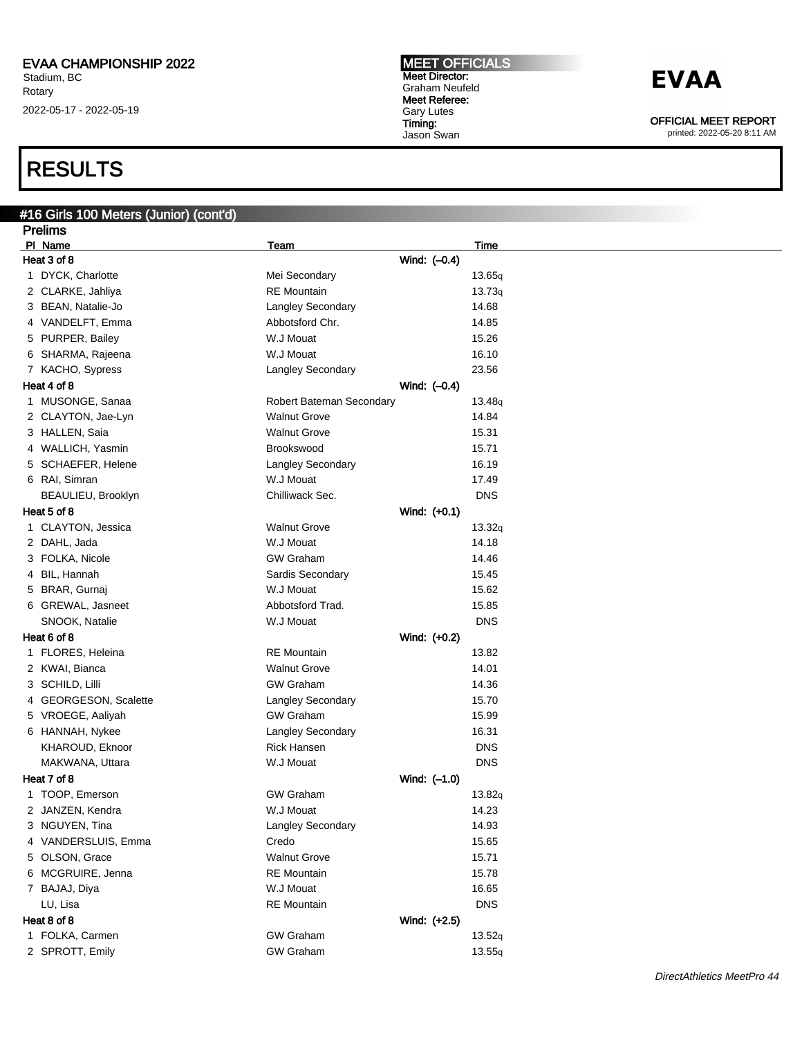EVAA CHAMPIONSHIP 2022
Stadium, BC
Rotary
2022-05-17 - 2022-05-19

MEET OFFICIALS
Meet Director:
Graham Neufeld
Meet Referee:
Gary Lutes
Timing:
Jason Swan

EVAA

OFFICIAL MEET REPORT
printed: 2022-05-20 8:11 AM

# RESULTS

## #16 Girls 100 Meters (Junior) (cont'd)

### Prelims

| Pl | Name | Team | Time |
|---|---|---|---|
| **Heat 3 of 8** | | Wind: (–0.4) | |
| 1 | DYCK, Charlotte | Mei Secondary | 13.65q |
| 2 | CLARKE, Jahliya | RE Mountain | 13.73q |
| 3 | BEAN, Natalie-Jo | Langley Secondary | 14.68 |
| 4 | VANDELFT, Emma | Abbotsford Chr. | 14.85 |
| 5 | PURPER, Bailey | W.J Mouat | 15.26 |
| 6 | SHARMA, Rajeena | W.J Mouat | 16.10 |
| 7 | KACHO, Sypress | Langley Secondary | 23.56 |
| **Heat 4 of 8** | | Wind: (–0.4) | |
| 1 | MUSONGE, Sanaa | Robert Bateman Secondary | 13.48q |
| 2 | CLAYTON, Jae-Lyn | Walnut Grove | 14.84 |
| 3 | HALLEN, Saia | Walnut Grove | 15.31 |
| 4 | WALLICH, Yasmin | Brookswood | 15.71 |
| 5 | SCHAEFER, Helene | Langley Secondary | 16.19 |
| 6 | RAI, Simran | W.J Mouat | 17.49 |
| | BEAULIEU, Brooklyn | Chilliwack Sec. | DNS |
| **Heat 5 of 8** | | Wind: (+0.1) | |
| 1 | CLAYTON, Jessica | Walnut Grove | 13.32q |
| 2 | DAHL, Jada | W.J Mouat | 14.18 |
| 3 | FOLKA, Nicole | GW Graham | 14.46 |
| 4 | BIL, Hannah | Sardis Secondary | 15.45 |
| 5 | BRAR, Gurnaj | W.J Mouat | 15.62 |
| 6 | GREWAL, Jasneet | Abbotsford Trad. | 15.85 |
| | SNOOK, Natalie | W.J Mouat | DNS |
| **Heat 6 of 8** | | Wind: (+0.2) | |
| 1 | FLORES, Heleina | RE Mountain | 13.82 |
| 2 | KWAI, Bianca | Walnut Grove | 14.01 |
| 3 | SCHILD, Lilli | GW Graham | 14.36 |
| 4 | GEORGESON, Scalette | Langley Secondary | 15.70 |
| 5 | VROEGE, Aaliyah | GW Graham | 15.99 |
| 6 | HANNAH, Nykee | Langley Secondary | 16.31 |
| | KHAROUD, Eknoor | Rick Hansen | DNS |
| | MAKWANA, Uttara | W.J Mouat | DNS |
| **Heat 7 of 8** | | Wind: (–1.0) | |
| 1 | TOOP, Emerson | GW Graham | 13.82q |
| 2 | JANZEN, Kendra | W.J Mouat | 14.23 |
| 3 | NGUYEN, Tina | Langley Secondary | 14.93 |
| 4 | VANDERSLUIS, Emma | Credo | 15.65 |
| 5 | OLSON, Grace | Walnut Grove | 15.71 |
| 6 | MCGRUIRE, Jenna | RE Mountain | 15.78 |
| 7 | BAJAJ, Diya | W.J Mouat | 16.65 |
| | LU, Lisa | RE Mountain | DNS |
| **Heat 8 of 8** | | Wind: (+2.5) | |
| 1 | FOLKA, Carmen | GW Graham | 13.52q |
| 2 | SPROTT, Emily | GW Graham | 13.55q |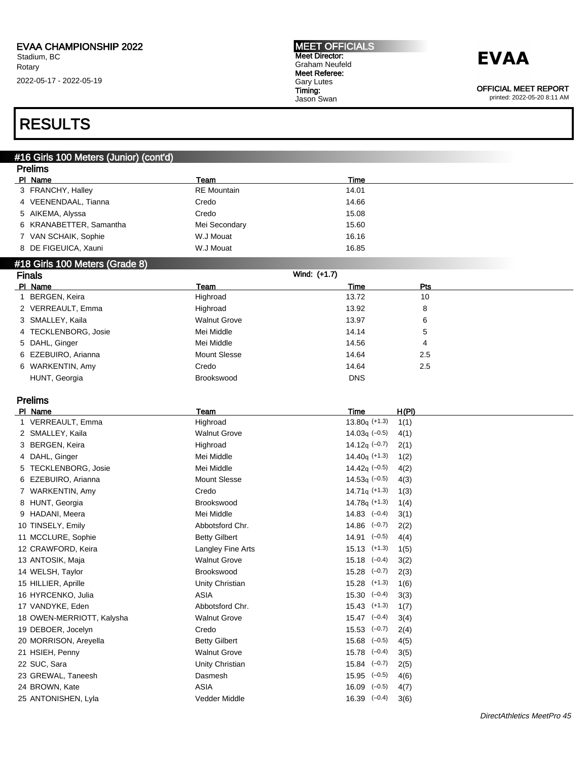# EVAA CHAMPIONSHIP 2022

Stadium, BC
Rotary
2022-05-17 - 2022-05-19

**MEET OFFICIALS**
Meet Director:
Graham Neufeld
Meet Referee:
Gary Lutes
Timing:
Jason Swan

**EVAA**

OFFICIAL MEET REPORT
printed: 2022-05-20 8:11 AM

# RESULTS

## #16 Girls 100 Meters (Junior) (cont'd)

### Prelims

| Pl | Name | Team | Time |
|---|---|---|---|
| 3 | FRANCHY, Halley | RE Mountain | 14.01 |
| 4 | VEENENDAAL, Tianna | Credo | 14.66 |
| 5 | AIKEMA, Alyssa | Credo | 15.08 |
| 6 | KRANABETTER, Samantha | Mei Secondary | 15.60 |
| 7 | VAN SCHAIK, Sophie | W.J Mouat | 16.16 |
| 8 | DE FIGEUICA, Xauni | W.J Mouat | 16.85 |

## #18 Girls 100 Meters (Grade 8)

### Finals

Wind: (+1.7)

| Pl | Name | Team | Time | Pts |
|---|---|---|---|---|
| 1 | BERGEN, Keira | Highroad | 13.72 | 10 |
| 2 | VERREAULT, Emma | Highroad | 13.92 | 8 |
| 3 | SMALLEY, Kaila | Walnut Grove | 13.97 | 6 |
| 4 | TECKLENBORG, Josie | Mei Middle | 14.14 | 5 |
| 5 | DAHL, Ginger | Mei Middle | 14.56 | 4 |
| 6 | EZEBUIRO, Arianna | Mount Slesse | 14.64 | 2.5 |
| 6 | WARKENTIN, Amy | Credo | 14.64 | 2.5 |
| | HUNT, Georgia | Brookswood | DNS | |

### Prelims

| Pl | Name | Team | Time | H(Pl) |
|---|---|---|---|---|
| 1 | VERREAULT, Emma | Highroad | 13.80q (+1.3) | 1(1) |
| 2 | SMALLEY, Kaila | Walnut Grove | 14.03q (–0.5) | 4(1) |
| 3 | BERGEN, Keira | Highroad | 14.12q (–0.7) | 2(1) |
| 4 | DAHL, Ginger | Mei Middle | 14.40q (+1.3) | 1(2) |
| 5 | TECKLENBORG, Josie | Mei Middle | 14.42q (–0.5) | 4(2) |
| 6 | EZEBUIRO, Arianna | Mount Slesse | 14.53q (–0.5) | 4(3) |
| 7 | WARKENTIN, Amy | Credo | 14.71q (+1.3) | 1(3) |
| 8 | HUNT, Georgia | Brookswood | 14.78q (+1.3) | 1(4) |
| 9 | HADANI, Meera | Mei Middle | 14.83 (–0.4) | 3(1) |
| 10 | TINSELY, Emily | Abbotsford Chr. | 14.86 (–0.7) | 2(2) |
| 11 | MCCLURE, Sophie | Betty Gilbert | 14.91 (–0.5) | 4(4) |
| 12 | CRAWFORD, Keira | Langley Fine Arts | 15.13 (+1.3) | 1(5) |
| 13 | ANTOSIK, Maja | Walnut Grove | 15.18 (–0.4) | 3(2) |
| 14 | WELSH, Taylor | Brookswood | 15.28 (–0.7) | 2(3) |
| 15 | HILLIER, Aprille | Unity Christian | 15.28 (+1.3) | 1(6) |
| 16 | HYRCENKO, Julia | ASIA | 15.30 (–0.4) | 3(3) |
| 17 | VANDYKE, Eden | Abbotsford Chr. | 15.43 (+1.3) | 1(7) |
| 18 | OWEN-MERRIOTT, Kalysha | Walnut Grove | 15.47 (–0.4) | 3(4) |
| 19 | DEBOER, Jocelyn | Credo | 15.53 (–0.7) | 2(4) |
| 20 | MORRISON, Areyella | Betty Gilbert | 15.68 (–0.5) | 4(5) |
| 21 | HSIEH, Penny | Walnut Grove | 15.78 (–0.4) | 3(5) |
| 22 | SUC, Sara | Unity Christian | 15.84 (–0.7) | 2(5) |
| 23 | GREWAL, Taneesh | Dasmesh | 15.95 (–0.5) | 4(6) |
| 24 | BROWN, Kate | ASIA | 16.09 (–0.5) | 4(7) |
| 25 | ANTONISHEN, Lyla | Vedder Middle | 16.39 (–0.4) | 3(6) |

*DirectAthletics MeetPro 45*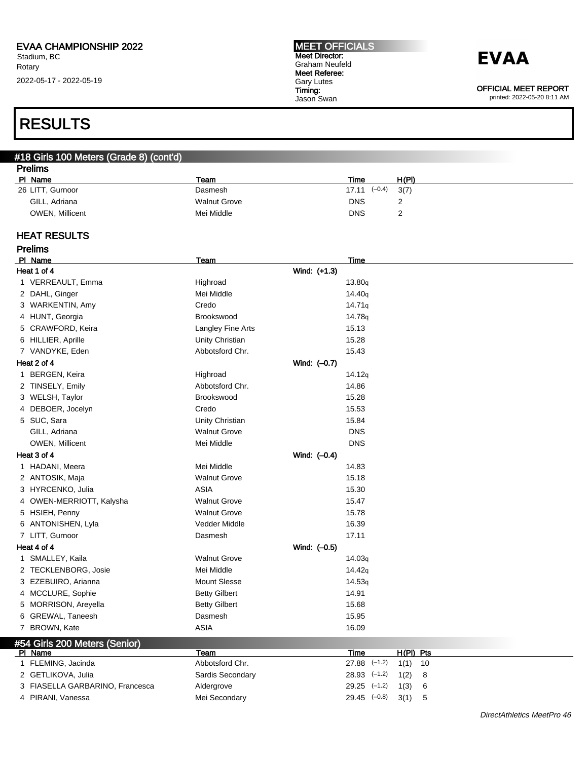# RESULTS

## #18 Girls 100 Meters (Grade 8) (cont'd)

### Prelims

| Pl | Name | Team | Time | | H(Pl) |
|---|---|---|---|---|---|
| 26 | LITT, Gurnoor | Dasmesh | 17.11 | (–0.4) | 3(7) |
| | GILL, Adriana | Walnut Grove | DNS | | 2 |
| | OWEN, Millicent | Mei Middle | DNS | | 2 |

### HEAT RESULTS

### Prelims

| Pl | Name | Team | | Time |
|---|---|---|---|---|
| **Heat 1 of 4** | | | Wind: (+1.3) | |
| 1 | VERREAULT, Emma | Highroad | | 13.80q |
| 2 | DAHL, Ginger | Mei Middle | | 14.40q |
| 3 | WARKENTIN, Amy | Credo | | 14.71q |
| 4 | HUNT, Georgia | Brookswood | | 14.78q |
| 5 | CRAWFORD, Keira | Langley Fine Arts | | 15.13 |
| 6 | HILLIER, Aprille | Unity Christian | | 15.28 |
| 7 | VANDYKE, Eden | Abbotsford Chr. | | 15.43 |
| **Heat 2 of 4** | | | Wind: (–0.7) | |
| 1 | BERGEN, Keira | Highroad | | 14.12q |
| 2 | TINSELY, Emily | Abbotsford Chr. | | 14.86 |
| 3 | WELSH, Taylor | Brookswood | | 15.28 |
| 4 | DEBOER, Jocelyn | Credo | | 15.53 |
| 5 | SUC, Sara | Unity Christian | | 15.84 |
| | GILL, Adriana | Walnut Grove | | DNS |
| | OWEN, Millicent | Mei Middle | | DNS |
| **Heat 3 of 4** | | | Wind: (–0.4) | |
| 1 | HADANI, Meera | Mei Middle | | 14.83 |
| 2 | ANTOSIK, Maja | Walnut Grove | | 15.18 |
| 3 | HYRCENKO, Julia | ASIA | | 15.30 |
| 4 | OWEN-MERRIOTT, Kalysha | Walnut Grove | | 15.47 |
| 5 | HSIEH, Penny | Walnut Grove | | 15.78 |
| 6 | ANTONISHEN, Lyla | Vedder Middle | | 16.39 |
| 7 | LITT, Gurnoor | Dasmesh | | 17.11 |
| **Heat 4 of 4** | | | Wind: (–0.5) | |
| 1 | SMALLEY, Kaila | Walnut Grove | | 14.03q |
| 2 | TECKLENBORG, Josie | Mei Middle | | 14.42q |
| 3 | EZEBUIRO, Arianna | Mount Slesse | | 14.53q |
| 4 | MCCLURE, Sophie | Betty Gilbert | | 14.91 |
| 5 | MORRISON, Areyella | Betty Gilbert | | 15.68 |
| 6 | GREWAL, Taneesh | Dasmesh | | 15.95 |
| 7 | BROWN, Kate | ASIA | | 16.09 |

## #54 Girls 200 Meters (Senior)

| Pl | Name | Team | Time | | H(Pl) | Pts |
|---|---|---|---|---|---|---|
| 1 | FLEMING, Jacinda | Abbotsford Chr. | 27.88 | (–1.2) | 1(1) | 10 |
| 2 | GETLIKOVA, Julia | Sardis Secondary | 28.93 | (–1.2) | 1(2) | 8 |
| 3 | FIASELLA GARBARINO, Francesca | Aldergrove | 29.25 | (–1.2) | 1(3) | 6 |
| 4 | PIRANI, Vanessa | Mei Secondary | 29.45 | (–0.8) | 3(1) | 5 |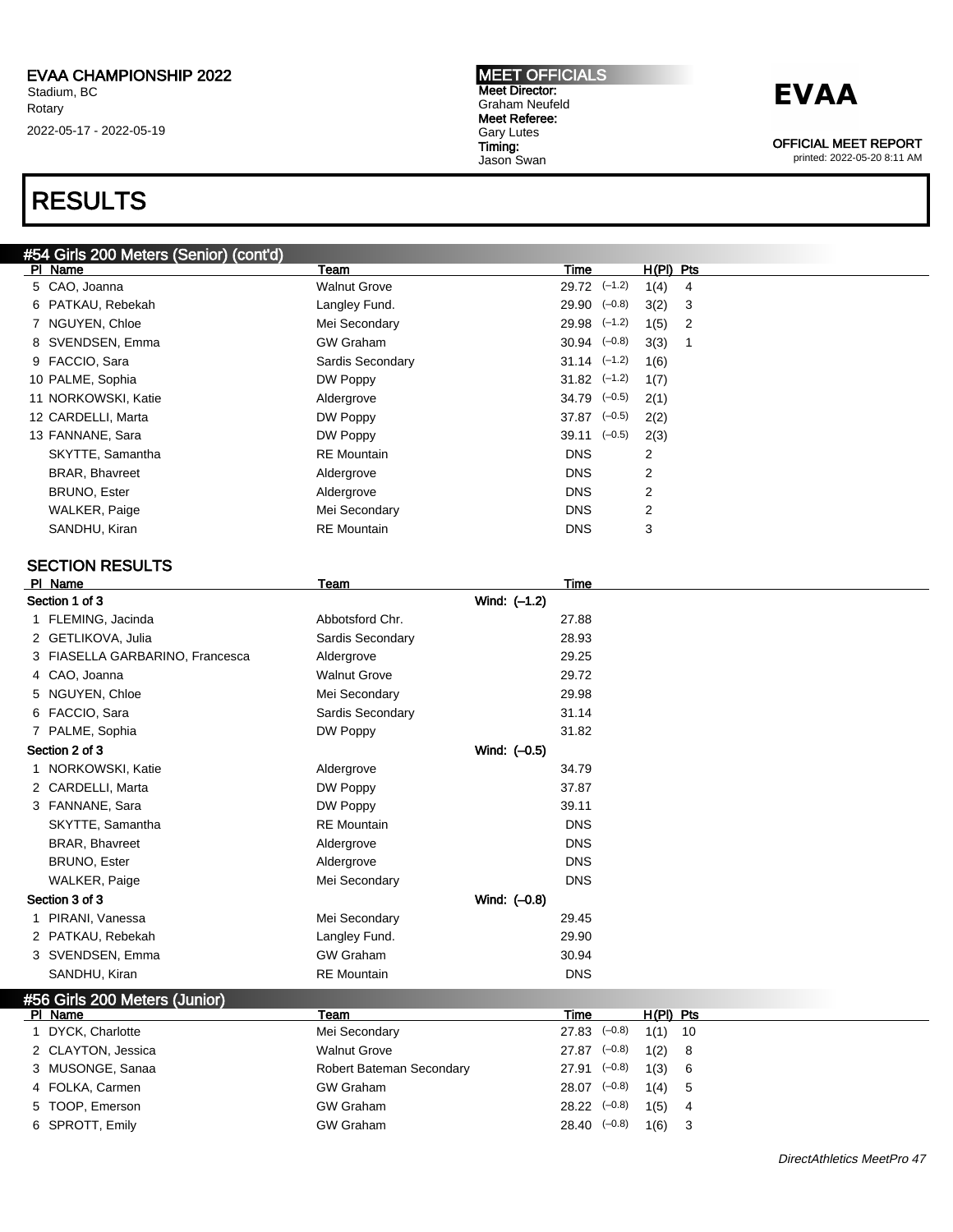# EVAA CHAMPIONSHIP 2022

Stadium, BC
Rotary
2022-05-17 - 2022-05-19

**MEET OFFICIALS**
Meet Director:
Graham Neufeld
Meet Referee:
Gary Lutes
Timing:
Jason Swan

**EVAA**

OFFICIAL MEET REPORT
printed: 2022-05-20 8:11 AM

# RESULTS

## #54 Girls 200 Meters (Senior) (cont'd)

| Pl | Name | Team | Time | | H(Pl) | Pts |
|---|---|---|---|---|---|---|
| 5 | CAO, Joanna | Walnut Grove | 29.72 | (–1.2) | 1(4) | 4 |
| 6 | PATKAU, Rebekah | Langley Fund. | 29.90 | (–0.8) | 3(2) | 3 |
| 7 | NGUYEN, Chloe | Mei Secondary | 29.98 | (–1.2) | 1(5) | 2 |
| 8 | SVENDSEN, Emma | GW Graham | 30.94 | (–0.8) | 3(3) | 1 |
| 9 | FACCIO, Sara | Sardis Secondary | 31.14 | (–1.2) | 1(6) | |
| 10 | PALME, Sophia | DW Poppy | 31.82 | (–1.2) | 1(7) | |
| 11 | NORKOWSKI, Katie | Aldergrove | 34.79 | (–0.5) | 2(1) | |
| 12 | CARDELLI, Marta | DW Poppy | 37.87 | (–0.5) | 2(2) | |
| 13 | FANNANE, Sara | DW Poppy | 39.11 | (–0.5) | 2(3) | |
| | SKYTTE, Samantha | RE Mountain | DNS | | 2 | |
| | BRAR, Bhavreet | Aldergrove | DNS | | 2 | |
| | BRUNO, Ester | Aldergrove | DNS | | 2 | |
| | WALKER, Paige | Mei Secondary | DNS | | 2 | |
| | SANDHU, Kiran | RE Mountain | DNS | | 3 | |

### SECTION RESULTS

| Pl | Name | Team | | Time |
|---|---|---|---|---|
| Section 1 of 3 | | | Wind: (–1.2) | |
| 1 | FLEMING, Jacinda | Abbotsford Chr. | | 27.88 |
| 2 | GETLIKOVA, Julia | Sardis Secondary | | 28.93 |
| 3 | FIASELLA GARBARINO, Francesca | Aldergrove | | 29.25 |
| 4 | CAO, Joanna | Walnut Grove | | 29.72 |
| 5 | NGUYEN, Chloe | Mei Secondary | | 29.98 |
| 6 | FACCIO, Sara | Sardis Secondary | | 31.14 |
| 7 | PALME, Sophia | DW Poppy | | 31.82 |
| Section 2 of 3 | | | Wind: (–0.5) | |
| 1 | NORKOWSKI, Katie | Aldergrove | | 34.79 |
| 2 | CARDELLI, Marta | DW Poppy | | 37.87 |
| 3 | FANNANE, Sara | DW Poppy | | 39.11 |
| | SKYTTE, Samantha | RE Mountain | | DNS |
| | BRAR, Bhavreet | Aldergrove | | DNS |
| | BRUNO, Ester | Aldergrove | | DNS |
| | WALKER, Paige | Mei Secondary | | DNS |
| Section 3 of 3 | | | Wind: (–0.8) | |
| 1 | PIRANI, Vanessa | Mei Secondary | | 29.45 |
| 2 | PATKAU, Rebekah | Langley Fund. | | 29.90 |
| 3 | SVENDSEN, Emma | GW Graham | | 30.94 |
| | SANDHU, Kiran | RE Mountain | | DNS |

## #56 Girls 200 Meters (Junior)

| Pl | Name | Team | Time | | H(Pl) | Pts |
|---|---|---|---|---|---|---|
| 1 | DYCK, Charlotte | Mei Secondary | 27.83 | (–0.8) | 1(1) | 10 |
| 2 | CLAYTON, Jessica | Walnut Grove | 27.87 | (–0.8) | 1(2) | 8 |
| 3 | MUSONGE, Sanaa | Robert Bateman Secondary | 27.91 | (–0.8) | 1(3) | 6 |
| 4 | FOLKA, Carmen | GW Graham | 28.07 | (–0.8) | 1(4) | 5 |
| 5 | TOOP, Emerson | GW Graham | 28.22 | (–0.8) | 1(5) | 4 |
| 6 | SPROTT, Emily | GW Graham | 28.40 | (–0.8) | 1(6) | 3 |

*DirectAthletics MeetPro 47*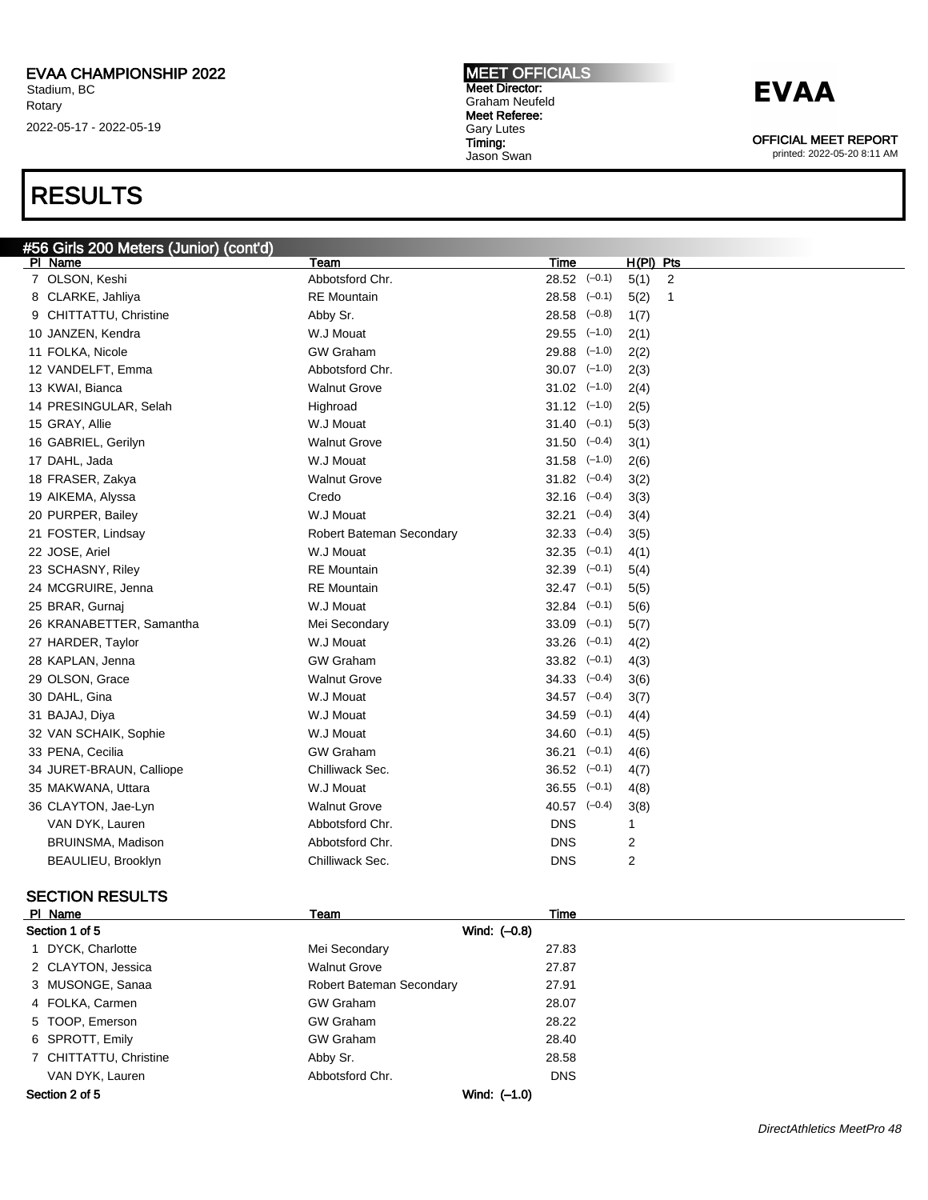EVAA CHAMPIONSHIP 2022
Stadium, BC
Rotary
2022-05-17 - 2022-05-19

MEET OFFICIALS
Meet Director:
Graham Neufeld
Meet Referee:
Gary Lutes
Timing:
Jason Swan

EVAA

OFFICIAL MEET REPORT
printed: 2022-05-20 8:11 AM

# RESULTS

## #56 Girls 200 Meters (Junior) (cont'd)

| Pl | Name | Team | Time | Wind | H(Pl) | Pts |
|---|---|---|---|---|---|---|
| 7 | OLSON, Keshi | Abbotsford Chr. | 28.52 | (–0.1) | 5(1) | 2 |
| 8 | CLARKE, Jahliya | RE Mountain | 28.58 | (–0.1) | 5(2) | 1 |
| 9 | CHITTATTU, Christine | Abby Sr. | 28.58 | (–0.8) | 1(7) | |
| 10 | JANZEN, Kendra | W.J Mouat | 29.55 | (–1.0) | 2(1) | |
| 11 | FOLKA, Nicole | GW Graham | 29.88 | (–1.0) | 2(2) | |
| 12 | VANDELFT, Emma | Abbotsford Chr. | 30.07 | (–1.0) | 2(3) | |
| 13 | KWAI, Bianca | Walnut Grove | 31.02 | (–1.0) | 2(4) | |
| 14 | PRESINGULAR, Selah | Highroad | 31.12 | (–1.0) | 2(5) | |
| 15 | GRAY, Allie | W.J Mouat | 31.40 | (–0.1) | 5(3) | |
| 16 | GABRIEL, Gerilyn | Walnut Grove | 31.50 | (–0.4) | 3(1) | |
| 17 | DAHL, Jada | W.J Mouat | 31.58 | (–1.0) | 2(6) | |
| 18 | FRASER, Zakya | Walnut Grove | 31.82 | (–0.4) | 3(2) | |
| 19 | AIKEMA, Alyssa | Credo | 32.16 | (–0.4) | 3(3) | |
| 20 | PURPER, Bailey | W.J Mouat | 32.21 | (–0.4) | 3(4) | |
| 21 | FOSTER, Lindsay | Robert Bateman Secondary | 32.33 | (–0.4) | 3(5) | |
| 22 | JOSE, Ariel | W.J Mouat | 32.35 | (–0.1) | 4(1) | |
| 23 | SCHASNY, Riley | RE Mountain | 32.39 | (–0.1) | 5(4) | |
| 24 | MCGRUIRE, Jenna | RE Mountain | 32.47 | (–0.1) | 5(5) | |
| 25 | BRAR, Gurnaj | W.J Mouat | 32.84 | (–0.1) | 5(6) | |
| 26 | KRANABETTER, Samantha | Mei Secondary | 33.09 | (–0.1) | 5(7) | |
| 27 | HARDER, Taylor | W.J Mouat | 33.26 | (–0.1) | 4(2) | |
| 28 | KAPLAN, Jenna | GW Graham | 33.82 | (–0.1) | 4(3) | |
| 29 | OLSON, Grace | Walnut Grove | 34.33 | (–0.4) | 3(6) | |
| 30 | DAHL, Gina | W.J Mouat | 34.57 | (–0.4) | 3(7) | |
| 31 | BAJAJ, Diya | W.J Mouat | 34.59 | (–0.1) | 4(4) | |
| 32 | VAN SCHAIK, Sophie | W.J Mouat | 34.60 | (–0.1) | 4(5) | |
| 33 | PENA, Cecilia | GW Graham | 36.21 | (–0.1) | 4(6) | |
| 34 | JURET-BRAUN, Calliope | Chilliwack Sec. | 36.52 | (–0.1) | 4(7) | |
| 35 | MAKWANA, Uttara | W.J Mouat | 36.55 | (–0.1) | 4(8) | |
| 36 | CLAYTON, Jae-Lyn | Walnut Grove | 40.57 | (–0.4) | 3(8) | |
| | VAN DYK, Lauren | Abbotsford Chr. | DNS | | 1 | |
| | BRUINSMA, Madison | Abbotsford Chr. | DNS | | 2 | |
| | BEAULIEU, Brooklyn | Chilliwack Sec. | DNS | | 2 | |

### SECTION RESULTS

| Pl | Name | Team | Time |
|---|---|---|---|
| **Section 1 of 5** | | Wind: (–0.8) | |
| 1 | DYCK, Charlotte | Mei Secondary | 27.83 |
| 2 | CLAYTON, Jessica | Walnut Grove | 27.87 |
| 3 | MUSONGE, Sanaa | Robert Bateman Secondary | 27.91 |
| 4 | FOLKA, Carmen | GW Graham | 28.07 |
| 5 | TOOP, Emerson | GW Graham | 28.22 |
| 6 | SPROTT, Emily | GW Graham | 28.40 |
| 7 | CHITTATTU, Christine | Abby Sr. | 28.58 |
| | VAN DYK, Lauren | Abbotsford Chr. | DNS |
| **Section 2 of 5** | | Wind: (–1.0) | |

*DirectAthletics MeetPro 48*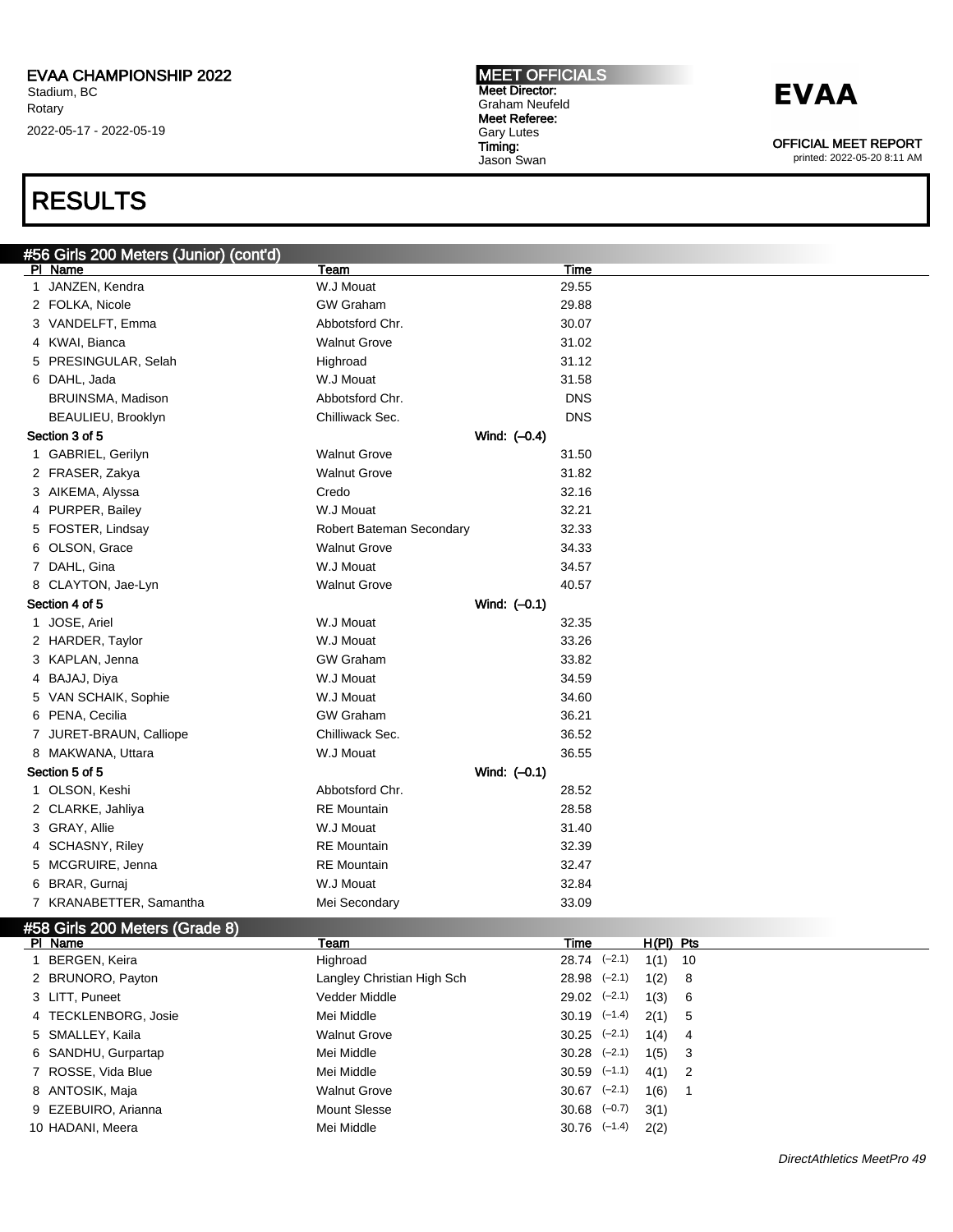# RESULTS

## #56 Girls 200 Meters (Junior) (cont'd)

| Pl | Name | Team | Time |
|---|---|---|---|
| 1 | JANZEN, Kendra | W.J Mouat | 29.55 |
| 2 | FOLKA, Nicole | GW Graham | 29.88 |
| 3 | VANDELFT, Emma | Abbotsford Chr. | 30.07 |
| 4 | KWAI, Bianca | Walnut Grove | 31.02 |
| 5 | PRESINGULAR, Selah | Highroad | 31.12 |
| 6 | DAHL, Jada | W.J Mouat | 31.58 |
| | BRUINSMA, Madison | Abbotsford Chr. | DNS |
| | BEAULIEU, Brooklyn | Chilliwack Sec. | DNS |
| **Section 3 of 5** | | **Wind: (–0.4)** | |
| 1 | GABRIEL, Gerilyn | Walnut Grove | 31.50 |
| 2 | FRASER, Zakya | Walnut Grove | 31.82 |
| 3 | AIKEMA, Alyssa | Credo | 32.16 |
| 4 | PURPER, Bailey | W.J Mouat | 32.21 |
| 5 | FOSTER, Lindsay | Robert Bateman Secondary | 32.33 |
| 6 | OLSON, Grace | Walnut Grove | 34.33 |
| 7 | DAHL, Gina | W.J Mouat | 34.57 |
| 8 | CLAYTON, Jae-Lyn | Walnut Grove | 40.57 |
| **Section 4 of 5** | | **Wind: (–0.1)** | |
| 1 | JOSE, Ariel | W.J Mouat | 32.35 |
| 2 | HARDER, Taylor | W.J Mouat | 33.26 |
| 3 | KAPLAN, Jenna | GW Graham | 33.82 |
| 4 | BAJAJ, Diya | W.J Mouat | 34.59 |
| 5 | VAN SCHAIK, Sophie | W.J Mouat | 34.60 |
| 6 | PENA, Cecilia | GW Graham | 36.21 |
| 7 | JURET-BRAUN, Calliope | Chilliwack Sec. | 36.52 |
| 8 | MAKWANA, Uttara | W.J Mouat | 36.55 |
| **Section 5 of 5** | | **Wind: (–0.1)** | |
| 1 | OLSON, Keshi | Abbotsford Chr. | 28.52 |
| 2 | CLARKE, Jahliya | RE Mountain | 28.58 |
| 3 | GRAY, Allie | W.J Mouat | 31.40 |
| 4 | SCHASNY, Riley | RE Mountain | 32.39 |
| 5 | MCGRUIRE, Jenna | RE Mountain | 32.47 |
| 6 | BRAR, Gurnaj | W.J Mouat | 32.84 |
| 7 | KRANABETTER, Samantha | Mei Secondary | 33.09 |

## #58 Girls 200 Meters (Grade 8)

| Pl | Name | Team | Time | | H(Pl) | Pts |
|---|---|---|---|---|---|---|
| 1 | BERGEN, Keira | Highroad | 28.74 | (–2.1) | 1(1) | 10 |
| 2 | BRUNORO, Payton | Langley Christian High Sch | 28.98 | (–2.1) | 1(2) | 8 |
| 3 | LITT, Puneet | Vedder Middle | 29.02 | (–2.1) | 1(3) | 6 |
| 4 | TECKLENBORG, Josie | Mei Middle | 30.19 | (–1.4) | 2(1) | 5 |
| 5 | SMALLEY, Kaila | Walnut Grove | 30.25 | (–2.1) | 1(4) | 4 |
| 6 | SANDHU, Gurpartap | Mei Middle | 30.28 | (–2.1) | 1(5) | 3 |
| 7 | ROSSE, Vida Blue | Mei Middle | 30.59 | (–1.1) | 4(1) | 2 |
| 8 | ANTOSIK, Maja | Walnut Grove | 30.67 | (–2.1) | 1(6) | 1 |
| 9 | EZEBUIRO, Arianna | Mount Slesse | 30.68 | (–0.7) | 3(1) | |
| 10 | HADANI, Meera | Mei Middle | 30.76 | (–1.4) | 2(2) | |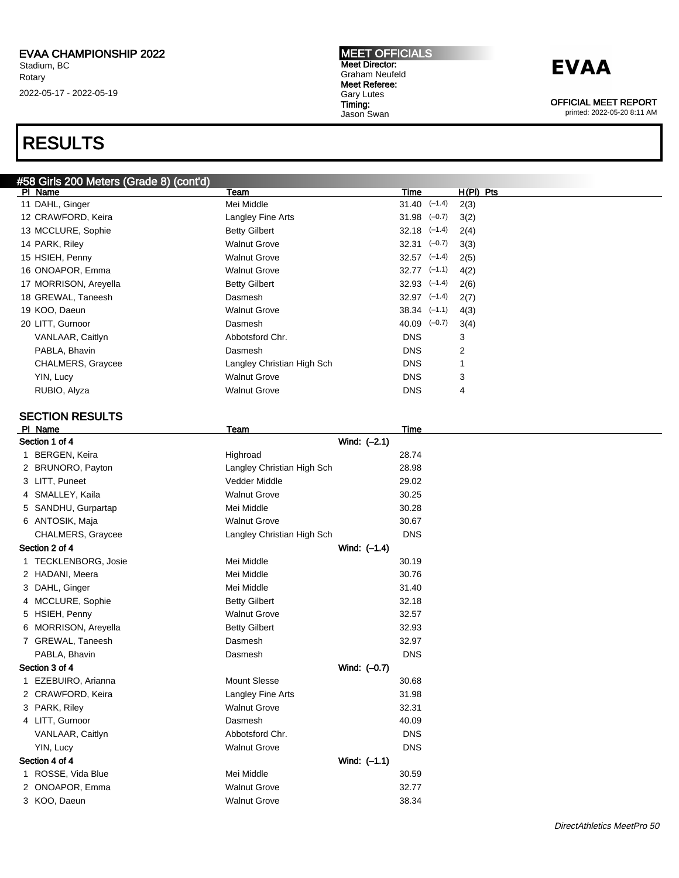# RESULTS

## #58 Girls 200 Meters (Grade 8) (cont'd)

| Pl | Name | Team | Time | Wind | H(Pl) | Pts |
|---|---|---|---|---|---|---|
| 11 | DAHL, Ginger | Mei Middle | 31.40 | (–1.4) | 2(3) | |
| 12 | CRAWFORD, Keira | Langley Fine Arts | 31.98 | (–0.7) | 3(2) | |
| 13 | MCCLURE, Sophie | Betty Gilbert | 32.18 | (–1.4) | 2(4) | |
| 14 | PARK, Riley | Walnut Grove | 32.31 | (–0.7) | 3(3) | |
| 15 | HSIEH, Penny | Walnut Grove | 32.57 | (–1.4) | 2(5) | |
| 16 | ONOAPOR, Emma | Walnut Grove | 32.77 | (–1.1) | 4(2) | |
| 17 | MORRISON, Areyella | Betty Gilbert | 32.93 | (–1.4) | 2(6) | |
| 18 | GREWAL, Taneesh | Dasmesh | 32.97 | (–1.4) | 2(7) | |
| 19 | KOO, Daeun | Walnut Grove | 38.34 | (–1.1) | 4(3) | |
| 20 | LITT, Gurnoor | Dasmesh | 40.09 | (–0.7) | 3(4) | |
| | VANLAAR, Caitlyn | Abbotsford Chr. | DNS | | 3 | |
| | PABLA, Bhavin | Dasmesh | DNS | | 2 | |
| | CHALMERS, Graycee | Langley Christian High Sch | DNS | | 1 | |
| | YIN, Lucy | Walnut Grove | DNS | | 3 | |
| | RUBIO, Alyza | Walnut Grove | DNS | | 4 | |

### SECTION RESULTS

| Pl | Name | Team | Time |
|---|---|---|---|
| **Section 1 of 4** | | Wind: (–2.1) | |
| 1 | BERGEN, Keira | Highroad | 28.74 |
| 2 | BRUNORO, Payton | Langley Christian High Sch | 28.98 |
| 3 | LITT, Puneet | Vedder Middle | 29.02 |
| 4 | SMALLEY, Kaila | Walnut Grove | 30.25 |
| 5 | SANDHU, Gurpartap | Mei Middle | 30.28 |
| 6 | ANTOSIK, Maja | Walnut Grove | 30.67 |
| | CHALMERS, Graycee | Langley Christian High Sch | DNS |
| **Section 2 of 4** | | Wind: (–1.4) | |
| 1 | TECKLENBORG, Josie | Mei Middle | 30.19 |
| 2 | HADANI, Meera | Mei Middle | 30.76 |
| 3 | DAHL, Ginger | Mei Middle | 31.40 |
| 4 | MCCLURE, Sophie | Betty Gilbert | 32.18 |
| 5 | HSIEH, Penny | Walnut Grove | 32.57 |
| 6 | MORRISON, Areyella | Betty Gilbert | 32.93 |
| 7 | GREWAL, Taneesh | Dasmesh | 32.97 |
| | PABLA, Bhavin | Dasmesh | DNS |
| **Section 3 of 4** | | Wind: (–0.7) | |
| 1 | EZEBUIRO, Arianna | Mount Slesse | 30.68 |
| 2 | CRAWFORD, Keira | Langley Fine Arts | 31.98 |
| 3 | PARK, Riley | Walnut Grove | 32.31 |
| 4 | LITT, Gurnoor | Dasmesh | 40.09 |
| | VANLAAR, Caitlyn | Abbotsford Chr. | DNS |
| | YIN, Lucy | Walnut Grove | DNS |
| **Section 4 of 4** | | Wind: (–1.1) | |
| 1 | ROSSE, Vida Blue | Mei Middle | 30.59 |
| 2 | ONOAPOR, Emma | Walnut Grove | 32.77 |
| 3 | KOO, Daeun | Walnut Grove | 38.34 |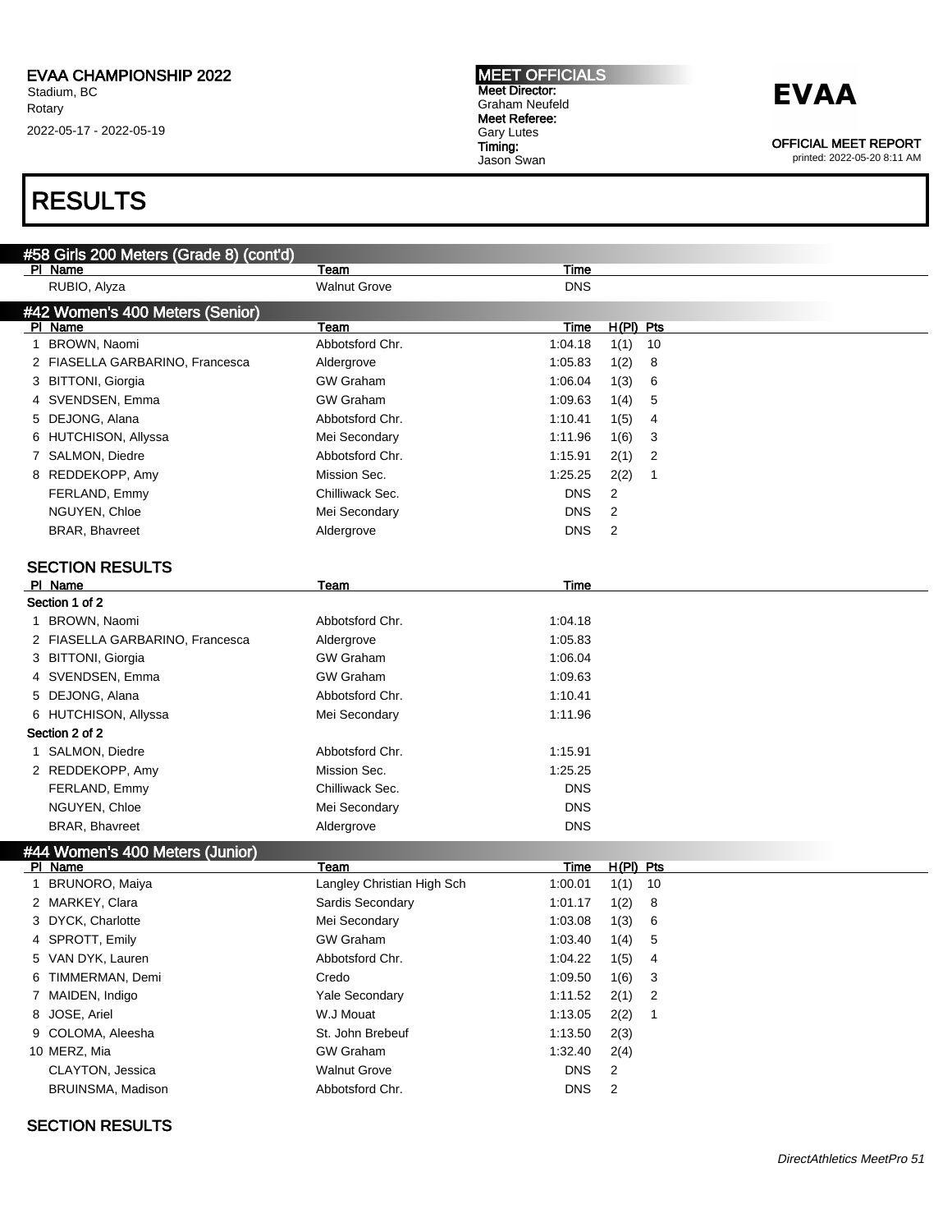## RESULTS

### #58 Girls 200 Meters (Grade 8) (cont'd)

| Pl | Name | Team | Time |
|---|---|---|---|
| | RUBIO, Alyza | Walnut Grove | DNS |

### #42 Women's 400 Meters (Senior)

| Pl | Name | Team | Time | H(Pl) | Pts |
|---|---|---|---|---|---|
| 1 | BROWN, Naomi | Abbotsford Chr. | 1:04.18 | 1(1) | 10 |
| 2 | FIASELLA GARBARINO, Francesca | Aldergrove | 1:05.83 | 1(2) | 8 |
| 3 | BITTONI, Giorgia | GW Graham | 1:06.04 | 1(3) | 6 |
| 4 | SVENDSEN, Emma | GW Graham | 1:09.63 | 1(4) | 5 |
| 5 | DEJONG, Alana | Abbotsford Chr. | 1:10.41 | 1(5) | 4 |
| 6 | HUTCHISON, Allyssa | Mei Secondary | 1:11.96 | 1(6) | 3 |
| 7 | SALMON, Diedre | Abbotsford Chr. | 1:15.91 | 2(1) | 2 |
| 8 | REDDEKOPP, Amy | Mission Sec. | 1:25.25 | 2(2) | 1 |
| | FERLAND, Emmy | Chilliwack Sec. | DNS | 2 | |
| | NGUYEN, Chloe | Mei Secondary | DNS | 2 | |
| | BRAR, Bhavreet | Aldergrove | DNS | 2 | |

#### SECTION RESULTS

| Pl | Name | Team | Time |
|---|---|---|---|
| **Section 1 of 2** | | | |
| 1 | BROWN, Naomi | Abbotsford Chr. | 1:04.18 |
| 2 | FIASELLA GARBARINO, Francesca | Aldergrove | 1:05.83 |
| 3 | BITTONI, Giorgia | GW Graham | 1:06.04 |
| 4 | SVENDSEN, Emma | GW Graham | 1:09.63 |
| 5 | DEJONG, Alana | Abbotsford Chr. | 1:10.41 |
| 6 | HUTCHISON, Allyssa | Mei Secondary | 1:11.96 |
| **Section 2 of 2** | | | |
| 1 | SALMON, Diedre | Abbotsford Chr. | 1:15.91 |
| 2 | REDDEKOPP, Amy | Mission Sec. | 1:25.25 |
| | FERLAND, Emmy | Chilliwack Sec. | DNS |
| | NGUYEN, Chloe | Mei Secondary | DNS |
| | BRAR, Bhavreet | Aldergrove | DNS |

### #44 Women's 400 Meters (Junior)

| Pl | Name | Team | Time | H(Pl) | Pts |
|---|---|---|---|---|---|
| 1 | BRUNORO, Maiya | Langley Christian High Sch | 1:00.01 | 1(1) | 10 |
| 2 | MARKEY, Clara | Sardis Secondary | 1:01.17 | 1(2) | 8 |
| 3 | DYCK, Charlotte | Mei Secondary | 1:03.08 | 1(3) | 6 |
| 4 | SPROTT, Emily | GW Graham | 1:03.40 | 1(4) | 5 |
| 5 | VAN DYK, Lauren | Abbotsford Chr. | 1:04.22 | 1(5) | 4 |
| 6 | TIMMERMAN, Demi | Credo | 1:09.50 | 1(6) | 3 |
| 7 | MAIDEN, Indigo | Yale Secondary | 1:11.52 | 2(1) | 2 |
| 8 | JOSE, Ariel | W.J Mouat | 1:13.05 | 2(2) | 1 |
| 9 | COLOMA, Aleesha | St. John Brebeuf | 1:13.50 | 2(3) | |
| 10 | MERZ, Mia | GW Graham | 1:32.40 | 2(4) | |
| | CLAYTON, Jessica | Walnut Grove | DNS | 2 | |
| | BRUINSMA, Madison | Abbotsford Chr. | DNS | 2 | |

#### SECTION RESULTS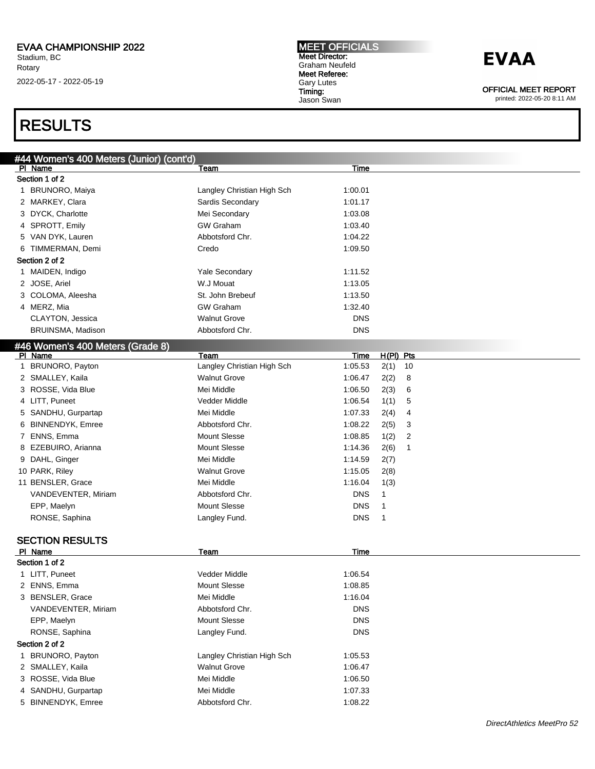EVAA CHAMPIONSHIP 2022
Stadium, BC
Rotary
2022-05-17 - 2022-05-19

**MEET OFFICIALS**
**Meet Director:** Graham Neufeld
**Meet Referee:** Gary Lutes
**Timing:** Jason Swan

**EVAA**

OFFICIAL MEET REPORT
printed: 2022-05-20 8:11 AM

# RESULTS

## #44 Women's 400 Meters (Junior) (cont'd)

| Pl | Name | Team | Time |
|---|---|---|---|
| **Section 1 of 2** | | | |
| 1 | BRUNORO, Maiya | Langley Christian High Sch | 1:00.01 |
| 2 | MARKEY, Clara | Sardis Secondary | 1:01.17 |
| 3 | DYCK, Charlotte | Mei Secondary | 1:03.08 |
| 4 | SPROTT, Emily | GW Graham | 1:03.40 |
| 5 | VAN DYK, Lauren | Abbotsford Chr. | 1:04.22 |
| 6 | TIMMERMAN, Demi | Credo | 1:09.50 |
| **Section 2 of 2** | | | |
| 1 | MAIDEN, Indigo | Yale Secondary | 1:11.52 |
| 2 | JOSE, Ariel | W.J Mouat | 1:13.05 |
| 3 | COLOMA, Aleesha | St. John Brebeuf | 1:13.50 |
| 4 | MERZ, Mia | GW Graham | 1:32.40 |
| | CLAYTON, Jessica | Walnut Grove | DNS |
| | BRUINSMA, Madison | Abbotsford Chr. | DNS |

## #46 Women's 400 Meters (Grade 8)

| Pl | Name | Team | Time | H(Pl) | Pts |
|---|---|---|---|---|---|
| 1 | BRUNORO, Payton | Langley Christian High Sch | 1:05.53 | 2(1) | 10 |
| 2 | SMALLEY, Kaila | Walnut Grove | 1:06.47 | 2(2) | 8 |
| 3 | ROSSE, Vida Blue | Mei Middle | 1:06.50 | 2(3) | 6 |
| 4 | LITT, Puneet | Vedder Middle | 1:06.54 | 1(1) | 5 |
| 5 | SANDHU, Gurpartap | Mei Middle | 1:07.33 | 2(4) | 4 |
| 6 | BINNENDYK, Emree | Abbotsford Chr. | 1:08.22 | 2(5) | 3 |
| 7 | ENNS, Emma | Mount Slesse | 1:08.85 | 1(2) | 2 |
| 8 | EZEBUIRO, Arianna | Mount Slesse | 1:14.36 | 2(6) | 1 |
| 9 | DAHL, Ginger | Mei Middle | 1:14.59 | 2(7) | |
| 10 | PARK, Riley | Walnut Grove | 1:15.05 | 2(8) | |
| 11 | BENSLER, Grace | Mei Middle | 1:16.04 | 1(3) | |
| | VANDEVENTER, Miriam | Abbotsford Chr. | DNS | 1 | |
| | EPP, Maelyn | Mount Slesse | DNS | 1 | |
| | RONSE, Saphina | Langley Fund. | DNS | 1 | |

### SECTION RESULTS

| Pl | Name | Team | Time |
|---|---|---|---|
| **Section 1 of 2** | | | |
| 1 | LITT, Puneet | Vedder Middle | 1:06.54 |
| 2 | ENNS, Emma | Mount Slesse | 1:08.85 |
| 3 | BENSLER, Grace | Mei Middle | 1:16.04 |
| | VANDEVENTER, Miriam | Abbotsford Chr. | DNS |
| | EPP, Maelyn | Mount Slesse | DNS |
| | RONSE, Saphina | Langley Fund. | DNS |
| **Section 2 of 2** | | | |
| 1 | BRUNORO, Payton | Langley Christian High Sch | 1:05.53 |
| 2 | SMALLEY, Kaila | Walnut Grove | 1:06.47 |
| 3 | ROSSE, Vida Blue | Mei Middle | 1:06.50 |
| 4 | SANDHU, Gurpartap | Mei Middle | 1:07.33 |
| 5 | BINNENDYK, Emree | Abbotsford Chr. | 1:08.22 |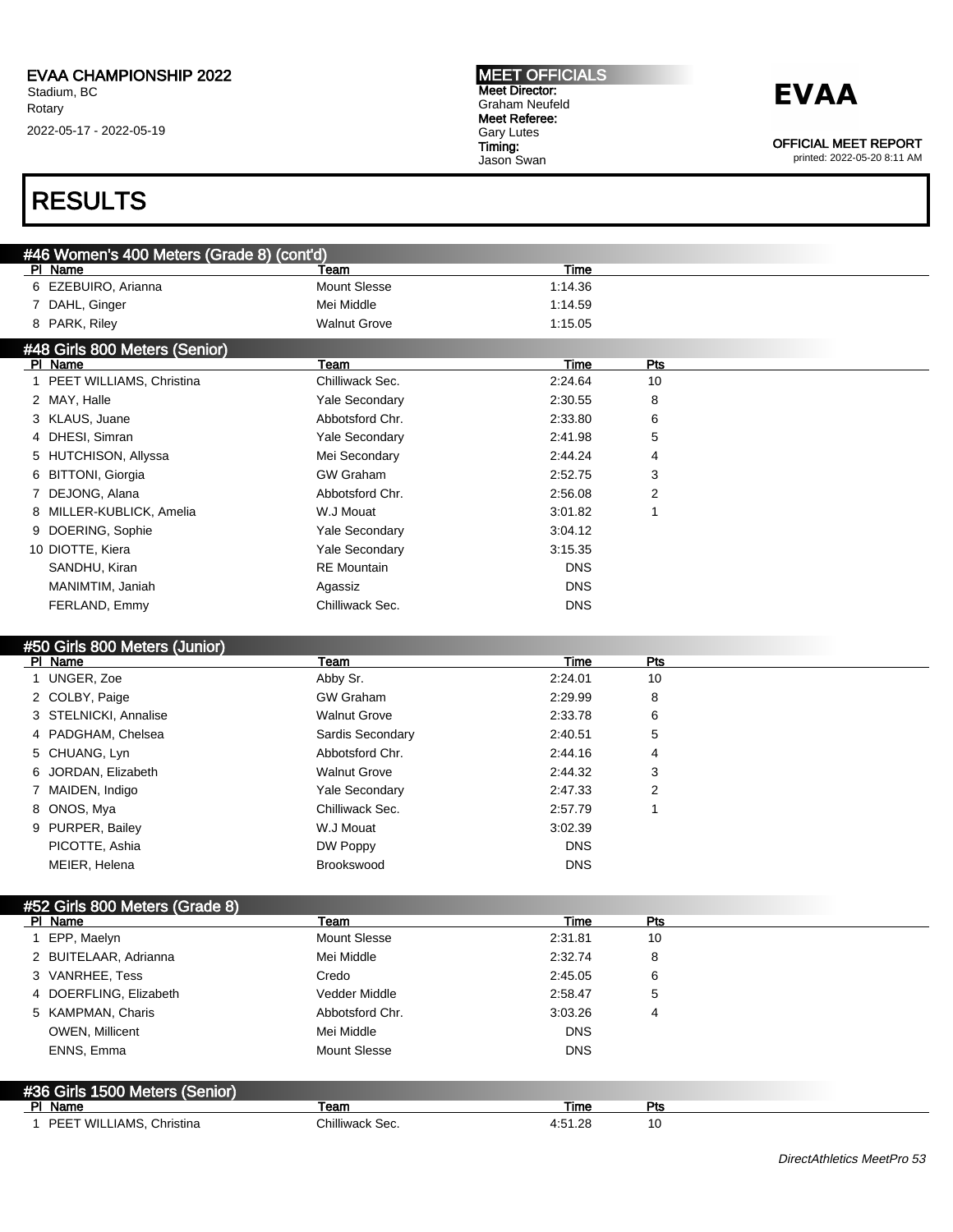# RESULTS

## #46 Women's 400 Meters (Grade 8) (cont'd)

| Pl | Name | Team | Time |
|---|---|---|---|
| 6 | EZEBUIRO, Arianna | Mount Slesse | 1:14.36 |
| 7 | DAHL, Ginger | Mei Middle | 1:14.59 |
| 8 | PARK, Riley | Walnut Grove | 1:15.05 |

## #48 Girls 800 Meters (Senior)

| Pl | Name | Team | Time | Pts |
|---|---|---|---|---|
| 1 | PEET WILLIAMS, Christina | Chilliwack Sec. | 2:24.64 | 10 |
| 2 | MAY, Halle | Yale Secondary | 2:30.55 | 8 |
| 3 | KLAUS, Juane | Abbotsford Chr. | 2:33.80 | 6 |
| 4 | DHESI, Simran | Yale Secondary | 2:41.98 | 5 |
| 5 | HUTCHISON, Allyssa | Mei Secondary | 2:44.24 | 4 |
| 6 | BITTONI, Giorgia | GW Graham | 2:52.75 | 3 |
| 7 | DEJONG, Alana | Abbotsford Chr. | 2:56.08 | 2 |
| 8 | MILLER-KUBLICK, Amelia | W.J Mouat | 3:01.82 | 1 |
| 9 | DOERING, Sophie | Yale Secondary | 3:04.12 | |
| 10 | DIOTTE, Kiera | Yale Secondary | 3:15.35 | |
| | SANDHU, Kiran | RE Mountain | DNS | |
| | MANIMTIM, Janiah | Agassiz | DNS | |
| | FERLAND, Emmy | Chilliwack Sec. | DNS | |

## #50 Girls 800 Meters (Junior)

| Pl | Name | Team | Time | Pts |
|---|---|---|---|---|
| 1 | UNGER, Zoe | Abby Sr. | 2:24.01 | 10 |
| 2 | COLBY, Paige | GW Graham | 2:29.99 | 8 |
| 3 | STELNICKI, Annalise | Walnut Grove | 2:33.78 | 6 |
| 4 | PADGHAM, Chelsea | Sardis Secondary | 2:40.51 | 5 |
| 5 | CHUANG, Lyn | Abbotsford Chr. | 2:44.16 | 4 |
| 6 | JORDAN, Elizabeth | Walnut Grove | 2:44.32 | 3 |
| 7 | MAIDEN, Indigo | Yale Secondary | 2:47.33 | 2 |
| 8 | ONOS, Mya | Chilliwack Sec. | 2:57.79 | 1 |
| 9 | PURPER, Bailey | W.J Mouat | 3:02.39 | |
| | PICOTTE, Ashia | DW Poppy | DNS | |
| | MEIER, Helena | Brookswood | DNS | |

## #52 Girls 800 Meters (Grade 8)

| Pl | Name | Team | Time | Pts |
|---|---|---|---|---|
| 1 | EPP, Maelyn | Mount Slesse | 2:31.81 | 10 |
| 2 | BUITELAAR, Adrianna | Mei Middle | 2:32.74 | 8 |
| 3 | VANRHEE, Tess | Credo | 2:45.05 | 6 |
| 4 | DOERFLING, Elizabeth | Vedder Middle | 2:58.47 | 5 |
| 5 | KAMPMAN, Charis | Abbotsford Chr. | 3:03.26 | 4 |
| | OWEN, Millicent | Mei Middle | DNS | |
| | ENNS, Emma | Mount Slesse | DNS | |

## #36 Girls 1500 Meters (Senior)

| Pl | Name | Team | Time | Pts |
|---|---|---|---|---|
| 1 | PEET WILLIAMS, Christina | Chilliwack Sec. | 4:51.28 | 10 |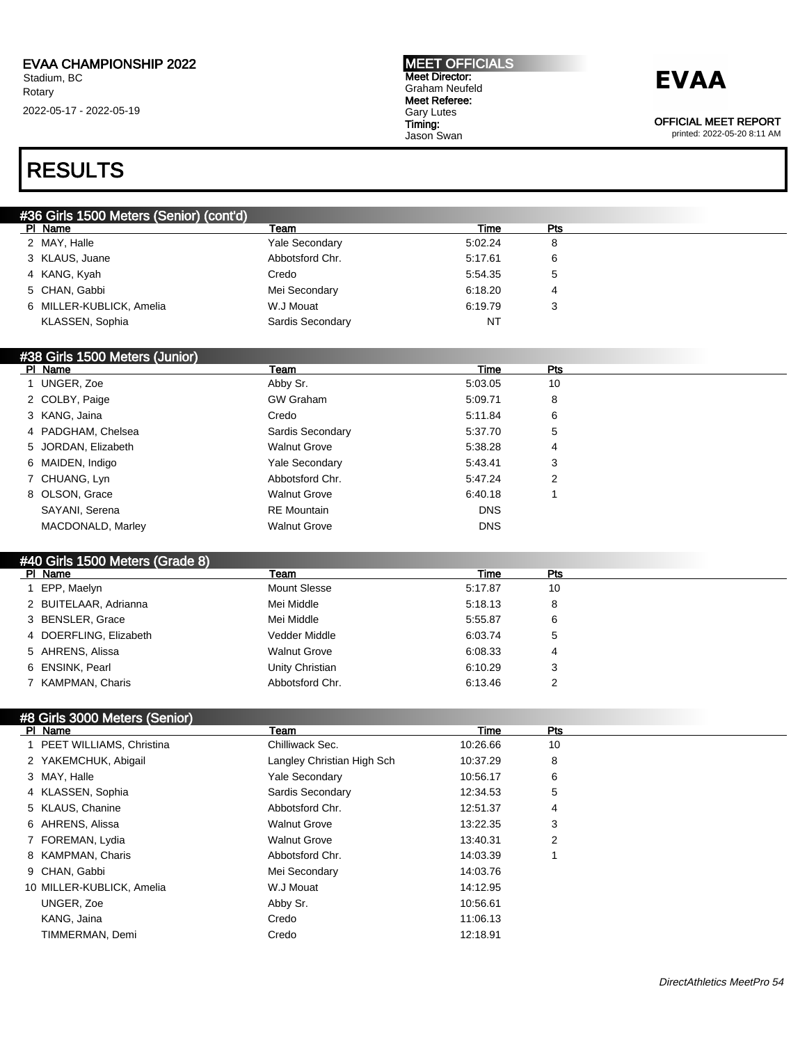## RESULTS

### #36 Girls 1500 Meters (Senior) (cont'd)

| Pl | Name | Team | Time | Pts |
|---|---|---|---|---|
| 2 | MAY, Halle | Yale Secondary | 5:02.24 | 8 |
| 3 | KLAUS, Juane | Abbotsford Chr. | 5:17.61 | 6 |
| 4 | KANG, Kyah | Credo | 5:54.35 | 5 |
| 5 | CHAN, Gabbi | Mei Secondary | 6:18.20 | 4 |
| 6 | MILLER-KUBLICK, Amelia | W.J Mouat | 6:19.79 | 3 |
| | KLASSEN, Sophia | Sardis Secondary | NT | |

### #38 Girls 1500 Meters (Junior)

| Pl | Name | Team | Time | Pts |
|---|---|---|---|---|
| 1 | UNGER, Zoe | Abby Sr. | 5:03.05 | 10 |
| 2 | COLBY, Paige | GW Graham | 5:09.71 | 8 |
| 3 | KANG, Jaina | Credo | 5:11.84 | 6 |
| 4 | PADGHAM, Chelsea | Sardis Secondary | 5:37.70 | 5 |
| 5 | JORDAN, Elizabeth | Walnut Grove | 5:38.28 | 4 |
| 6 | MAIDEN, Indigo | Yale Secondary | 5:43.41 | 3 |
| 7 | CHUANG, Lyn | Abbotsford Chr. | 5:47.24 | 2 |
| 8 | OLSON, Grace | Walnut Grove | 6:40.18 | 1 |
| | SAYANI, Serena | RE Mountain | DNS | |
| | MACDONALD, Marley | Walnut Grove | DNS | |

### #40 Girls 1500 Meters (Grade 8)

| Pl | Name | Team | Time | Pts |
|---|---|---|---|---|
| 1 | EPP, Maelyn | Mount Slesse | 5:17.87 | 10 |
| 2 | BUITELAAR, Adrianna | Mei Middle | 5:18.13 | 8 |
| 3 | BENSLER, Grace | Mei Middle | 5:55.87 | 6 |
| 4 | DOERFLING, Elizabeth | Vedder Middle | 6:03.74 | 5 |
| 5 | AHRENS, Alissa | Walnut Grove | 6:08.33 | 4 |
| 6 | ENSINK, Pearl | Unity Christian | 6:10.29 | 3 |
| 7 | KAMPMAN, Charis | Abbotsford Chr. | 6:13.46 | 2 |

### #8 Girls 3000 Meters (Senior)

| Pl | Name | Team | Time | Pts |
|---|---|---|---|---|
| 1 | PEET WILLIAMS, Christina | Chilliwack Sec. | 10:26.66 | 10 |
| 2 | YAKEMCHUK, Abigail | Langley Christian High Sch | 10:37.29 | 8 |
| 3 | MAY, Halle | Yale Secondary | 10:56.17 | 6 |
| 4 | KLASSEN, Sophia | Sardis Secondary | 12:34.53 | 5 |
| 5 | KLAUS, Chanine | Abbotsford Chr. | 12:51.37 | 4 |
| 6 | AHRENS, Alissa | Walnut Grove | 13:22.35 | 3 |
| 7 | FOREMAN, Lydia | Walnut Grove | 13:40.31 | 2 |
| 8 | KAMPMAN, Charis | Abbotsford Chr. | 14:03.39 | 1 |
| 9 | CHAN, Gabbi | Mei Secondary | 14:03.76 | |
| 10 | MILLER-KUBLICK, Amelia | W.J Mouat | 14:12.95 | |
| | UNGER, Zoe | Abby Sr. | 10:56.61 | |
| | KANG, Jaina | Credo | 11:06.13 | |
| | TIMMERMAN, Demi | Credo | 12:18.91 | |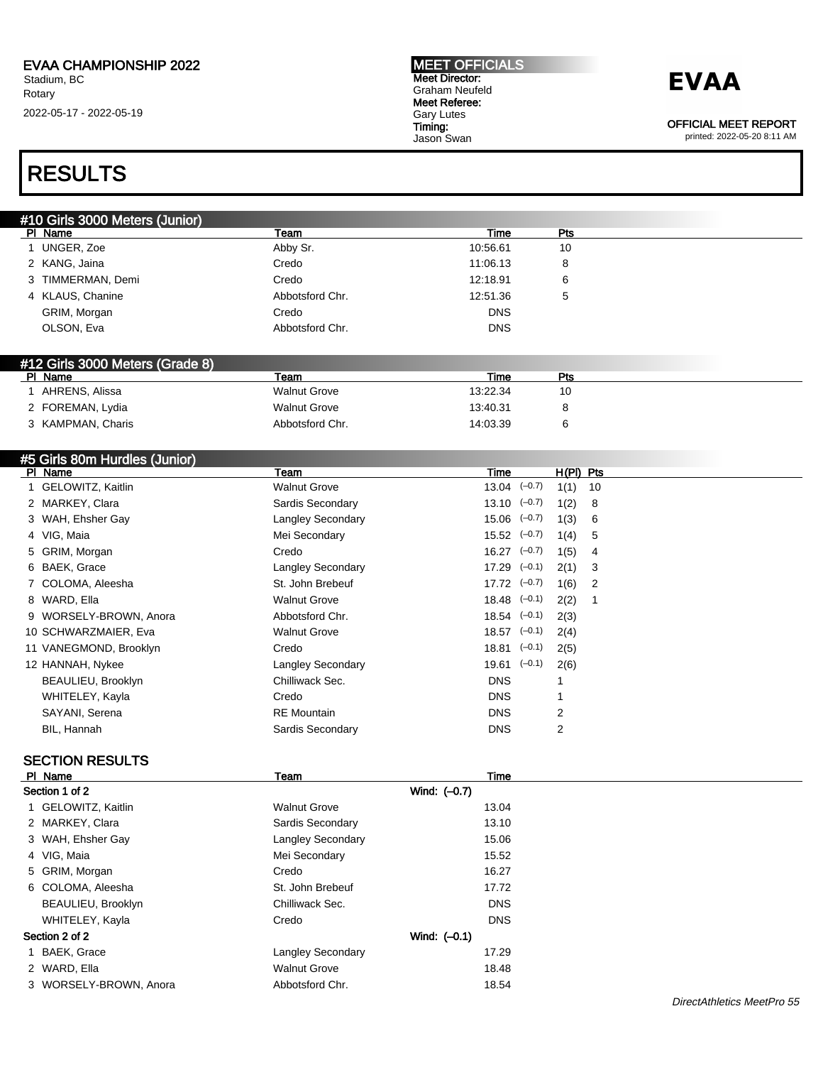EVAA CHAMPIONSHIP 2022
Stadium, BC
Rotary
2022-05-17 - 2022-05-19

**MEET OFFICIALS**
**Meet Director:** Graham Neufeld
**Meet Referee:** Gary Lutes
**Timing:** Jason Swan

**EVAA**

OFFICIAL MEET REPORT
printed: 2022-05-20 8:11 AM

# RESULTS

## #10 Girls 3000 Meters (Junior)

| Pl | Name | Team | Time | Pts |
|---|---|---|---|---|
| 1 | UNGER, Zoe | Abby Sr. | 10:56.61 | 10 |
| 2 | KANG, Jaina | Credo | 11:06.13 | 8 |
| 3 | TIMMERMAN, Demi | Credo | 12:18.91 | 6 |
| 4 | KLAUS, Chanine | Abbotsford Chr. | 12:51.36 | 5 |
| | GRIM, Morgan | Credo | DNS | |
| | OLSON, Eva | Abbotsford Chr. | DNS | |

## #12 Girls 3000 Meters (Grade 8)

| Pl | Name | Team | Time | Pts |
|---|---|---|---|---|
| 1 | AHRENS, Alissa | Walnut Grove | 13:22.34 | 10 |
| 2 | FOREMAN, Lydia | Walnut Grove | 13:40.31 | 8 |
| 3 | KAMPMAN, Charis | Abbotsford Chr. | 14:03.39 | 6 |

## #5 Girls 80m Hurdles (Junior)

| Pl | Name | Team | Time | Wind | H(Pl) | Pts |
|---|---|---|---|---|---|---|
| 1 | GELOWITZ, Kaitlin | Walnut Grove | 13.04 | (–0.7) | 1(1) | 10 |
| 2 | MARKEY, Clara | Sardis Secondary | 13.10 | (–0.7) | 1(2) | 8 |
| 3 | WAH, Ehsher Gay | Langley Secondary | 15.06 | (–0.7) | 1(3) | 6 |
| 4 | VIG, Maia | Mei Secondary | 15.52 | (–0.7) | 1(4) | 5 |
| 5 | GRIM, Morgan | Credo | 16.27 | (–0.7) | 1(5) | 4 |
| 6 | BAEK, Grace | Langley Secondary | 17.29 | (–0.1) | 2(1) | 3 |
| 7 | COLOMA, Aleesha | St. John Brebeuf | 17.72 | (–0.7) | 1(6) | 2 |
| 8 | WARD, Ella | Walnut Grove | 18.48 | (–0.1) | 2(2) | 1 |
| 9 | WORSELY-BROWN, Anora | Abbotsford Chr. | 18.54 | (–0.1) | 2(3) | |
| 10 | SCHWARZMAIER, Eva | Walnut Grove | 18.57 | (–0.1) | 2(4) | |
| 11 | VANEGMOND, Brooklyn | Credo | 18.81 | (–0.1) | 2(5) | |
| 12 | HANNAH, Nykee | Langley Secondary | 19.61 | (–0.1) | 2(6) | |
| | BEAULIEU, Brooklyn | Chilliwack Sec. | DNS | | 1 | |
| | WHITELEY, Kayla | Credo | DNS | | 1 | |
| | SAYANI, Serena | RE Mountain | DNS | | 2 | |
| | BIL, Hannah | Sardis Secondary | DNS | | 2 | |

### SECTION RESULTS

| Pl | Name | Team | Time |
|---|---|---|---|
| **Section 1 of 2** | | Wind: (–0.7) | |
| 1 | GELOWITZ, Kaitlin | Walnut Grove | 13.04 |
| 2 | MARKEY, Clara | Sardis Secondary | 13.10 |
| 3 | WAH, Ehsher Gay | Langley Secondary | 15.06 |
| 4 | VIG, Maia | Mei Secondary | 15.52 |
| 5 | GRIM, Morgan | Credo | 16.27 |
| 6 | COLOMA, Aleesha | St. John Brebeuf | 17.72 |
| | BEAULIEU, Brooklyn | Chilliwack Sec. | DNS |
| | WHITELEY, Kayla | Credo | DNS |
| **Section 2 of 2** | | Wind: (–0.1) | |
| 1 | BAEK, Grace | Langley Secondary | 17.29 |
| 2 | WARD, Ella | Walnut Grove | 18.48 |
| 3 | WORSELY-BROWN, Anora | Abbotsford Chr. | 18.54 |

*DirectAthletics MeetPro 55*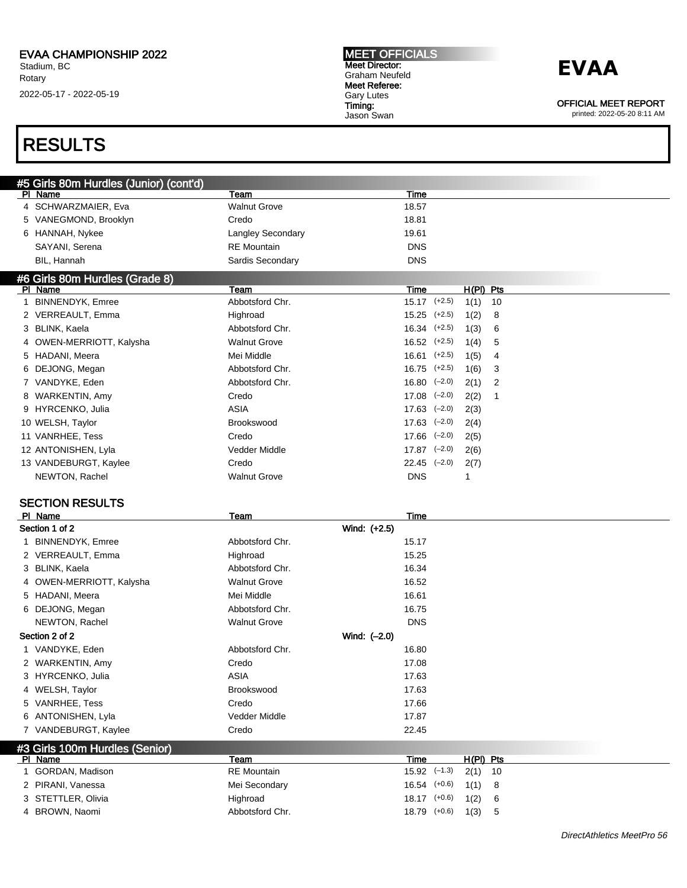# RESULTS

## #5 Girls 80m Hurdles (Junior) (cont'd)

| Pl | Name | Team | Time |
|---|---|---|---|
| 4 | SCHWARZMAIER, Eva | Walnut Grove | 18.57 |
| 5 | VANEGMOND, Brooklyn | Credo | 18.81 |
| 6 | HANNAH, Nykee | Langley Secondary | 19.61 |
| | SAYANI, Serena | RE Mountain | DNS |
| | BIL, Hannah | Sardis Secondary | DNS |

## #6 Girls 80m Hurdles (Grade 8)

| Pl | Name | Team | Time | Wind | H(Pl) | Pts |
|---|---|---|---|---|---|---|
| 1 | BINNENDYK, Emree | Abbotsford Chr. | 15.17 | (+2.5) | 1(1) | 10 |
| 2 | VERREAULT, Emma | Highroad | 15.25 | (+2.5) | 1(2) | 8 |
| 3 | BLINK, Kaela | Abbotsford Chr. | 16.34 | (+2.5) | 1(3) | 6 |
| 4 | OWEN-MERRIOTT, Kalysha | Walnut Grove | 16.52 | (+2.5) | 1(4) | 5 |
| 5 | HADANI, Meera | Mei Middle | 16.61 | (+2.5) | 1(5) | 4 |
| 6 | DEJONG, Megan | Abbotsford Chr. | 16.75 | (+2.5) | 1(6) | 3 |
| 7 | VANDYKE, Eden | Abbotsford Chr. | 16.80 | (–2.0) | 2(1) | 2 |
| 8 | WARKENTIN, Amy | Credo | 17.08 | (–2.0) | 2(2) | 1 |
| 9 | HYRCENKO, Julia | ASIA | 17.63 | (–2.0) | 2(3) | |
| 10 | WELSH, Taylor | Brookswood | 17.63 | (–2.0) | 2(4) | |
| 11 | VANRHEE, Tess | Credo | 17.66 | (–2.0) | 2(5) | |
| 12 | ANTONISHEN, Lyla | Vedder Middle | 17.87 | (–2.0) | 2(6) | |
| 13 | VANDEBURGT, Kaylee | Credo | 22.45 | (–2.0) | 2(7) | |
| | NEWTON, Rachel | Walnut Grove | DNS | | 1 | |

### SECTION RESULTS

| Pl | Name | Team | Time |
|---|---|---|---|
| **Section 1 of 2** | | Wind: (+2.5) | |
| 1 | BINNENDYK, Emree | Abbotsford Chr. | 15.17 |
| 2 | VERREAULT, Emma | Highroad | 15.25 |
| 3 | BLINK, Kaela | Abbotsford Chr. | 16.34 |
| 4 | OWEN-MERRIOTT, Kalysha | Walnut Grove | 16.52 |
| 5 | HADANI, Meera | Mei Middle | 16.61 |
| 6 | DEJONG, Megan | Abbotsford Chr. | 16.75 |
| | NEWTON, Rachel | Walnut Grove | DNS |
| **Section 2 of 2** | | Wind: (–2.0) | |
| 1 | VANDYKE, Eden | Abbotsford Chr. | 16.80 |
| 2 | WARKENTIN, Amy | Credo | 17.08 |
| 3 | HYRCENKO, Julia | ASIA | 17.63 |
| 4 | WELSH, Taylor | Brookswood | 17.63 |
| 5 | VANRHEE, Tess | Credo | 17.66 |
| 6 | ANTONISHEN, Lyla | Vedder Middle | 17.87 |
| 7 | VANDEBURGT, Kaylee | Credo | 22.45 |

## #3 Girls 100m Hurdles (Senior)

| Pl | Name | Team | Time | Wind | H(Pl) | Pts |
|---|---|---|---|---|---|---|
| 1 | GORDAN, Madison | RE Mountain | 15.92 | (–1.3) | 2(1) | 10 |
| 2 | PIRANI, Vanessa | Mei Secondary | 16.54 | (+0.6) | 1(1) | 8 |
| 3 | STETTLER, Olivia | Highroad | 18.17 | (+0.6) | 1(2) | 6 |
| 4 | BROWN, Naomi | Abbotsford Chr. | 18.79 | (+0.6) | 1(3) | 5 |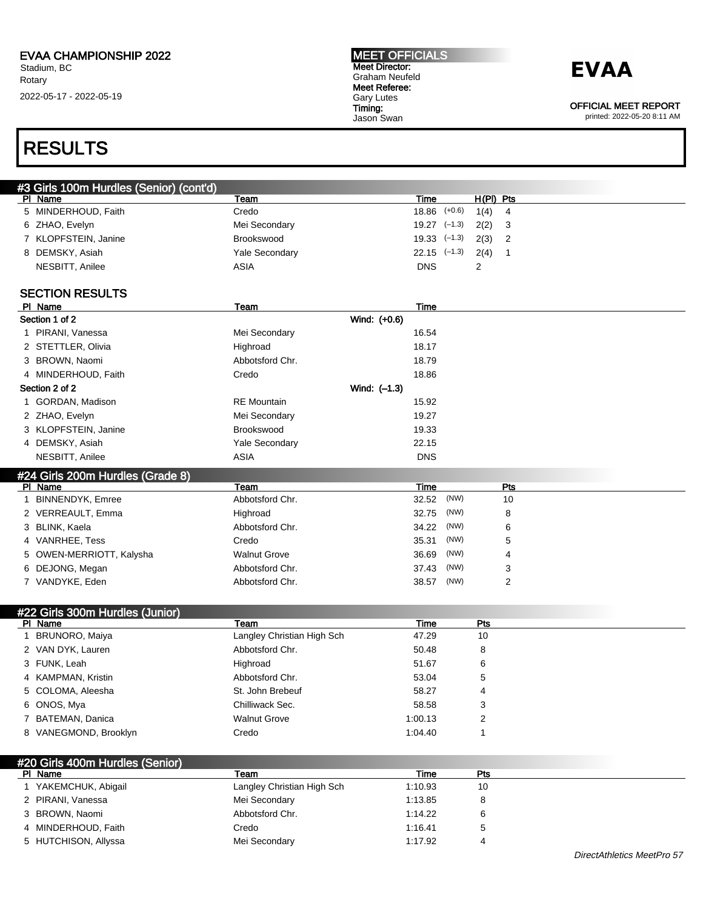# RESULTS

## #3 Girls 100m Hurdles (Senior) (cont'd)

| Pl | Name | Team | Time | | H(Pl) | Pts |
|---|---|---|---|---|---|---|
| 5 | MINDERHOUD, Faith | Credo | 18.86 | (+0.6) | 1(4) | 4 |
| 6 | ZHAO, Evelyn | Mei Secondary | 19.27 | (–1.3) | 2(2) | 3 |
| 7 | KLOPFSTEIN, Janine | Brookswood | 19.33 | (–1.3) | 2(3) | 2 |
| 8 | DEMSKY, Asiah | Yale Secondary | 22.15 | (–1.3) | 2(4) | 1 |
| | NESBITT, Anilee | ASIA | DNS | | 2 | |

### SECTION RESULTS

| Pl | Name | Team | Time |
|---|---|---|---|
| **Section 1 of 2** | | **Wind: (+0.6)** | |
| 1 | PIRANI, Vanessa | Mei Secondary | 16.54 |
| 2 | STETTLER, Olivia | Highroad | 18.17 |
| 3 | BROWN, Naomi | Abbotsford Chr. | 18.79 |
| 4 | MINDERHOUD, Faith | Credo | 18.86 |
| **Section 2 of 2** | | **Wind: (–1.3)** | |
| 1 | GORDAN, Madison | RE Mountain | 15.92 |
| 2 | ZHAO, Evelyn | Mei Secondary | 19.27 |
| 3 | KLOPFSTEIN, Janine | Brookswood | 19.33 |
| 4 | DEMSKY, Asiah | Yale Secondary | 22.15 |
| | NESBITT, Anilee | ASIA | DNS |

## #24 Girls 200m Hurdles (Grade 8)

| Pl | Name | Team | Time | | Pts |
|---|---|---|---|---|---|
| 1 | BINNENDYK, Emree | Abbotsford Chr. | 32.52 | (NW) | 10 |
| 2 | VERREAULT, Emma | Highroad | 32.75 | (NW) | 8 |
| 3 | BLINK, Kaela | Abbotsford Chr. | 34.22 | (NW) | 6 |
| 4 | VANRHEE, Tess | Credo | 35.31 | (NW) | 5 |
| 5 | OWEN-MERRIOTT, Kalysha | Walnut Grove | 36.69 | (NW) | 4 |
| 6 | DEJONG, Megan | Abbotsford Chr. | 37.43 | (NW) | 3 |
| 7 | VANDYKE, Eden | Abbotsford Chr. | 38.57 | (NW) | 2 |

## #22 Girls 300m Hurdles (Junior)

| Pl | Name | Team | Time | Pts |
|---|---|---|---|---|
| 1 | BRUNORO, Maiya | Langley Christian High Sch | 47.29 | 10 |
| 2 | VAN DYK, Lauren | Abbotsford Chr. | 50.48 | 8 |
| 3 | FUNK, Leah | Highroad | 51.67 | 6 |
| 4 | KAMPMAN, Kristin | Abbotsford Chr. | 53.04 | 5 |
| 5 | COLOMA, Aleesha | St. John Brebeuf | 58.27 | 4 |
| 6 | ONOS, Mya | Chilliwack Sec. | 58.58 | 3 |
| 7 | BATEMAN, Danica | Walnut Grove | 1:00.13 | 2 |
| 8 | VANEGMOND, Brooklyn | Credo | 1:04.40 | 1 |

## #20 Girls 400m Hurdles (Senior)

| Pl | Name | Team | Time | Pts |
|---|---|---|---|---|
| 1 | YAKEMCHUK, Abigail | Langley Christian High Sch | 1:10.93 | 10 |
| 2 | PIRANI, Vanessa | Mei Secondary | 1:13.85 | 8 |
| 3 | BROWN, Naomi | Abbotsford Chr. | 1:14.22 | 6 |
| 4 | MINDERHOUD, Faith | Credo | 1:16.41 | 5 |
| 5 | HUTCHISON, Allyssa | Mei Secondary | 1:17.92 | 4 |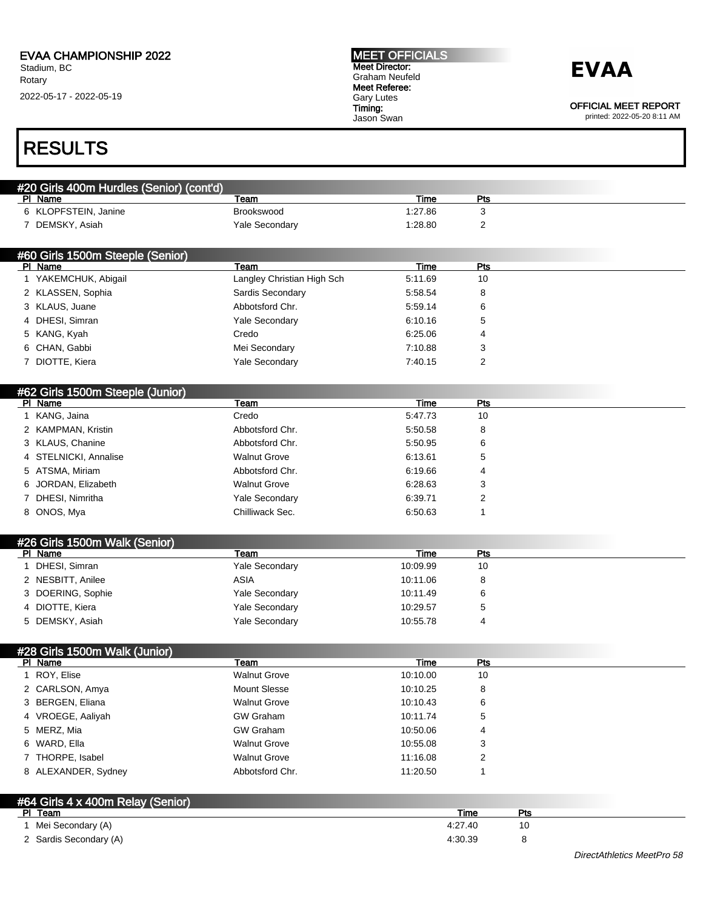## RESULTS

### #20 Girls 400m Hurdles (Senior) (cont'd)

| Pl | Name | Team | Time | Pts |
|---|---|---|---|---|
| 6 | KLOPFSTEIN, Janine | Brookswood | 1:27.86 | 3 |
| 7 | DEMSKY, Asiah | Yale Secondary | 1:28.80 | 2 |

### #60 Girls 1500m Steeple (Senior)

| Pl | Name | Team | Time | Pts |
|---|---|---|---|---|
| 1 | YAKEMCHUK, Abigail | Langley Christian High Sch | 5:11.69 | 10 |
| 2 | KLASSEN, Sophia | Sardis Secondary | 5:58.54 | 8 |
| 3 | KLAUS, Juane | Abbotsford Chr. | 5:59.14 | 6 |
| 4 | DHESI, Simran | Yale Secondary | 6:10.16 | 5 |
| 5 | KANG, Kyah | Credo | 6:25.06 | 4 |
| 6 | CHAN, Gabbi | Mei Secondary | 7:10.88 | 3 |
| 7 | DIOTTE, Kiera | Yale Secondary | 7:40.15 | 2 |

### #62 Girls 1500m Steeple (Junior)

| Pl | Name | Team | Time | Pts |
|---|---|---|---|---|
| 1 | KANG, Jaina | Credo | 5:47.73 | 10 |
| 2 | KAMPMAN, Kristin | Abbotsford Chr. | 5:50.58 | 8 |
| 3 | KLAUS, Chanine | Abbotsford Chr. | 5:50.95 | 6 |
| 4 | STELNICKI, Annalise | Walnut Grove | 6:13.61 | 5 |
| 5 | ATSMA, Miriam | Abbotsford Chr. | 6:19.66 | 4 |
| 6 | JORDAN, Elizabeth | Walnut Grove | 6:28.63 | 3 |
| 7 | DHESI, Nimritha | Yale Secondary | 6:39.71 | 2 |
| 8 | ONOS, Mya | Chilliwack Sec. | 6:50.63 | 1 |

### #26 Girls 1500m Walk (Senior)

| Pl | Name | Team | Time | Pts |
|---|---|---|---|---|
| 1 | DHESI, Simran | Yale Secondary | 10:09.99 | 10 |
| 2 | NESBITT, Anilee | ASIA | 10:11.06 | 8 |
| 3 | DOERING, Sophie | Yale Secondary | 10:11.49 | 6 |
| 4 | DIOTTE, Kiera | Yale Secondary | 10:29.57 | 5 |
| 5 | DEMSKY, Asiah | Yale Secondary | 10:55.78 | 4 |

### #28 Girls 1500m Walk (Junior)

| Pl | Name | Team | Time | Pts |
|---|---|---|---|---|
| 1 | ROY, Elise | Walnut Grove | 10:10.00 | 10 |
| 2 | CARLSON, Amya | Mount Slesse | 10:10.25 | 8 |
| 3 | BERGEN, Eliana | Walnut Grove | 10:10.43 | 6 |
| 4 | VROEGE, Aaliyah | GW Graham | 10:11.74 | 5 |
| 5 | MERZ, Mia | GW Graham | 10:50.06 | 4 |
| 6 | WARD, Ella | Walnut Grove | 10:55.08 | 3 |
| 7 | THORPE, Isabel | Walnut Grove | 11:16.08 | 2 |
| 8 | ALEXANDER, Sydney | Abbotsford Chr. | 11:20.50 | 1 |

### #64 Girls 4 x 400m Relay (Senior)

| Pl | Team | Time | Pts |
|---|---|---|---|
| 1 | Mei Secondary (A) | 4:27.40 | 10 |
| 2 | Sardis Secondary (A) | 4:30.39 | 8 |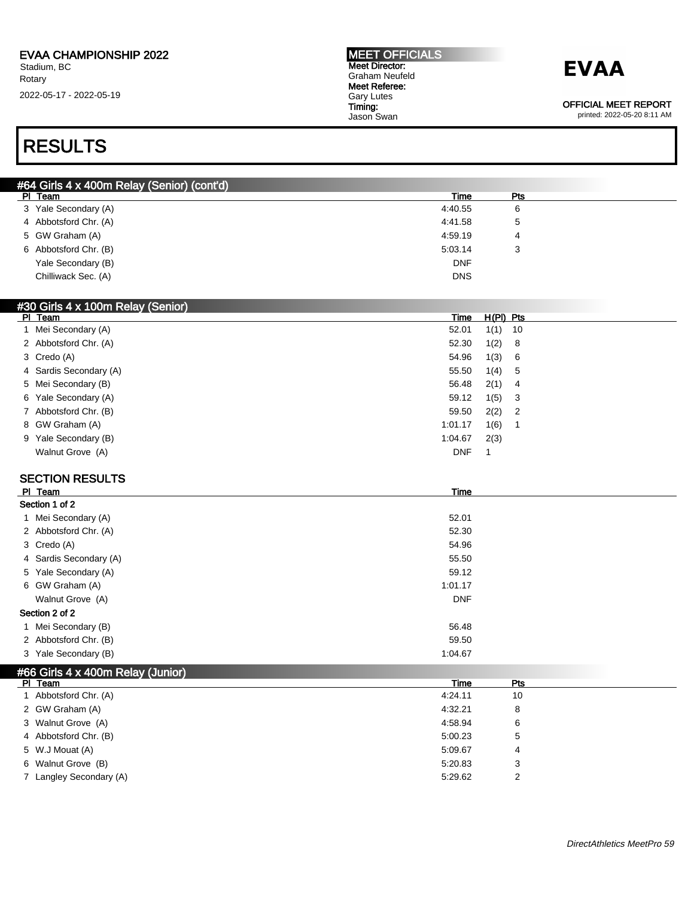## RESULTS

### #64 Girls 4 x 400m Relay (Senior) (cont'd)

| Pl | Team | Time | Pts |
|---|---|---|---|
| 3 | Yale Secondary (A) | 4:40.55 | 6 |
| 4 | Abbotsford Chr. (A) | 4:41.58 | 5 |
| 5 | GW Graham (A) | 4:59.19 | 4 |
| 6 | Abbotsford Chr. (B) | 5:03.14 | 3 |
| | Yale Secondary (B) | DNF | |
| | Chilliwack Sec. (A) | DNS | |

### #30 Girls 4 x 100m Relay (Senior)

| Pl | Team | Time | H(Pl) | Pts |
|---|---|---|---|---|
| 1 | Mei Secondary (A) | 52.01 | 1(1) | 10 |
| 2 | Abbotsford Chr. (A) | 52.30 | 1(2) | 8 |
| 3 | Credo (A) | 54.96 | 1(3) | 6 |
| 4 | Sardis Secondary (A) | 55.50 | 1(4) | 5 |
| 5 | Mei Secondary (B) | 56.48 | 2(1) | 4 |
| 6 | Yale Secondary (A) | 59.12 | 1(5) | 3 |
| 7 | Abbotsford Chr. (B) | 59.50 | 2(2) | 2 |
| 8 | GW Graham (A) | 1:01.17 | 1(6) | 1 |
| 9 | Yale Secondary (B) | 1:04.67 | 2(3) | |
| | Walnut Grove (A) | DNF | 1 | |

#### SECTION RESULTS

| Pl | Team | Time |
|---|---|---|
| **Section 1 of 2** | | |
| 1 | Mei Secondary (A) | 52.01 |
| 2 | Abbotsford Chr. (A) | 52.30 |
| 3 | Credo (A) | 54.96 |
| 4 | Sardis Secondary (A) | 55.50 |
| 5 | Yale Secondary (A) | 59.12 |
| 6 | GW Graham (A) | 1:01.17 |
| | Walnut Grove (A) | DNF |
| **Section 2 of 2** | | |
| 1 | Mei Secondary (B) | 56.48 |
| 2 | Abbotsford Chr. (B) | 59.50 |
| 3 | Yale Secondary (B) | 1:04.67 |

### #66 Girls 4 x 400m Relay (Junior)

| Pl | Team | Time | Pts |
|---|---|---|---|
| 1 | Abbotsford Chr. (A) | 4:24.11 | 10 |
| 2 | GW Graham (A) | 4:32.21 | 8 |
| 3 | Walnut Grove (A) | 4:58.94 | 6 |
| 4 | Abbotsford Chr. (B) | 5:00.23 | 5 |
| 5 | W.J Mouat (A) | 5:09.67 | 4 |
| 6 | Walnut Grove (B) | 5:20.83 | 3 |
| 7 | Langley Secondary (A) | 5:29.62 | 2 |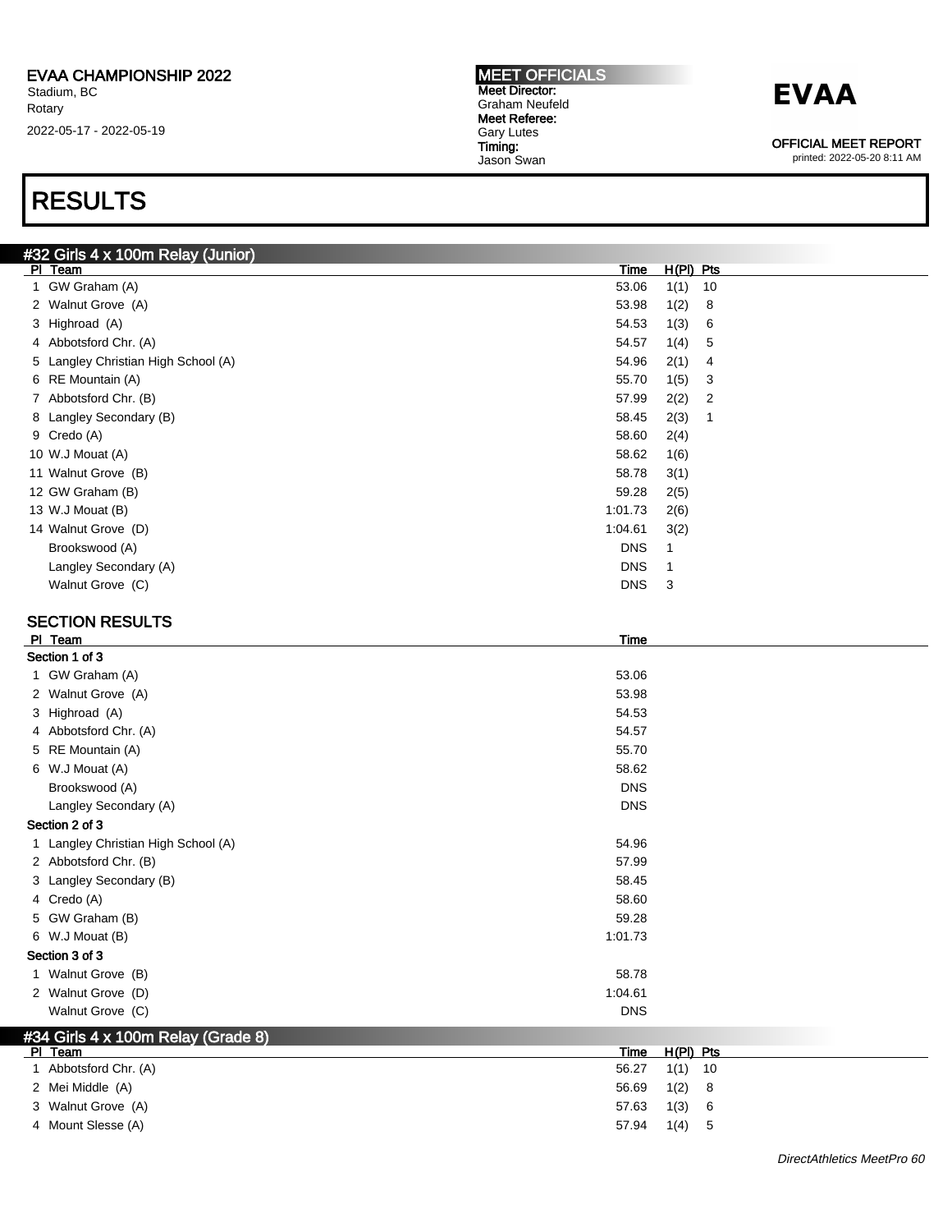EVAA CHAMPIONSHIP 2022
Stadium, BC
Rotary
2022-05-17 - 2022-05-19

**MEET OFFICIALS**
Meet Director: Graham Neufeld
Meet Referee: Gary Lutes
Timing: Jason Swan

**EVAA**

OFFICIAL MEET REPORT
printed: 2022-05-20 8:11 AM

# RESULTS

## #32 Girls 4 x 100m Relay (Junior)

| Pl | Team | Time | H(Pl) | Pts |
|---|---|---|---|---|
| 1 | GW Graham (A) | 53.06 | 1(1) | 10 |
| 2 | Walnut Grove (A) | 53.98 | 1(2) | 8 |
| 3 | Highroad (A) | 54.53 | 1(3) | 6 |
| 4 | Abbotsford Chr. (A) | 54.57 | 1(4) | 5 |
| 5 | Langley Christian High School (A) | 54.96 | 2(1) | 4 |
| 6 | RE Mountain (A) | 55.70 | 1(5) | 3 |
| 7 | Abbotsford Chr. (B) | 57.99 | 2(2) | 2 |
| 8 | Langley Secondary (B) | 58.45 | 2(3) | 1 |
| 9 | Credo (A) | 58.60 | 2(4) | |
| 10 | W.J Mouat (A) | 58.62 | 1(6) | |
| 11 | Walnut Grove (B) | 58.78 | 3(1) | |
| 12 | GW Graham (B) | 59.28 | 2(5) | |
| 13 | W.J Mouat (B) | 1:01.73 | 2(6) | |
| 14 | Walnut Grove (D) | 1:04.61 | 3(2) | |
| | Brookswood (A) | DNS | 1 | |
| | Langley Secondary (A) | DNS | 1 | |
| | Walnut Grove (C) | DNS | 3 | |

### SECTION RESULTS

| Pl | Team | Time |
|---|---|---|
| **Section 1 of 3** | | |
| 1 | GW Graham (A) | 53.06 |
| 2 | Walnut Grove (A) | 53.98 |
| 3 | Highroad (A) | 54.53 |
| 4 | Abbotsford Chr. (A) | 54.57 |
| 5 | RE Mountain (A) | 55.70 |
| 6 | W.J Mouat (A) | 58.62 |
| | Brookswood (A) | DNS |
| | Langley Secondary (A) | DNS |
| **Section 2 of 3** | | |
| 1 | Langley Christian High School (A) | 54.96 |
| 2 | Abbotsford Chr. (B) | 57.99 |
| 3 | Langley Secondary (B) | 58.45 |
| 4 | Credo (A) | 58.60 |
| 5 | GW Graham (B) | 59.28 |
| 6 | W.J Mouat (B) | 1:01.73 |
| **Section 3 of 3** | | |
| 1 | Walnut Grove (B) | 58.78 |
| 2 | Walnut Grove (D) | 1:04.61 |
| | Walnut Grove (C) | DNS |

## #34 Girls 4 x 100m Relay (Grade 8)

| Pl | Team | Time | H(Pl) | Pts |
|---|---|---|---|---|
| 1 | Abbotsford Chr. (A) | 56.27 | 1(1) | 10 |
| 2 | Mei Middle (A) | 56.69 | 1(2) | 8 |
| 3 | Walnut Grove (A) | 57.63 | 1(3) | 6 |
| 4 | Mount Slesse (A) | 57.94 | 1(4) | 5 |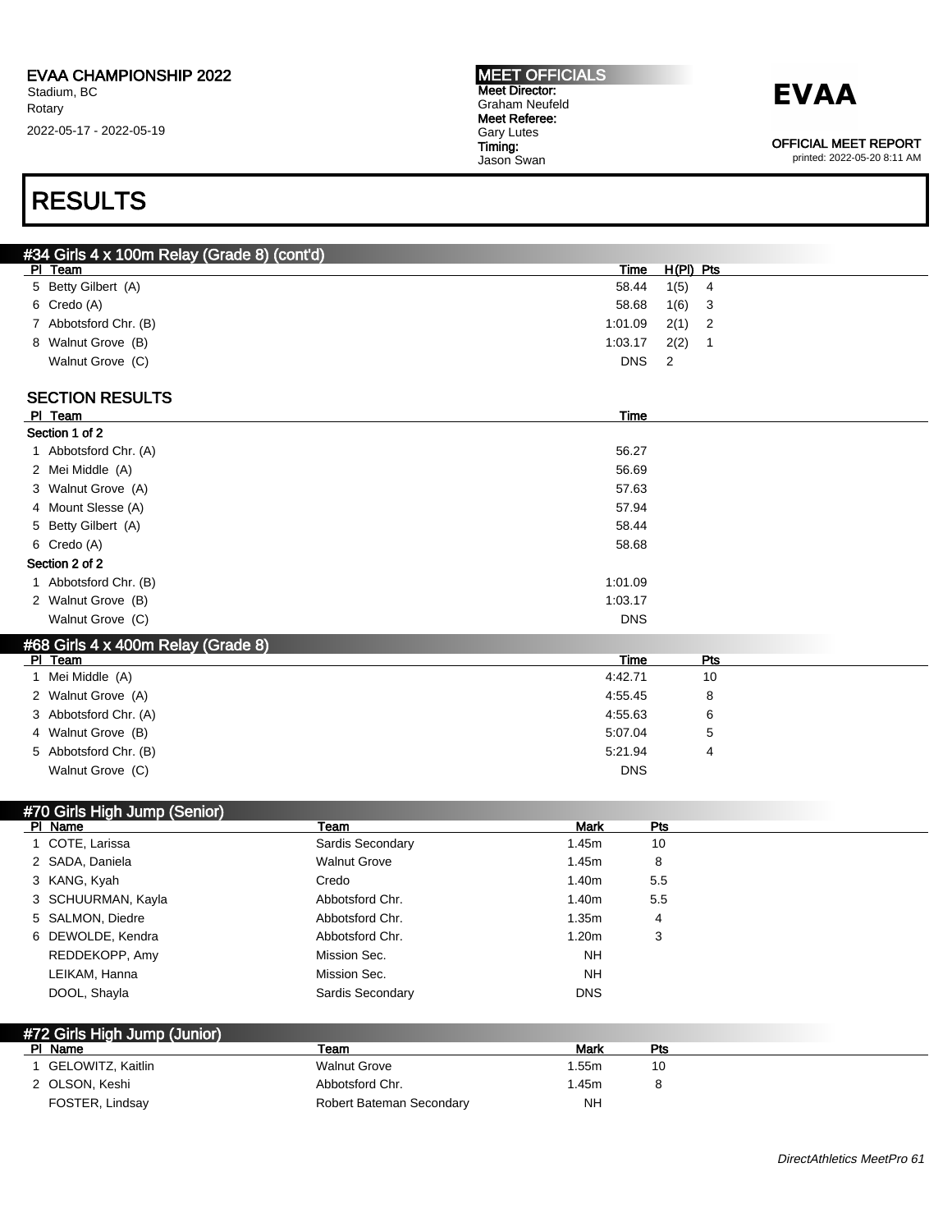# RESULTS

## #34 Girls 4 x 100m Relay (Grade 8) (cont'd)

| Pl | Team | Time | H(Pl) | Pts |
|---|---|---|---|---|
| 5 | Betty Gilbert (A) | 58.44 | 1(5) | 4 |
| 6 | Credo (A) | 58.68 | 1(6) | 3 |
| 7 | Abbotsford Chr. (B) | 1:01.09 | 2(1) | 2 |
| 8 | Walnut Grove (B) | 1:03.17 | 2(2) | 1 |
| | Walnut Grove (C) | DNS | 2 | |

### SECTION RESULTS

| Pl | Team | Time |
|---|---|---|
| **Section 1 of 2** | | |
| 1 | Abbotsford Chr. (A) | 56.27 |
| 2 | Mei Middle (A) | 56.69 |
| 3 | Walnut Grove (A) | 57.63 |
| 4 | Mount Slesse (A) | 57.94 |
| 5 | Betty Gilbert (A) | 58.44 |
| 6 | Credo (A) | 58.68 |
| **Section 2 of 2** | | |
| 1 | Abbotsford Chr. (B) | 1:01.09 |
| 2 | Walnut Grove (B) | 1:03.17 |
| | Walnut Grove (C) | DNS |

## #68 Girls 4 x 400m Relay (Grade 8)

| Pl | Team | Time | Pts |
|---|---|---|---|
| 1 | Mei Middle (A) | 4:42.71 | 10 |
| 2 | Walnut Grove (A) | 4:55.45 | 8 |
| 3 | Abbotsford Chr. (A) | 4:55.63 | 6 |
| 4 | Walnut Grove (B) | 5:07.04 | 5 |
| 5 | Abbotsford Chr. (B) | 5:21.94 | 4 |
| | Walnut Grove (C) | DNS | |

## #70 Girls High Jump (Senior)

| Pl | Name | Team | Mark | Pts |
|---|---|---|---|---|
| 1 | COTE, Larissa | Sardis Secondary | 1.45m | 10 |
| 2 | SADA, Daniela | Walnut Grove | 1.45m | 8 |
| 3 | KANG, Kyah | Credo | 1.40m | 5.5 |
| 3 | SCHUURMAN, Kayla | Abbotsford Chr. | 1.40m | 5.5 |
| 5 | SALMON, Diedre | Abbotsford Chr. | 1.35m | 4 |
| 6 | DEWOLDE, Kendra | Abbotsford Chr. | 1.20m | 3 |
| | REDDEKOPP, Amy | Mission Sec. | NH | |
| | LEIKAM, Hanna | Mission Sec. | NH | |
| | DOOL, Shayla | Sardis Secondary | DNS | |

## #72 Girls High Jump (Junior)

| Pl | Name | Team | Mark | Pts |
|---|---|---|---|---|
| 1 | GELOWITZ, Kaitlin | Walnut Grove | 1.55m | 10 |
| 2 | OLSON, Keshi | Abbotsford Chr. | 1.45m | 8 |
| | FOSTER, Lindsay | Robert Bateman Secondary | NH | |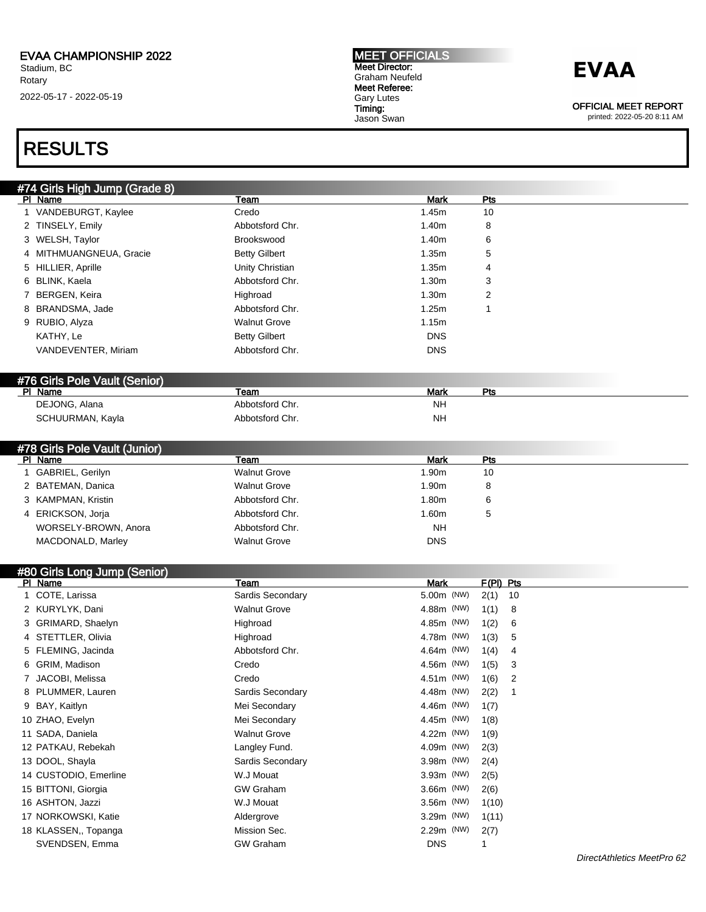**EVAA CHAMPIONSHIP 2022**
Stadium, BC
Rotary
2022-05-17 - 2022-05-19

**MEET OFFICIALS**
**Meet Director:** Graham Neufeld
**Meet Referee:** Gary Lutes
**Timing:** Jason Swan

**EVAA**

**OFFICIAL MEET REPORT**
printed: 2022-05-20 8:11 AM

# RESULTS

## #74 Girls High Jump (Grade 8)

| Pl | Name | Team | Mark | Pts |
|---|---|---|---|---|
| 1 | VANDEBURGT, Kaylee | Credo | 1.45m | 10 |
| 2 | TINSELY, Emily | Abbotsford Chr. | 1.40m | 8 |
| 3 | WELSH, Taylor | Brookswood | 1.40m | 6 |
| 4 | MITHMUANGNEUA, Gracie | Betty Gilbert | 1.35m | 5 |
| 5 | HILLIER, Aprille | Unity Christian | 1.35m | 4 |
| 6 | BLINK, Kaela | Abbotsford Chr. | 1.30m | 3 |
| 7 | BERGEN, Keira | Highroad | 1.30m | 2 |
| 8 | BRANDSMA, Jade | Abbotsford Chr. | 1.25m | 1 |
| 9 | RUBIO, Alyza | Walnut Grove | 1.15m | |
| | KATHY, Le | Betty Gilbert | DNS | |
| | VANDEVENTER, Miriam | Abbotsford Chr. | DNS | |

## #76 Girls Pole Vault (Senior)

| Pl | Name | Team | Mark | Pts |
|---|---|---|---|---|
| | DEJONG, Alana | Abbotsford Chr. | NH | |
| | SCHUURMAN, Kayla | Abbotsford Chr. | NH | |

## #78 Girls Pole Vault (Junior)

| Pl | Name | Team | Mark | Pts |
|---|---|---|---|---|
| 1 | GABRIEL, Gerilyn | Walnut Grove | 1.90m | 10 |
| 2 | BATEMAN, Danica | Walnut Grove | 1.90m | 8 |
| 3 | KAMPMAN, Kristin | Abbotsford Chr. | 1.80m | 6 |
| 4 | ERICKSON, Jorja | Abbotsford Chr. | 1.60m | 5 |
| | WORSELY-BROWN, Anora | Abbotsford Chr. | NH | |
| | MACDONALD, Marley | Walnut Grove | DNS | |

## #80 Girls Long Jump (Senior)

| Pl | Name | Team | Mark | F(Pl) | Pts |
|---|---|---|---|---|---|
| 1 | COTE, Larissa | Sardis Secondary | 5.00m (NW) | 2(1) | 10 |
| 2 | KURYLYK, Dani | Walnut Grove | 4.88m (NW) | 1(1) | 8 |
| 3 | GRIMARD, Shaelyn | Highroad | 4.85m (NW) | 1(2) | 6 |
| 4 | STETTLER, Olivia | Highroad | 4.78m (NW) | 1(3) | 5 |
| 5 | FLEMING, Jacinda | Abbotsford Chr. | 4.64m (NW) | 1(4) | 4 |
| 6 | GRIM, Madison | Credo | 4.56m (NW) | 1(5) | 3 |
| 7 | JACOBI, Melissa | Credo | 4.51m (NW) | 1(6) | 2 |
| 8 | PLUMMER, Lauren | Sardis Secondary | 4.48m (NW) | 2(2) | 1 |
| 9 | BAY, Kaitlyn | Mei Secondary | 4.46m (NW) | 1(7) | |
| 10 | ZHAO, Evelyn | Mei Secondary | 4.45m (NW) | 1(8) | |
| 11 | SADA, Daniela | Walnut Grove | 4.22m (NW) | 1(9) | |
| 12 | PATKAU, Rebekah | Langley Fund. | 4.09m (NW) | 2(3) | |
| 13 | DOOL, Shayla | Sardis Secondary | 3.98m (NW) | 2(4) | |
| 14 | CUSTODIO, Emerline | W.J Mouat | 3.93m (NW) | 2(5) | |
| 15 | BITTONI, Giorgia | GW Graham | 3.66m (NW) | 2(6) | |
| 16 | ASHTON, Jazzi | W.J Mouat | 3.56m (NW) | 1(10) | |
| 17 | NORKOWSKI, Katie | Aldergrove | 3.29m (NW) | 1(11) | |
| 18 | KLASSEN,, Topanga | Mission Sec. | 2.29m (NW) | 2(7) | |
| | SVENDSEN, Emma | GW Graham | DNS | 1 | |

*DirectAthletics MeetPro 62*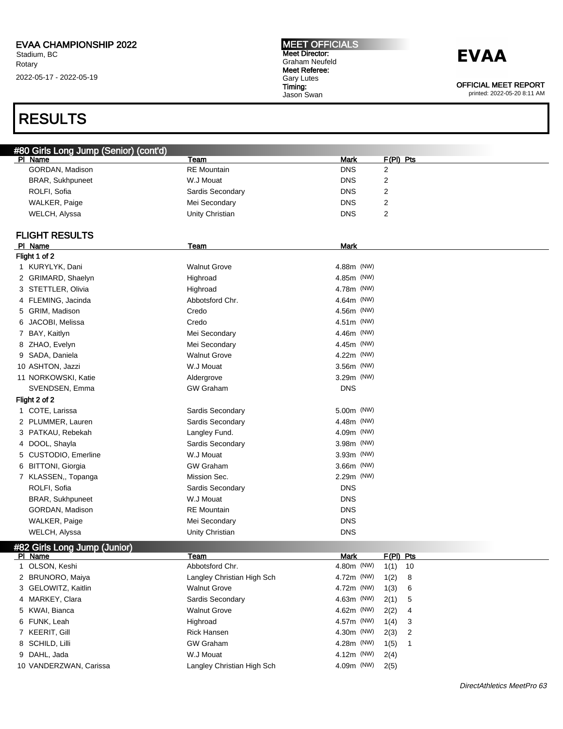# EVAA CHAMPIONSHIP 2022

Stadium, BC
Rotary
2022-05-17 - 2022-05-19

**MEET OFFICIALS**
**Meet Director:** Graham Neufeld
**Meet Referee:** Gary Lutes
**Timing:** Jason Swan

**EVAA**

**OFFICIAL MEET REPORT**
printed: 2022-05-20 8:11 AM

# RESULTS

## #80 Girls Long Jump (Senior) (cont'd)

| Pl | Name | Team | Mark | F(Pl) | Pts |
|---|---|---|---|---|---|
| | GORDAN, Madison | RE Mountain | DNS | 2 | |
| | BRAR, Sukhpuneet | W.J Mouat | DNS | 2 | |
| | ROLFI, Sofia | Sardis Secondary | DNS | 2 | |
| | WALKER, Paige | Mei Secondary | DNS | 2 | |
| | WELCH, Alyssa | Unity Christian | DNS | 2 | |

### FLIGHT RESULTS

| Pl | Name | Team | Mark |
|---|---|---|---|
| **Flight 1 of 2** | | | |
| 1 | KURYLYK, Dani | Walnut Grove | 4.88m (NW) |
| 2 | GRIMARD, Shaelyn | Highroad | 4.85m (NW) |
| 3 | STETTLER, Olivia | Highroad | 4.78m (NW) |
| 4 | FLEMING, Jacinda | Abbotsford Chr. | 4.64m (NW) |
| 5 | GRIM, Madison | Credo | 4.56m (NW) |
| 6 | JACOBI, Melissa | Credo | 4.51m (NW) |
| 7 | BAY, Kaitlyn | Mei Secondary | 4.46m (NW) |
| 8 | ZHAO, Evelyn | Mei Secondary | 4.45m (NW) |
| 9 | SADA, Daniela | Walnut Grove | 4.22m (NW) |
| 10 | ASHTON, Jazzi | W.J Mouat | 3.56m (NW) |
| 11 | NORKOWSKI, Katie | Aldergrove | 3.29m (NW) |
| | SVENDSEN, Emma | GW Graham | DNS |
| **Flight 2 of 2** | | | |
| 1 | COTE, Larissa | Sardis Secondary | 5.00m (NW) |
| 2 | PLUMMER, Lauren | Sardis Secondary | 4.48m (NW) |
| 3 | PATKAU, Rebekah | Langley Fund. | 4.09m (NW) |
| 4 | DOOL, Shayla | Sardis Secondary | 3.98m (NW) |
| 5 | CUSTODIO, Emerline | W.J Mouat | 3.93m (NW) |
| 6 | BITTONI, Giorgia | GW Graham | 3.66m (NW) |
| 7 | KLASSEN,, Topanga | Mission Sec. | 2.29m (NW) |
| | ROLFI, Sofia | Sardis Secondary | DNS |
| | BRAR, Sukhpuneet | W.J Mouat | DNS |
| | GORDAN, Madison | RE Mountain | DNS |
| | WALKER, Paige | Mei Secondary | DNS |
| | WELCH, Alyssa | Unity Christian | DNS |

## #82 Girls Long Jump (Junior)

| Pl | Name | Team | Mark | F(Pl) | Pts |
|---|---|---|---|---|---|
| 1 | OLSON, Keshi | Abbotsford Chr. | 4.80m (NW) | 1(1) | 10 |
| 2 | BRUNORO, Maiya | Langley Christian High Sch | 4.72m (NW) | 1(2) | 8 |
| 3 | GELOWITZ, Kaitlin | Walnut Grove | 4.72m (NW) | 1(3) | 6 |
| 4 | MARKEY, Clara | Sardis Secondary | 4.63m (NW) | 2(1) | 5 |
| 5 | KWAI, Bianca | Walnut Grove | 4.62m (NW) | 2(2) | 4 |
| 6 | FUNK, Leah | Highroad | 4.57m (NW) | 1(4) | 3 |
| 7 | KEERIT, Gill | Rick Hansen | 4.30m (NW) | 2(3) | 2 |
| 8 | SCHILD, Lilli | GW Graham | 4.28m (NW) | 1(5) | 1 |
| 9 | DAHL, Jada | W.J Mouat | 4.12m (NW) | 2(4) | |
| 10 | VANDERZWAN, Carissa | Langley Christian High Sch | 4.09m (NW) | 2(5) | |

*DirectAthletics MeetPro 63*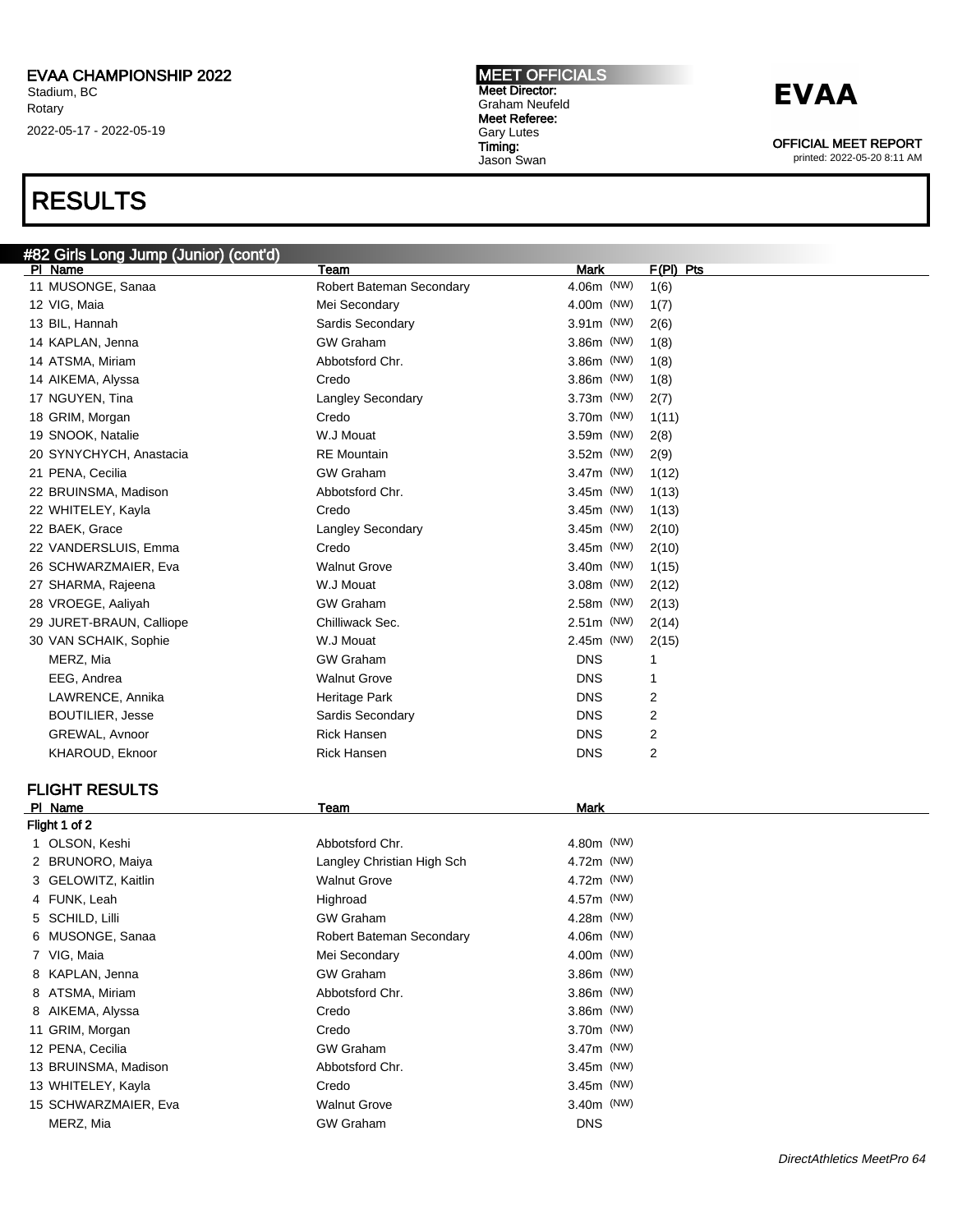# RESULTS

## #82 Girls Long Jump (Junior) (cont'd)

| Pl | Name | Team | Mark | F(Pl) | Pts |
|---|---|---|---|---|---|
| 11 | MUSONGE, Sanaa | Robert Bateman Secondary | 4.06m (NW) | 1(6) | |
| 12 | VIG, Maia | Mei Secondary | 4.00m (NW) | 1(7) | |
| 13 | BIL, Hannah | Sardis Secondary | 3.91m (NW) | 2(6) | |
| 14 | KAPLAN, Jenna | GW Graham | 3.86m (NW) | 1(8) | |
| 14 | ATSMA, Miriam | Abbotsford Chr. | 3.86m (NW) | 1(8) | |
| 14 | AIKEMA, Alyssa | Credo | 3.86m (NW) | 1(8) | |
| 17 | NGUYEN, Tina | Langley Secondary | 3.73m (NW) | 2(7) | |
| 18 | GRIM, Morgan | Credo | 3.70m (NW) | 1(11) | |
| 19 | SNOOK, Natalie | W.J Mouat | 3.59m (NW) | 2(8) | |
| 20 | SYNYCHYCH, Anastacia | RE Mountain | 3.52m (NW) | 2(9) | |
| 21 | PENA, Cecilia | GW Graham | 3.47m (NW) | 1(12) | |
| 22 | BRUINSMA, Madison | Abbotsford Chr. | 3.45m (NW) | 1(13) | |
| 22 | WHITELEY, Kayla | Credo | 3.45m (NW) | 1(13) | |
| 22 | BAEK, Grace | Langley Secondary | 3.45m (NW) | 2(10) | |
| 22 | VANDERSLUIS, Emma | Credo | 3.45m (NW) | 2(10) | |
| 26 | SCHWARZMAIER, Eva | Walnut Grove | 3.40m (NW) | 1(15) | |
| 27 | SHARMA, Rajeena | W.J Mouat | 3.08m (NW) | 2(12) | |
| 28 | VROEGE, Aaliyah | GW Graham | 2.58m (NW) | 2(13) | |
| 29 | JURET-BRAUN, Calliope | Chilliwack Sec. | 2.51m (NW) | 2(14) | |
| 30 | VAN SCHAIK, Sophie | W.J Mouat | 2.45m (NW) | 2(15) | |
| | MERZ, Mia | GW Graham | DNS | 1 | |
| | EEG, Andrea | Walnut Grove | DNS | 1 | |
| | LAWRENCE, Annika | Heritage Park | DNS | 2 | |
| | BOUTILIER, Jesse | Sardis Secondary | DNS | 2 | |
| | GREWAL, Avnoor | Rick Hansen | DNS | 2 | |
| | KHAROUD, Eknoor | Rick Hansen | DNS | 2 | |

### FLIGHT RESULTS

| Pl | Name | Team | Mark |
|---|---|---|---|
| **Flight 1 of 2** | | | |
| 1 | OLSON, Keshi | Abbotsford Chr. | 4.80m (NW) |
| 2 | BRUNORO, Maiya | Langley Christian High Sch | 4.72m (NW) |
| 3 | GELOWITZ, Kaitlin | Walnut Grove | 4.72m (NW) |
| 4 | FUNK, Leah | Highroad | 4.57m (NW) |
| 5 | SCHILD, Lilli | GW Graham | 4.28m (NW) |
| 6 | MUSONGE, Sanaa | Robert Bateman Secondary | 4.06m (NW) |
| 7 | VIG, Maia | Mei Secondary | 4.00m (NW) |
| 8 | KAPLAN, Jenna | GW Graham | 3.86m (NW) |
| 8 | ATSMA, Miriam | Abbotsford Chr. | 3.86m (NW) |
| 8 | AIKEMA, Alyssa | Credo | 3.86m (NW) |
| 11 | GRIM, Morgan | Credo | 3.70m (NW) |
| 12 | PENA, Cecilia | GW Graham | 3.47m (NW) |
| 13 | BRUINSMA, Madison | Abbotsford Chr. | 3.45m (NW) |
| 13 | WHITELEY, Kayla | Credo | 3.45m (NW) |
| 15 | SCHWARZMAIER, Eva | Walnut Grove | 3.40m (NW) |
| | MERZ, Mia | GW Graham | DNS |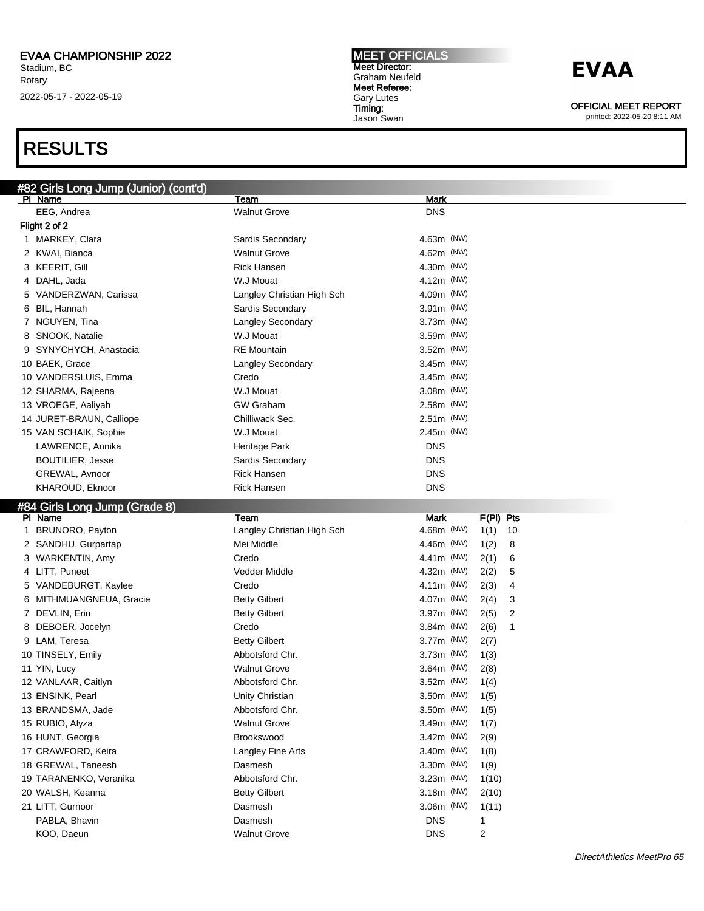EVAA CHAMPIONSHIP 2022
Stadium, BC
Rotary
2022-05-17 - 2022-05-19

MEET OFFICIALS
Meet Director: Graham Neufeld
Meet Referee: Gary Lutes
Timing: Jason Swan

EVAA

OFFICIAL MEET REPORT
printed: 2022-05-20 8:11 AM

# RESULTS

## #82 Girls Long Jump (Junior) (cont'd)

| Pl | Name | Team | Mark |
|---|---|---|---|
| | EEG, Andrea | Walnut Grove | DNS |
| **Flight 2 of 2** | | | |
| 1 | MARKEY, Clara | Sardis Secondary | 4.63m (NW) |
| 2 | KWAI, Bianca | Walnut Grove | 4.62m (NW) |
| 3 | KEERIT, Gill | Rick Hansen | 4.30m (NW) |
| 4 | DAHL, Jada | W.J Mouat | 4.12m (NW) |
| 5 | VANDERZWAN, Carissa | Langley Christian High Sch | 4.09m (NW) |
| 6 | BIL, Hannah | Sardis Secondary | 3.91m (NW) |
| 7 | NGUYEN, Tina | Langley Secondary | 3.73m (NW) |
| 8 | SNOOK, Natalie | W.J Mouat | 3.59m (NW) |
| 9 | SYNYCHYCH, Anastacia | RE Mountain | 3.52m (NW) |
| 10 | BAEK, Grace | Langley Secondary | 3.45m (NW) |
| 10 | VANDERSLUIS, Emma | Credo | 3.45m (NW) |
| 12 | SHARMA, Rajeena | W.J Mouat | 3.08m (NW) |
| 13 | VROEGE, Aaliyah | GW Graham | 2.58m (NW) |
| 14 | JURET-BRAUN, Calliope | Chilliwack Sec. | 2.51m (NW) |
| 15 | VAN SCHAIK, Sophie | W.J Mouat | 2.45m (NW) |
| | LAWRENCE, Annika | Heritage Park | DNS |
| | BOUTILIER, Jesse | Sardis Secondary | DNS |
| | GREWAL, Avnoor | Rick Hansen | DNS |
| | KHAROUD, Eknoor | Rick Hansen | DNS |

## #84 Girls Long Jump (Grade 8)

| Pl | Name | Team | Mark | F(Pl) | Pts |
|---|---|---|---|---|---|
| 1 | BRUNORO, Payton | Langley Christian High Sch | 4.68m (NW) | 1(1) | 10 |
| 2 | SANDHU, Gurpartap | Mei Middle | 4.46m (NW) | 1(2) | 8 |
| 3 | WARKENTIN, Amy | Credo | 4.41m (NW) | 2(1) | 6 |
| 4 | LITT, Puneet | Vedder Middle | 4.32m (NW) | 2(2) | 5 |
| 5 | VANDEBURGT, Kaylee | Credo | 4.11m (NW) | 2(3) | 4 |
| 6 | MITHMUANGNEUA, Gracie | Betty Gilbert | 4.07m (NW) | 2(4) | 3 |
| 7 | DEVLIN, Erin | Betty Gilbert | 3.97m (NW) | 2(5) | 2 |
| 8 | DEBOER, Jocelyn | Credo | 3.84m (NW) | 2(6) | 1 |
| 9 | LAM, Teresa | Betty Gilbert | 3.77m (NW) | 2(7) | |
| 10 | TINSELY, Emily | Abbotsford Chr. | 3.73m (NW) | 1(3) | |
| 11 | YIN, Lucy | Walnut Grove | 3.64m (NW) | 2(8) | |
| 12 | VANLAAR, Caitlyn | Abbotsford Chr. | 3.52m (NW) | 1(4) | |
| 13 | ENSINK, Pearl | Unity Christian | 3.50m (NW) | 1(5) | |
| 13 | BRANDSMA, Jade | Abbotsford Chr. | 3.50m (NW) | 1(5) | |
| 15 | RUBIO, Alyza | Walnut Grove | 3.49m (NW) | 1(7) | |
| 16 | HUNT, Georgia | Brookswood | 3.42m (NW) | 2(9) | |
| 17 | CRAWFORD, Keira | Langley Fine Arts | 3.40m (NW) | 1(8) | |
| 18 | GREWAL, Taneesh | Dasmesh | 3.30m (NW) | 1(9) | |
| 19 | TARANENKO, Veranika | Abbotsford Chr. | 3.23m (NW) | 1(10) | |
| 20 | WALSH, Keanna | Betty Gilbert | 3.18m (NW) | 2(10) | |
| 21 | LITT, Gurnoor | Dasmesh | 3.06m (NW) | 1(11) | |
| | PABLA, Bhavin | Dasmesh | DNS | 1 | |
| | KOO, Daeun | Walnut Grove | DNS | 2 | |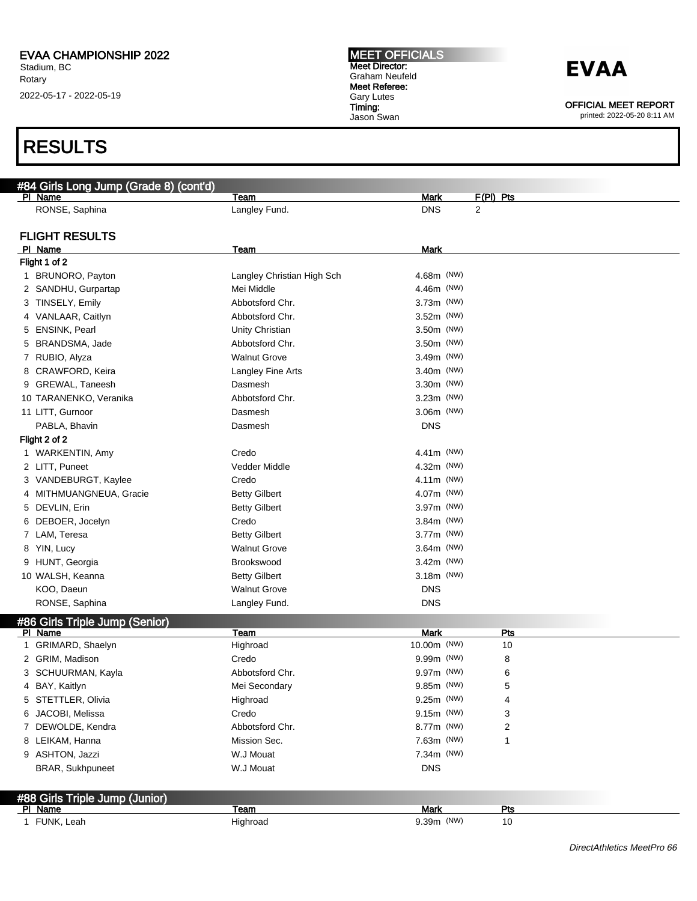## RESULTS

### #84 Girls Long Jump (Grade 8) (cont'd)

| Pl | Name | Team | Mark | F(Pl) | Pts |
|---|---|---|---|---|---|
| | RONSE, Saphina | Langley Fund. | DNS | 2 | |

### FLIGHT RESULTS

| Pl | Name | Team | Mark |
|---|---|---|---|
| **Flight 1 of 2** | | | |
| 1 | BRUNORO, Payton | Langley Christian High Sch | 4.68m (NW) |
| 2 | SANDHU, Gurpartap | Mei Middle | 4.46m (NW) |
| 3 | TINSELY, Emily | Abbotsford Chr. | 3.73m (NW) |
| 4 | VANLAAR, Caitlyn | Abbotsford Chr. | 3.52m (NW) |
| 5 | ENSINK, Pearl | Unity Christian | 3.50m (NW) |
| 5 | BRANDSMA, Jade | Abbotsford Chr. | 3.50m (NW) |
| 7 | RUBIO, Alyza | Walnut Grove | 3.49m (NW) |
| 8 | CRAWFORD, Keira | Langley Fine Arts | 3.40m (NW) |
| 9 | GREWAL, Taneesh | Dasmesh | 3.30m (NW) |
| 10 | TARANENKO, Veranika | Abbotsford Chr. | 3.23m (NW) |
| 11 | LITT, Gurnoor | Dasmesh | 3.06m (NW) |
| | PABLA, Bhavin | Dasmesh | DNS |
| **Flight 2 of 2** | | | |
| 1 | WARKENTIN, Amy | Credo | 4.41m (NW) |
| 2 | LITT, Puneet | Vedder Middle | 4.32m (NW) |
| 3 | VANDEBURGT, Kaylee | Credo | 4.11m (NW) |
| 4 | MITHMUANGNEUA, Gracie | Betty Gilbert | 4.07m (NW) |
| 5 | DEVLIN, Erin | Betty Gilbert | 3.97m (NW) |
| 6 | DEBOER, Jocelyn | Credo | 3.84m (NW) |
| 7 | LAM, Teresa | Betty Gilbert | 3.77m (NW) |
| 8 | YIN, Lucy | Walnut Grove | 3.64m (NW) |
| 9 | HUNT, Georgia | Brookswood | 3.42m (NW) |
| 10 | WALSH, Keanna | Betty Gilbert | 3.18m (NW) |
| | KOO, Daeun | Walnut Grove | DNS |
| | RONSE, Saphina | Langley Fund. | DNS |

### #86 Girls Triple Jump (Senior)

| Pl | Name | Team | Mark | Pts |
|---|---|---|---|---|
| 1 | GRIMARD, Shaelyn | Highroad | 10.00m (NW) | 10 |
| 2 | GRIM, Madison | Credo | 9.99m (NW) | 8 |
| 3 | SCHUURMAN, Kayla | Abbotsford Chr. | 9.97m (NW) | 6 |
| 4 | BAY, Kaitlyn | Mei Secondary | 9.85m (NW) | 5 |
| 5 | STETTLER, Olivia | Highroad | 9.25m (NW) | 4 |
| 6 | JACOBI, Melissa | Credo | 9.15m (NW) | 3 |
| 7 | DEWOLDE, Kendra | Abbotsford Chr. | 8.77m (NW) | 2 |
| 8 | LEIKAM, Hanna | Mission Sec. | 7.63m (NW) | 1 |
| 9 | ASHTON, Jazzi | W.J Mouat | 7.34m (NW) | |
| | BRAR, Sukhpuneet | W.J Mouat | DNS | |

### #88 Girls Triple Jump (Junior)

| Pl | Name | Team | Mark | Pts |
|---|---|---|---|---|
| 1 | FUNK, Leah | Highroad | 9.39m (NW) | 10 |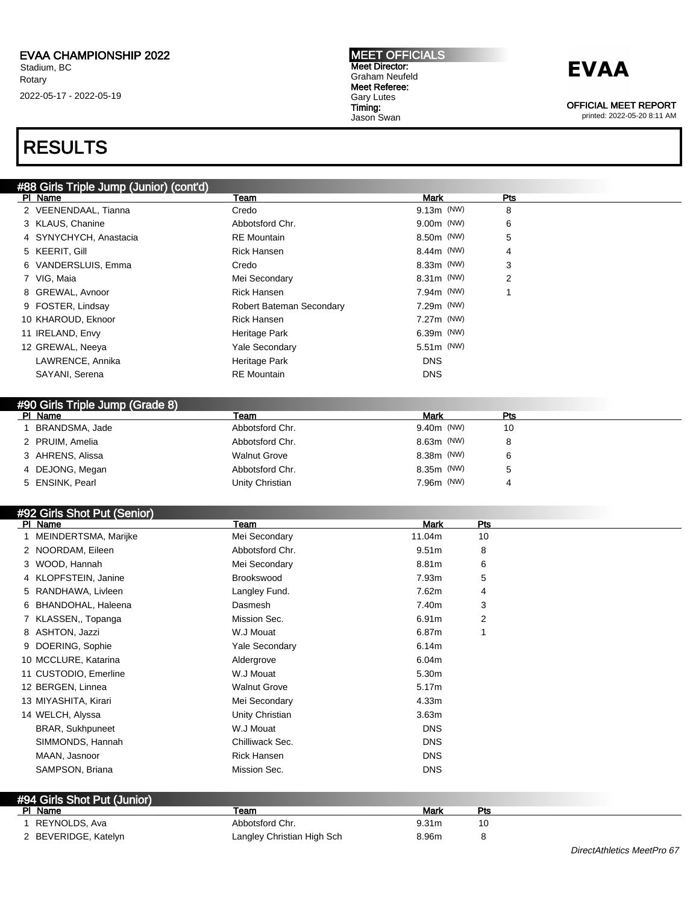# EVAA CHAMPIONSHIP 2022

Stadium, BC
Rotary
2022-05-17 - 2022-05-19

**MEET OFFICIALS**
**Meet Director:** Graham Neufeld
**Meet Referee:** Gary Lutes
**Timing:** Jason Swan

**EVAA**

**OFFICIAL MEET REPORT**
printed: 2022-05-20 8:11 AM

# RESULTS

## #88 Girls Triple Jump (Junior) (cont'd)

| Pl | Name | Team | Mark | Pts |
|---|---|---|---|---|
| 2 | VEENENDAAL, Tianna | Credo | 9.13m (NW) | 8 |
| 3 | KLAUS, Chanine | Abbotsford Chr. | 9.00m (NW) | 6 |
| 4 | SYNYCHYCH, Anastacia | RE Mountain | 8.50m (NW) | 5 |
| 5 | KEERIT, Gill | Rick Hansen | 8.44m (NW) | 4 |
| 6 | VANDERSLUIS, Emma | Credo | 8.33m (NW) | 3 |
| 7 | VIG, Maia | Mei Secondary | 8.31m (NW) | 2 |
| 8 | GREWAL, Avnoor | Rick Hansen | 7.94m (NW) | 1 |
| 9 | FOSTER, Lindsay | Robert Bateman Secondary | 7.29m (NW) | |
| 10 | KHAROUD, Eknoor | Rick Hansen | 7.27m (NW) | |
| 11 | IRELAND, Envy | Heritage Park | 6.39m (NW) | |
| 12 | GREWAL, Neeya | Yale Secondary | 5.51m (NW) | |
| | LAWRENCE, Annika | Heritage Park | DNS | |
| | SAYANI, Serena | RE Mountain | DNS | |

## #90 Girls Triple Jump (Grade 8)

| Pl | Name | Team | Mark | Pts |
|---|---|---|---|---|
| 1 | BRANDSMA, Jade | Abbotsford Chr. | 9.40m (NW) | 10 |
| 2 | PRUIM, Amelia | Abbotsford Chr. | 8.63m (NW) | 8 |
| 3 | AHRENS, Alissa | Walnut Grove | 8.38m (NW) | 6 |
| 4 | DEJONG, Megan | Abbotsford Chr. | 8.35m (NW) | 5 |
| 5 | ENSINK, Pearl | Unity Christian | 7.96m (NW) | 4 |

## #92 Girls Shot Put (Senior)

| Pl | Name | Team | Mark | Pts |
|---|---|---|---|---|
| 1 | MEINDERTSMA, Marijke | Mei Secondary | 11.04m | 10 |
| 2 | NOORDAM, Eileen | Abbotsford Chr. | 9.51m | 8 |
| 3 | WOOD, Hannah | Mei Secondary | 8.81m | 6 |
| 4 | KLOPFSTEIN, Janine | Brookswood | 7.93m | 5 |
| 5 | RANDHAWA, Livleen | Langley Fund. | 7.62m | 4 |
| 6 | BHANDOHAL, Haleena | Dasmesh | 7.40m | 3 |
| 7 | KLASSEN,, Topanga | Mission Sec. | 6.91m | 2 |
| 8 | ASHTON, Jazzi | W.J Mouat | 6.87m | 1 |
| 9 | DOERING, Sophie | Yale Secondary | 6.14m | |
| 10 | MCCLURE, Katarina | Aldergrove | 6.04m | |
| 11 | CUSTODIO, Emerline | W.J Mouat | 5.30m | |
| 12 | BERGEN, Linnea | Walnut Grove | 5.17m | |
| 13 | MIYASHITA, Kirari | Mei Secondary | 4.33m | |
| 14 | WELCH, Alyssa | Unity Christian | 3.63m | |
| | BRAR, Sukhpuneet | W.J Mouat | DNS | |
| | SIMMONDS, Hannah | Chilliwack Sec. | DNS | |
| | MAAN, Jasnoor | Rick Hansen | DNS | |
| | SAMPSON, Briana | Mission Sec. | DNS | |

## #94 Girls Shot Put (Junior)

| Pl | Name | Team | Mark | Pts |
|---|---|---|---|---|
| 1 | REYNOLDS, Ava | Abbotsford Chr. | 9.31m | 10 |
| 2 | BEVERIDGE, Katelyn | Langley Christian High Sch | 8.96m | 8 |

*DirectAthletics MeetPro 67*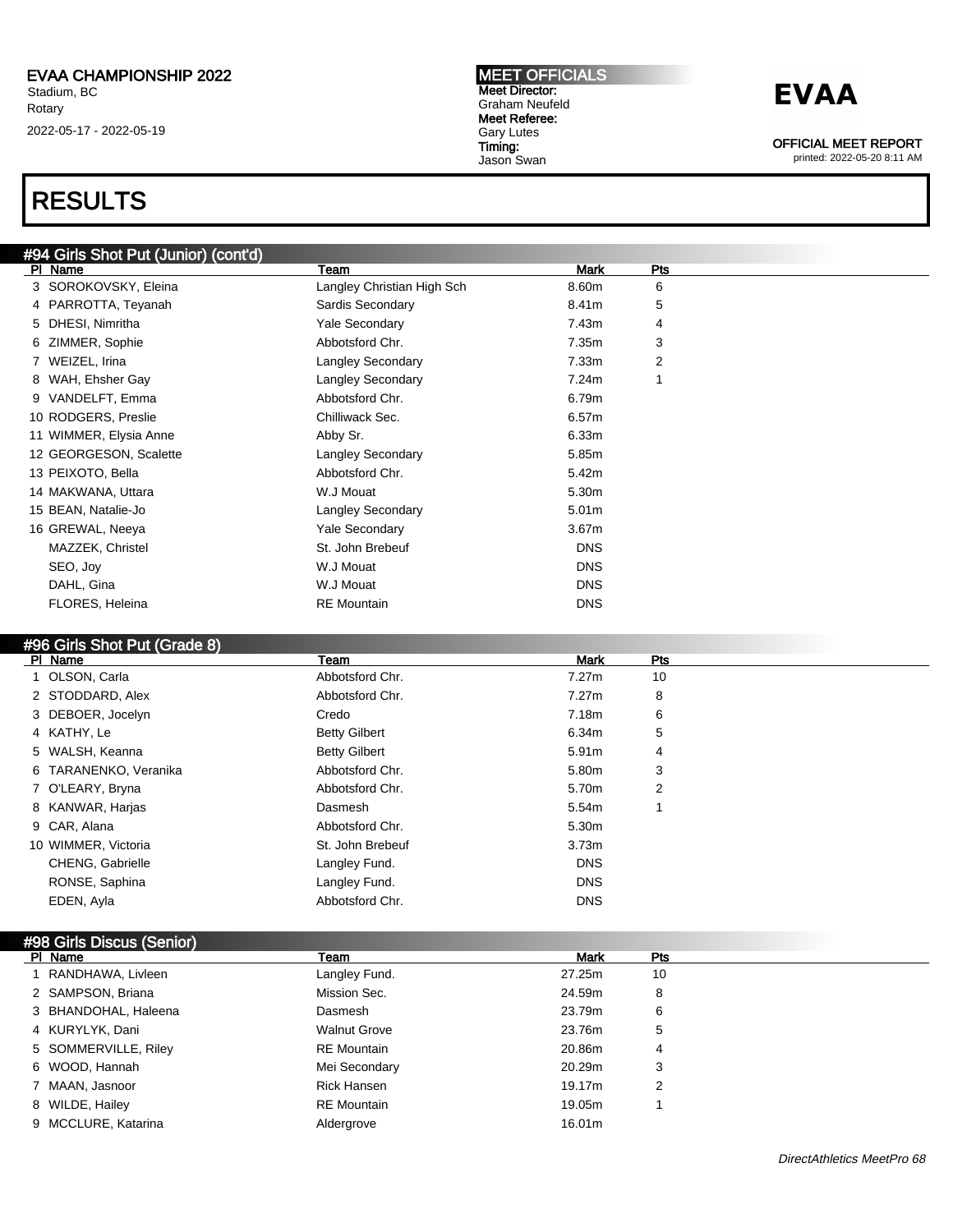## RESULTS

### #94 Girls Shot Put (Junior) (cont'd)

| Pl | Name | Team | Mark | Pts |
|---|---|---|---|---|
| 3 | SOROKOVSKY, Eleina | Langley Christian High Sch | 8.60m | 6 |
| 4 | PARROTTA, Teyanah | Sardis Secondary | 8.41m | 5 |
| 5 | DHESI, Nimritha | Yale Secondary | 7.43m | 4 |
| 6 | ZIMMER, Sophie | Abbotsford Chr. | 7.35m | 3 |
| 7 | WEIZEL, Irina | Langley Secondary | 7.33m | 2 |
| 8 | WAH, Ehsher Gay | Langley Secondary | 7.24m | 1 |
| 9 | VANDELFT, Emma | Abbotsford Chr. | 6.79m | |
| 10 | RODGERS, Preslie | Chilliwack Sec. | 6.57m | |
| 11 | WIMMER, Elysia Anne | Abby Sr. | 6.33m | |
| 12 | GEORGESON, Scalette | Langley Secondary | 5.85m | |
| 13 | PEIXOTO, Bella | Abbotsford Chr. | 5.42m | |
| 14 | MAKWANA, Uttara | W.J Mouat | 5.30m | |
| 15 | BEAN, Natalie-Jo | Langley Secondary | 5.01m | |
| 16 | GREWAL, Neeya | Yale Secondary | 3.67m | |
| | MAZZEK, Christel | St. John Brebeuf | DNS | |
| | SEO, Joy | W.J Mouat | DNS | |
| | DAHL, Gina | W.J Mouat | DNS | |
| | FLORES, Heleina | RE Mountain | DNS | |

### #96 Girls Shot Put (Grade 8)

| Pl | Name | Team | Mark | Pts |
|---|---|---|---|---|
| 1 | OLSON, Carla | Abbotsford Chr. | 7.27m | 10 |
| 2 | STODDARD, Alex | Abbotsford Chr. | 7.27m | 8 |
| 3 | DEBOER, Jocelyn | Credo | 7.18m | 6 |
| 4 | KATHY, Le | Betty Gilbert | 6.34m | 5 |
| 5 | WALSH, Keanna | Betty Gilbert | 5.91m | 4 |
| 6 | TARANENKO, Veranika | Abbotsford Chr. | 5.80m | 3 |
| 7 | O'LEARY, Bryna | Abbotsford Chr. | 5.70m | 2 |
| 8 | KANWAR, Harjas | Dasmesh | 5.54m | 1 |
| 9 | CAR, Alana | Abbotsford Chr. | 5.30m | |
| 10 | WIMMER, Victoria | St. John Brebeuf | 3.73m | |
| | CHENG, Gabrielle | Langley Fund. | DNS | |
| | RONSE, Saphina | Langley Fund. | DNS | |
| | EDEN, Ayla | Abbotsford Chr. | DNS | |

### #98 Girls Discus (Senior)

| Pl | Name | Team | Mark | Pts |
|---|---|---|---|---|
| 1 | RANDHAWA, Livleen | Langley Fund. | 27.25m | 10 |
| 2 | SAMPSON, Briana | Mission Sec. | 24.59m | 8 |
| 3 | BHANDOHAL, Haleena | Dasmesh | 23.79m | 6 |
| 4 | KURYLYK, Dani | Walnut Grove | 23.76m | 5 |
| 5 | SOMMERVILLE, Riley | RE Mountain | 20.86m | 4 |
| 6 | WOOD, Hannah | Mei Secondary | 20.29m | 3 |
| 7 | MAAN, Jasnoor | Rick Hansen | 19.17m | 2 |
| 8 | WILDE, Hailey | RE Mountain | 19.05m | 1 |
| 9 | MCCLURE, Katarina | Aldergrove | 16.01m | |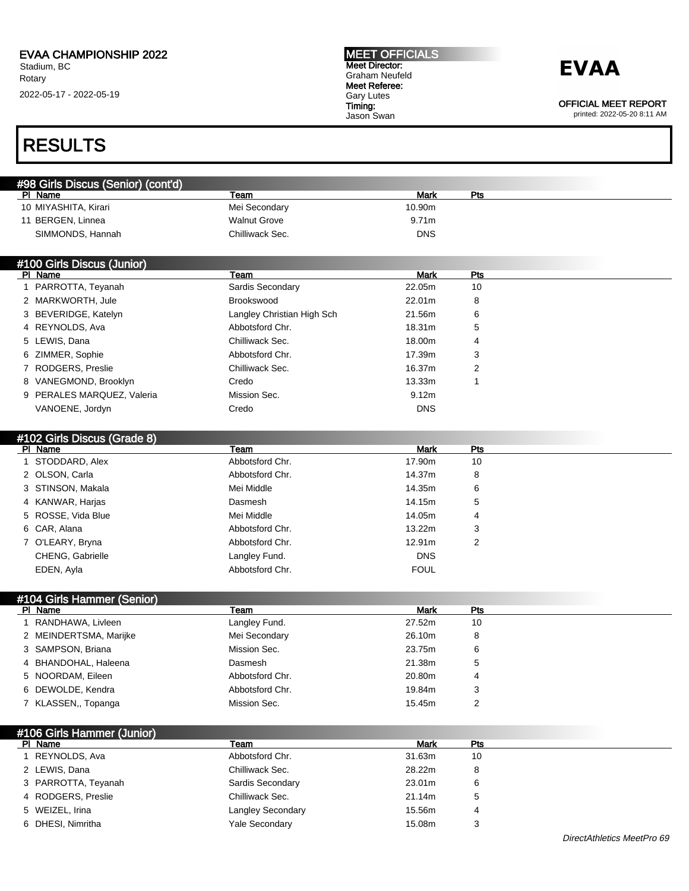EVAA CHAMPIONSHIP 2022
Stadium, BC
Rotary
2022-05-17 - 2022-05-19

**MEET OFFICIALS**
Meet Director:
Graham Neufeld
Meet Referee:
Gary Lutes
Timing:
Jason Swan

**EVAA**

OFFICIAL MEET REPORT
printed: 2022-05-20 8:11 AM

# RESULTS

## #98 Girls Discus (Senior) (cont'd)

| Pl | Name | Team | Mark | Pts |
|---|---|---|---|---|
| 10 | MIYASHITA, Kirari | Mei Secondary | 10.90m | |
| 11 | BERGEN, Linnea | Walnut Grove | 9.71m | |
| | SIMMONDS, Hannah | Chilliwack Sec. | DNS | |

## #100 Girls Discus (Junior)

| Pl | Name | Team | Mark | Pts |
|---|---|---|---|---|
| 1 | PARROTTA, Teyanah | Sardis Secondary | 22.05m | 10 |
| 2 | MARKWORTH, Jule | Brookswood | 22.01m | 8 |
| 3 | BEVERIDGE, Katelyn | Langley Christian High Sch | 21.56m | 6 |
| 4 | REYNOLDS, Ava | Abbotsford Chr. | 18.31m | 5 |
| 5 | LEWIS, Dana | Chilliwack Sec. | 18.00m | 4 |
| 6 | ZIMMER, Sophie | Abbotsford Chr. | 17.39m | 3 |
| 7 | RODGERS, Preslie | Chilliwack Sec. | 16.37m | 2 |
| 8 | VANEGMOND, Brooklyn | Credo | 13.33m | 1 |
| 9 | PERALES MARQUEZ, Valeria | Mission Sec. | 9.12m | |
| | VANOENE, Jordyn | Credo | DNS | |

## #102 Girls Discus (Grade 8)

| Pl | Name | Team | Mark | Pts |
|---|---|---|---|---|
| 1 | STODDARD, Alex | Abbotsford Chr. | 17.90m | 10 |
| 2 | OLSON, Carla | Abbotsford Chr. | 14.37m | 8 |
| 3 | STINSON, Makala | Mei Middle | 14.35m | 6 |
| 4 | KANWAR, Harjas | Dasmesh | 14.15m | 5 |
| 5 | ROSSE, Vida Blue | Mei Middle | 14.05m | 4 |
| 6 | CAR, Alana | Abbotsford Chr. | 13.22m | 3 |
| 7 | O'LEARY, Bryna | Abbotsford Chr. | 12.91m | 2 |
| | CHENG, Gabrielle | Langley Fund. | DNS | |
| | EDEN, Ayla | Abbotsford Chr. | FOUL | |

## #104 Girls Hammer (Senior)

| Pl | Name | Team | Mark | Pts |
|---|---|---|---|---|
| 1 | RANDHAWA, Livleen | Langley Fund. | 27.52m | 10 |
| 2 | MEINDERTSMA, Marijke | Mei Secondary | 26.10m | 8 |
| 3 | SAMPSON, Briana | Mission Sec. | 23.75m | 6 |
| 4 | BHANDOHAL, Haleena | Dasmesh | 21.38m | 5 |
| 5 | NOORDAM, Eileen | Abbotsford Chr. | 20.80m | 4 |
| 6 | DEWOLDE, Kendra | Abbotsford Chr. | 19.84m | 3 |
| 7 | KLASSEN,, Topanga | Mission Sec. | 15.45m | 2 |

## #106 Girls Hammer (Junior)

| Pl | Name | Team | Mark | Pts |
|---|---|---|---|---|
| 1 | REYNOLDS, Ava | Abbotsford Chr. | 31.63m | 10 |
| 2 | LEWIS, Dana | Chilliwack Sec. | 28.22m | 8 |
| 3 | PARROTTA, Teyanah | Sardis Secondary | 23.01m | 6 |
| 4 | RODGERS, Preslie | Chilliwack Sec. | 21.14m | 5 |
| 5 | WEIZEL, Irina | Langley Secondary | 15.56m | 4 |
| 6 | DHESI, Nimritha | Yale Secondary | 15.08m | 3 |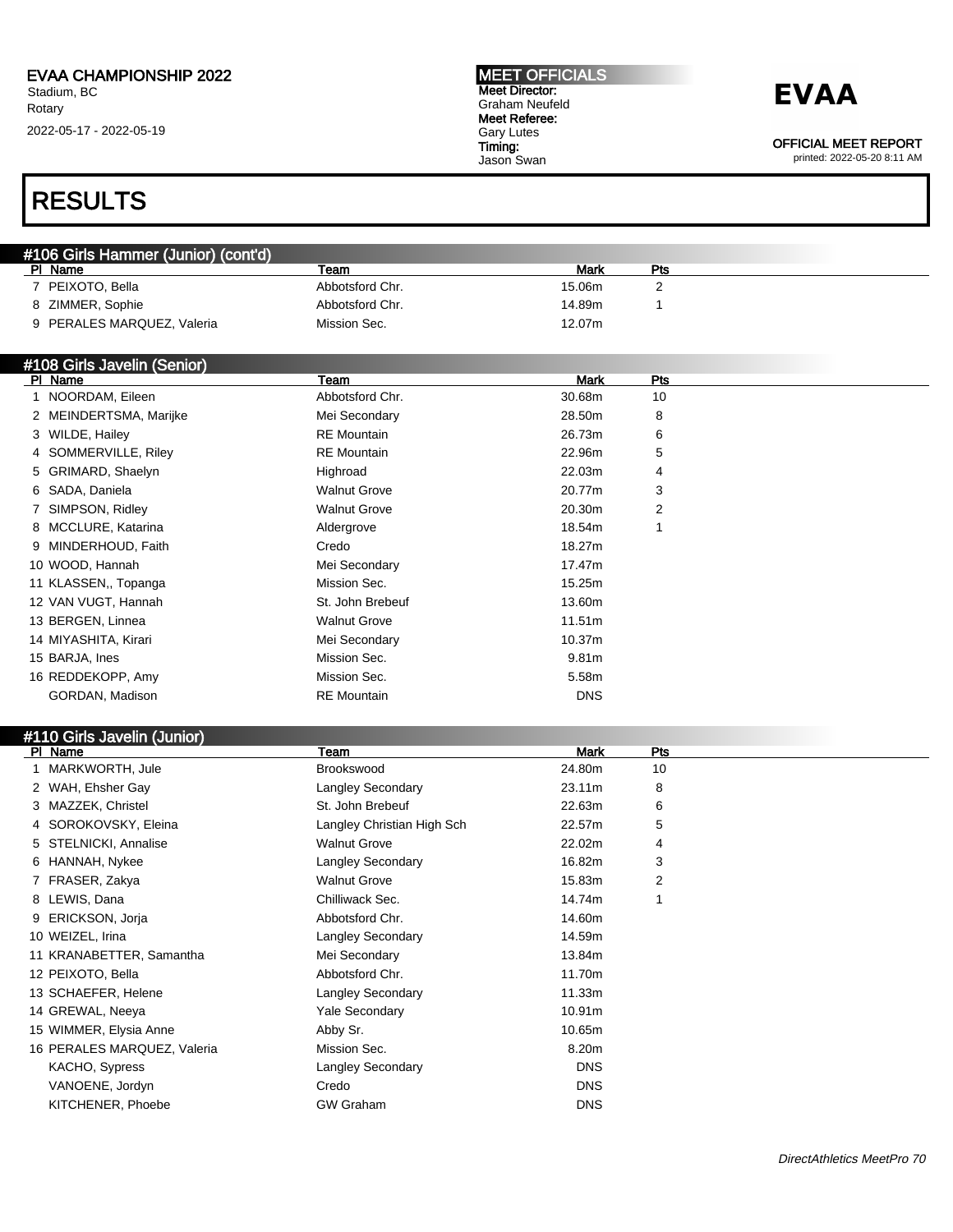# RESULTS

## #106 Girls Hammer (Junior) (cont'd)

| Pl | Name | Team | Mark | Pts |
|---|---|---|---|---|
| 7 | PEIXOTO, Bella | Abbotsford Chr. | 15.06m | 2 |
| 8 | ZIMMER, Sophie | Abbotsford Chr. | 14.89m | 1 |
| 9 | PERALES MARQUEZ, Valeria | Mission Sec. | 12.07m | |

## #108 Girls Javelin (Senior)

| Pl | Name | Team | Mark | Pts |
|---|---|---|---|---|
| 1 | NOORDAM, Eileen | Abbotsford Chr. | 30.68m | 10 |
| 2 | MEINDERTSMA, Marijke | Mei Secondary | 28.50m | 8 |
| 3 | WILDE, Hailey | RE Mountain | 26.73m | 6 |
| 4 | SOMMERVILLE, Riley | RE Mountain | 22.96m | 5 |
| 5 | GRIMARD, Shaelyn | Highroad | 22.03m | 4 |
| 6 | SADA, Daniela | Walnut Grove | 20.77m | 3 |
| 7 | SIMPSON, Ridley | Walnut Grove | 20.30m | 2 |
| 8 | MCCLURE, Katarina | Aldergrove | 18.54m | 1 |
| 9 | MINDERHOUD, Faith | Credo | 18.27m | |
| 10 | WOOD, Hannah | Mei Secondary | 17.47m | |
| 11 | KLASSEN,, Topanga | Mission Sec. | 15.25m | |
| 12 | VAN VUGT, Hannah | St. John Brebeuf | 13.60m | |
| 13 | BERGEN, Linnea | Walnut Grove | 11.51m | |
| 14 | MIYASHITA, Kirari | Mei Secondary | 10.37m | |
| 15 | BARJA, Ines | Mission Sec. | 9.81m | |
| 16 | REDDEKOPP, Amy | Mission Sec. | 5.58m | |
| | GORDAN, Madison | RE Mountain | DNS | |

## #110 Girls Javelin (Junior)

| Pl | Name | Team | Mark | Pts |
|---|---|---|---|---|
| 1 | MARKWORTH, Jule | Brookswood | 24.80m | 10 |
| 2 | WAH, Ehsher Gay | Langley Secondary | 23.11m | 8 |
| 3 | MAZZEK, Christel | St. John Brebeuf | 22.63m | 6 |
| 4 | SOROKOVSKY, Eleina | Langley Christian High Sch | 22.57m | 5 |
| 5 | STELNICKI, Annalise | Walnut Grove | 22.02m | 4 |
| 6 | HANNAH, Nykee | Langley Secondary | 16.82m | 3 |
| 7 | FRASER, Zakya | Walnut Grove | 15.83m | 2 |
| 8 | LEWIS, Dana | Chilliwack Sec. | 14.74m | 1 |
| 9 | ERICKSON, Jorja | Abbotsford Chr. | 14.60m | |
| 10 | WEIZEL, Irina | Langley Secondary | 14.59m | |
| 11 | KRANABETTER, Samantha | Mei Secondary | 13.84m | |
| 12 | PEIXOTO, Bella | Abbotsford Chr. | 11.70m | |
| 13 | SCHAEFER, Helene | Langley Secondary | 11.33m | |
| 14 | GREWAL, Neeya | Yale Secondary | 10.91m | |
| 15 | WIMMER, Elysia Anne | Abby Sr. | 10.65m | |
| 16 | PERALES MARQUEZ, Valeria | Mission Sec. | 8.20m | |
| | KACHO, Sypress | Langley Secondary | DNS | |
| | VANOENE, Jordyn | Credo | DNS | |
| | KITCHENER, Phoebe | GW Graham | DNS | |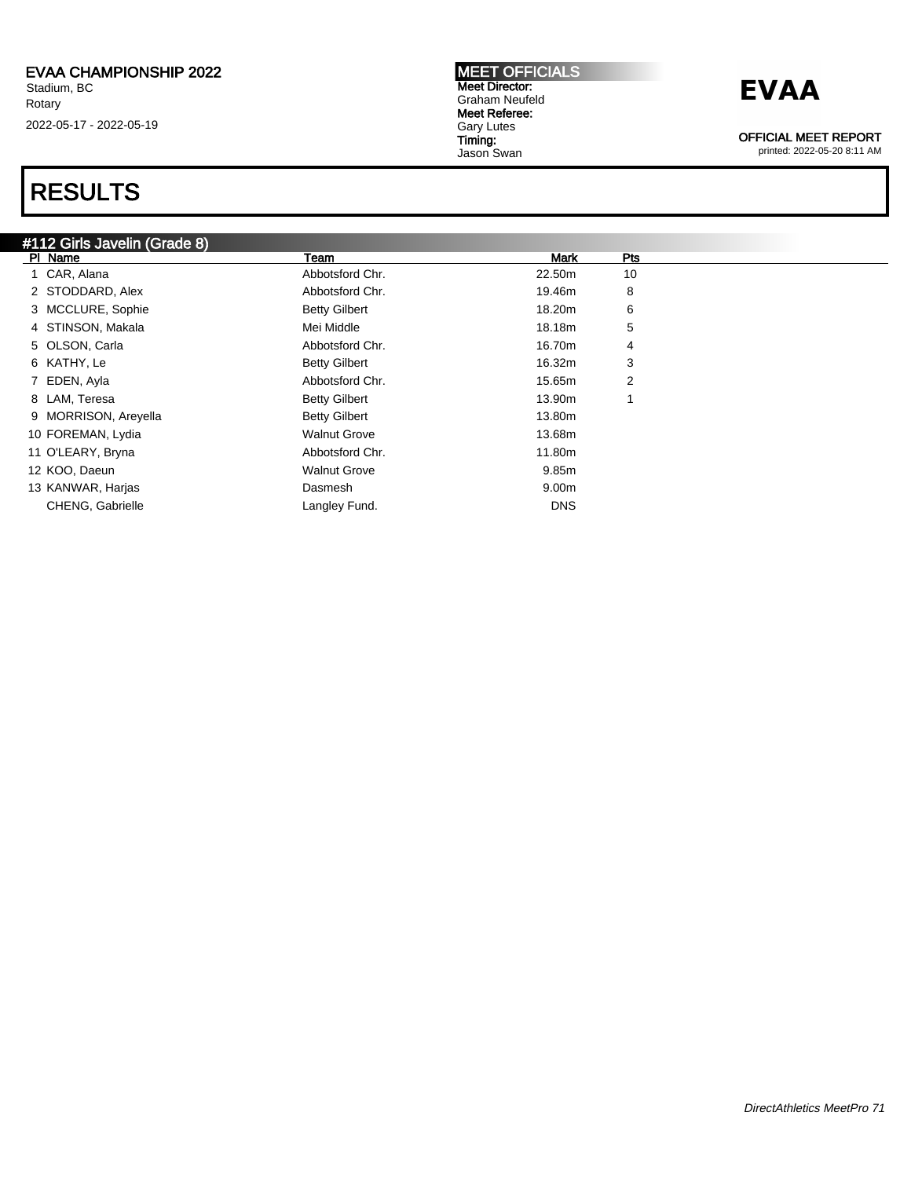EVAA CHAMPIONSHIP 2022
Stadium, BC
Rotary
2022-05-17 - 2022-05-19

MEET OFFICIALS
Meet Director:
Graham Neufeld
Meet Referee:
Gary Lutes
Timing:
Jason Swan

EVAA

OFFICIAL MEET REPORT
printed: 2022-05-20 8:11 AM

# RESULTS

## #112 Girls Javelin (Grade 8)

| Pl | Name | Team | Mark | Pts |
|---|---|---|---|---|
| 1 | CAR, Alana | Abbotsford Chr. | 22.50m | 10 |
| 2 | STODDARD, Alex | Abbotsford Chr. | 19.46m | 8 |
| 3 | MCCLURE, Sophie | Betty Gilbert | 18.20m | 6 |
| 4 | STINSON, Makala | Mei Middle | 18.18m | 5 |
| 5 | OLSON, Carla | Abbotsford Chr. | 16.70m | 4 |
| 6 | KATHY, Le | Betty Gilbert | 16.32m | 3 |
| 7 | EDEN, Ayla | Abbotsford Chr. | 15.65m | 2 |
| 8 | LAM, Teresa | Betty Gilbert | 13.90m | 1 |
| 9 | MORRISON, Areyella | Betty Gilbert | 13.80m | |
| 10 | FOREMAN, Lydia | Walnut Grove | 13.68m | |
| 11 | O'LEARY, Bryna | Abbotsford Chr. | 11.80m | |
| 12 | KOO, Daeun | Walnut Grove | 9.85m | |
| 13 | KANWAR, Harjas | Dasmesh | 9.00m | |
| | CHENG, Gabrielle | Langley Fund. | DNS | |

DirectAthletics MeetPro 71